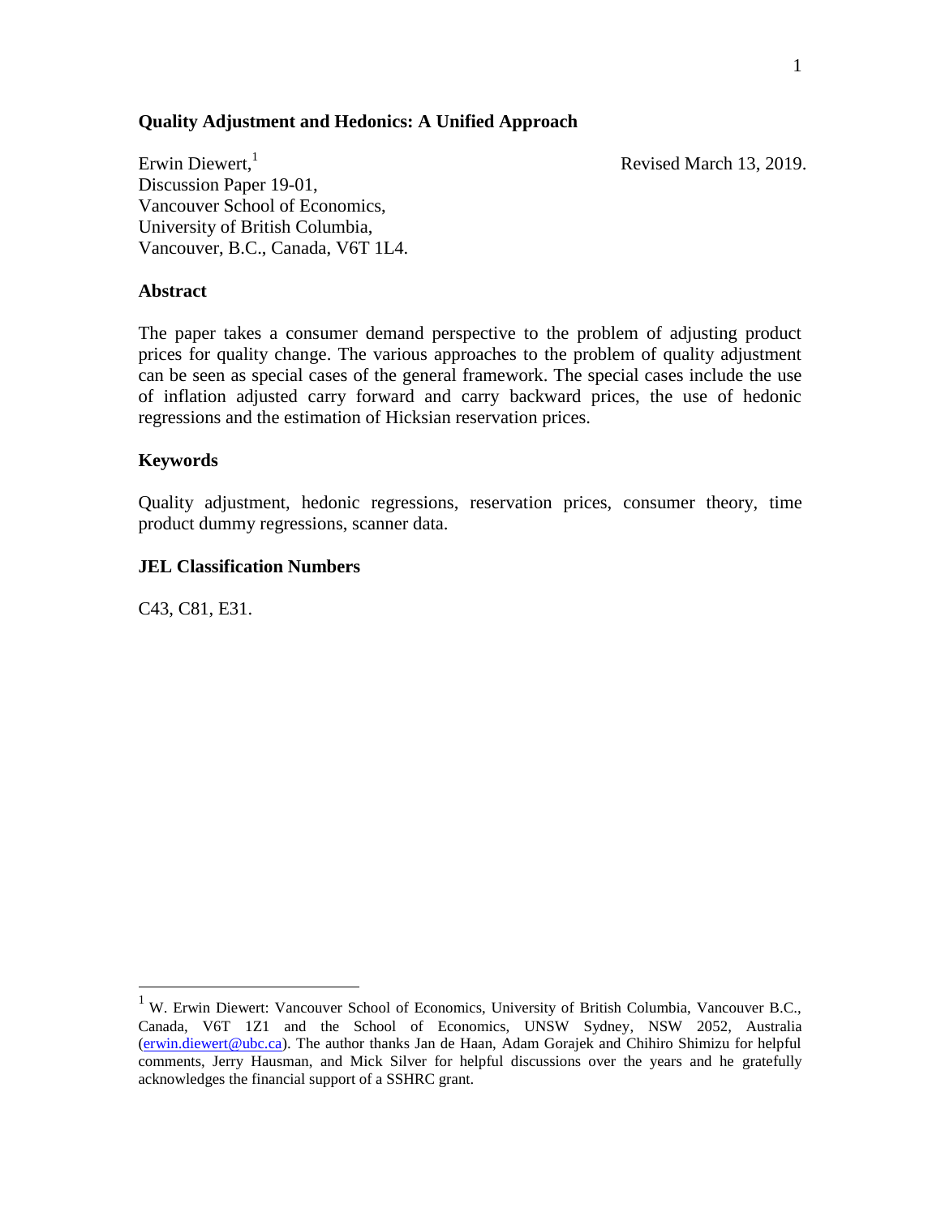# Quality Adjustment and Hedonics: A Unified Approach

Erwin Diewert,[1]
Discussion Paper 19-01,
Vancouver School of Economics,
University of British Columbia,
Vancouver, B.C., Canada, V6T 1L4.

Revised March 13, 2019.

## Abstract

The paper takes a consumer demand perspective to the problem of adjusting product prices for quality change. The various approaches to the problem of quality adjustment can be seen as special cases of the general framework. The special cases include the use of inflation adjusted carry forward and carry backward prices, the use of hedonic regressions and the estimation of Hicksian reservation prices.

## Keywords

Quality adjustment, hedonic regressions, reservation prices, consumer theory, time product dummy regressions, scanner data.

## JEL Classification Numbers

C43, C81, E31.

---

[1] W. Erwin Diewert: Vancouver School of Economics, University of British Columbia, Vancouver B.C., Canada, V6T 1Z1 and the School of Economics, UNSW Sydney, NSW 2052, Australia (erwin.diewert@ubc.ca). The author thanks Jan de Haan, Adam Gorajek and Chihiro Shimizu for helpful comments, Jerry Hausman, and Mick Silver for helpful discussions over the years and he gratefully acknowledges the financial support of a SSHRC grant.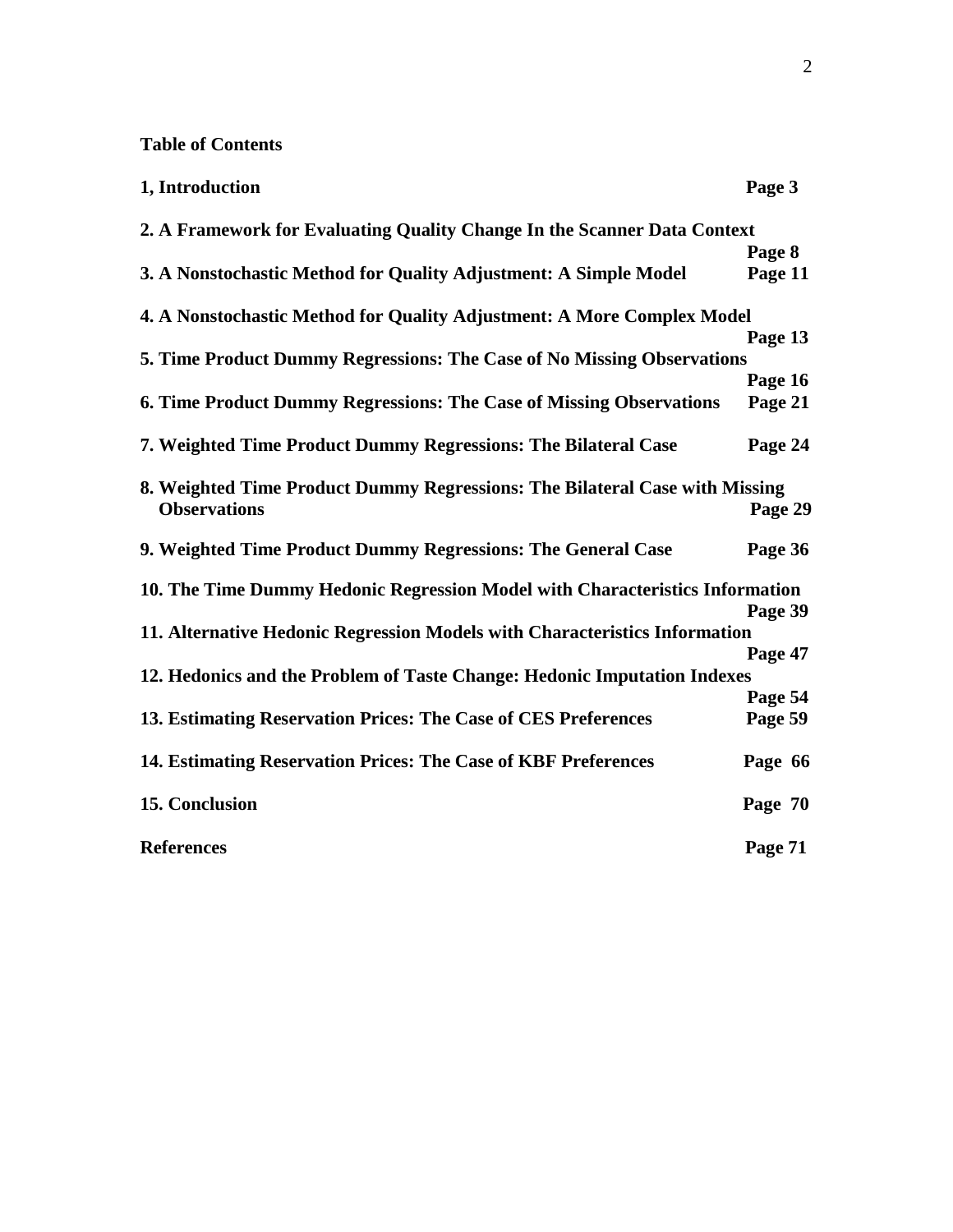**Table of Contents**

**1, Introduction** **Page 3**

**2. A Framework for Evaluating Quality Change In the Scanner Data Context** **Page 8**

**3. A Nonstochastic Method for Quality Adjustment: A Simple Model** **Page 11**

**4. A Nonstochastic Method for Quality Adjustment: A More Complex Model** **Page 13**

**5. Time Product Dummy Regressions: The Case of No Missing Observations** **Page 16**

**6. Time Product Dummy Regressions: The Case of Missing Observations** **Page 21**

**7. Weighted Time Product Dummy Regressions: The Bilateral Case** **Page 24**

**8. Weighted Time Product Dummy Regressions: The Bilateral Case with Missing Observations** **Page 29**

**9. Weighted Time Product Dummy Regressions: The General Case** **Page 36**

**10. The Time Dummy Hedonic Regression Model with Characteristics Information** **Page 39**

**11. Alternative Hedonic Regression Models with Characteristics Information** **Page 47**

**12. Hedonics and the Problem of Taste Change: Hedonic Imputation Indexes** **Page 54**

**13. Estimating Reservation Prices: The Case of CES Preferences** **Page 59**

**14. Estimating Reservation Prices: The Case of KBF Preferences** **Page 66**

**15. Conclusion** **Page 70**

**References** **Page 71**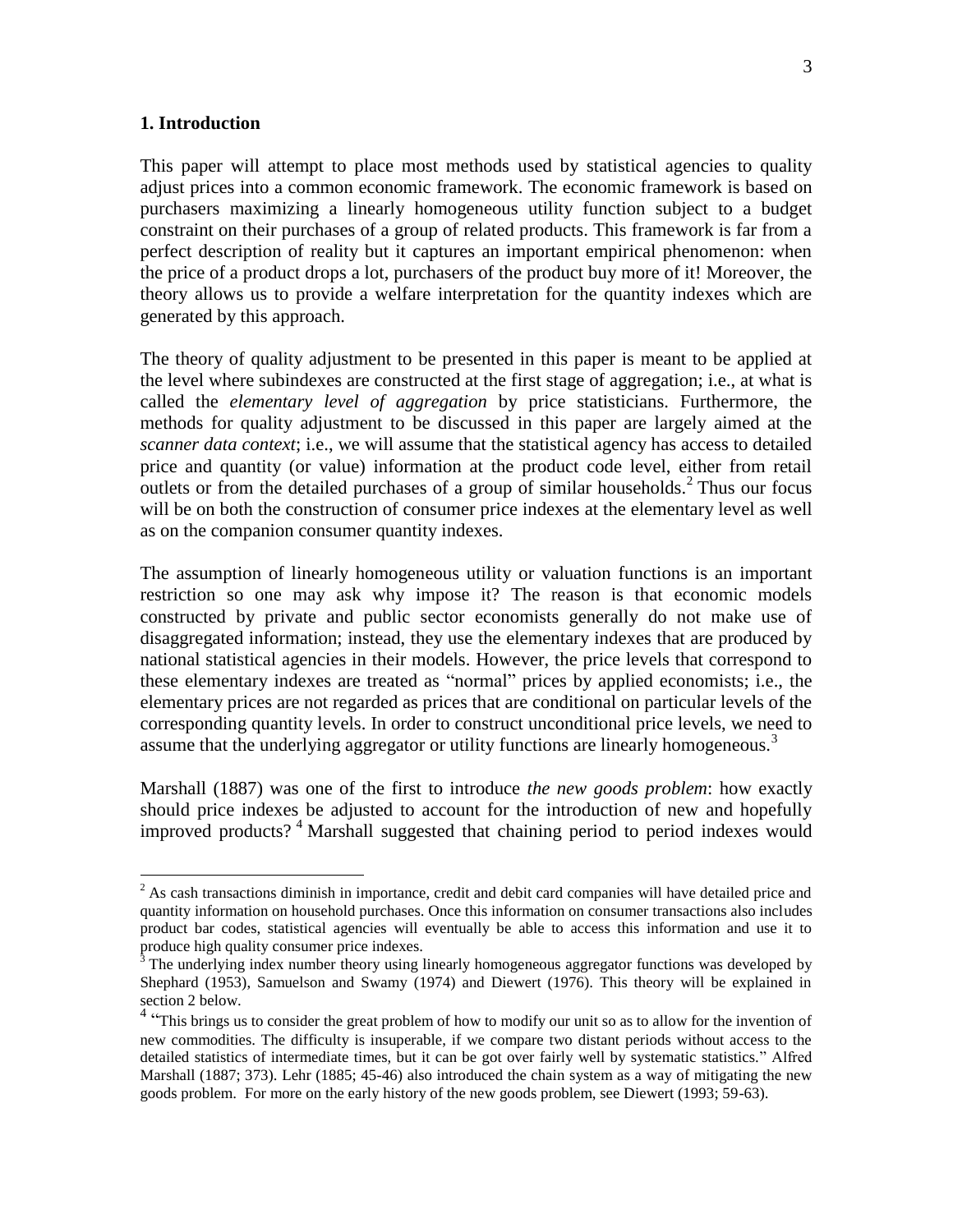## 1. Introduction

This paper will attempt to place most methods used by statistical agencies to quality adjust prices into a common economic framework. The economic framework is based on purchasers maximizing a linearly homogeneous utility function subject to a budget constraint on their purchases of a group of related products. This framework is far from a perfect description of reality but it captures an important empirical phenomenon: when the price of a product drops a lot, purchasers of the product buy more of it! Moreover, the theory allows us to provide a welfare interpretation for the quantity indexes which are generated by this approach.

The theory of quality adjustment to be presented in this paper is meant to be applied at the level where subindexes are constructed at the first stage of aggregation; i.e., at what is called the *elementary level of aggregation* by price statisticians. Furthermore, the methods for quality adjustment to be discussed in this paper are largely aimed at the *scanner data context*; i.e., we will assume that the statistical agency has access to detailed price and quantity (or value) information at the product code level, either from retail outlets or from the detailed purchases of a group of similar households.[2] Thus our focus will be on both the construction of consumer price indexes at the elementary level as well as on the companion consumer quantity indexes.

The assumption of linearly homogeneous utility or valuation functions is an important restriction so one may ask why impose it? The reason is that economic models constructed by private and public sector economists generally do not make use of disaggregated information; instead, they use the elementary indexes that are produced by national statistical agencies in their models. However, the price levels that correspond to these elementary indexes are treated as "normal" prices by applied economists; i.e., the elementary prices are not regarded as prices that are conditional on particular levels of the corresponding quantity levels. In order to construct unconditional price levels, we need to assume that the underlying aggregator or utility functions are linearly homogeneous.[3]

Marshall (1887) was one of the first to introduce *the new goods problem*: how exactly should price indexes be adjusted to account for the introduction of new and hopefully improved products? [4] Marshall suggested that chaining period to period indexes would

---

[2] As cash transactions diminish in importance, credit and debit card companies will have detailed price and quantity information on household purchases. Once this information on consumer transactions also includes product bar codes, statistical agencies will eventually be able to access this information and use it to produce high quality consumer price indexes.

[3] The underlying index number theory using linearly homogeneous aggregator functions was developed by Shephard (1953), Samuelson and Swamy (1974) and Diewert (1976). This theory will be explained in section 2 below.

[4] "This brings us to consider the great problem of how to modify our unit so as to allow for the invention of new commodities. The difficulty is insuperable, if we compare two distant periods without access to the detailed statistics of intermediate times, but it can be got over fairly well by systematic statistics." Alfred Marshall (1887; 373). Lehr (1885; 45-46) also introduced the chain system as a way of mitigating the new goods problem. For more on the early history of the new goods problem, see Diewert (1993; 59-63).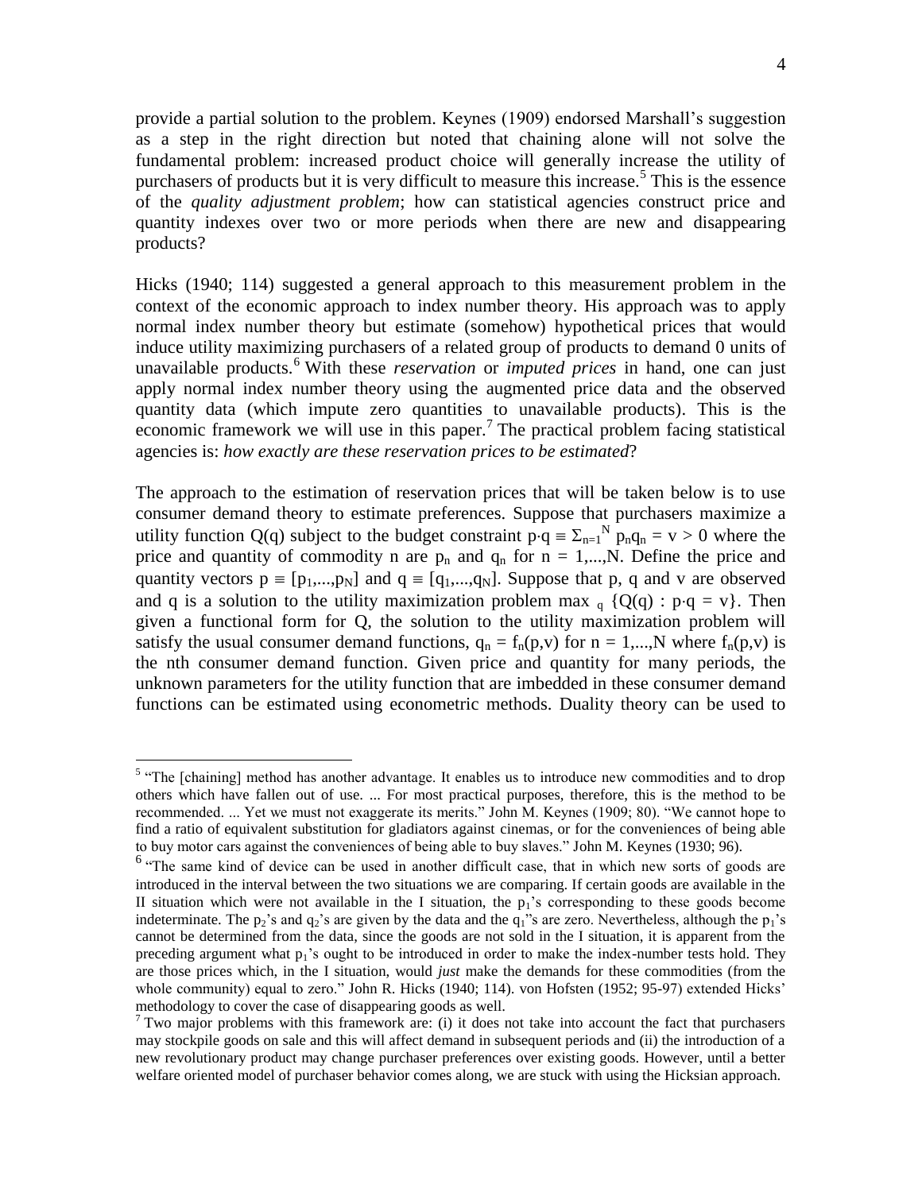provide a partial solution to the problem. Keynes (1909) endorsed Marshall's suggestion as a step in the right direction but noted that chaining alone will not solve the fundamental problem: increased product choice will generally increase the utility of purchasers of products but it is very difficult to measure this increase.[5] This is the essence of the *quality adjustment problem*; how can statistical agencies construct price and quantity indexes over two or more periods when there are new and disappearing products?

Hicks (1940; 114) suggested a general approach to this measurement problem in the context of the economic approach to index number theory. His approach was to apply normal index number theory but estimate (somehow) hypothetical prices that would induce utility maximizing purchasers of a related group of products to demand 0 units of unavailable products.[6] With these *reservation* or *imputed prices* in hand, one can just apply normal index number theory using the augmented price data and the observed quantity data (which impute zero quantities to unavailable products). This is the economic framework we will use in this paper.[7] The practical problem facing statistical agencies is: *how exactly are these reservation prices to be estimated*?

The approach to the estimation of reservation prices that will be taken below is to use consumer demand theory to estimate preferences. Suppose that purchasers maximize a utility function $Q(q)$ subject to the budget constraint $p\cdot q \equiv \Sigma_{n=1}^{N} p_n q_n = v > 0$ where the price and quantity of commodity n are $p_n$ and $q_n$ for $n = 1,...,N$. Define the price and quantity vectors $p \equiv [p_1,...,p_N]$ and $q \equiv [q_1,...,q_N]$. Suppose that p, q and v are observed and q is a solution to the utility maximization problem $\max_q \{Q(q) : p\cdot q = v\}$. Then given a functional form for Q, the solution to the utility maximization problem will satisfy the usual consumer demand functions, $q_n = f_n(p,v)$ for $n = 1,...,N$ where $f_n(p,v)$ is the nth consumer demand function. Given price and quantity for many periods, the unknown parameters for the utility function that are imbedded in these consumer demand functions can be estimated using econometric methods. Duality theory can be used to

---

[5] "The [chaining] method has another advantage. It enables us to introduce new commodities and to drop others which have fallen out of use. ... For most practical purposes, therefore, this is the method to be recommended. ... Yet we must not exaggerate its merits." John M. Keynes (1909; 80). "We cannot hope to find a ratio of equivalent substitution for gladiators against cinemas, or for the conveniences of being able to buy motor cars against the conveniences of being able to buy slaves." John M. Keynes (1930; 96).

[6] "The same kind of device can be used in another difficult case, that in which new sorts of goods are introduced in the interval between the two situations we are comparing. If certain goods are available in the II situation which were not available in the I situation, the $p_1$'s corresponding to these goods become indeterminate. The $p_2$'s and $q_2$'s are given by the data and the $q_1$"s are zero. Nevertheless, although the $p_1$'s cannot be determined from the data, since the goods are not sold in the I situation, it is apparent from the preceding argument what $p_1$'s ought to be introduced in order to make the index-number tests hold. They are those prices which, in the I situation, would *just* make the demands for these commodities (from the whole community) equal to zero." John R. Hicks (1940; 114). von Hofsten (1952; 95-97) extended Hicks' methodology to cover the case of disappearing goods as well.

[7] Two major problems with this framework are: (i) it does not take into account the fact that purchasers may stockpile goods on sale and this will affect demand in subsequent periods and (ii) the introduction of a new revolutionary product may change purchaser preferences over existing goods. However, until a better welfare oriented model of purchaser behavior comes along, we are stuck with using the Hicksian approach.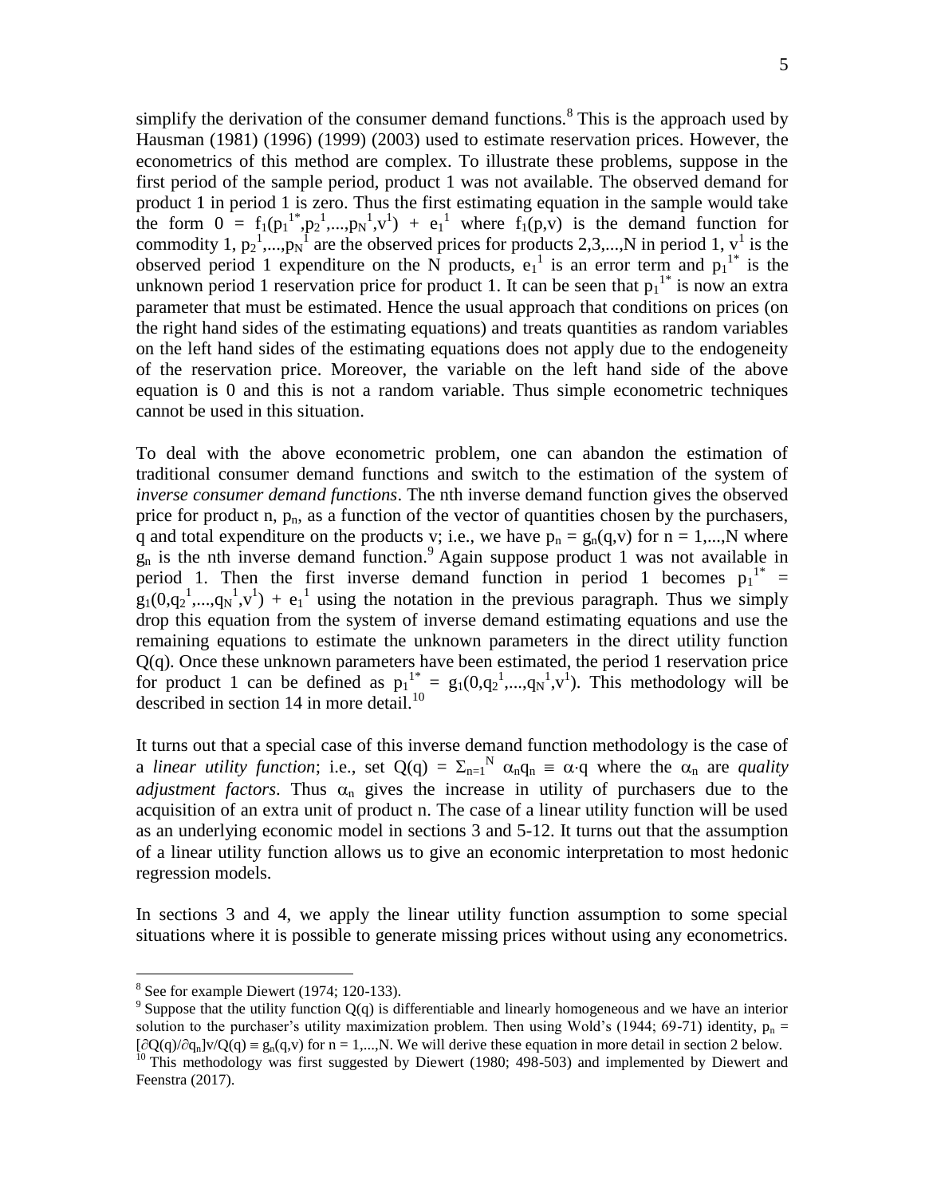simplify the derivation of the consumer demand functions.[8] This is the approach used by Hausman (1981) (1996) (1999) (2003) used to estimate reservation prices. However, the econometrics of this method are complex. To illustrate these problems, suppose in the first period of the sample period, product 1 was not available. The observed demand for product 1 in period 1 is zero. Thus the first estimating equation in the sample would take the form $0 = f_1(p_1^{1*},p_2^1,...,p_N^1,v^1) + e_1^1$ where $f_1(p,v)$ is the demand function for commodity 1, $p_2^1,...,p_N^1$ are the observed prices for products 2,3,...,N in period 1, $v^1$ is the observed period 1 expenditure on the N products, $e_1^1$ is an error term and $p_1^{1*}$ is the unknown period 1 reservation price for product 1. It can be seen that $p_1^{1*}$ is now an extra parameter that must be estimated. Hence the usual approach that conditions on prices (on the right hand sides of the estimating equations) and treats quantities as random variables on the left hand sides of the estimating equations does not apply due to the endogeneity of the reservation price. Moreover, the variable on the left hand side of the above equation is 0 and this is not a random variable. Thus simple econometric techniques cannot be used in this situation.

To deal with the above econometric problem, one can abandon the estimation of traditional consumer demand functions and switch to the estimation of the system of *inverse consumer demand functions*. The nth inverse demand function gives the observed price for product n, $p_n$, as a function of the vector of quantities chosen by the purchasers, q and total expenditure on the products v; i.e., we have $p_n = g_n(q,v)$ for n = 1,...,N where $g_n$ is the nth inverse demand function.[9] Again suppose product 1 was not available in period 1. Then the first inverse demand function in period 1 becomes $p_1^{1*} = g_1(0,q_2^1,...,q_N^1,v^1) + e_1^1$ using the notation in the previous paragraph. Thus we simply drop this equation from the system of inverse demand estimating equations and use the remaining equations to estimate the unknown parameters in the direct utility function Q(q). Once these unknown parameters have been estimated, the period 1 reservation price for product 1 can be defined as $p_1^{1*} = g_1(0,q_2^1,...,q_N^1,v^1)$. This methodology will be described in section 14 in more detail.[10]

It turns out that a special case of this inverse demand function methodology is the case of a *linear utility function*; i.e., set $Q(q) = \Sigma_{n=1}^N \alpha_n q_n \equiv \alpha \cdot q$ where the $\alpha_n$ are *quality adjustment factors*. Thus $\alpha_n$ gives the increase in utility of purchasers due to the acquisition of an extra unit of product n. The case of a linear utility function will be used as an underlying economic model in sections 3 and 5-12. It turns out that the assumption of a linear utility function allows us to give an economic interpretation to most hedonic regression models.

In sections 3 and 4, we apply the linear utility function assumption to some special situations where it is possible to generate missing prices without using any econometrics.

---

[8] See for example Diewert (1974; 120-133).

[9] Suppose that the utility function Q(q) is differentiable and linearly homogeneous and we have an interior solution to the purchaser's utility maximization problem. Then using Wold's (1944; 69-71) identity, $p_n = [\partial Q(q)/\partial q_n]v/Q(q) \equiv g_n(q,v)$ for n = 1,...,N. We will derive these equation in more detail in section 2 below.

[10] This methodology was first suggested by Diewert (1980; 498-503) and implemented by Diewert and Feenstra (2017).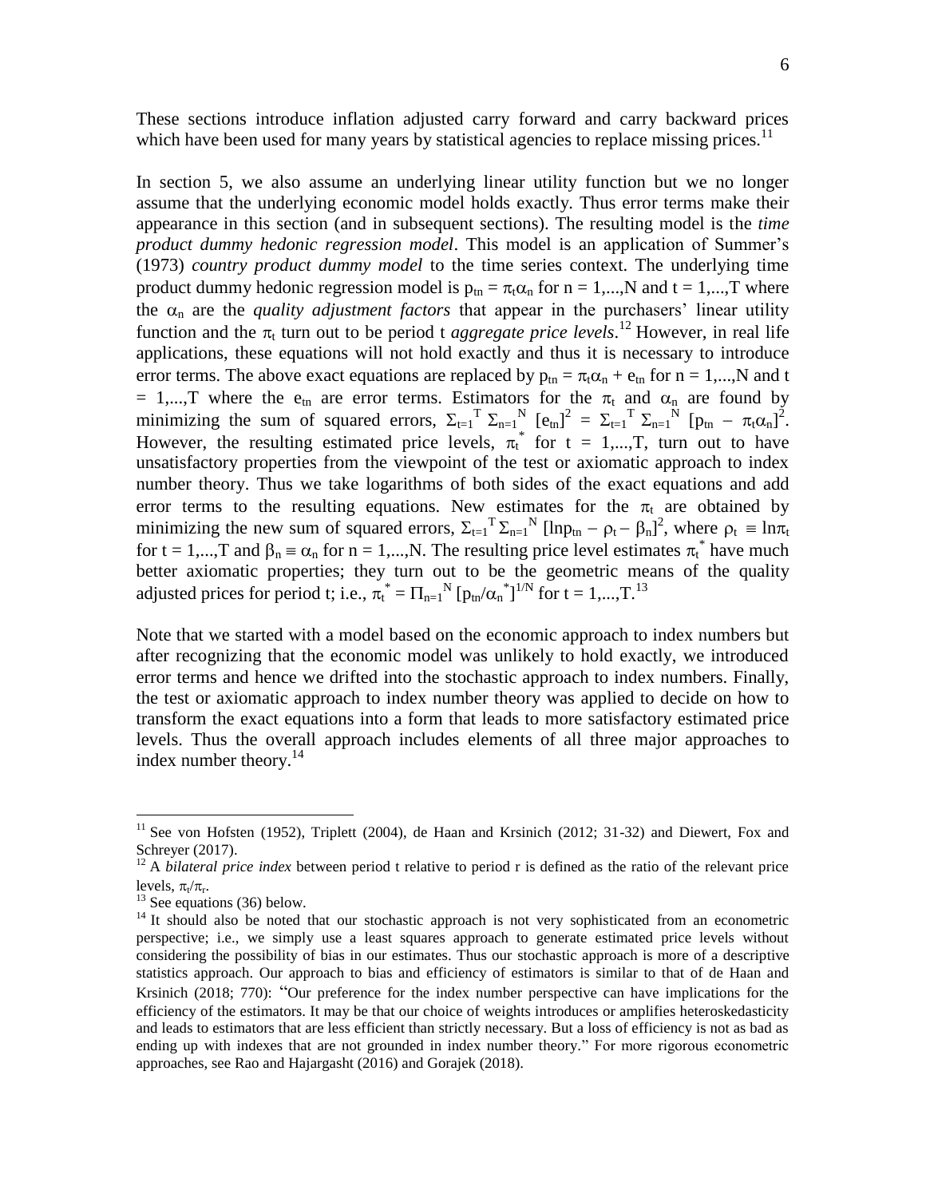These sections introduce inflation adjusted carry forward and carry backward prices which have been used for many years by statistical agencies to replace missing prices.[11]

In section 5, we also assume an underlying linear utility function but we no longer assume that the underlying economic model holds exactly. Thus error terms make their appearance in this section (and in subsequent sections). The resulting model is the *time product dummy hedonic regression model*. This model is an application of Summer's (1973) *country product dummy model* to the time series context. The underlying time product dummy hedonic regression model is $p_{tn} = \pi_t\alpha_n$ for $n = 1,...,N$ and $t = 1,...,T$ where the $\alpha_n$ are the *quality adjustment factors* that appear in the purchasers' linear utility function and the $\pi_t$ turn out to be period t *aggregate price levels*.[12] However, in real life applications, these equations will not hold exactly and thus it is necessary to introduce error terms. The above exact equations are replaced by $p_{tn} = \pi_t\alpha_n + e_{tn}$ for $n = 1,...,N$ and $t = 1,...,T$ where the $e_{tn}$ are error terms. Estimators for the $\pi_t$ and $\alpha_n$ are found by minimizing the sum of squared errors, $\Sigma_{t=1}^{T} \Sigma_{n=1}^{N} [e_{tn}]^2 = \Sigma_{t=1}^{T} \Sigma_{n=1}^{N} [p_{tn} - \pi_t\alpha_n]^2$. However, the resulting estimated price levels, $\pi_t^*$ for $t = 1,...,T$, turn out to have unsatisfactory properties from the viewpoint of the test or axiomatic approach to index number theory. Thus we take logarithms of both sides of the exact equations and add error terms to the resulting equations. New estimates for the $\pi_t$ are obtained by minimizing the new sum of squared errors, $\Sigma_{t=1}^{T} \Sigma_{n=1}^{N} [\ln p_{tn} - \rho_t - \beta_n]^2$, where $\rho_t \equiv \ln\pi_t$ for $t = 1,...,T$ and $\beta_n \equiv \alpha_n$ for $n = 1,...,N$. The resulting price level estimates $\pi_t^*$ have much better axiomatic properties; they turn out to be the geometric means of the quality adjusted prices for period t; i.e., $\pi_t^* = \Pi_{n=1}^{N} [p_{tn}/\alpha_n^*]^{1/N}$ for $t = 1,...,T$.[13]

Note that we started with a model based on the economic approach to index numbers but after recognizing that the economic model was unlikely to hold exactly, we introduced error terms and hence we drifted into the stochastic approach to index numbers. Finally, the test or axiomatic approach to index number theory was applied to decide on how to transform the exact equations into a form that leads to more satisfactory estimated price levels. Thus the overall approach includes elements of all three major approaches to index number theory.[14]

---

[11] See von Hofsten (1952), Triplett (2004), de Haan and Krsinich (2012; 31-32) and Diewert, Fox and Schreyer (2017).

[12] A *bilateral price index* between period t relative to period r is defined as the ratio of the relevant price levels, $\pi_t/\pi_r$.

[13] See equations (36) below.

[14] It should also be noted that our stochastic approach is not very sophisticated from an econometric perspective; i.e., we simply use a least squares approach to generate estimated price levels without considering the possibility of bias in our estimates. Thus our stochastic approach is more of a descriptive statistics approach. Our approach to bias and efficiency of estimators is similar to that of de Haan and Krsinich (2018; 770): "Our preference for the index number perspective can have implications for the efficiency of the estimators. It may be that our choice of weights introduces or amplifies heteroskedasticity and leads to estimators that are less efficient than strictly necessary. But a loss of efficiency is not as bad as ending up with indexes that are not grounded in index number theory." For more rigorous econometric approaches, see Rao and Hajargasht (2016) and Gorajek (2018).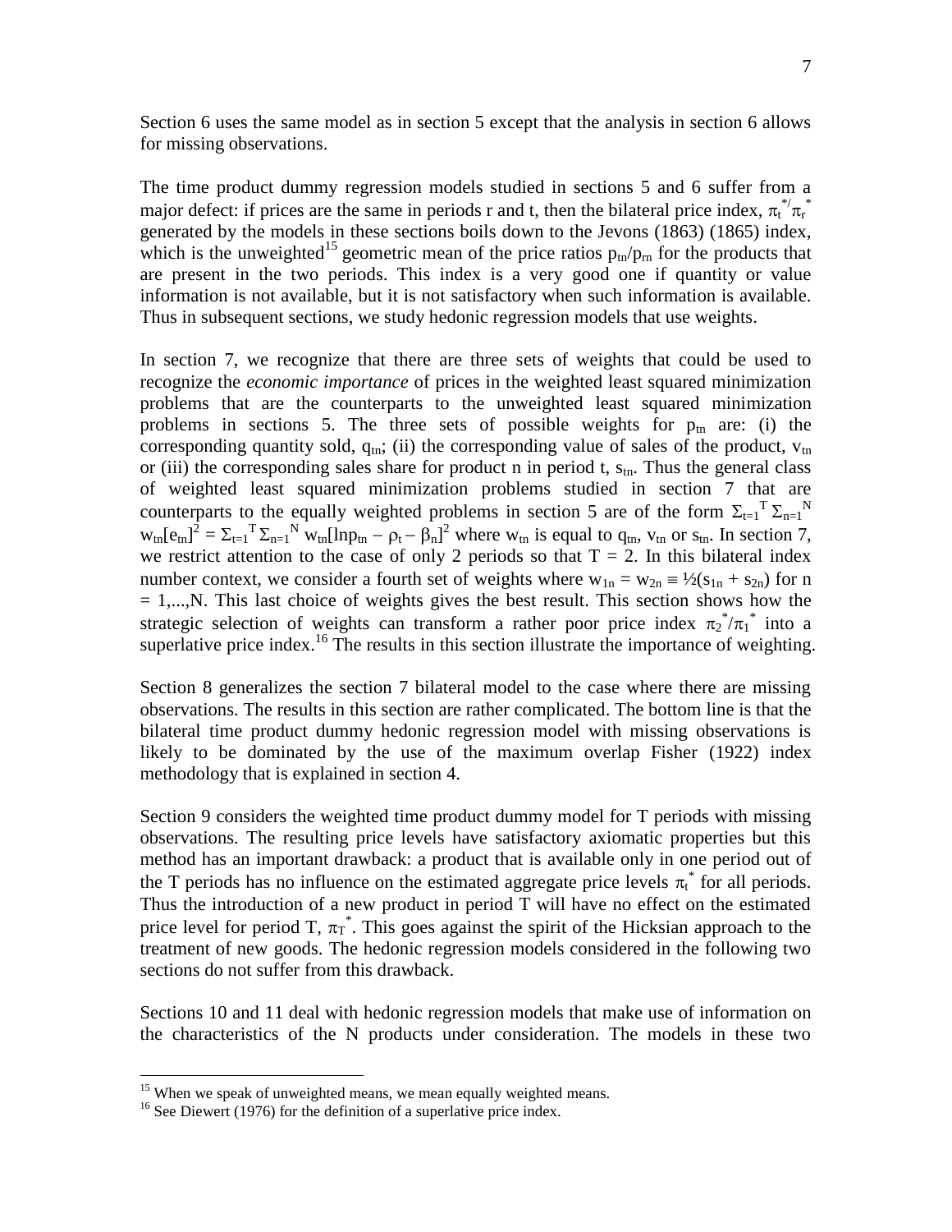Section 6 uses the same model as in section 5 except that the analysis in section 6 allows for missing observations.

The time product dummy regression models studied in sections 5 and 6 suffer from a major defect: if prices are the same in periods r and t, then the bilateral price index, $\pi_t^*/\pi_r^*$ generated by the models in these sections boils down to the Jevons (1863) (1865) index, which is the unweighted[15] geometric mean of the price ratios $p_{tn}/p_{rn}$ for the products that are present in the two periods. This index is a very good one if quantity or value information is not available, but it is not satisfactory when such information is available. Thus in subsequent sections, we study hedonic regression models that use weights.

In section 7, we recognize that there are three sets of weights that could be used to recognize the *economic importance* of prices in the weighted least squared minimization problems that are the counterparts to the unweighted least squared minimization problems in sections 5. The three sets of possible weights for $p_{tn}$ are: (i) the corresponding quantity sold, $q_{tn}$; (ii) the corresponding value of sales of the product, $v_{tn}$ or (iii) the corresponding sales share for product n in period t, $s_{tn}$. Thus the general class of weighted least squared minimization problems studied in section 7 that are counterparts to the equally weighted problems in section 5 are of the form $\Sigma_{t=1}^{T}\Sigma_{n=1}^{N} w_{tn}[e_{tn}]^2 = \Sigma_{t=1}^{T}\Sigma_{n=1}^{N} w_{tn}[\ln p_{tn} - \rho_t - \beta_n]^2$ where $w_{tn}$ is equal to $q_{tn}$, $v_{tn}$ or $s_{tn}$. In section 7, we restrict attention to the case of only 2 periods so that $T = 2$. In this bilateral index number context, we consider a fourth set of weights where $w_{1n} = w_{2n} \equiv \frac{1}{2}(s_{1n} + s_{2n})$ for $n = 1,...,N$. This last choice of weights gives the best result. This section shows how the strategic selection of weights can transform a rather poor price index $\pi_2^*/\pi_1^*$ into a superlative price index.[16] The results in this section illustrate the importance of weighting.

Section 8 generalizes the section 7 bilateral model to the case where there are missing observations. The results in this section are rather complicated. The bottom line is that the bilateral time product dummy hedonic regression model with missing observations is likely to be dominated by the use of the maximum overlap Fisher (1922) index methodology that is explained in section 4.

Section 9 considers the weighted time product dummy model for T periods with missing observations. The resulting price levels have satisfactory axiomatic properties but this method has an important drawback: a product that is available only in one period out of the T periods has no influence on the estimated aggregate price levels $\pi_t^*$ for all periods. Thus the introduction of a new product in period T will have no effect on the estimated price level for period T, $\pi_T^*$. This goes against the spirit of the Hicksian approach to the treatment of new goods. The hedonic regression models considered in the following two sections do not suffer from this drawback.

Sections 10 and 11 deal with hedonic regression models that make use of information on the characteristics of the N products under consideration. The models in these two

[15] When we speak of unweighted means, we mean equally weighted means.

[16] See Diewert (1976) for the definition of a superlative price index.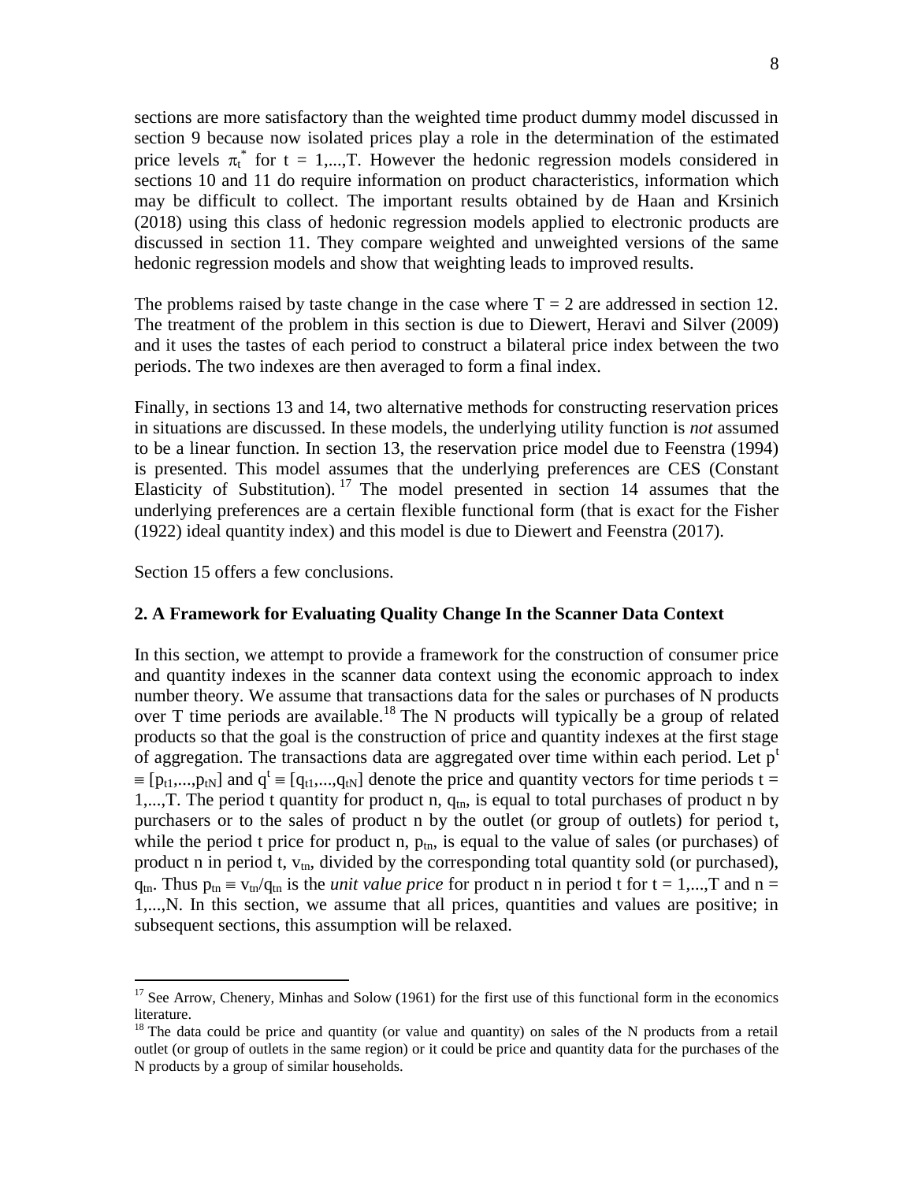sections are more satisfactory than the weighted time product dummy model discussed in section 9 because now isolated prices play a role in the determination of the estimated price levels $\pi_t^*$ for t = 1,...,T. However the hedonic regression models considered in sections 10 and 11 do require information on product characteristics, information which may be difficult to collect. The important results obtained by de Haan and Krsinich (2018) using this class of hedonic regression models applied to electronic products are discussed in section 11. They compare weighted and unweighted versions of the same hedonic regression models and show that weighting leads to improved results.

The problems raised by taste change in the case where T = 2 are addressed in section 12. The treatment of the problem in this section is due to Diewert, Heravi and Silver (2009) and it uses the tastes of each period to construct a bilateral price index between the two periods. The two indexes are then averaged to form a final index.

Finally, in sections 13 and 14, two alternative methods for constructing reservation prices in situations are discussed. In these models, the underlying utility function is *not* assumed to be a linear function. In section 13, the reservation price model due to Feenstra (1994) is presented. This model assumes that the underlying preferences are CES (Constant Elasticity of Substitution).[17] The model presented in section 14 assumes that the underlying preferences are a certain flexible functional form (that is exact for the Fisher (1922) ideal quantity index) and this model is due to Diewert and Feenstra (2017).

Section 15 offers a few conclusions.

## 2. A Framework for Evaluating Quality Change In the Scanner Data Context

In this section, we attempt to provide a framework for the construction of consumer price and quantity indexes in the scanner data context using the economic approach to index number theory. We assume that transactions data for the sales or purchases of N products over T time periods are available.[18] The N products will typically be a group of related products so that the goal is the construction of price and quantity indexes at the first stage of aggregation. The transactions data are aggregated over time within each period. Let $p^t \equiv [p_{t1},...,p_{tN}]$ and $q^t \equiv [q_{t1},...,q_{tN}]$ denote the price and quantity vectors for time periods t = 1,...,T. The period t quantity for product n, $q_{tn}$, is equal to total purchases of product n by purchasers or to the sales of product n by the outlet (or group of outlets) for period t, while the period t price for product n, $p_{tn}$, is equal to the value of sales (or purchases) of product n in period t, $v_{tn}$, divided by the corresponding total quantity sold (or purchased), $q_{tn}$. Thus $p_{tn} \equiv v_{tn}/q_{tn}$ is the *unit value price* for product n in period t for t = 1,...,T and n = 1,...,N. In this section, we assume that all prices, quantities and values are positive; in subsequent sections, this assumption will be relaxed.

---

[17] See Arrow, Chenery, Minhas and Solow (1961) for the first use of this functional form in the economics literature.

[18] The data could be price and quantity (or value and quantity) on sales of the N products from a retail outlet (or group of outlets in the same region) or it could be price and quantity data for the purchases of the N products by a group of similar households.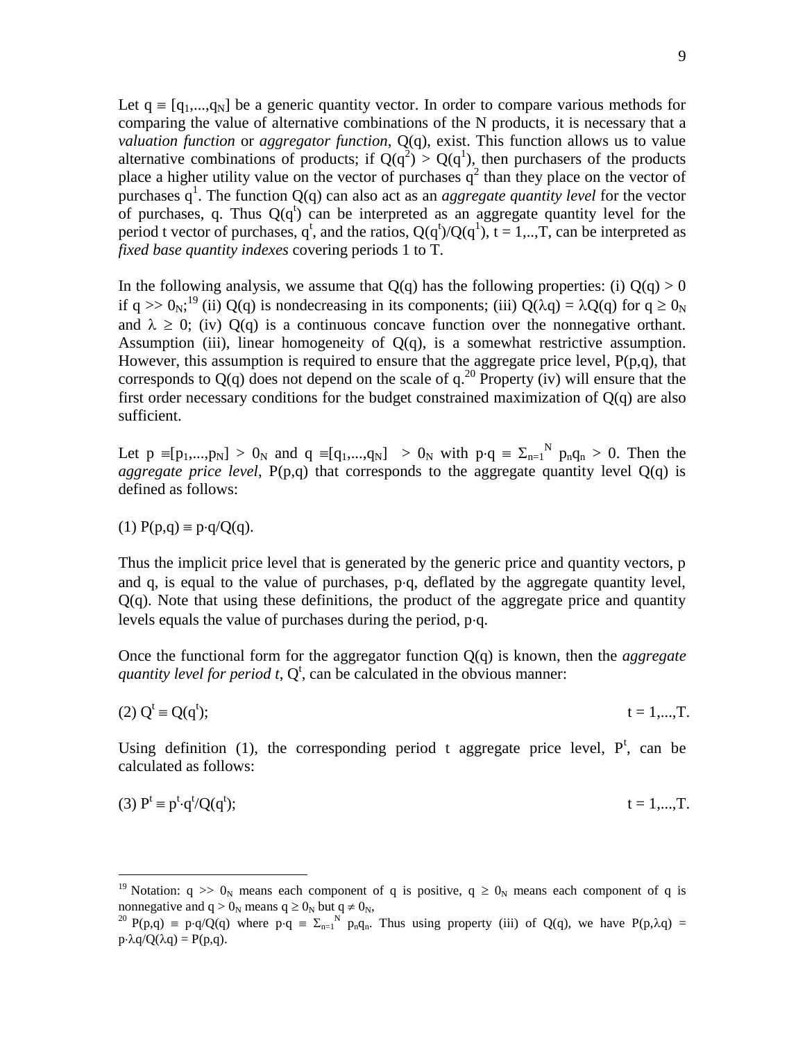Let $q \equiv [q_1,...,q_N]$ be a generic quantity vector. In order to compare various methods for comparing the value of alternative combinations of the N products, it is necessary that a *valuation function* or *aggregator function*, $Q(q)$, exist. This function allows us to value alternative combinations of products; if $Q(q^2) > Q(q^1)$, then purchasers of the products place a higher utility value on the vector of purchases $q^2$ than they place on the vector of purchases $q^1$. The function $Q(q)$ can also act as an *aggregate quantity level* for the vector of purchases, q. Thus $Q(q^t)$ can be interpreted as an aggregate quantity level for the period t vector of purchases, $q^t$, and the ratios, $Q(q^t)/Q(q^1)$, $t = 1,..,T$, can be interpreted as *fixed base quantity indexes* covering periods 1 to T.

In the following analysis, we assume that $Q(q)$ has the following properties: (i) $Q(q) > 0$ if $q >> 0_N$;[19] (ii) $Q(q)$ is nondecreasing in its components; (iii) $Q(\lambda q) = \lambda Q(q)$ for $q \geq 0_N$ and $\lambda \geq 0$; (iv) $Q(q)$ is a continuous concave function over the nonnegative orthant. Assumption (iii), linear homogeneity of $Q(q)$, is a somewhat restrictive assumption. However, this assumption is required to ensure that the aggregate price level, $P(p,q)$, that corresponds to $Q(q)$ does not depend on the scale of q.[20] Property (iv) will ensure that the first order necessary conditions for the budget constrained maximization of $Q(q)$ are also sufficient.

Let $p \equiv [p_1,...,p_N] > 0_N$ and $q \equiv [q_1,...,q_N] > 0_N$ with $p \cdot q \equiv \Sigma_{n=1}^{N} p_n q_n > 0$. Then the *aggregate price level*, $P(p,q)$ that corresponds to the aggregate quantity level $Q(q)$ is defined as follows:

$$(1)\ P(p,q) \equiv p \cdot q/Q(q).$$

Thus the implicit price level that is generated by the generic price and quantity vectors, p and q, is equal to the value of purchases, $p \cdot q$, deflated by the aggregate quantity level, $Q(q)$. Note that using these definitions, the product of the aggregate price and quantity levels equals the value of purchases during the period, $p \cdot q$.

Once the functional form for the aggregator function $Q(q)$ is known, then the *aggregate quantity level for period t*, $Q^t$, can be calculated in the obvious manner:

$$(2)\ Q^t \equiv Q(q^t); \qquad t = 1,...,T.$$

Using definition (1), the corresponding period t aggregate price level, $P^t$, can be calculated as follows:

$$(3)\ P^t \equiv p^t \cdot q^t/Q(q^t); \qquad t = 1,...,T.$$

---

[19] Notation: $q >> 0_N$ means each component of q is positive, $q \geq 0_N$ means each component of q is nonnegative and $q > 0_N$ means $q \geq 0_N$ but $q \neq 0_N$,

[20] $P(p,q) \equiv p \cdot q/Q(q)$ where $p \cdot q \equiv \Sigma_{n=1}^{N} p_n q_n$. Thus using property (iii) of $Q(q)$, we have $P(p,\lambda q) = p \cdot \lambda q/Q(\lambda q) = P(p,q)$.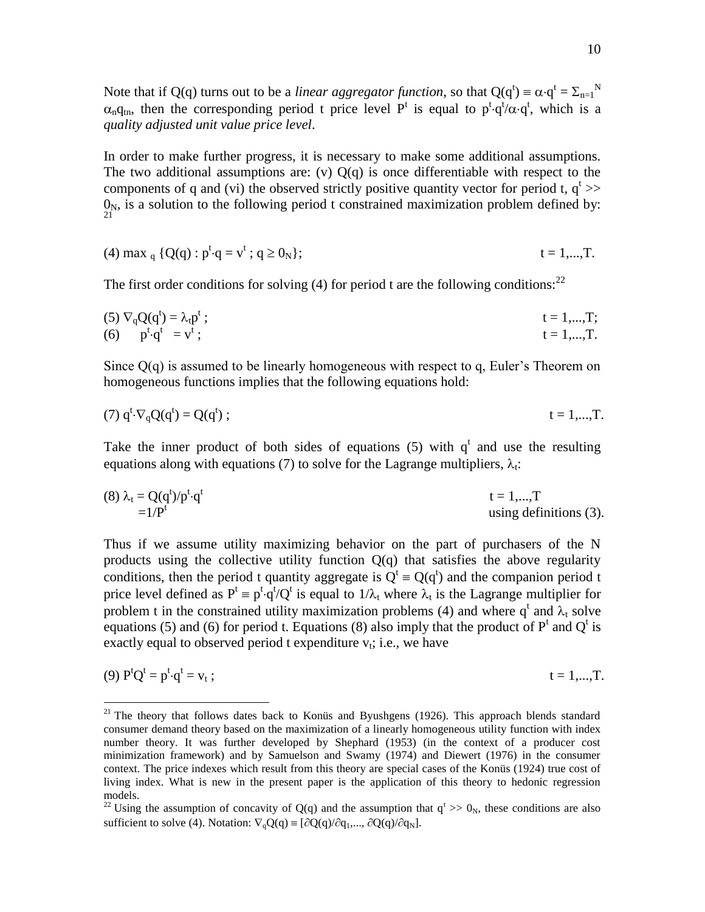Note that if $Q(q)$ turns out to be a *linear aggregator function*, so that $Q(q^t) \equiv \alpha \cdot q^t = \Sigma_{n=1}^{N} \alpha_n q_{tn}$, then the corresponding period t price level $P^t$ is equal to $p^t \cdot q^t / \alpha \cdot q^t$, which is a *quality adjusted unit value price level*.

In order to make further progress, it is necessary to make some additional assumptions. The two additional assumptions are: (v) $Q(q)$ is once differentiable with respect to the components of q and (vi) the observed strictly positive quantity vector for period t, $q^t >> 0_N$, is a solution to the following period t constrained maximization problem defined by:[21]

$$(4) \max_q \{Q(q) : p^t \cdot q = v^t ; q \geq 0_N\}; \qquad t = 1,...,T.$$

The first order conditions for solving (4) for period t are the following conditions:[22]

$$(5) \nabla_q Q(q^t) = \lambda_t p^t ; \qquad t = 1,...,T;$$

$$(6) \quad p^t \cdot q^t = v^t ; \qquad t = 1,...,T.$$

Since $Q(q)$ is assumed to be linearly homogeneous with respect to q, Euler's Theorem on homogeneous functions implies that the following equations hold:

$$(7) q^t \cdot \nabla_q Q(q^t) = Q(q^t) ; \qquad t = 1,...,T.$$

Take the inner product of both sides of equations (5) with $q^t$ and use the resulting equations along with equations (7) to solve for the Lagrange multipliers, $\lambda_t$:

$$(8) \lambda_t = Q(q^t)/p^t \cdot q^t \qquad t = 1,...,T$$

$$= 1/P^t \qquad \text{using definitions (3).}$$

Thus if we assume utility maximizing behavior on the part of purchasers of the N products using the collective utility function $Q(q)$ that satisfies the above regularity conditions, then the period t quantity aggregate is $Q^t \equiv Q(q^t)$ and the companion period t price level defined as $P^t \equiv p^t \cdot q^t / Q^t$ is equal to $1/\lambda_t$ where $\lambda_t$ is the Lagrange multiplier for problem t in the constrained utility maximization problems (4) and where $q^t$ and $\lambda_t$ solve equations (5) and (6) for period t. Equations (8) also imply that the product of $P^t$ and $Q^t$ is exactly equal to observed period t expenditure $v_t$; i.e., we have

$$(9) P^t Q^t = p^t \cdot q^t = v_t ; \qquad t = 1,...,T.$$

---

[21] The theory that follows dates back to Konüs and Byushgens (1926). This approach blends standard consumer demand theory based on the maximization of a linearly homogeneous utility function with index number theory. It was further developed by Shephard (1953) (in the context of a producer cost minimization framework) and by Samuelson and Swamy (1974) and Diewert (1976) in the consumer context. The price indexes which result from this theory are special cases of the Konüs (1924) true cost of living index. What is new in the present paper is the application of this theory to hedonic regression models.

[22] Using the assumption of concavity of $Q(q)$ and the assumption that $q^t >> 0_N$, these conditions are also sufficient to solve (4). Notation: $\nabla_q Q(q) \equiv [\partial Q(q)/\partial q_1,..., \partial Q(q)/\partial q_N]$.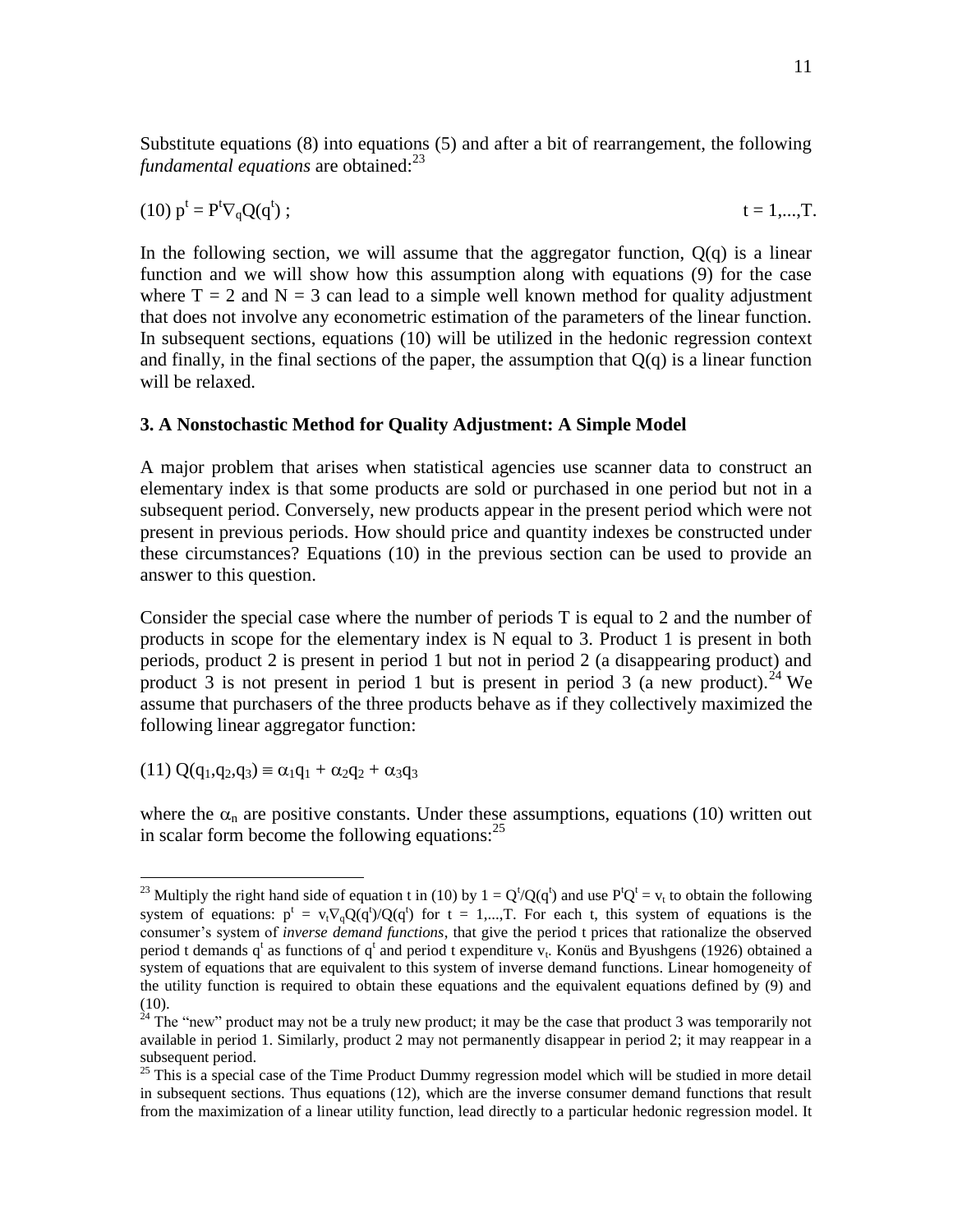Substitute equations (8) into equations (5) and after a bit of rearrangement, the following *fundamental equations* are obtained:[23]

$$(10)\; p^t = P^t \nabla_q Q(q^t) \; ; \qquad\qquad t = 1,...,T.$$

In the following section, we will assume that the aggregator function, $Q(q)$ is a linear function and we will show how this assumption along with equations (9) for the case where $T = 2$ and $N = 3$ can lead to a simple well known method for quality adjustment that does not involve any econometric estimation of the parameters of the linear function. In subsequent sections, equations (10) will be utilized in the hedonic regression context and finally, in the final sections of the paper, the assumption that $Q(q)$ is a linear function will be relaxed.

### 3. A Nonstochastic Method for Quality Adjustment: A Simple Model

A major problem that arises when statistical agencies use scanner data to construct an elementary index is that some products are sold or purchased in one period but not in a subsequent period. Conversely, new products appear in the present period which were not present in previous periods. How should price and quantity indexes be constructed under these circumstances? Equations (10) in the previous section can be used to provide an answer to this question.

Consider the special case where the number of periods T is equal to 2 and the number of products in scope for the elementary index is N equal to 3. Product 1 is present in both periods, product 2 is present in period 1 but not in period 2 (a disappearing product) and product 3 is not present in period 1 but is present in period 3 (a new product).[24] We assume that purchasers of the three products behave as if they collectively maximized the following linear aggregator function:

$$(11)\; Q(q_1,q_2,q_3) \equiv \alpha_1 q_1 + \alpha_2 q_2 + \alpha_3 q_3$$

where the $\alpha_n$ are positive constants. Under these assumptions, equations (10) written out in scalar form become the following equations:[25]

---

[23] Multiply the right hand side of equation t in (10) by $1 = Q^t/Q(q^t)$ and use $P^tQ^t = v_t$ to obtain the following system of equations: $p^t = v_t\nabla_q Q(q^t)/Q(q^t)$ for $t = 1,...,T$. For each t, this system of equations is the consumer's system of *inverse demand functions*, that give the period t prices that rationalize the observed period t demands $q^t$ as functions of $q^t$ and period t expenditure $v_t$. Konüs and Byushgens (1926) obtained a system of equations that are equivalent to this system of inverse demand functions. Linear homogeneity of the utility function is required to obtain these equations and the equivalent equations defined by (9) and (10).

[24] The "new" product may not be a truly new product; it may be the case that product 3 was temporarily not available in period 1. Similarly, product 2 may not permanently disappear in period 2; it may reappear in a subsequent period.

[25] This is a special case of the Time Product Dummy regression model which will be studied in more detail in subsequent sections. Thus equations (12), which are the inverse consumer demand functions that result from the maximization of a linear utility function, lead directly to a particular hedonic regression model. It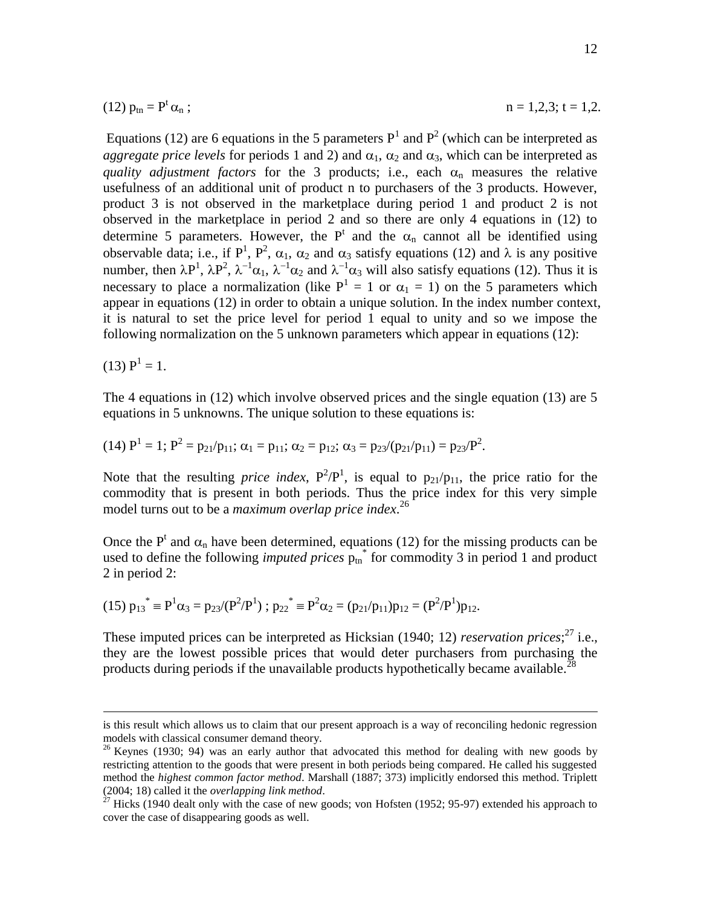$$(12)\ p_{tn} = P^t \alpha_n\,; \qquad n = 1,2,3;\ t = 1,2.$$

Equations (12) are 6 equations in the 5 parameters $P^1$ and $P^2$ (which can be interpreted as *aggregate price levels* for periods 1 and 2) and $\alpha_1$, $\alpha_2$ and $\alpha_3$, which can be interpreted as *quality adjustment factors* for the 3 products; i.e., each $\alpha_n$ measures the relative usefulness of an additional unit of product n to purchasers of the 3 products. However, product 3 is not observed in the marketplace during period 1 and product 2 is not observed in the marketplace in period 2 and so there are only 4 equations in (12) to determine 5 parameters. However, the $P^t$ and the $\alpha_n$ cannot all be identified using observable data; i.e., if $P^1$, $P^2$, $\alpha_1$, $\alpha_2$ and $\alpha_3$ satisfy equations (12) and $\lambda$ is any positive number, then $\lambda P^1$, $\lambda P^2$, $\lambda^{-1}\alpha_1$, $\lambda^{-1}\alpha_2$ and $\lambda^{-1}\alpha_3$ will also satisfy equations (12). Thus it is necessary to place a normalization (like $P^1 = 1$ or $\alpha_1 = 1$) on the 5 parameters which appear in equations (12) in order to obtain a unique solution. In the index number context, it is natural to set the price level for period 1 equal to unity and so we impose the following normalization on the 5 unknown parameters which appear in equations (12):

$$(13)\ P^1 = 1.$$

The 4 equations in (12) which involve observed prices and the single equation (13) are 5 equations in 5 unknowns. The unique solution to these equations is:

$$(14)\ P^1 = 1;\ P^2 = p_{21}/p_{11};\ \alpha_1 = p_{11};\ \alpha_2 = p_{12};\ \alpha_3 = p_{23}/(p_{21}/p_{11}) = p_{23}/P^2.$$

Note that the resulting *price index*, $P^2/P^1$, is equal to $p_{21}/p_{11}$, the price ratio for the commodity that is present in both periods. Thus the price index for this very simple model turns out to be a *maximum overlap price index*.[26]

Once the $P^t$ and $\alpha_n$ have been determined, equations (12) for the missing products can be used to define the following *imputed prices* $p_{tn}^*$ for commodity 3 in period 1 and product 2 in period 2:

$$(15)\ p_{13}^* \equiv P^1\alpha_3 = p_{23}/(P^2/P^1)\ ;\ p_{22}^* \equiv P^2\alpha_2 = (p_{21}/p_{11})p_{12} = (P^2/P^1)p_{12}.$$

These imputed prices can be interpreted as Hicksian (1940; 12) *reservation prices*;[27] i.e., they are the lowest possible prices that would deter purchasers from purchasing the products during periods if the unavailable products hypothetically became available.[28]

---

is this result which allows us to claim that our present approach is a way of reconciling hedonic regression models with classical consumer demand theory.

[26] Keynes (1930; 94) was an early author that advocated this method for dealing with new goods by restricting attention to the goods that were present in both periods being compared. He called his suggested method the *highest common factor method*. Marshall (1887; 373) implicitly endorsed this method. Triplett (2004; 18) called it the *overlapping link method*.

[27] Hicks (1940 dealt only with the case of new goods; von Hofsten (1952; 95-97) extended his approach to cover the case of disappearing goods as well.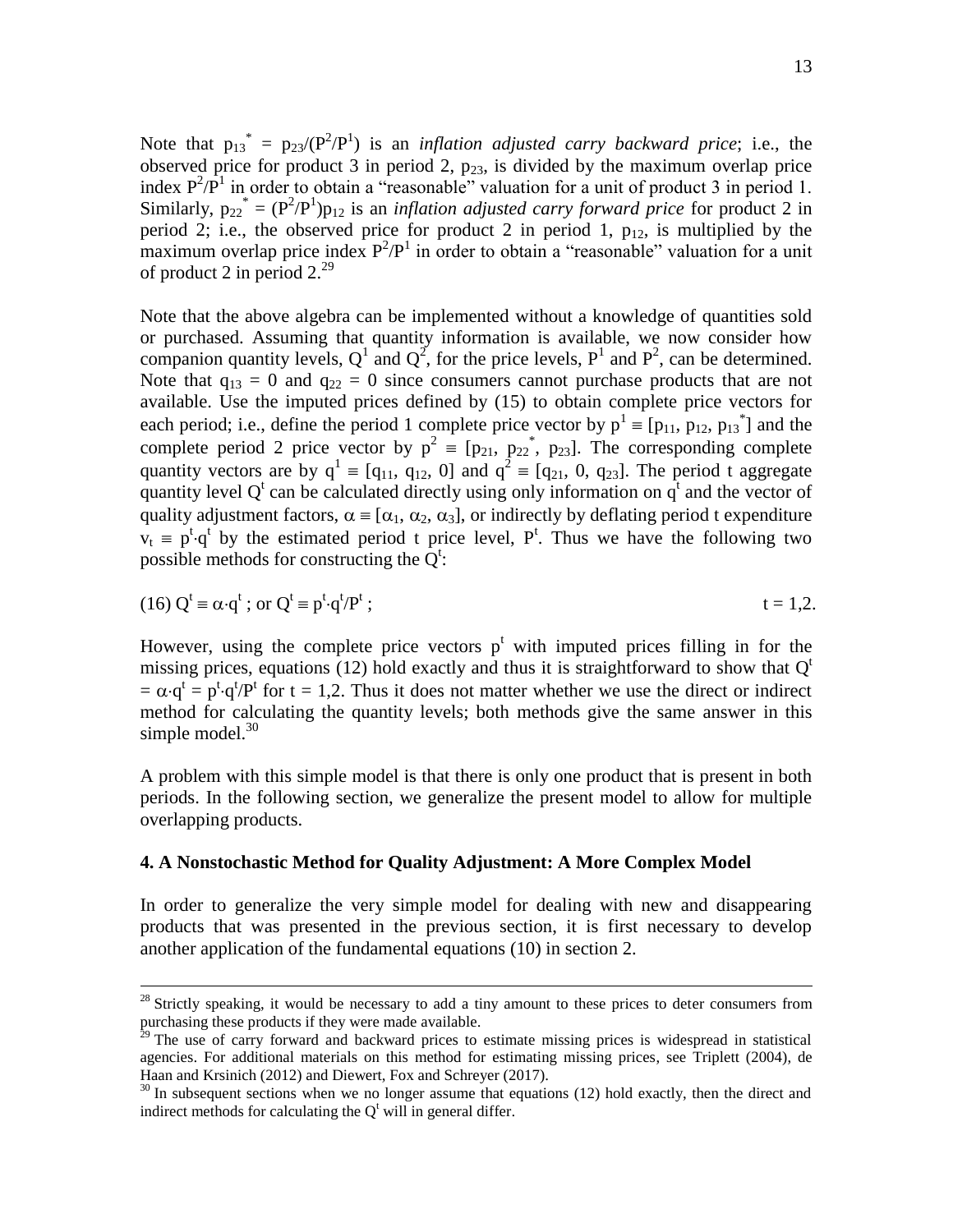Note that $p_{13}{}^* = p_{23}/(P^2/P^1)$ is an *inflation adjusted carry backward price*; i.e., the observed price for product 3 in period 2, $p_{23}$, is divided by the maximum overlap price index $P^2/P^1$ in order to obtain a "reasonable" valuation for a unit of product 3 in period 1. Similarly, $p_{22}{}^* = (P^2/P^1)p_{12}$ is an *inflation adjusted carry forward price* for product 2 in period 2; i.e., the observed price for product 2 in period 1, $p_{12}$, is multiplied by the maximum overlap price index $P^2/P^1$ in order to obtain a "reasonable" valuation for a unit of product 2 in period 2.[29]

Note that the above algebra can be implemented without a knowledge of quantities sold or purchased. Assuming that quantity information is available, we now consider how companion quantity levels, $Q^1$ and $Q^2$, for the price levels, $P^1$ and $P^2$, can be determined. Note that $q_{13} = 0$ and $q_{22} = 0$ since consumers cannot purchase products that are not available. Use the imputed prices defined by (15) to obtain complete price vectors for each period; i.e., define the period 1 complete price vector by $p^1 \equiv [p_{11}, p_{12}, p_{13}{}^*]$ and the complete period 2 price vector by $p^2 \equiv [p_{21}, p_{22}{}^*, p_{23}]$. The corresponding complete quantity vectors are by $q^1 \equiv [q_{11}, q_{12}, 0]$ and $q^2 \equiv [q_{21}, 0, q_{23}]$. The period t aggregate quantity level $Q^t$ can be calculated directly using only information on $q^t$ and the vector of quality adjustment factors, $\alpha \equiv [\alpha_1, \alpha_2, \alpha_3]$, or indirectly by deflating period t expenditure $v_t \equiv p^t \cdot q^t$ by the estimated period t price level, $P^t$. Thus we have the following two possible methods for constructing the $Q^t$:

$$(16)\ Q^t \equiv \alpha \cdot q^t \ ; \text{ or } Q^t \equiv p^t \cdot q^t/P^t \ ; \qquad t = 1,2.$$

However, using the complete price vectors $p^t$ with imputed prices filling in for the missing prices, equations (12) hold exactly and thus it is straightforward to show that $Q^t = \alpha \cdot q^t = p^t \cdot q^t/P^t$ for $t = 1,2$. Thus it does not matter whether we use the direct or indirect method for calculating the quantity levels; both methods give the same answer in this simple model.[30]

A problem with this simple model is that there is only one product that is present in both periods. In the following section, we generalize the present model to allow for multiple overlapping products.

## 4. A Nonstochastic Method for Quality Adjustment: A More Complex Model

In order to generalize the very simple model for dealing with new and disappearing products that was presented in the previous section, it is first necessary to develop another application of the fundamental equations (10) in section 2.

---

[28] Strictly speaking, it would be necessary to add a tiny amount to these prices to deter consumers from purchasing these products if they were made available.

[29] The use of carry forward and backward prices to estimate missing prices is widespread in statistical agencies. For additional materials on this method for estimating missing prices, see Triplett (2004), de Haan and Krsinich (2012) and Diewert, Fox and Schreyer (2017).

[30] In subsequent sections when we no longer assume that equations (12) hold exactly, then the direct and indirect methods for calculating the $Q^t$ will in general differ.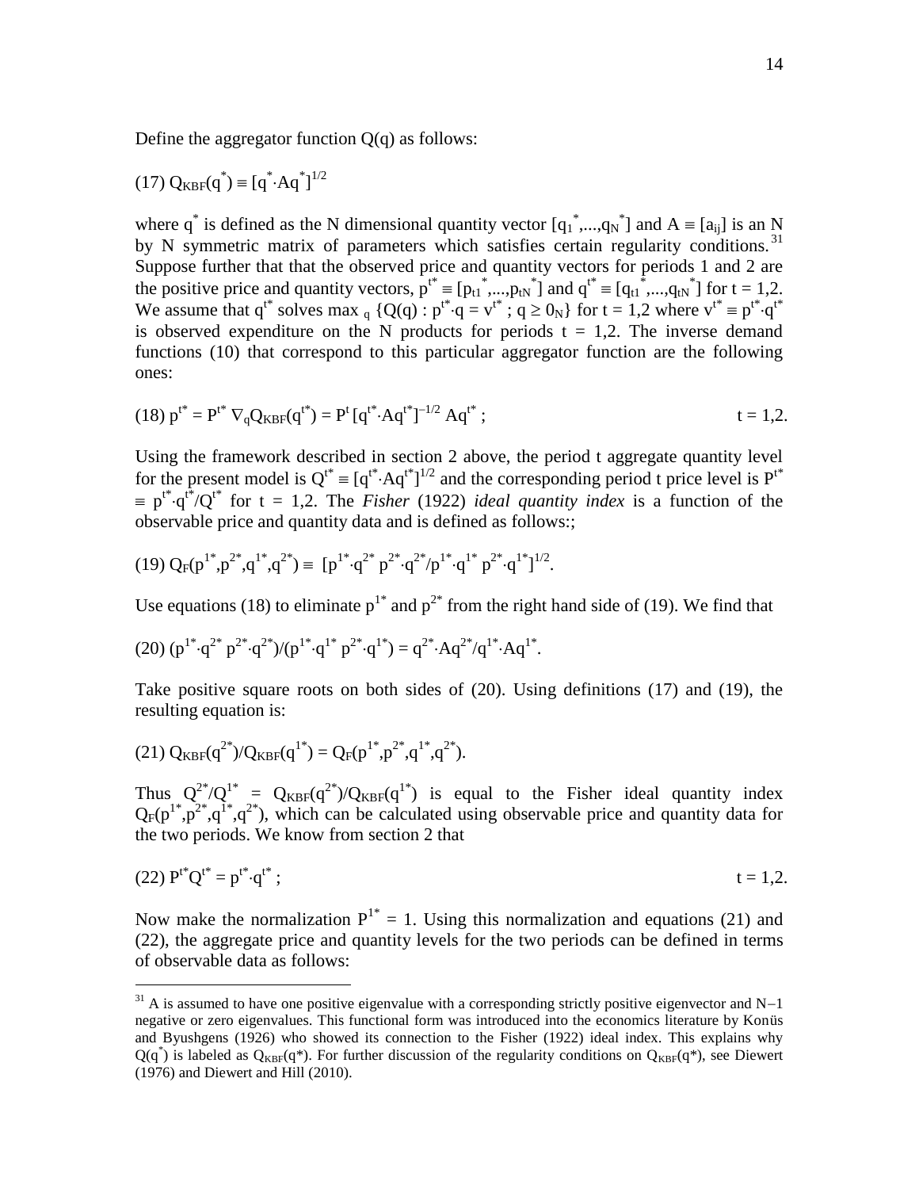Define the aggregator function $Q(q)$ as follows:

$$(17)\ Q_{KBF}(q^*) \equiv [q^*\cdot Aq^*]^{1/2}$$

where $q^*$ is defined as the N dimensional quantity vector $[q_1^*,...,q_N^*]$ and $A \equiv [a_{ij}]$ is an N by N symmetric matrix of parameters which satisfies certain regularity conditions.[31] Suppose further that that the observed price and quantity vectors for periods 1 and 2 are the positive price and quantity vectors, $p^{t*} \equiv [p_{t1}^*,...,p_{tN}^*]$ and $q^{t*} \equiv [q_{t1}^*,...,q_{tN}^*]$ for t = 1,2. We assume that $q^{t*}$ solves $\max_q \{Q(q) : p^{t*}\cdot q = v^{t*}\ ;\ q \geq 0_N\}$ for t = 1,2 where $v^{t*} \equiv p^{t*}\cdot q^{t*}$ is observed expenditure on the N products for periods t = 1,2. The inverse demand functions (10) that correspond to this particular aggregator function are the following ones:

$$(18)\ p^{t*} = P^{t*}\,\nabla_q Q_{KBF}(q^{t*}) = P^t\,[q^{t*}\cdot Aq^{t*}]^{-1/2}\,Aq^{t*}\ ; \qquad t = 1,2.$$

Using the framework described in section 2 above, the period t aggregate quantity level for the present model is $Q^{t*} \equiv [q^{t*}\cdot Aq^{t*}]^{1/2}$ and the corresponding period t price level is $P^{t*} \equiv p^{t*}\cdot q^{t*}/Q^{t*}$ for t = 1,2. The *Fisher* (1922) *ideal quantity index* is a function of the observable price and quantity data and is defined as follows:;

$$(19)\ Q_F(p^{1*},p^{2*},q^{1*},q^{2*}) \equiv [p^{1*}\cdot q^{2*}\ p^{2*}\cdot q^{2*}/p^{1*}\cdot q^{1*}\ p^{2*}\cdot q^{1*}]^{1/2}.$$

Use equations (18) to eliminate $p^{1*}$ and $p^{2*}$ from the right hand side of (19). We find that

$$(20)\ (p^{1*}\cdot q^{2*}\ p^{2*}\cdot q^{2*})/(p^{1*}\cdot q^{1*}\ p^{2*}\cdot q^{1*}) = q^{2*}\cdot Aq^{2*}/q^{1*}\cdot Aq^{1*}.$$

Take positive square roots on both sides of (20). Using definitions (17) and (19), the resulting equation is:

$$(21)\ Q_{KBF}(q^{2*})/Q_{KBF}(q^{1*}) = Q_F(p^{1*},p^{2*},q^{1*},q^{2*}).$$

Thus $Q^{2*}/Q^{1*} = Q_{KBF}(q^{2*})/Q_{KBF}(q^{1*})$ is equal to the Fisher ideal quantity index $Q_F(p^{1*},p^{2*},q^{1*},q^{2*})$, which can be calculated using observable price and quantity data for the two periods. We know from section 2 that

$$(22)\ P^{t*}Q^{t*} = p^{t*}\cdot q^{t*}\ ; \qquad t = 1,2.$$

Now make the normalization $P^{1*} = 1$. Using this normalization and equations (21) and (22), the aggregate price and quantity levels for the two periods can be defined in terms of observable data as follows:

---

[31] A is assumed to have one positive eigenvalue with a corresponding strictly positive eigenvector and N−1 negative or zero eigenvalues. This functional form was introduced into the economics literature by Konüs and Byushgens (1926) who showed its connection to the Fisher (1922) ideal index. This explains why $Q(q^*)$ is labeled as $Q_{KBF}(q^*)$. For further discussion of the regularity conditions on $Q_{KBF}(q^*)$, see Diewert (1976) and Diewert and Hill (2010).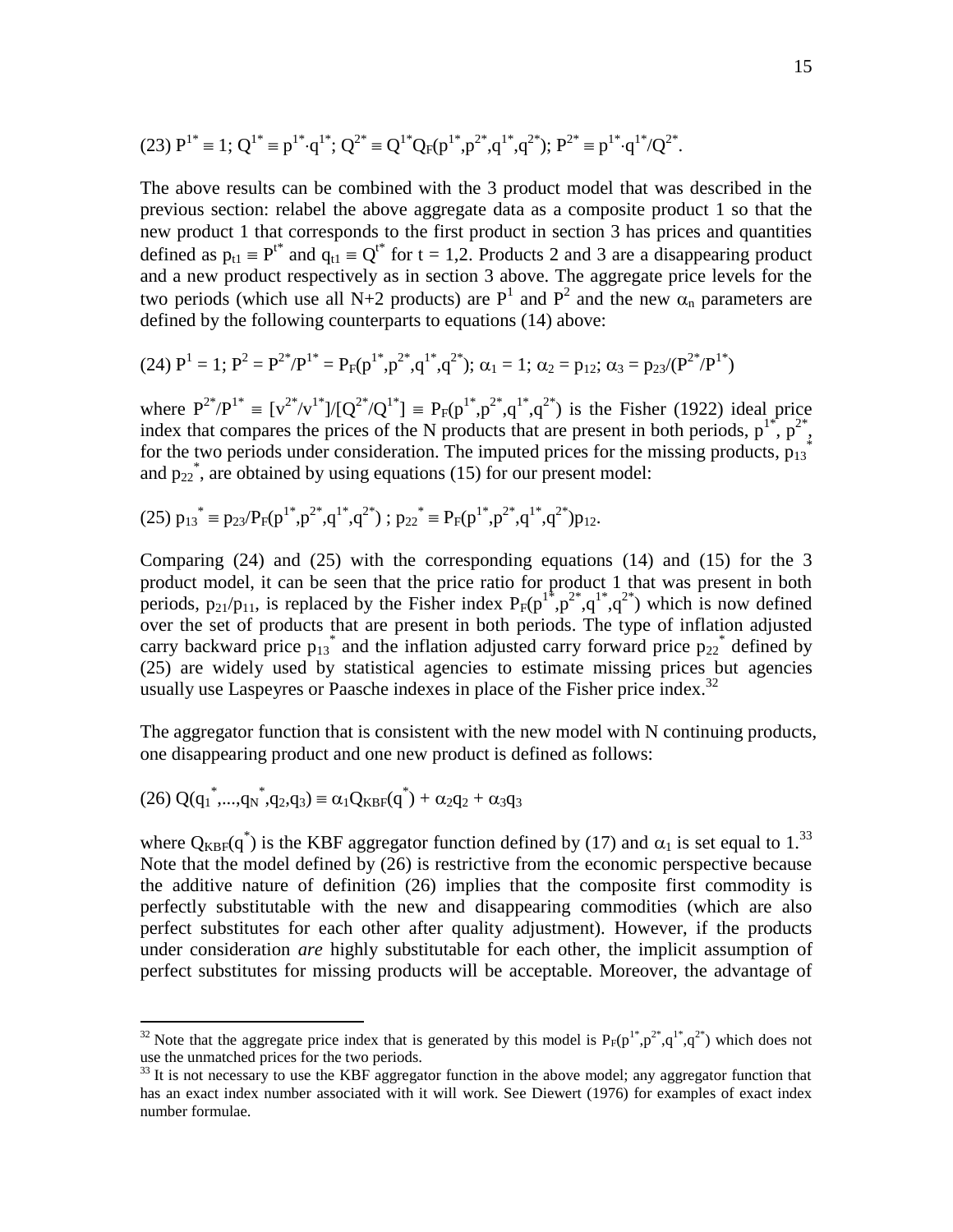$$(23)\ P^{1*} \equiv 1;\ Q^{1*} \equiv p^{1*}\cdot q^{1*};\ Q^{2*} \equiv Q^{1*}Q_F(p^{1*},p^{2*},q^{1*},q^{2*});\ P^{2*} \equiv p^{1*}\cdot q^{1*}/Q^{2*}.$$

The above results can be combined with the 3 product model that was described in the previous section: relabel the above aggregate data as a composite product 1 so that the new product 1 that corresponds to the first product in section 3 has prices and quantities defined as $p_{t1} \equiv P^{t*}$ and $q_{t1} \equiv Q^{t*}$ for $t = 1,2$. Products 2 and 3 are a disappearing product and a new product respectively as in section 3 above. The aggregate price levels for the two periods (which use all N+2 products) are $P^1$ and $P^2$ and the new $\alpha_n$ parameters are defined by the following counterparts to equations (14) above:

$$(24)\ P^1 = 1;\ P^2 = P^{2*}/P^{1*} = P_F(p^{1*},p^{2*},q^{1*},q^{2*});\ \alpha_1 = 1;\ \alpha_2 = p_{12};\ \alpha_3 = p_{23}/(P^{2*}/P^{1*})$$

where $P^{2*}/P^{1*} \equiv [v^{2*}/v^{1*}]/[Q^{2*}/Q^{1*}] \equiv P_F(p^{1*},p^{2*},q^{1*},q^{2*})$ is the Fisher (1922) ideal price index that compares the prices of the N products that are present in both periods, $p^{1*}$, $p^{2*}$, for the two periods under consideration. The imputed prices for the missing products, $p_{13}^*$ and $p_{22}^*$, are obtained by using equations (15) for our present model:

$$(25)\ p_{13}^* \equiv p_{23}/P_F(p^{1*},p^{2*},q^{1*},q^{2*})\ ;\ p_{22}^* \equiv P_F(p^{1*},p^{2*},q^{1*},q^{2*})p_{12}.$$

Comparing (24) and (25) with the corresponding equations (14) and (15) for the 3 product model, it can be seen that the price ratio for product 1 that was present in both periods, $p_{21}/p_{11}$, is replaced by the Fisher index $P_F(p^{1*},p^{2*},q^{1*},q^{2*})$ which is now defined over the set of products that are present in both periods. The type of inflation adjusted carry backward price $p_{13}^*$ and the inflation adjusted carry forward price $p_{22}^*$ defined by (25) are widely used by statistical agencies to estimate missing prices but agencies usually use Laspeyres or Paasche indexes in place of the Fisher price index.[32]

The aggregator function that is consistent with the new model with N continuing products, one disappearing product and one new product is defined as follows:

$$(26)\ Q(q_1^*,...,q_N^*,q_2,q_3) \equiv \alpha_1 Q_{KBF}(q^*) + \alpha_2 q_2 + \alpha_3 q_3$$

where $Q_{KBF}(q^*)$ is the KBF aggregator function defined by (17) and $\alpha_1$ is set equal to 1.[33] Note that the model defined by (26) is restrictive from the economic perspective because the additive nature of definition (26) implies that the composite first commodity is perfectly substitutable with the new and disappearing commodities (which are also perfect substitutes for each other after quality adjustment). However, if the products under consideration *are* highly substitutable for each other, the implicit assumption of perfect substitutes for missing products will be acceptable. Moreover, the advantage of

---

[32] Note that the aggregate price index that is generated by this model is $P_F(p^{1*},p^{2*},q^{1*},q^{2*})$ which does not use the unmatched prices for the two periods.

[33] It is not necessary to use the KBF aggregator function in the above model; any aggregator function that has an exact index number associated with it will work. See Diewert (1976) for examples of exact index number formulae.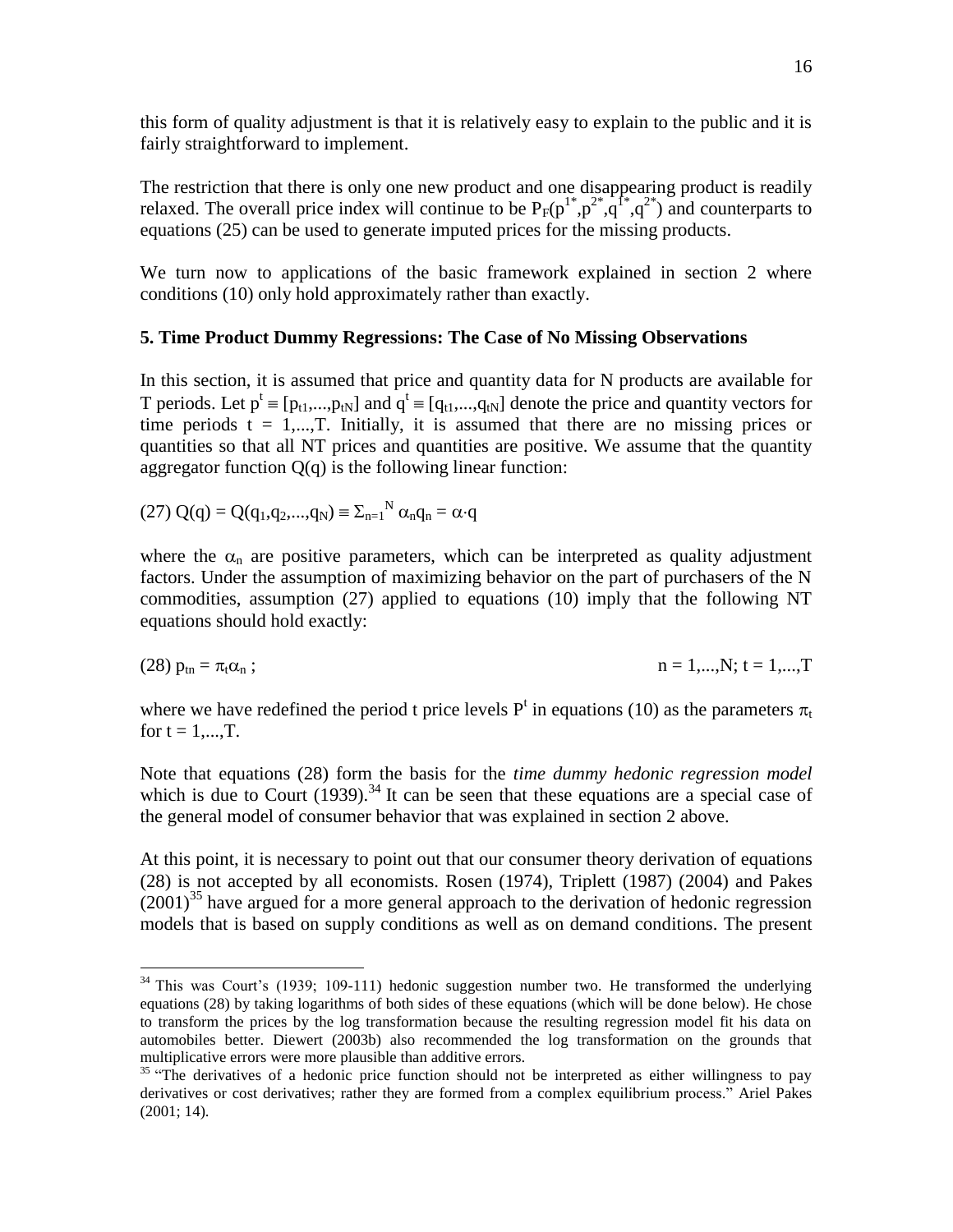this form of quality adjustment is that it is relatively easy to explain to the public and it is fairly straightforward to implement.

The restriction that there is only one new product and one disappearing product is readily relaxed. The overall price index will continue to be $P_F(p^{1*},p^{2*},q^{1*},q^{2*})$ and counterparts to equations (25) can be used to generate imputed prices for the missing products.

We turn now to applications of the basic framework explained in section 2 where conditions (10) only hold approximately rather than exactly.

### 5. Time Product Dummy Regressions: The Case of No Missing Observations

In this section, it is assumed that price and quantity data for N products are available for T periods. Let $p^t \equiv [p_{t1},...,p_{tN}]$ and $q^t \equiv [q_{t1},...,q_{tN}]$ denote the price and quantity vectors for time periods $t = 1,...,T$. Initially, it is assumed that there are no missing prices or quantities so that all NT prices and quantities are positive. We assume that the quantity aggregator function $Q(q)$ is the following linear function:

$$(27)\ Q(q) = Q(q_1,q_2,...,q_N) \equiv \Sigma_{n=1}^{N} \alpha_n q_n = \alpha \cdot q$$

where the $\alpha_n$ are positive parameters, which can be interpreted as quality adjustment factors. Under the assumption of maximizing behavior on the part of purchasers of the N commodities, assumption (27) applied to equations (10) imply that the following NT equations should hold exactly:

$$(28)\ p_{tn} = \pi_t \alpha_n ; \qquad\qquad n = 1,...,N;\ t = 1,...,T$$

where we have redefined the period t price levels $P^t$ in equations (10) as the parameters $\pi_t$ for $t = 1,...,T$.

Note that equations (28) form the basis for the *time dummy hedonic regression model* which is due to Court (1939).[34] It can be seen that these equations are a special case of the general model of consumer behavior that was explained in section 2 above.

At this point, it is necessary to point out that our consumer theory derivation of equations (28) is not accepted by all economists. Rosen (1974), Triplett (1987) (2004) and Pakes (2001)[35] have argued for a more general approach to the derivation of hedonic regression models that is based on supply conditions as well as on demand conditions. The present

[34] This was Court's (1939; 109-111) hedonic suggestion number two. He transformed the underlying equations (28) by taking logarithms of both sides of these equations (which will be done below). He chose to transform the prices by the log transformation because the resulting regression model fit his data on automobiles better. Diewert (2003b) also recommended the log transformation on the grounds that multiplicative errors were more plausible than additive errors.

[35] "The derivatives of a hedonic price function should not be interpreted as either willingness to pay derivatives or cost derivatives; rather they are formed from a complex equilibrium process." Ariel Pakes (2001; 14).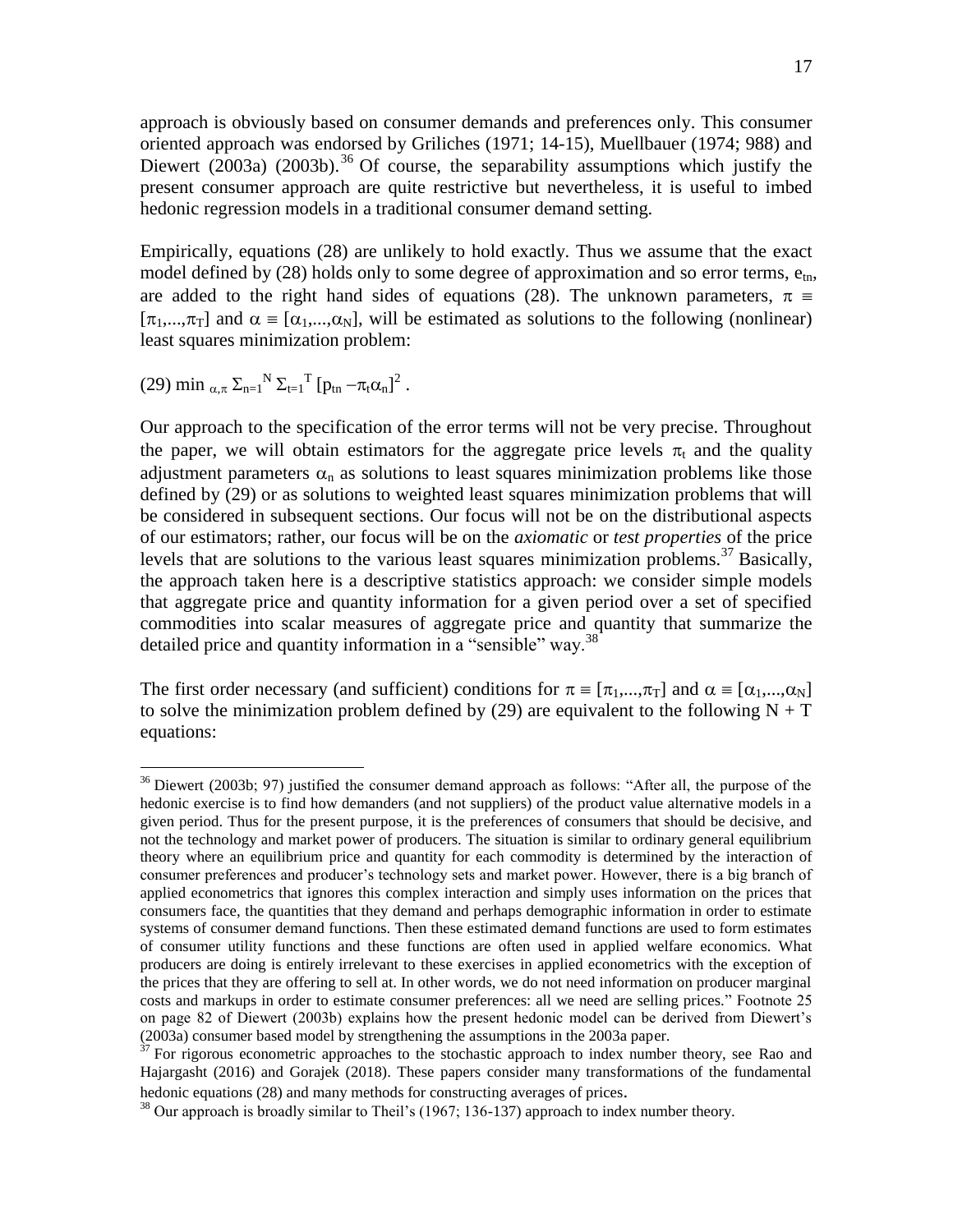approach is obviously based on consumer demands and preferences only. This consumer oriented approach was endorsed by Griliches (1971; 14-15), Muellbauer (1974; 988) and Diewert (2003a) (2003b).[36] Of course, the separability assumptions which justify the present consumer approach are quite restrictive but nevertheless, it is useful to imbed hedonic regression models in a traditional consumer demand setting.

Empirically, equations (28) are unlikely to hold exactly. Thus we assume that the exact model defined by (28) holds only to some degree of approximation and so error terms, $e_{tn}$, are added to the right hand sides of equations (28). The unknown parameters, $\pi \equiv [\pi_1,...,\pi_T]$ and $\alpha \equiv [\alpha_1,...,\alpha_N]$, will be estimated as solutions to the following (nonlinear) least squares minimization problem:

$$(29) \min_{\alpha,\pi} \Sigma_{n=1}^{N} \Sigma_{t=1}^{T} [p_{tn} - \pi_t\alpha_n]^2 .$$

Our approach to the specification of the error terms will not be very precise. Throughout the paper, we will obtain estimators for the aggregate price levels $\pi_t$ and the quality adjustment parameters $\alpha_n$ as solutions to least squares minimization problems like those defined by (29) or as solutions to weighted least squares minimization problems that will be considered in subsequent sections. Our focus will not be on the distributional aspects of our estimators; rather, our focus will be on the *axiomatic* or *test properties* of the price levels that are solutions to the various least squares minimization problems.[37] Basically, the approach taken here is a descriptive statistics approach: we consider simple models that aggregate price and quantity information for a given period over a set of specified commodities into scalar measures of aggregate price and quantity that summarize the detailed price and quantity information in a "sensible" way.[38]

The first order necessary (and sufficient) conditions for $\pi \equiv [\pi_1,...,\pi_T]$ and $\alpha \equiv [\alpha_1,...,\alpha_N]$ to solve the minimization problem defined by (29) are equivalent to the following N + T equations:

---

[36] Diewert (2003b; 97) justified the consumer demand approach as follows: "After all, the purpose of the hedonic exercise is to find how demanders (and not suppliers) of the product value alternative models in a given period. Thus for the present purpose, it is the preferences of consumers that should be decisive, and not the technology and market power of producers. The situation is similar to ordinary general equilibrium theory where an equilibrium price and quantity for each commodity is determined by the interaction of consumer preferences and producer's technology sets and market power. However, there is a big branch of applied econometrics that ignores this complex interaction and simply uses information on the prices that consumers face, the quantities that they demand and perhaps demographic information in order to estimate systems of consumer demand functions. Then these estimated demand functions are used to form estimates of consumer utility functions and these functions are often used in applied welfare economics. What producers are doing is entirely irrelevant to these exercises in applied econometrics with the exception of the prices that they are offering to sell at. In other words, we do not need information on producer marginal costs and markups in order to estimate consumer preferences: all we need are selling prices." Footnote 25 on page 82 of Diewert (2003b) explains how the present hedonic model can be derived from Diewert's (2003a) consumer based model by strengthening the assumptions in the 2003a paper.

[37] For rigorous econometric approaches to the stochastic approach to index number theory, see Rao and Hajargasht (2016) and Gorajek (2018). These papers consider many transformations of the fundamental hedonic equations (28) and many methods for constructing averages of prices.

[38] Our approach is broadly similar to Theil's (1967; 136-137) approach to index number theory.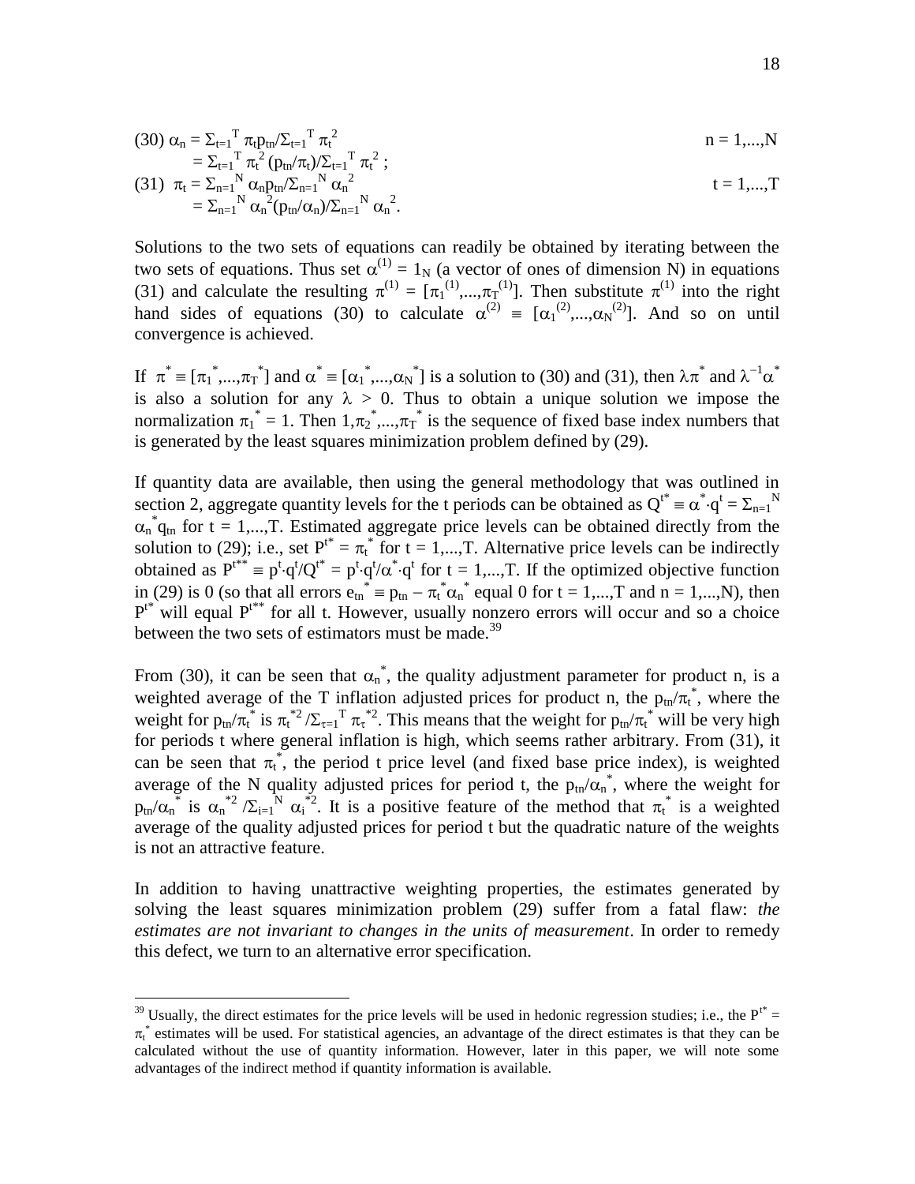$$(30)\ \alpha_n = \Sigma_{t=1}^{T}\, \pi_t p_{tn}/\Sigma_{t=1}^{T}\, \pi_t^2 \qquad\qquad n = 1,...,N$$
$$= \Sigma_{t=1}^{T}\, \pi_t^2\, (p_{tn}/\pi_t)/\Sigma_{t=1}^{T}\, \pi_t^2\ ;$$
$$(31)\ \ \pi_t = \Sigma_{n=1}^{N}\, \alpha_n p_{tn}/\Sigma_{n=1}^{N}\, \alpha_n^2 \qquad\qquad t = 1,...,T$$
$$= \Sigma_{n=1}^{N}\, \alpha_n^2 (p_{tn}/\alpha_n)/\Sigma_{n=1}^{N}\, \alpha_n^2.$$

Solutions to the two sets of equations can readily be obtained by iterating between the two sets of equations. Thus set $\alpha^{(1)} = 1_N$ (a vector of ones of dimension N) in equations (31) and calculate the resulting $\pi^{(1)} = [\pi_1^{(1)},...,\pi_T^{(1)}]$. Then substitute $\pi^{(1)}$ into the right hand sides of equations (30) to calculate $\alpha^{(2)} \equiv [\alpha_1^{(2)},...,\alpha_N^{(2)}]$. And so on until convergence is achieved.

If $\pi^* \equiv [\pi_1^*,...,\pi_T^*]$ and $\alpha^* \equiv [\alpha_1^*,...,\alpha_N^*]$ is a solution to (30) and (31), then $\lambda\pi^*$ and $\lambda^{-1}\alpha^*$ is also a solution for any $\lambda > 0$. Thus to obtain a unique solution we impose the normalization $\pi_1^* = 1$. Then $1,\pi_2^*,...,\pi_T^*$ is the sequence of fixed base index numbers that is generated by the least squares minimization problem defined by (29).

If quantity data are available, then using the general methodology that was outlined in section 2, aggregate quantity levels for the t periods can be obtained as $Q^{t*} \equiv \alpha^*\cdot q^t = \Sigma_{n=1}^{N}\, \alpha_n^* q_{tn}$ for $t = 1,...,T$. Estimated aggregate price levels can be obtained directly from the solution to (29); i.e., set $P^{t*} = \pi_t^*$ for $t = 1,...,T$. Alternative price levels can be indirectly obtained as $P^{t**} \equiv p^t\cdot q^t/Q^{t*} = p^t\cdot q^t/\alpha^*\cdot q^t$ for $t = 1,...,T$. If the optimized objective function in (29) is 0 (so that all errors $e_{tn}^* \equiv p_{tn} - \pi_t^*\alpha_n^*$ equal 0 for $t = 1,...,T$ and $n = 1,...,N$), then $P^{t*}$ will equal $P^{t**}$ for all t. However, usually nonzero errors will occur and so a choice between the two sets of estimators must be made.[39]

From (30), it can be seen that $\alpha_n^*$, the quality adjustment parameter for product n, is a weighted average of the T inflation adjusted prices for product n, the $p_{tn}/\pi_t^*$, where the weight for $p_{tn}/\pi_t^*$ is $\pi_t^{*2}/\Sigma_{\tau=1}^{T}\, \pi_\tau^{*2}$. This means that the weight for $p_{tn}/\pi_t^*$ will be very high for periods t where general inflation is high, which seems rather arbitrary. From (31), it can be seen that $\pi_t^*$, the period t price level (and fixed base price index), is weighted average of the N quality adjusted prices for period t, the $p_{tn}/\alpha_n^*$, where the weight for $p_{tn}/\alpha_n^*$ is $\alpha_n^{*2}/\Sigma_{i=1}^{N}\, \alpha_i^{*2}$. It is a positive feature of the method that $\pi_t^*$ is a weighted average of the quality adjusted prices for period t but the quadratic nature of the weights is not an attractive feature.

In addition to having unattractive weighting properties, the estimates generated by solving the least squares minimization problem (29) suffer from a fatal flaw: *the estimates are not invariant to changes in the units of measurement*. In order to remedy this defect, we turn to an alternative error specification.

---

[39] Usually, the direct estimates for the price levels will be used in hedonic regression studies; i.e., the $P^{t*} = \pi_t^*$ estimates will be used. For statistical agencies, an advantage of the direct estimates is that they can be calculated without the use of quantity information. However, later in this paper, we will note some advantages of the indirect method if quantity information is available.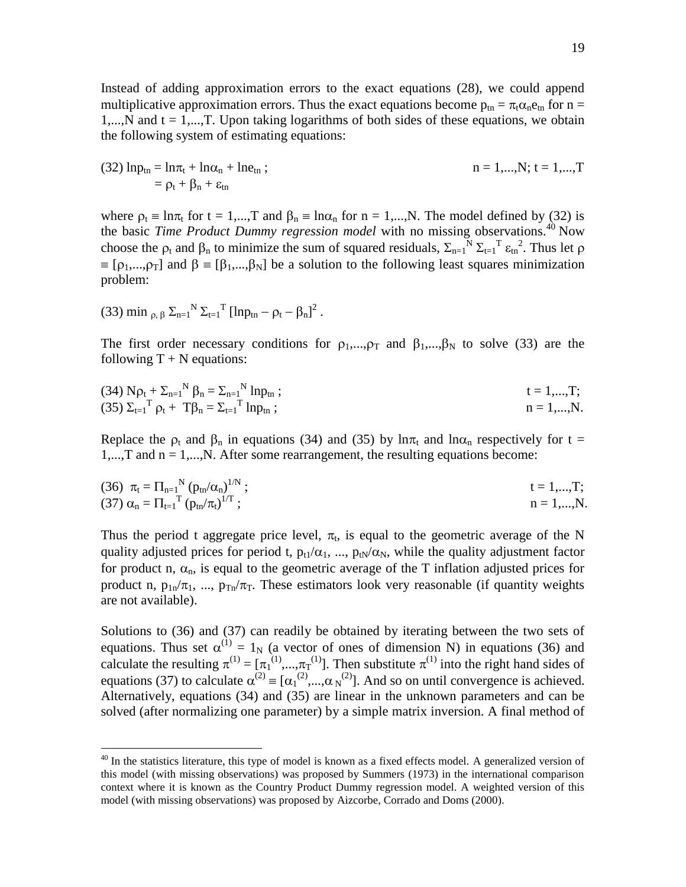Instead of adding approximation errors to the exact equations (28), we could append multiplicative approximation errors. Thus the exact equations become $p_{tn} = \pi_t\alpha_n e_{tn}$ for n = 1,...,N and t = 1,...,T. Upon taking logarithms of both sides of these equations, we obtain the following system of estimating equations:

$$
\begin{aligned}
(32)\ \ln p_{tn} &= \ln\pi_t + \ln\alpha_n + \ln e_{tn}\ ; \qquad\qquad n = 1,\ldots,N;\ t = 1,\ldots,T \\
&= \rho_t + \beta_n + \varepsilon_{tn}
\end{aligned}
$$

where $\rho_t \equiv \ln\pi_t$ for t = 1,...,T and $\beta_n \equiv \ln\alpha_n$ for n = 1,...,N. The model defined by (32) is the basic *Time Product Dummy regression model* with no missing observations.[40] Now choose the $\rho_t$ and $\beta_n$ to minimize the sum of squared residuals, $\Sigma_{n=1}^{N} \Sigma_{t=1}^{T} \varepsilon_{tn}^{2}$. Thus let $\rho \equiv [\rho_1,\ldots,\rho_T]$ and $\beta \equiv [\beta_1,\ldots,\beta_N]$ be a solution to the following least squares minimization problem:

$$(33)\ \min_{\rho,\,\beta}\ \Sigma_{n=1}^{N} \Sigma_{t=1}^{T} [\ln p_{tn} - \rho_t - \beta_n]^2\ .$$

The first order necessary conditions for $\rho_1,\ldots,\rho_T$ and $\beta_1,\ldots,\beta_N$ to solve (33) are the following T + N equations:

$$(34)\ N\rho_t + \Sigma_{n=1}^{N} \beta_n = \Sigma_{n=1}^{N} \ln p_{tn}\ ; \qquad\qquad t = 1,\ldots,T;$$

$$(35)\ \Sigma_{t=1}^{T} \rho_t + T\beta_n = \Sigma_{t=1}^{T} \ln p_{tn}\ ; \qquad\qquad n = 1,\ldots,N.$$

Replace the $\rho_t$ and $\beta_n$ in equations (34) and (35) by $\ln\pi_t$ and $\ln\alpha_n$ respectively for t = 1,...,T and n = 1,...,N. After some rearrangement, the resulting equations become:

$$(36)\ \pi_t = \Pi_{n=1}^{N} (p_{tn}/\alpha_n)^{1/N}\ ; \qquad\qquad t = 1,\ldots,T;$$

$$(37)\ \alpha_n = \Pi_{t=1}^{T} (p_{tn}/\pi_t)^{1/T}\ ; \qquad\qquad n = 1,\ldots,N.$$

Thus the period t aggregate price level, $\pi_t$, is equal to the geometric average of the N quality adjusted prices for period t, $p_{t1}/\alpha_1$, ..., $p_{tN}/\alpha_N$, while the quality adjustment factor for product n, $\alpha_n$, is equal to the geometric average of the T inflation adjusted prices for product n, $p_{1n}/\pi_1$, ..., $p_{Tn}/\pi_T$. These estimators look very reasonable (if quantity weights are not available).

Solutions to (36) and (37) can readily be obtained by iterating between the two sets of equations. Thus set $\alpha^{(1)} = 1_N$ (a vector of ones of dimension N) in equations (36) and calculate the resulting $\pi^{(1)} = [\pi_1^{(1)},\ldots,\pi_T^{(1)}]$. Then substitute $\pi^{(1)}$ into the right hand sides of equations (37) to calculate $\alpha^{(2)} \equiv [\alpha_1^{(2)},\ldots,\alpha_N^{(2)}]$. And so on until convergence is achieved. Alternatively, equations (34) and (35) are linear in the unknown parameters and can be solved (after normalizing one parameter) by a simple matrix inversion. A final method of

[40] In the statistics literature, this type of model is known as a fixed effects model. A generalized version of this model (with missing observations) was proposed by Summers (1973) in the international comparison context where it is known as the Country Product Dummy regression model. A weighted version of this model (with missing observations) was proposed by Aizcorbe, Corrado and Doms (2000).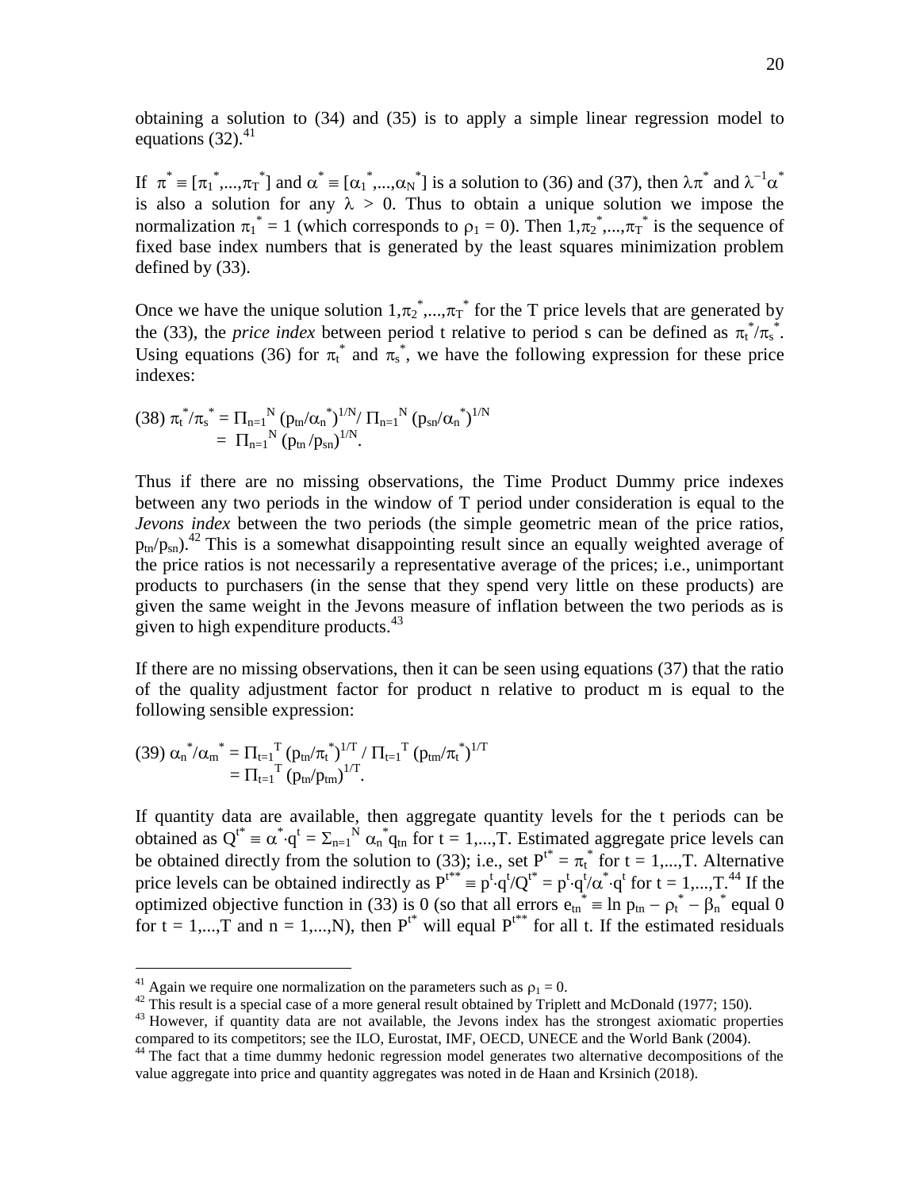obtaining a solution to (34) and (35) is to apply a simple linear regression model to equations (32).[41]

If $\pi^* \equiv [\pi_1^*,...,\pi_T^*]$ and $\alpha^* \equiv [\alpha_1^*,...,\alpha_N^*]$ is a solution to (36) and (37), then $\lambda\pi^*$ and $\lambda^{-1}\alpha^*$ is also a solution for any $\lambda > 0$. Thus to obtain a unique solution we impose the normalization $\pi_1^* = 1$ (which corresponds to $\rho_1 = 0$). Then $1,\pi_2^*,...,\pi_T^*$ is the sequence of fixed base index numbers that is generated by the least squares minimization problem defined by (33).

Once we have the unique solution $1,\pi_2^*,...,\pi_T^*$ for the T price levels that are generated by the (33), the *price index* between period t relative to period s can be defined as $\pi_t^*/\pi_s^*$. Using equations (36) for $\pi_t^*$ and $\pi_s^*$, we have the following expression for these price indexes:

$$(38)\ \pi_t^*/\pi_s^* = \Pi_{n=1}^N (p_{tn}/\alpha_n^*)^{1/N}/\ \Pi_{n=1}^N (p_{sn}/\alpha_n^*)^{1/N}$$
$$= \Pi_{n=1}^N (p_{tn}/p_{sn})^{1/N}.$$

Thus if there are no missing observations, the Time Product Dummy price indexes between any two periods in the window of T period under consideration is equal to the *Jevons index* between the two periods (the simple geometric mean of the price ratios, $p_{tn}/p_{sn}$).[42] This is a somewhat disappointing result since an equally weighted average of the price ratios is not necessarily a representative average of the prices; i.e., unimportant products to purchasers (in the sense that they spend very little on these products) are given the same weight in the Jevons measure of inflation between the two periods as is given to high expenditure products.[43]

If there are no missing observations, then it can be seen using equations (37) that the ratio of the quality adjustment factor for product n relative to product m is equal to the following sensible expression:

$$(39)\ \alpha_n^*/\alpha_m^* = \Pi_{t=1}^T (p_{tn}/\pi_t^*)^{1/T} /\ \Pi_{t=1}^T (p_{tm}/\pi_t^*)^{1/T}$$
$$= \Pi_{t=1}^T (p_{tn}/p_{tm})^{1/T}.$$

If quantity data are available, then aggregate quantity levels for the t periods can be obtained as $Q^{t*} \equiv \alpha^*\cdot q^t = \Sigma_{n=1}^N \alpha_n^* q_{tn}$ for $t = 1,...,T$. Estimated aggregate price levels can be obtained directly from the solution to (33); i.e., set $P^{t*} = \pi_t^*$ for $t = 1,...,T$. Alternative price levels can be obtained indirectly as $P^{t**} \equiv p^t\cdot q^t/Q^{t*} = p^t\cdot q^t/\alpha^*\cdot q^t$ for $t = 1,...,T$.[44] If the optimized objective function in (33) is 0 (so that all errors $e_{tn}^* \equiv \ln p_{tn} - \rho_t^* - \beta_n^*$ equal 0 for $t = 1,...,T$ and $n = 1,...,N$), then $P^{t*}$ will equal $P^{t**}$ for all t. If the estimated residuals

---

[41] Again we require one normalization on the parameters such as $\rho_1 = 0$.

[42] This result is a special case of a more general result obtained by Triplett and McDonald (1977; 150).

[43] However, if quantity data are not available, the Jevons index has the strongest axiomatic properties compared to its competitors; see the ILO, Eurostat, IMF, OECD, UNECE and the World Bank (2004).

[44] The fact that a time dummy hedonic regression model generates two alternative decompositions of the value aggregate into price and quantity aggregates was noted in de Haan and Krsinich (2018).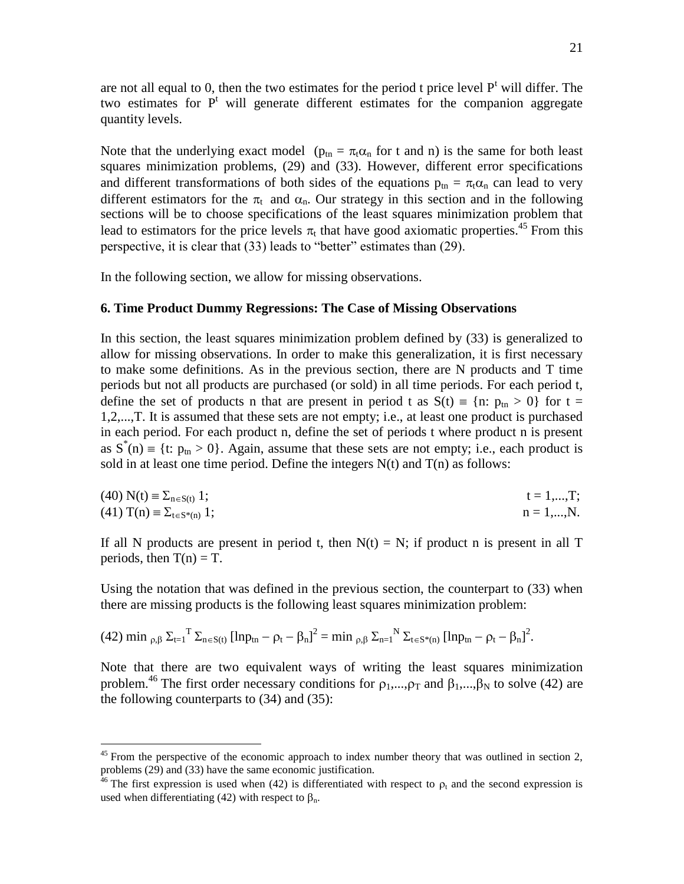are not all equal to 0, then the two estimates for the period t price level $P^t$ will differ. The two estimates for $P^t$ will generate different estimates for the companion aggregate quantity levels.

Note that the underlying exact model ($p_{tn} = \pi_t\alpha_n$ for t and n) is the same for both least squares minimization problems, (29) and (33). However, different error specifications and different transformations of both sides of the equations $p_{tn} = \pi_t\alpha_n$ can lead to very different estimators for the $\pi_t$ and $\alpha_n$. Our strategy in this section and in the following sections will be to choose specifications of the least squares minimization problem that lead to estimators for the price levels $\pi_t$ that have good axiomatic properties.[45] From this perspective, it is clear that (33) leads to "better" estimates than (29).

In the following section, we allow for missing observations.

## 6. Time Product Dummy Regressions: The Case of Missing Observations

In this section, the least squares minimization problem defined by (33) is generalized to allow for missing observations. In order to make this generalization, it is first necessary to make some definitions. As in the previous section, there are N products and T time periods but not all products are purchased (or sold) in all time periods. For each period t, define the set of products n that are present in period t as $S(t) \equiv \{n: p_{tn} > 0\}$ for t = 1,2,...,T. It is assumed that these sets are not empty; i.e., at least one product is purchased in each period. For each product n, define the set of periods t where product n is present as $S^*(n) \equiv \{t: p_{tn} > 0\}$. Again, assume that these sets are not empty; i.e., each product is sold in at least one time period. Define the integers N(t) and T(n) as follows:

$$(40)\ N(t) \equiv \Sigma_{n\in S(t)}\, 1; \qquad t = 1,...,T;$$

$$(41)\ T(n) \equiv \Sigma_{t\in S^*(n)}\, 1; \qquad n = 1,...,N.$$

If all N products are present in period t, then $N(t) = N$; if product n is present in all T periods, then $T(n) = T$.

Using the notation that was defined in the previous section, the counterpart to (33) when there are missing products is the following least squares minimization problem:

$$(42)\ \min_{\rho,\beta} \Sigma_{t=1}^{T} \Sigma_{n\in S(t)} [\ln p_{tn} - \rho_t - \beta_n]^2 = \min_{\rho,\beta} \Sigma_{n=1}^{N} \Sigma_{t\in S^*(n)} [\ln p_{tn} - \rho_t - \beta_n]^2.$$

Note that there are two equivalent ways of writing the least squares minimization problem.[46] The first order necessary conditions for $\rho_1,...,\rho_T$ and $\beta_1,...,\beta_N$ to solve (42) are the following counterparts to (34) and (35):

[45] From the perspective of the economic approach to index number theory that was outlined in section 2, problems (29) and (33) have the same economic justification.

[46] The first expression is used when (42) is differentiated with respect to $\rho_t$ and the second expression is used when differentiating (42) with respect to $\beta_n$.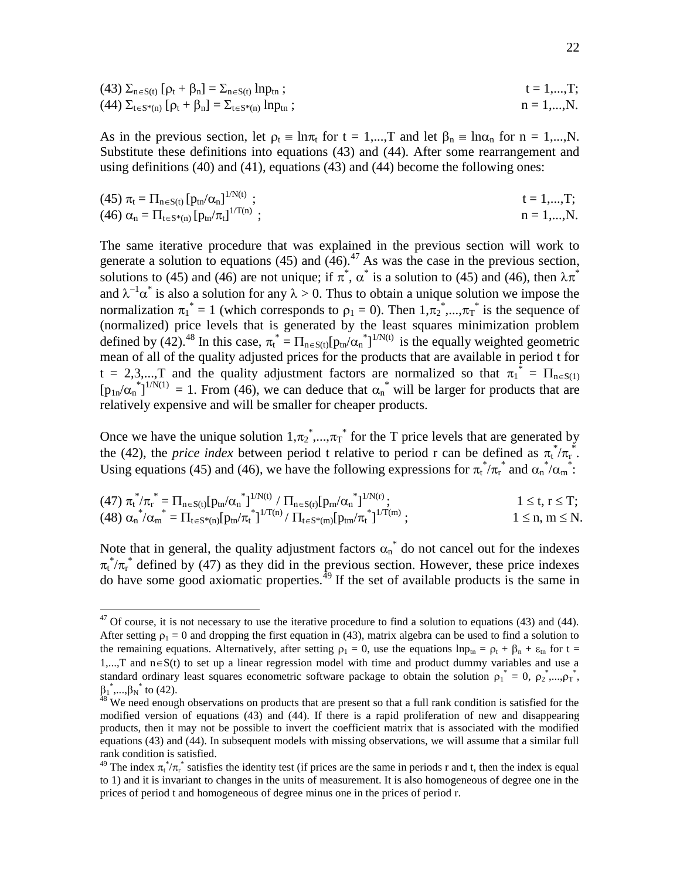$$(43)\ \Sigma_{n\in S(t)} [\rho_t + \beta_n] = \Sigma_{n\in S(t)} \ln p_{tn}\ ; \qquad t = 1,...,T;$$
$$(44)\ \Sigma_{t\in S^*(n)} [\rho_t + \beta_n] = \Sigma_{t\in S^*(n)} \ln p_{tn}\ ; \qquad n = 1,...,N.$$

As in the previous section, let $\rho_t \equiv \ln\pi_t$ for t = 1,...,T and let $\beta_n \equiv \ln\alpha_n$ for n = 1,...,N. Substitute these definitions into equations (43) and (44). After some rearrangement and using definitions (40) and (41), equations (43) and (44) become the following ones:

$$(45)\ \pi_t = \Pi_{n\in S(t)} [p_{tn}/\alpha_n]^{1/N(t)}\ ; \qquad t = 1,...,T;$$
$$(46)\ \alpha_n = \Pi_{t\in S^*(n)} [p_{tn}/\pi_t]^{1/T(n)}\ ; \qquad n = 1,...,N.$$

The same iterative procedure that was explained in the previous section will work to generate a solution to equations (45) and (46).[47] As was the case in the previous section, solutions to (45) and (46) are not unique; if $\pi^*$, $\alpha^*$ is a solution to (45) and (46), then $\lambda\pi^*$ and $\lambda^{-1}\alpha^*$ is also a solution for any $\lambda > 0$. Thus to obtain a unique solution we impose the normalization $\pi_1^* = 1$ (which corresponds to $\rho_1 = 0$). Then $1,\pi_2^*,...,\pi_T^*$ is the sequence of (normalized) price levels that is generated by the least squares minimization problem defined by (42).[48] In this case, $\pi_t^* = \Pi_{n\in S(t)}[p_{tn}/\alpha_n^*]^{1/N(t)}$ is the equally weighted geometric mean of all of the quality adjusted prices for the products that are available in period t for t = 2,3,...,T and the quality adjustment factors are normalized so that $\pi_1^* = \Pi_{n\in S(1)} [p_{1n}/\alpha_n^*]^{1/N(1)} = 1$. From (46), we can deduce that $\alpha_n^*$ will be larger for products that are relatively expensive and will be smaller for cheaper products.

Once we have the unique solution $1,\pi_2^*,...,\pi_T^*$ for the T price levels that are generated by the (42), the *price index* between period t relative to period r can be defined as $\pi_t^*/\pi_r^*$. Using equations (45) and (46), we have the following expressions for $\pi_t^*/\pi_r^*$ and $\alpha_n^*/\alpha_m^*$:

$$(47)\ \pi_t^*/\pi_r^* = \Pi_{n\in S(t)}[p_{tn}/\alpha_n^*]^{1/N(t)} / \Pi_{n\in S(r)}[p_{rn}/\alpha_n^*]^{1/N(r)}\ ; \qquad 1 \le t, r \le T;$$
$$(48)\ \alpha_n^*/\alpha_m^* = \Pi_{t\in S^*(n)}[p_{tn}/\pi_t^*]^{1/T(n)} / \Pi_{t\in S^*(m)}[p_{tm}/\pi_t^*]^{1/T(m)}\ ; \qquad 1 \le n, m \le N.$$

Note that in general, the quality adjustment factors $\alpha_n^*$ do not cancel out for the indexes $\pi_t^*/\pi_r^*$ defined by (47) as they did in the previous section. However, these price indexes do have some good axiomatic properties.[49] If the set of available products is the same in

---

[47] Of course, it is not necessary to use the iterative procedure to find a solution to equations (43) and (44). After setting $\rho_1 = 0$ and dropping the first equation in (43), matrix algebra can be used to find a solution to the remaining equations. Alternatively, after setting $\rho_1 = 0$, use the equations $\ln p_{tn} = \rho_t + \beta_n + \varepsilon_{tn}$ for t = 1,...,T and $n\in S(t)$ to set up a linear regression model with time and product dummy variables and use a standard ordinary least squares econometric software package to obtain the solution $\rho_1^* = 0$, $\rho_2^*,...,\rho_T^*$, $\beta_1^*,...,\beta_N^*$ to (42).

[48] We need enough observations on products that are present so that a full rank condition is satisfied for the modified version of equations (43) and (44). If there is a rapid proliferation of new and disappearing products, then it may not be possible to invert the coefficient matrix that is associated with the modified equations (43) and (44). In subsequent models with missing observations, we will assume that a similar full rank condition is satisfied.

[49] The index $\pi_t^*/\pi_r^*$ satisfies the identity test (if prices are the same in periods r and t, then the index is equal to 1) and it is invariant to changes in the units of measurement. It is also homogeneous of degree one in the prices of period t and homogeneous of degree minus one in the prices of period r.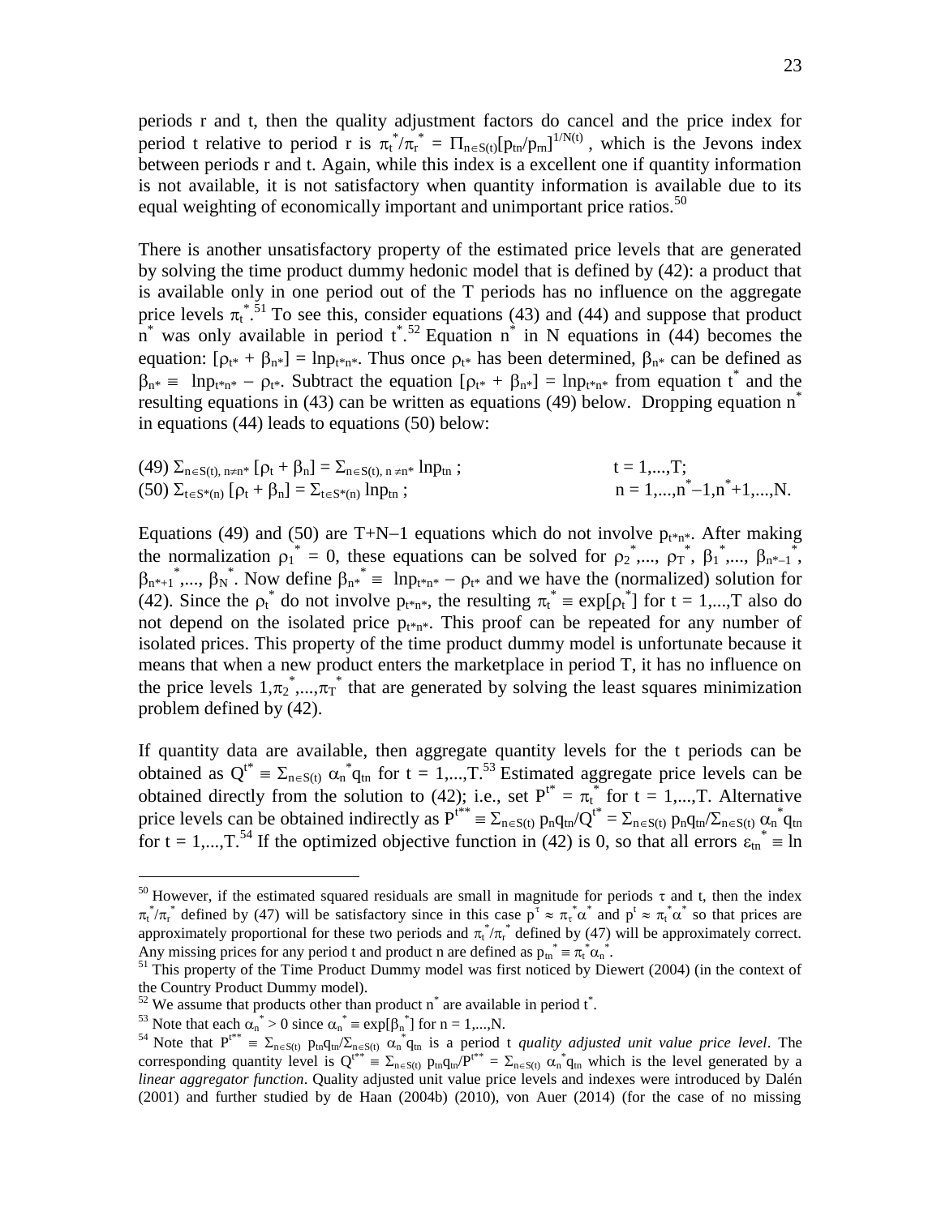periods r and t, then the quality adjustment factors do cancel and the price index for period t relative to period r is $\pi_t^*/\pi_r^* = \Pi_{n\in S(t)}[p_{tn}/p_{rn}]^{1/N(t)}$, which is the Jevons index between periods r and t. Again, while this index is a excellent one if quantity information is not available, it is not satisfactory when quantity information is available due to its equal weighting of economically important and unimportant price ratios.[50]

There is another unsatisfactory property of the estimated price levels that are generated by solving the time product dummy hedonic model that is defined by (42): a product that is available only in one period out of the T periods has no influence on the aggregate price levels $\pi_t^*$.[51] To see this, consider equations (43) and (44) and suppose that product $n^*$ was only available in period $t^*$.[52] Equation $n^*$ in N equations in (44) becomes the equation: $[\rho_{t^*} + \beta_{n^*}] = \ln p_{t^*n^*}$. Thus once $\rho_{t^*}$ has been determined, $\beta_{n^*}$ can be defined as $\beta_{n^*} \equiv \ln p_{t^*n^*} - \rho_{t^*}$. Subtract the equation $[\rho_{t^*} + \beta_{n^*}] = \ln p_{t^*n^*}$ from equation $t^*$ and the resulting equations in (43) can be written as equations (49) below. Dropping equation $n^*$ in equations (44) leads to equations (50) below:

$$(49)\ \Sigma_{n\in S(t),\, n\neq n^*} [\rho_t + \beta_n] = \Sigma_{n\in S(t),\, n\neq n^*} \ln p_{tn}\ ; \qquad t = 1,...,T;$$

$$(50)\ \Sigma_{t\in S^*(n)} [\rho_t + \beta_n] = \Sigma_{t\in S^*(n)} \ln p_{tn}\ ; \qquad n = 1,...,n^*-1,n^*+1,...,N.$$

Equations (49) and (50) are T+N−1 equations which do not involve $p_{t^*n^*}$. After making the normalization $\rho_1^* = 0$, these equations can be solved for $\rho_2^*,..., \rho_T^*, \beta_1^*,..., \beta_{n^*-1}^*, \beta_{n^*+1}^*,..., \beta_N^*$. Now define $\beta_{n^*}^* \equiv \ln p_{t^*n^*} - \rho_{t^*}$ and we have the (normalized) solution for (42). Since the $\rho_t^*$ do not involve $p_{t^*n^*}$, the resulting $\pi_t^* \equiv \exp[\rho_t^*]$ for t = 1,...,T also do not depend on the isolated price $p_{t^*n^*}$. This proof can be repeated for any number of isolated prices. This property of the time product dummy model is unfortunate because it means that when a new product enters the marketplace in period T, it has no influence on the price levels $1,\pi_2^*,...,\pi_T^*$ that are generated by solving the least squares minimization problem defined by (42).

If quantity data are available, then aggregate quantity levels for the t periods can be obtained as $Q^{t*} \equiv \Sigma_{n\in S(t)}\ \alpha_n^* q_{tn}$ for t = 1,...,T.[53] Estimated aggregate price levels can be obtained directly from the solution to (42); i.e., set $P^{t*} = \pi_t^*$ for t = 1,...,T. Alternative price levels can be obtained indirectly as $P^{t**} \equiv \Sigma_{n\in S(t)}\ p_n q_{tn}/Q^{t*} = \Sigma_{n\in S(t)}\ p_n q_{tn}/\Sigma_{n\in S(t)}\ \alpha_n^* q_{tn}$ for t = 1,...,T.[54] If the optimized objective function in (42) is 0, so that all errors $\varepsilon_{tn}^* \equiv \ln$

---

[50] However, if the estimated squared residuals are small in magnitude for periods τ and t, then the index $\pi_t^*/\pi_r^*$ defined by (47) will be satisfactory since in this case $p^\tau \approx \pi_\tau^*\alpha^*$ and $p^t \approx \pi_t^*\alpha^*$ so that prices are approximately proportional for these two periods and $\pi_t^*/\pi_r^*$ defined by (47) will be approximately correct. Any missing prices for any period t and product n are defined as $p_{tn}^* \equiv \pi_t^*\alpha_n^*$.

[51] This property of the Time Product Dummy model was first noticed by Diewert (2004) (in the context of the Country Product Dummy model).

[52] We assume that products other than product $n^*$ are available in period $t^*$.

[53] Note that each $\alpha_n^* > 0$ since $\alpha_n^* \equiv \exp[\beta_n^*]$ for n = 1,...,N.

[54] Note that $P^{t**} \equiv \Sigma_{n\in S(t)}\ p_{tn}q_{tn}/\Sigma_{n\in S(t)}\ \alpha_n^* q_{tn}$ is a period t *quality adjusted unit value price level*. The corresponding quantity level is $Q^{t**} \equiv \Sigma_{n\in S(t)}\ p_{tn}q_{tn}/P^{t**} = \Sigma_{n\in S(t)}\ \alpha_n^* q_{tn}$ which is the level generated by a *linear aggregator function*. Quality adjusted unit value price levels and indexes were introduced by Dalén (2001) and further studied by de Haan (2004b) (2010), von Auer (2014) (for the case of no missing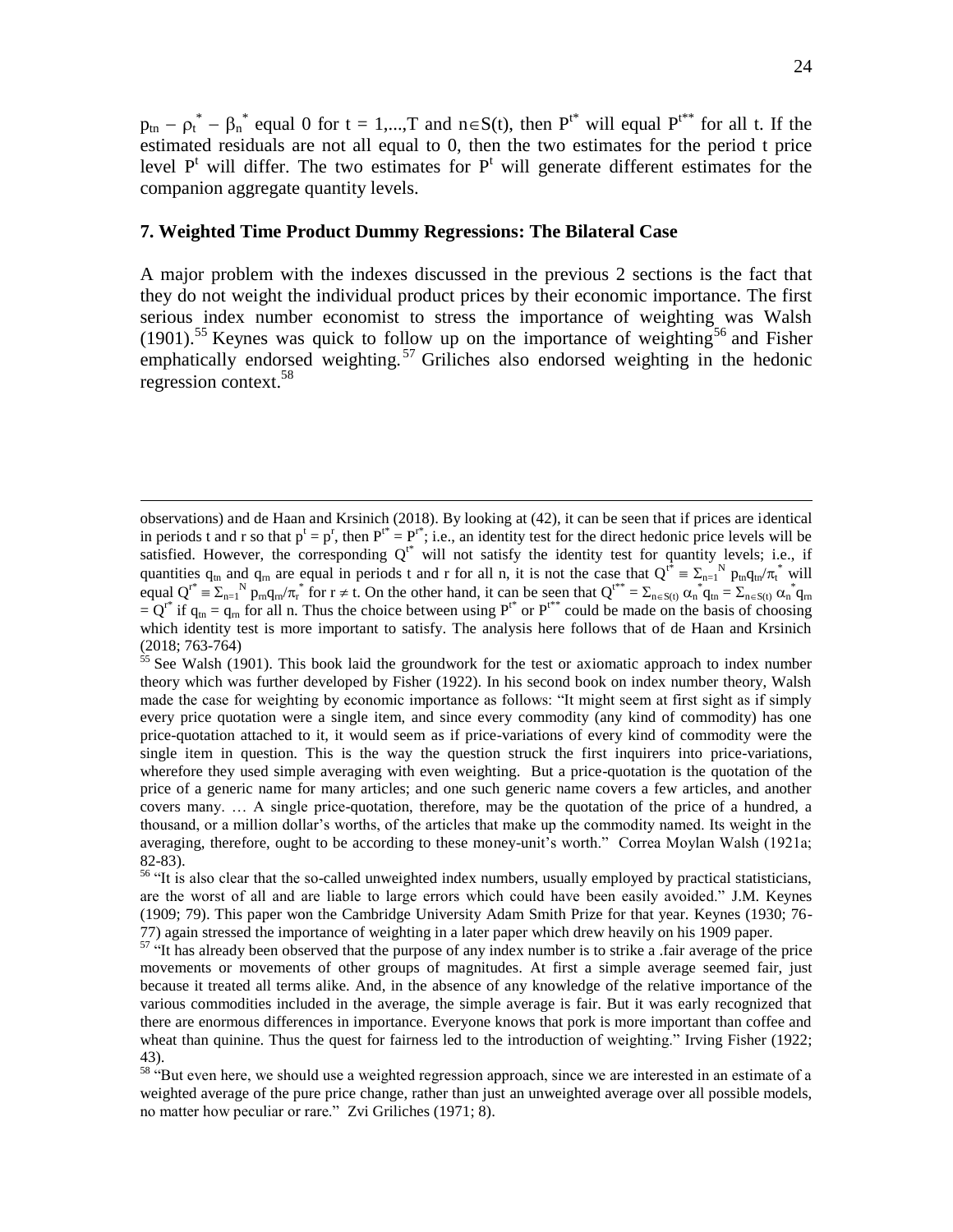$p_{tn} - \rho_t^* - \beta_n^*$ equal 0 for t = 1,...,T and $n \in S(t)$, then $P^{t*}$ will equal $P^{t**}$ for all t. If the estimated residuals are not all equal to 0, then the two estimates for the period t price level $P^t$ will differ. The two estimates for $P^t$ will generate different estimates for the companion aggregate quantity levels.

### 7. Weighted Time Product Dummy Regressions: The Bilateral Case

A major problem with the indexes discussed in the previous 2 sections is the fact that they do not weight the individual product prices by their economic importance. The first serious index number economist to stress the importance of weighting was Walsh (1901).[55] Keynes was quick to follow up on the importance of weighting[56] and Fisher emphatically endorsed weighting.[57] Griliches also endorsed weighting in the hedonic regression context.[58]

---

observations) and de Haan and Krsinich (2018). By looking at (42), it can be seen that if prices are identical in periods t and r so that $p^t = p^r$, then $P^{t*} = P^{r*}$; i.e., an identity test for the direct hedonic price levels will be satisfied. However, the corresponding $Q^{t*}$ will not satisfy the identity test for quantity levels; i.e., if quantities $q_{tn}$ and $q_{rn}$ are equal in periods t and r for all n, it is not the case that $Q^{t*} \equiv \Sigma_{n=1}^N p_{tn}q_{tn}/\pi_t^*$ will equal $Q^{r*} \equiv \Sigma_{n=1}^N p_{rn}q_{rn}/\pi_r^*$ for $r \neq t$. On the other hand, it can be seen that $Q^{t**} = \Sigma_{n\in S(t)} \alpha_n^* q_{tn} = \Sigma_{n\in S(t)} \alpha_n^* q_{rn} = Q^{r*}$ if $q_{tn} = q_{rn}$ for all n. Thus the choice between using $P^{t*}$ or $P^{t**}$ could be made on the basis of choosing which identity test is more important to satisfy. The analysis here follows that of de Haan and Krsinich (2018; 763-764)

[55] See Walsh (1901). This book laid the groundwork for the test or axiomatic approach to index number theory which was further developed by Fisher (1922). In his second book on index number theory, Walsh made the case for weighting by economic importance as follows: "It might seem at first sight as if simply every price quotation were a single item, and since every commodity (any kind of commodity) has one price-quotation attached to it, it would seem as if price-variations of every kind of commodity were the single item in question. This is the way the question struck the first inquirers into price-variations, wherefore they used simple averaging with even weighting. But a price-quotation is the quotation of the price of a generic name for many articles; and one such generic name covers a few articles, and another covers many. … A single price-quotation, therefore, may be the quotation of the price of a hundred, a thousand, or a million dollar's worths, of the articles that make up the commodity named. Its weight in the averaging, therefore, ought to be according to these money-unit's worth." Correa Moylan Walsh (1921a; 82-83).

[56] "It is also clear that the so-called unweighted index numbers, usually employed by practical statisticians, are the worst of all and are liable to large errors which could have been easily avoided." J.M. Keynes (1909; 79). This paper won the Cambridge University Adam Smith Prize for that year. Keynes (1930; 76-77) again stressed the importance of weighting in a later paper which drew heavily on his 1909 paper.

[57] "It has already been observed that the purpose of any index number is to strike a .fair average of the price movements or movements of other groups of magnitudes. At first a simple average seemed fair, just because it treated all terms alike. And, in the absence of any knowledge of the relative importance of the various commodities included in the average, the simple average is fair. But it was early recognized that there are enormous differences in importance. Everyone knows that pork is more important than coffee and wheat than quinine. Thus the quest for fairness led to the introduction of weighting." Irving Fisher (1922; 43).

[58] "But even here, we should use a weighted regression approach, since we are interested in an estimate of a weighted average of the pure price change, rather than just an unweighted average over all possible models, no matter how peculiar or rare." Zvi Griliches (1971; 8).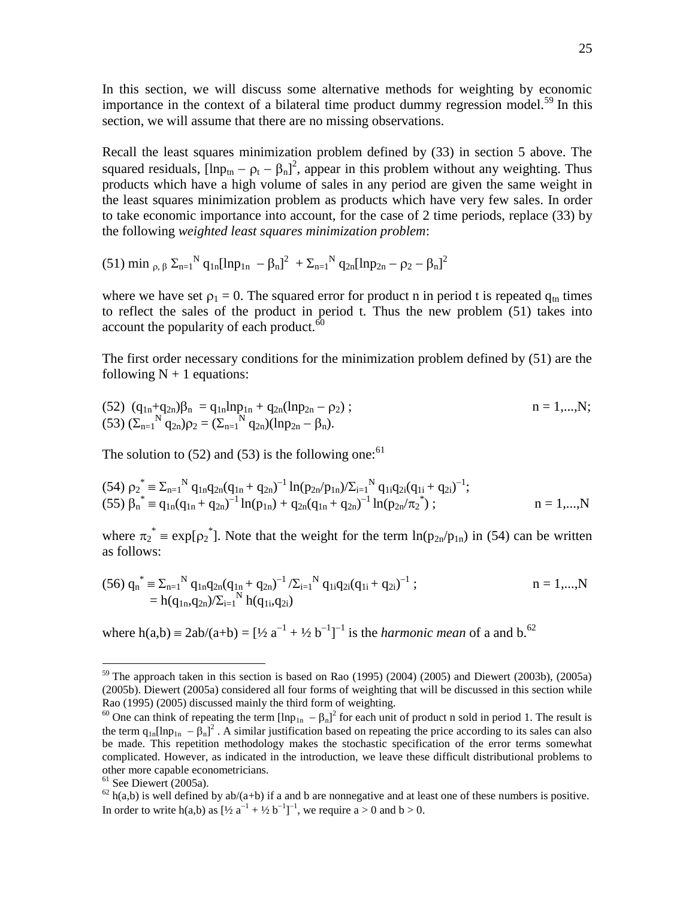In this section, we will discuss some alternative methods for weighting by economic importance in the context of a bilateral time product dummy regression model.[59] In this section, we will assume that there are no missing observations.

Recall the least squares minimization problem defined by (33) in section 5 above. The squared residuals, $[\ln p_{tn} - \rho_t - \beta_n]^2$, appear in this problem without any weighting. Thus products which have a high volume of sales in any period are given the same weight in the least squares minimization problem as products which have very few sales. In order to take economic importance into account, for the case of 2 time periods, replace (33) by the following *weighted least squares minimization problem*:

$$(51)\ \min_{\rho,\beta} \Sigma_{n=1}^{N} q_{1n}[\ln p_{1n} - \beta_n]^2 + \Sigma_{n=1}^{N} q_{2n}[\ln p_{2n} - \rho_2 - \beta_n]^2$$

where we have set $\rho_1 = 0$. The squared error for product n in period t is repeated $q_{tn}$ times to reflect the sales of the product in period t. Thus the new problem (51) takes into account the popularity of each product.[60]

The first order necessary conditions for the minimization problem defined by (51) are the following $N + 1$ equations:

$$(52)\ (q_{1n}+q_{2n})\beta_n = q_{1n}\ln p_{1n} + q_{2n}(\ln p_{2n} - \rho_2)\ ; \qquad n = 1,...,N;$$
$$(53)\ (\Sigma_{n=1}^{N} q_{2n})\rho_2 = (\Sigma_{n=1}^{N} q_{2n})(\ln p_{2n} - \beta_n).$$

The solution to (52) and (53) is the following one:[61]

$$(54)\ \rho_2^{*} \equiv \Sigma_{n=1}^{N} q_{1n}q_{2n}(q_{1n} + q_{2n})^{-1} \ln(p_{2n}/p_{1n})/\Sigma_{i=1}^{N} q_{1i}q_{2i}(q_{1i} + q_{2i})^{-1};$$
$$(55)\ \beta_n^{*} \equiv q_{1n}(q_{1n} + q_{2n})^{-1} \ln(p_{1n}) + q_{2n}(q_{1n} + q_{2n})^{-1} \ln(p_{2n}/\pi_2^{*})\ ; \qquad n = 1,...,N$$

where $\pi_2^{*} \equiv \exp[\rho_2^{*}]$. Note that the weight for the term $\ln(p_{2n}/p_{1n})$ in (54) can be written as follows:

$$(56)\ q_n^{*} \equiv \Sigma_{n=1}^{N} q_{1n}q_{2n}(q_{1n} + q_{2n})^{-1} /\Sigma_{i=1}^{N} q_{1i}q_{2i}(q_{1i} + q_{2i})^{-1}\ ; \qquad n = 1,...,N$$
$$= h(q_{1n},q_{2n})/\Sigma_{i=1}^{N} h(q_{1i},q_{2i})$$

where $h(a,b) \equiv 2ab/(a+b) = [\frac{1}{2} a^{-1} + \frac{1}{2} b^{-1}]^{-1}$ is the *harmonic mean* of a and b.[62]

---

[59] The approach taken in this section is based on Rao (1995) (2004) (2005) and Diewert (2003b), (2005a) (2005b). Diewert (2005a) considered all four forms of weighting that will be discussed in this section while Rao (1995) (2005) discussed mainly the third form of weighting.

[60] One can think of repeating the term $[\ln p_{1n} - \beta_n]^2$ for each unit of product n sold in period 1. The result is the term $q_{1n}[\ln p_{1n} - \beta_n]^2$. A similar justification based on repeating the price according to its sales can also be made. This repetition methodology makes the stochastic specification of the error terms somewhat complicated. However, as indicated in the introduction, we leave these difficult distributional problems to other more capable econometricians.

[61] See Diewert (2005a).

[62] $h(a,b)$ is well defined by $ab/(a+b)$ if a and b are nonnegative and at least one of these numbers is positive. In order to write $h(a,b)$ as $[\frac{1}{2} a^{-1} + \frac{1}{2} b^{-1}]^{-1}$, we require $a > 0$ and $b > 0$.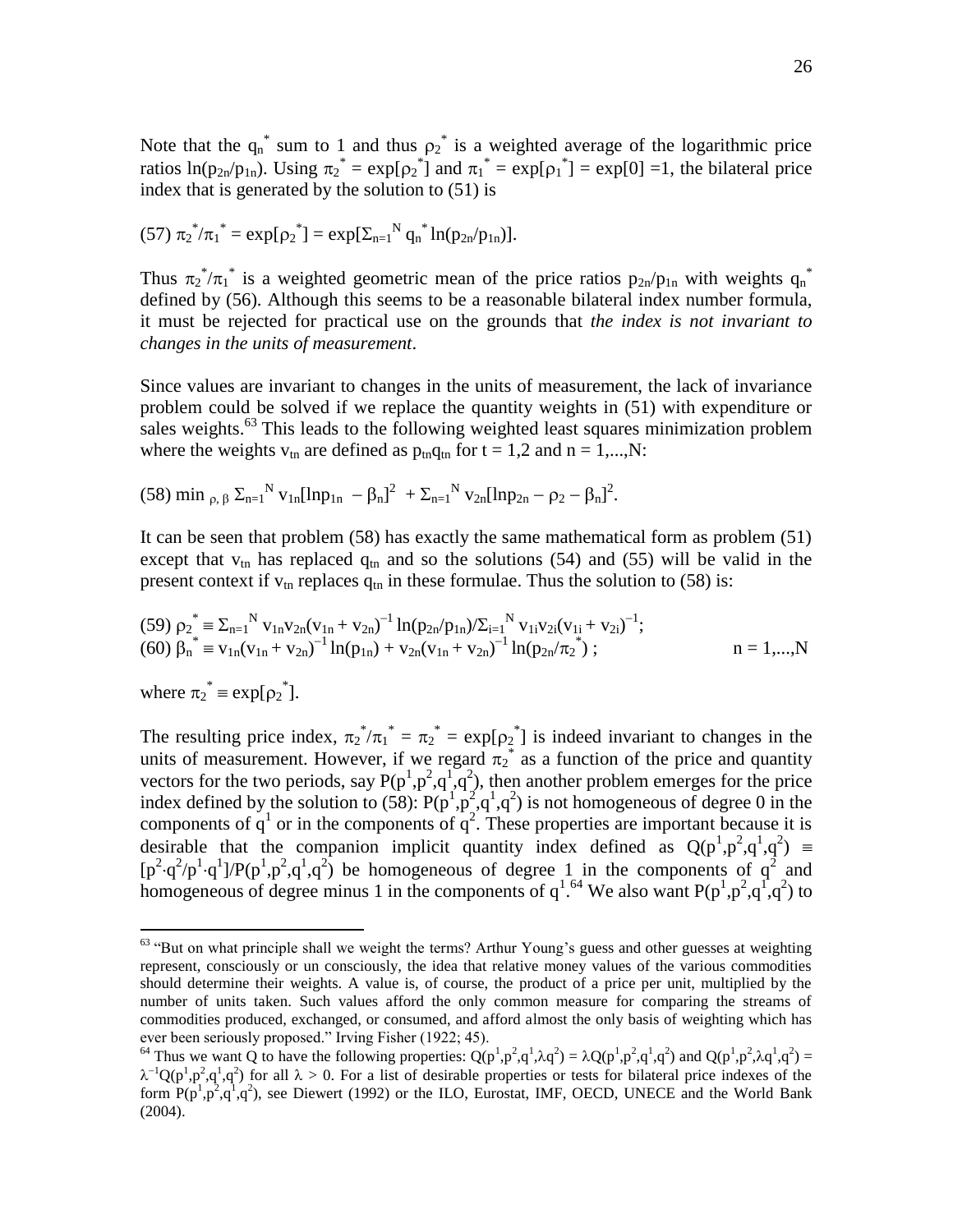Note that the $q_n^*$ sum to 1 and thus $\rho_2^*$ is a weighted average of the logarithmic price ratios $\ln(p_{2n}/p_{1n})$. Using $\pi_2^* = \exp[\rho_2^*]$ and $\pi_1^* = \exp[\rho_1^*] = \exp[0] = 1$, the bilateral price index that is generated by the solution to (51) is

$$(57)\ \pi_2^*/\pi_1^* = \exp[\rho_2^*] = \exp[\Sigma_{n=1}^N q_n^* \ln(p_{2n}/p_{1n})].$$

Thus $\pi_2^*/\pi_1^*$ is a weighted geometric mean of the price ratios $p_{2n}/p_{1n}$ with weights $q_n^*$ defined by (56). Although this seems to be a reasonable bilateral index number formula, it must be rejected for practical use on the grounds that *the index is not invariant to changes in the units of measurement*.

Since values are invariant to changes in the units of measurement, the lack of invariance problem could be solved if we replace the quantity weights in (51) with expenditure or sales weights.[63] This leads to the following weighted least squares minimization problem where the weights $v_{tn}$ are defined as $p_{tn}q_{tn}$ for $t = 1,2$ and $n = 1,...,N$:

$$(58)\ \min_{\rho,\beta} \Sigma_{n=1}^N v_{1n}[\ln p_{1n} - \beta_n]^2 + \Sigma_{n=1}^N v_{2n}[\ln p_{2n} - \rho_2 - \beta_n]^2.$$

It can be seen that problem (58) has exactly the same mathematical form as problem (51) except that $v_{tn}$ has replaced $q_{tn}$ and so the solutions (54) and (55) will be valid in the present context if $v_{tn}$ replaces $q_{tn}$ in these formulae. Thus the solution to (58) is:

$$(59)\ \rho_2^* \equiv \Sigma_{n=1}^N v_{1n}v_{2n}(v_{1n} + v_{2n})^{-1} \ln(p_{2n}/p_{1n})/\Sigma_{i=1}^N v_{1i}v_{2i}(v_{1i} + v_{2i})^{-1};$$

$$(60)\ \beta_n^* \equiv v_{1n}(v_{1n} + v_{2n})^{-1} \ln(p_{1n}) + v_{2n}(v_{1n} + v_{2n})^{-1} \ln(p_{2n}/\pi_2^*)\ ; \qquad n = 1,...,N$$

where $\pi_2^* \equiv \exp[\rho_2^*]$.

The resulting price index, $\pi_2^*/\pi_1^* = \pi_2^* = \exp[\rho_2^*]$ is indeed invariant to changes in the units of measurement. However, if we regard $\pi_2^*$ as a function of the price and quantity vectors for the two periods, say $P(p^1,p^2,q^1,q^2)$, then another problem emerges for the price index defined by the solution to (58): $P(p^1,p^2,q^1,q^2)$ is not homogeneous of degree 0 in the components of $q^1$ or in the components of $q^2$. These properties are important because it is desirable that the companion implicit quantity index defined as $Q(p^1,p^2,q^1,q^2) \equiv [p^2 \cdot q^2/p^1 \cdot q^1]/P(p^1,p^2,q^1,q^2)$ be homogeneous of degree 1 in the components of $q^2$ and homogeneous of degree minus 1 in the components of $q^1$.[64] We also want $P(p^1,p^2,q^1,q^2)$ to

---

[63] "But on what principle shall we weight the terms? Arthur Young's guess and other guesses at weighting represent, consciously or un consciously, the idea that relative money values of the various commodities should determine their weights. A value is, of course, the product of a price per unit, multiplied by the number of units taken. Such values afford the only common measure for comparing the streams of commodities produced, exchanged, or consumed, and afford almost the only basis of weighting which has ever been seriously proposed." Irving Fisher (1922; 45).

[64] Thus we want Q to have the following properties: $Q(p^1,p^2,q^1,\lambda q^2) = \lambda Q(p^1,p^2,q^1,q^2)$ and $Q(p^1,p^2,\lambda q^1,q^2) = \lambda^{-1}Q(p^1,p^2,q^1,q^2)$ for all $\lambda > 0$. For a list of desirable properties or tests for bilateral price indexes of the form $P(p^1,p^2,q^1,q^2)$, see Diewert (1992) or the ILO, Eurostat, IMF, OECD, UNECE and the World Bank (2004).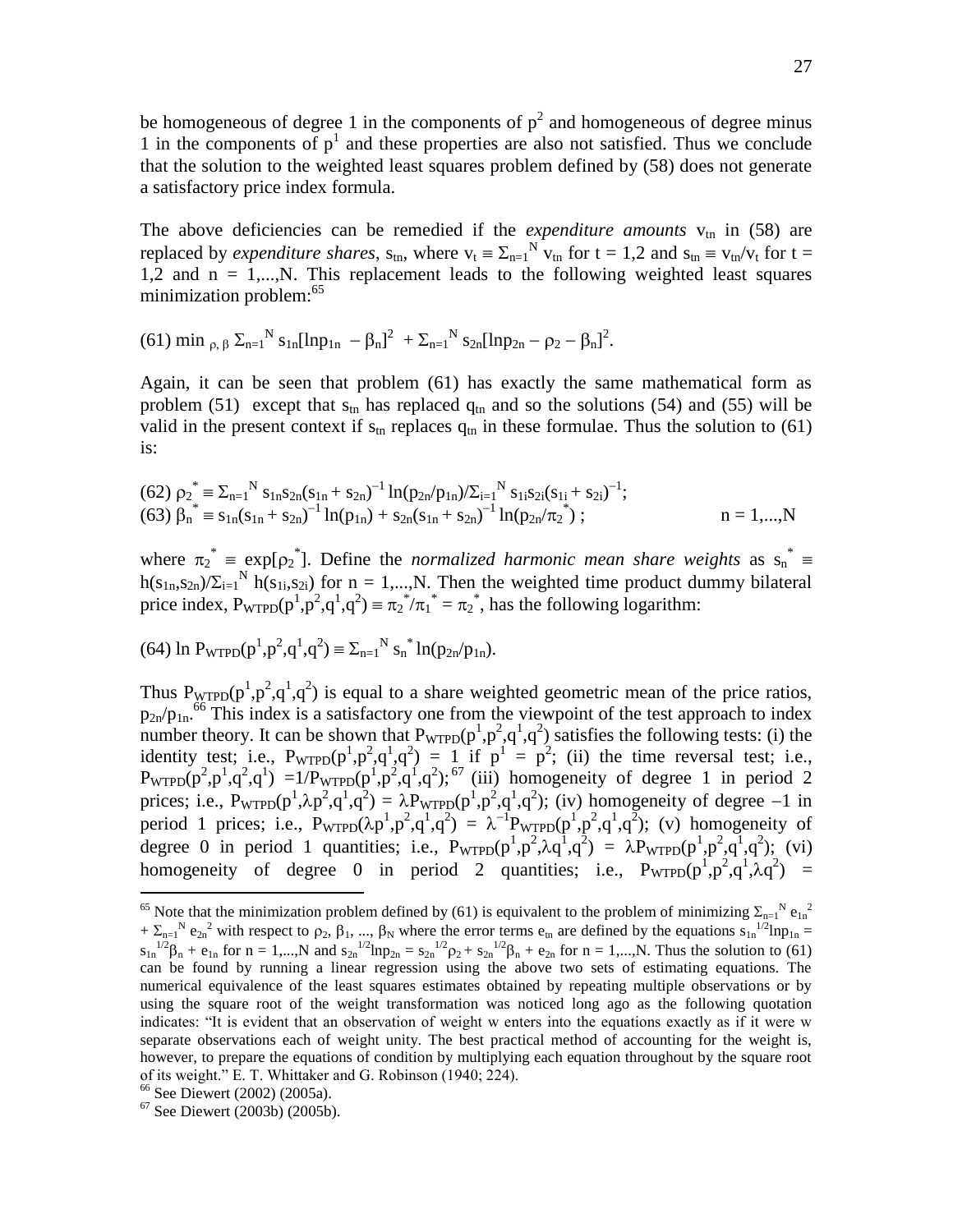be homogeneous of degree 1 in the components of $p^2$ and homogeneous of degree minus 1 in the components of $p^1$ and these properties are also not satisfied. Thus we conclude that the solution to the weighted least squares problem defined by (58) does not generate a satisfactory price index formula.

The above deficiencies can be remedied if the *expenditure amounts* $v_{tn}$ in (58) are replaced by *expenditure shares*, $s_{tn}$, where $v_t \equiv \Sigma_{n=1}^N v_{tn}$ for t = 1,2 and $s_{tn} \equiv v_{tn}/v_t$ for t = 1,2 and n = 1,...,N. This replacement leads to the following weighted least squares minimization problem:[65]

$$(61)\ \min_{\rho,\,\beta} \Sigma_{n=1}^N s_{1n}[\ln p_{1n} - \beta_n]^2 + \Sigma_{n=1}^N s_{2n}[\ln p_{2n} - \rho_2 - \beta_n]^2.$$

Again, it can be seen that problem (61) has exactly the same mathematical form as problem (51) except that $s_{tn}$ has replaced $q_{tn}$ and so the solutions (54) and (55) will be valid in the present context if $s_{tn}$ replaces $q_{tn}$ in these formulae. Thus the solution to (61) is:

$$(62)\ \rho_2^* \equiv \Sigma_{n=1}^N s_{1n}s_{2n}(s_{1n} + s_{2n})^{-1} \ln(p_{2n}/p_{1n})/\Sigma_{i=1}^N s_{1i}s_{2i}(s_{1i} + s_{2i})^{-1};$$

$$(63)\ \beta_n^* \equiv s_{1n}(s_{1n} + s_{2n})^{-1} \ln(p_{1n}) + s_{2n}(s_{1n} + s_{2n})^{-1} \ln(p_{2n}/\pi_2^*)\ ; \qquad n = 1,...,N$$

where $\pi_2^* \equiv \exp[\rho_2^*]$. Define the *normalized harmonic mean share weights* as $s_n^* \equiv h(s_{1n},s_{2n})/\Sigma_{i=1}^N h(s_{1i},s_{2i})$ for n = 1,...,N. Then the weighted time product dummy bilateral price index, $P_{WTPD}(p^1,p^2,q^1,q^2) \equiv \pi_2^*/\pi_1^* = \pi_2^*$, has the following logarithm:

$$(64)\ \ln P_{WTPD}(p^1,p^2,q^1,q^2) \equiv \Sigma_{n=1}^N s_n^* \ln(p_{2n}/p_{1n}).$$

Thus $P_{WTPD}(p^1,p^2,q^1,q^2)$ is equal to a share weighted geometric mean of the price ratios, $p_{2n}/p_{1n}$.[66] This index is a satisfactory one from the viewpoint of the test approach to index number theory. It can be shown that $P_{WTPD}(p^1,p^2,q^1,q^2)$ satisfies the following tests: (i) the identity test; i.e., $P_{WTPD}(p^1,p^2,q^1,q^2) = 1$ if $p^1 = p^2$; (ii) the time reversal test; i.e., $P_{WTPD}(p^2,p^1,q^2,q^1) = 1/P_{WTPD}(p^1,p^2,q^1,q^2)$;[67] (iii) homogeneity of degree 1 in period 2 prices; i.e., $P_{WTPD}(p^1,\lambda p^2,q^1,q^2) = \lambda P_{WTPD}(p^1,p^2,q^1,q^2)$; (iv) homogeneity of degree $-1$ in period 1 prices; i.e., $P_{WTPD}(\lambda p^1,p^2,q^1,q^2) = \lambda^{-1} P_{WTPD}(p^1,p^2,q^1,q^2)$; (v) homogeneity of degree 0 in period 1 quantities; i.e., $P_{WTPD}(p^1,p^2,\lambda q^1,q^2) = \lambda P_{WTPD}(p^1,p^2,q^1,q^2)$; (vi) homogeneity of degree 0 in period 2 quantities; i.e., $P_{WTPD}(p^1,p^2,q^1,\lambda q^2) =$

---

[65] Note that the minimization problem defined by (61) is equivalent to the problem of minimizing $\Sigma_{n=1}^N e_{1n}^2 + \Sigma_{n=1}^N e_{2n}^2$ with respect to $\rho_2, \beta_1, ..., \beta_N$ where the error terms $e_{tn}$ are defined by the equations $s_{1n}^{1/2}\ln p_{1n} = s_{1n}^{1/2}\beta_n + e_{1n}$ for n = 1,...,N and $s_{2n}^{1/2}\ln p_{2n} = s_{2n}^{1/2}\rho_2 + s_{2n}^{1/2}\beta_n + e_{2n}$ for n = 1,...,N. Thus the solution to (61) can be found by running a linear regression using the above two sets of estimating equations. The numerical equivalence of the least squares estimates obtained by repeating multiple observations or by using the square root of the weight transformation was noticed long ago as the following quotation indicates: "It is evident that an observation of weight w enters into the equations exactly as if it were w separate observations each of weight unity. The best practical method of accounting for the weight is, however, to prepare the equations of condition by multiplying each equation throughout by the square root of its weight." E. T. Whittaker and G. Robinson (1940; 224).

[66] See Diewert (2002) (2005a).

[67] See Diewert (2003b) (2005b).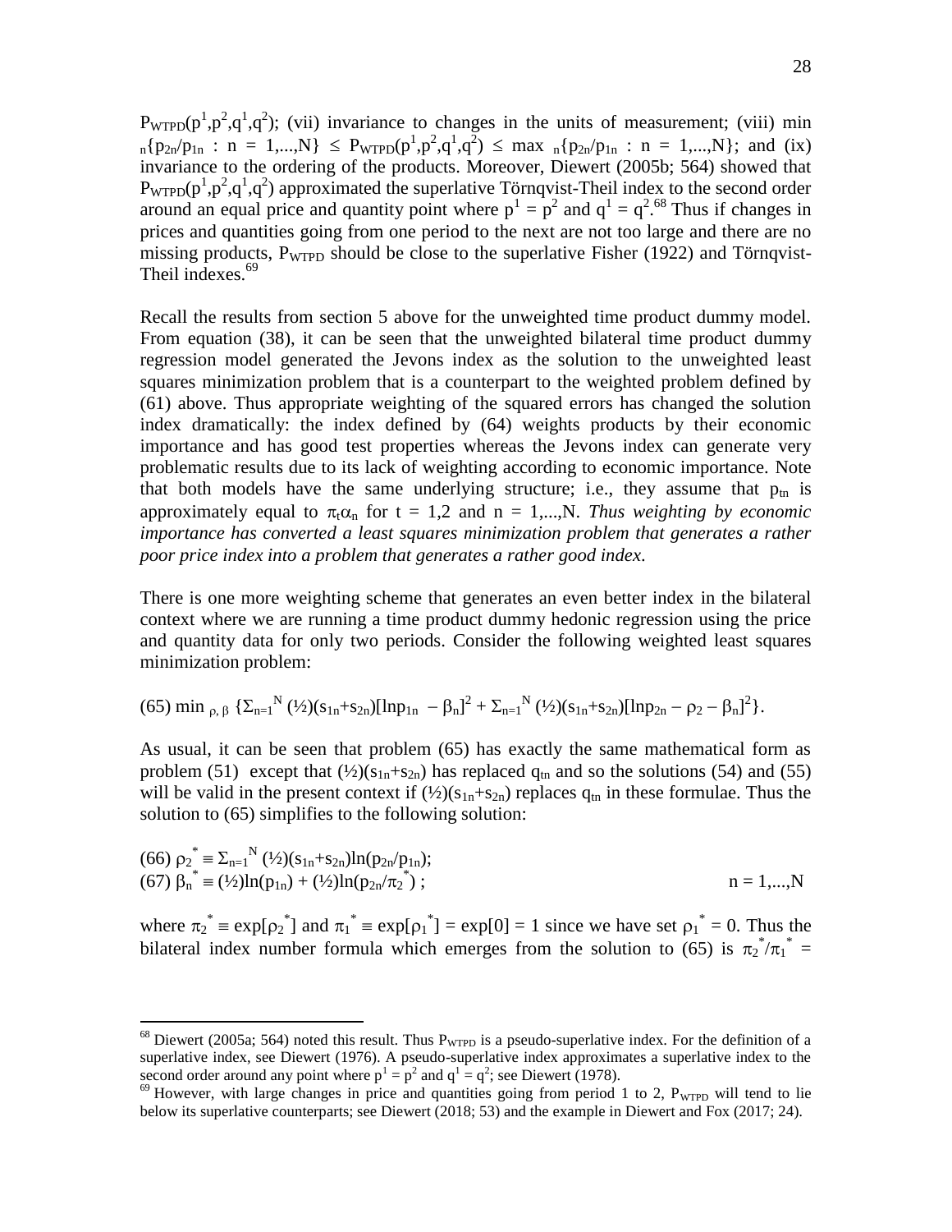$P_{WTPD}(p^1,p^2,q^1,q^2)$; (vii) invariance to changes in the units of measurement; (viii) $\min_n\{p_{2n}/p_{1n} : n = 1,...,N\} \leq P_{WTPD}(p^1,p^2,q^1,q^2) \leq \max_n\{p_{2n}/p_{1n} : n = 1,...,N\}$; and (ix) invariance to the ordering of the products. Moreover, Diewert (2005b; 564) showed that $P_{WTPD}(p^1,p^2,q^1,q^2)$ approximated the superlative Törnqvist-Theil index to the second order around an equal price and quantity point where $p^1 = p^2$ and $q^1 = q^2$.[68] Thus if changes in prices and quantities going from one period to the next are not too large and there are no missing products, $P_{WTPD}$ should be close to the superlative Fisher (1922) and Törnqvist-Theil indexes.[69]

Recall the results from section 5 above for the unweighted time product dummy model. From equation (38), it can be seen that the unweighted bilateral time product dummy regression model generated the Jevons index as the solution to the unweighted least squares minimization problem that is a counterpart to the weighted problem defined by (61) above. Thus appropriate weighting of the squared errors has changed the solution index dramatically: the index defined by (64) weights products by their economic importance and has good test properties whereas the Jevons index can generate very problematic results due to its lack of weighting according to economic importance. Note that both models have the same underlying structure; i.e., they assume that $p_{tn}$ is approximately equal to $\pi_t\alpha_n$ for $t = 1,2$ and $n = 1,...,N$. *Thus weighting by economic importance has converted a least squares minimization problem that generates a rather poor price index into a problem that generates a rather good index.*

There is one more weighting scheme that generates an even better index in the bilateral context where we are running a time product dummy hedonic regression using the price and quantity data for only two periods. Consider the following weighted least squares minimization problem:

$$(65)\ \min_{\rho,\,\beta}\ \{\Sigma_{n=1}^N (½)(s_{1n}+s_{2n})[\ln p_{1n} - \beta_n]^2 + \Sigma_{n=1}^N (½)(s_{1n}+s_{2n})[\ln p_{2n} - \rho_2 - \beta_n]^2\}.$$

As usual, it can be seen that problem (65) has exactly the same mathematical form as problem (51) except that $(½)(s_{1n}+s_{2n})$ has replaced $q_{tn}$ and so the solutions (54) and (55) will be valid in the present context if $(½)(s_{1n}+s_{2n})$ replaces $q_{tn}$ in these formulae. Thus the solution to (65) simplifies to the following solution:

$$(66)\ \rho_2^* \equiv \Sigma_{n=1}^N (½)(s_{1n}+s_{2n})\ln(p_{2n}/p_{1n});$$
$$(67)\ \beta_n^* \equiv (½)\ln(p_{1n}) + (½)\ln(p_{2n}/\pi_2^*)\ ; \qquad n = 1,...,N$$

where $\pi_2^* \equiv \exp[\rho_2^*]$ and $\pi_1^* \equiv \exp[\rho_1^*] = \exp[0] = 1$ since we have set $\rho_1^* = 0$. Thus the bilateral index number formula which emerges from the solution to (65) is $\pi_2^*/\pi_1^* =$

---

[68] Diewert (2005a; 564) noted this result. Thus $P_{WTPD}$ is a pseudo-superlative index. For the definition of a superlative index, see Diewert (1976). A pseudo-superlative index approximates a superlative index to the second order around any point where $p^1 = p^2$ and $q^1 = q^2$; see Diewert (1978).

[69] However, with large changes in price and quantities going from period 1 to 2, $P_{WTPD}$ will tend to lie below its superlative counterparts; see Diewert (2018; 53) and the example in Diewert and Fox (2017; 24).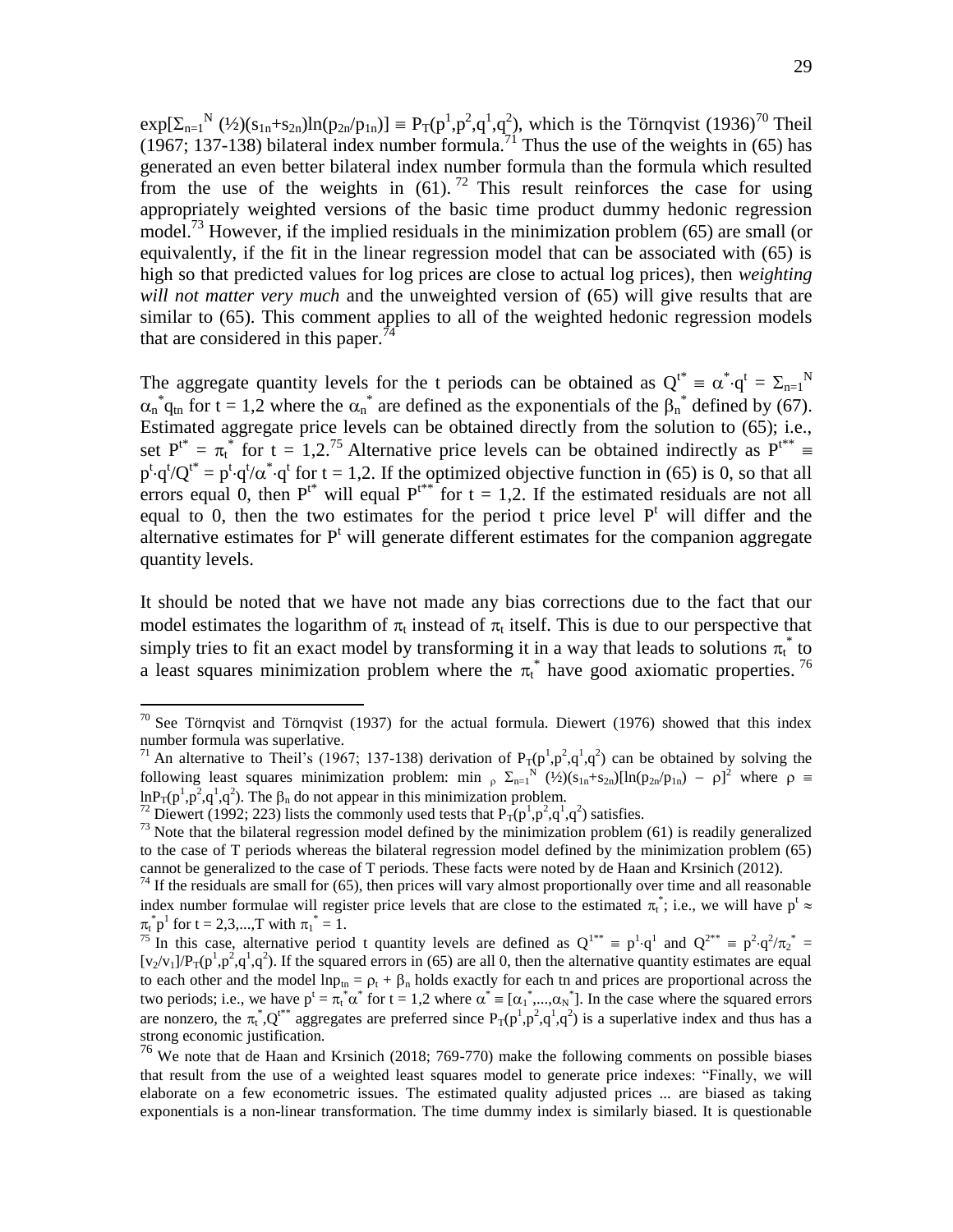$\exp[\Sigma_{n=1}^{N} (½)(s_{1n}+s_{2n})\ln(p_{2n}/p_{1n})] \equiv P_T(p^1,p^2,q^1,q^2)$, which is the Törnqvist (1936)[70] Theil (1967; 137-138) bilateral index number formula.[71] Thus the use of the weights in (65) has generated an even better bilateral index number formula than the formula which resulted from the use of the weights in (61).[72] This result reinforces the case for using appropriately weighted versions of the basic time product dummy hedonic regression model.[73] However, if the implied residuals in the minimization problem (65) are small (or equivalently, if the fit in the linear regression model that can be associated with (65) is high so that predicted values for log prices are close to actual log prices), then *weighting will not matter very much* and the unweighted version of (65) will give results that are similar to (65). This comment applies to all of the weighted hedonic regression models that are considered in this paper.[74]

The aggregate quantity levels for the t periods can be obtained as $Q^{t*} \equiv \alpha^*\cdot q^t = \Sigma_{n=1}^{N} \alpha_n^* q_{tn}$ for t = 1,2 where the $\alpha_n^*$ are defined as the exponentials of the $\beta_n^*$ defined by (67). Estimated aggregate price levels can be obtained directly from the solution to (65); i.e., set $P^{t*} = \pi_t^*$ for t = 1,2.[75] Alternative price levels can be obtained indirectly as $P^{t**} \equiv p^t\cdot q^t/Q^{t*} = p^t\cdot q^t/\alpha^*\cdot q^t$ for t = 1,2. If the optimized objective function in (65) is 0, so that all errors equal 0, then $P^{t*}$ will equal $P^{t**}$ for t = 1,2. If the estimated residuals are not all equal to 0, then the two estimates for the period t price level $P^t$ will differ and the alternative estimates for $P^t$ will generate different estimates for the companion aggregate quantity levels.

It should be noted that we have not made any bias corrections due to the fact that our model estimates the logarithm of $\pi_t$ instead of $\pi_t$ itself. This is due to our perspective that simply tries to fit an exact model by transforming it in a way that leads to solutions $\pi_t^*$ to a least squares minimization problem where the $\pi_t^*$ have good axiomatic properties.[76]

---

[70] See Törnqvist and Törnqvist (1937) for the actual formula. Diewert (1976) showed that this index number formula was superlative.

[71] An alternative to Theil's (1967; 137-138) derivation of $P_T(p^1,p^2,q^1,q^2)$ can be obtained by solving the following least squares minimization problem: $\min_{\rho} \Sigma_{n=1}^{N} (½)(s_{1n}+s_{2n})[\ln(p_{2n}/p_{1n}) - \rho]^2$ where $\rho \equiv \ln P_T(p^1,p^2,q^1,q^2)$. The $\beta_n$ do not appear in this minimization problem.

[72] Diewert (1992; 223) lists the commonly used tests that $P_T(p^1,p^2,q^1,q^2)$ satisfies.

[73] Note that the bilateral regression model defined by the minimization problem (61) is readily generalized to the case of T periods whereas the bilateral regression model defined by the minimization problem (65) cannot be generalized to the case of T periods. These facts were noted by de Haan and Krsinich (2012).

[74] If the residuals are small for (65), then prices will vary almost proportionally over time and all reasonable index number formulae will register price levels that are close to the estimated $\pi_t^*$; i.e., we will have $p^t \approx \pi_t^* p^1$ for t = 2,3,...,T with $\pi_1^* = 1$.

[75] In this case, alternative period t quantity levels are defined as $Q^{1**} \equiv p^1\cdot q^1$ and $Q^{2**} \equiv p^2\cdot q^2/\pi_2^* = [v_2/v_1]/P_T(p^1,p^2,q^1,q^2)$. If the squared errors in (65) are all 0, then the alternative quantity estimates are equal to each other and the model $\ln p_{tn} = \rho_t + \beta_n$ holds exactly for each tn and prices are proportional across the two periods; i.e., we have $p^t = \pi_t^*\alpha^*$ for t = 1,2 where $\alpha^* \equiv [\alpha_1^*,...,\alpha_N^*]$. In the case where the squared errors are nonzero, the $\pi_t^*,Q^{t**}$ aggregates are preferred since $P_T(p^1,p^2,q^1,q^2)$ is a superlative index and thus has a strong economic justification.

[76] We note that de Haan and Krsinich (2018; 769-770) make the following comments on possible biases that result from the use of a weighted least squares model to generate price indexes: "Finally, we will elaborate on a few econometric issues. The estimated quality adjusted prices ... are biased as taking exponentials is a non-linear transformation. The time dummy index is similarly biased. It is questionable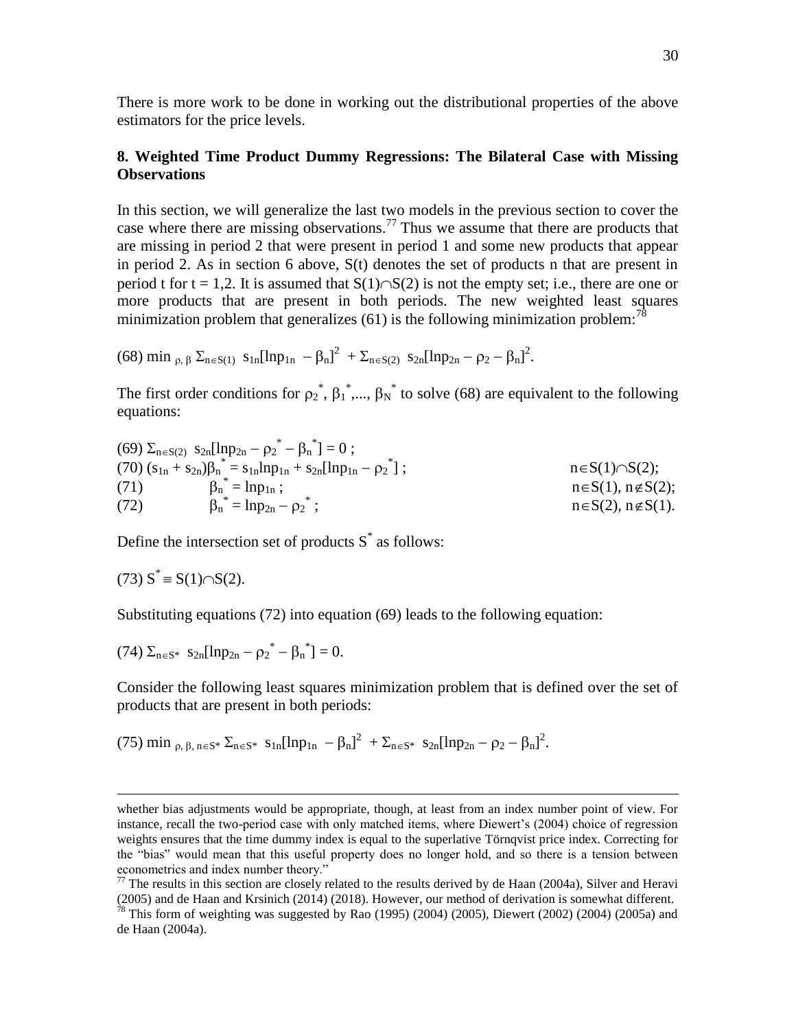There is more work to be done in working out the distributional properties of the above estimators for the price levels.

## 8. Weighted Time Product Dummy Regressions: The Bilateral Case with Missing Observations

In this section, we will generalize the last two models in the previous section to cover the case where there are missing observations.[77] Thus we assume that there are products that are missing in period 2 that were present in period 1 and some new products that appear in period 2. As in section 6 above, S(t) denotes the set of products n that are present in period t for t = 1,2. It is assumed that $S(1)\cap S(2)$ is not the empty set; i.e., there are one or more products that are present in both periods. The new weighted least squares minimization problem that generalizes (61) is the following minimization problem:[78]

$$(68)\ \min_{\rho,\,\beta} \Sigma_{n\in S(1)}\ s_{1n}[\ln p_{1n} - \beta_n]^2 + \Sigma_{n\in S(2)}\ s_{2n}[\ln p_{2n} - \rho_2 - \beta_n]^2.$$

The first order conditions for $\rho_2^*, \beta_1^*,..., \beta_N^*$ to solve (68) are equivalent to the following equations:

$$(69)\ \Sigma_{n\in S(2)}\ s_{2n}[\ln p_{2n} - \rho_2^* - \beta_n^*] = 0\ ;$$

$$(70)\ (s_{1n} + s_{2n})\beta_n^* = s_{1n}\ln p_{1n} + s_{2n}[\ln p_{1n} - \rho_2^*]\ ; \qquad n\in S(1)\cap S(2);$$

$$(71)\qquad \beta_n^* = \ln p_{1n}\ ; \qquad n\in S(1),\ n\notin S(2);$$

$$(72)\qquad \beta_n^* = \ln p_{2n} - \rho_2^*\ ; \qquad n\in S(2),\ n\notin S(1).$$

Define the intersection set of products $S^*$ as follows:

$$(73)\ S^* \equiv S(1)\cap S(2).$$

Substituting equations (72) into equation (69) leads to the following equation:

$$(74)\ \Sigma_{n\in S^*}\ s_{2n}[\ln p_{2n} - \rho_2^* - \beta_n^*] = 0.$$

Consider the following least squares minimization problem that is defined over the set of products that are present in both periods:

$$(75)\ \min_{\rho,\,\beta,\,n\in S^*} \Sigma_{n\in S^*}\ s_{1n}[\ln p_{1n} - \beta_n]^2 + \Sigma_{n\in S^*}\ s_{2n}[\ln p_{2n} - \rho_2 - \beta_n]^2.$$

---

whether bias adjustments would be appropriate, though, at least from an index number point of view. For instance, recall the two-period case with only matched items, where Diewert's (2004) choice of regression weights ensures that the time dummy index is equal to the superlative Törnqvist price index. Correcting for the "bias" would mean that this useful property does no longer hold, and so there is a tension between econometrics and index number theory."

[77] The results in this section are closely related to the results derived by de Haan (2004a), Silver and Heravi (2005) and de Haan and Krsinich (2014) (2018). However, our method of derivation is somewhat different.

[78] This form of weighting was suggested by Rao (1995) (2004) (2005), Diewert (2002) (2004) (2005a) and de Haan (2004a).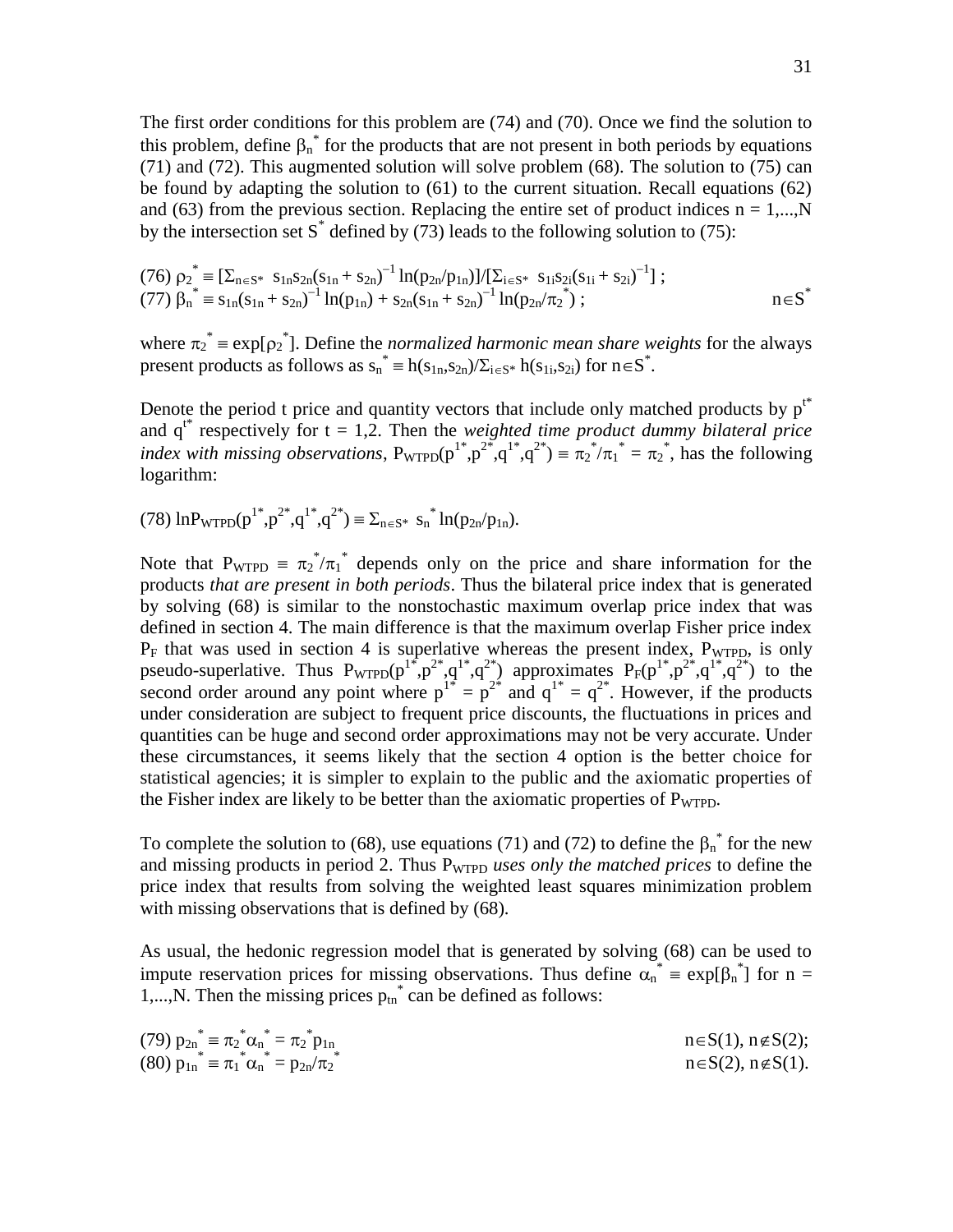The first order conditions for this problem are (74) and (70). Once we find the solution to this problem, define $\beta_n^*$ for the products that are not present in both periods by equations (71) and (72). This augmented solution will solve problem (68). The solution to (75) can be found by adapting the solution to (61) to the current situation. Recall equations (62) and (63) from the previous section. Replacing the entire set of product indices n = 1,...,N by the intersection set $S^*$ defined by (73) leads to the following solution to (75):

$$(76)\ \rho_2^* \equiv [\Sigma_{n\in S^*}\ s_{1n}s_{2n}(s_{1n} + s_{2n})^{-1} \ln(p_{2n}/p_{1n})]/[\Sigma_{i\in S^*}\ s_{1i}s_{2i}(s_{1i} + s_{2i})^{-1}] ;$$

$$(77)\ \beta_n^* \equiv s_{1n}(s_{1n} + s_{2n})^{-1} \ln(p_{1n}) + s_{2n}(s_{1n} + s_{2n})^{-1} \ln(p_{2n}/\pi_2^*) ; \qquad n\in S^*$$

where $\pi_2^* \equiv \exp[\rho_2^*]$. Define the *normalized harmonic mean share weights* for the always present products as follows as $s_n^* \equiv h(s_{1n},s_{2n})/\Sigma_{i\in S^*} h(s_{1i},s_{2i})$ for $n\in S^*$.

Denote the period t price and quantity vectors that include only matched products by $p^{t*}$ and $q^{t*}$ respectively for t = 1,2. Then the *weighted time product dummy bilateral price index with missing observations*, $P_{WTPD}(p^{1*},p^{2*},q^{1*},q^{2*}) \equiv \pi_2^*/\pi_1^* = \pi_2^*$, has the following logarithm:

$$(78)\ \ln P_{WTPD}(p^{1*},p^{2*},q^{1*},q^{2*}) \equiv \Sigma_{n\in S^*}\ s_n^* \ln(p_{2n}/p_{1n}).$$

Note that $P_{WTPD} \equiv \pi_2^*/\pi_1^*$ depends only on the price and share information for the products *that are present in both periods*. Thus the bilateral price index that is generated by solving (68) is similar to the nonstochastic maximum overlap price index that was defined in section 4. The main difference is that the maximum overlap Fisher price index $P_F$ that was used in section 4 is superlative whereas the present index, $P_{WTPD}$, is only pseudo-superlative. Thus $P_{WTPD}(p^{1*},p^{2*},q^{1*},q^{2*})$ approximates $P_F(p^{1*},p^{2*},q^{1*},q^{2*})$ to the second order around any point where $p^{1*} = p^{2*}$ and $q^{1*} = q^{2*}$. However, if the products under consideration are subject to frequent price discounts, the fluctuations in prices and quantities can be huge and second order approximations may not be very accurate. Under these circumstances, it seems likely that the section 4 option is the better choice for statistical agencies; it is simpler to explain to the public and the axiomatic properties of the Fisher index are likely to be better than the axiomatic properties of $P_{WTPD}$.

To complete the solution to (68), use equations (71) and (72) to define the $\beta_n^*$ for the new and missing products in period 2. Thus $P_{WTPD}$ *uses only the matched prices* to define the price index that results from solving the weighted least squares minimization problem with missing observations that is defined by (68).

As usual, the hedonic regression model that is generated by solving (68) can be used to impute reservation prices for missing observations. Thus define $\alpha_n^* \equiv \exp[\beta_n^*]$ for n = 1,...,N. Then the missing prices $p_{tn}^*$ can be defined as follows:

$$(79)\ p_{2n}^* \equiv \pi_2^*\alpha_n^* = \pi_2^* p_{1n} \qquad n\in S(1),\ n\notin S(2);$$

$$(80)\ p_{1n}^* \equiv \pi_1^*\alpha_n^* = p_{2n}/\pi_2^* \qquad n\in S(2),\ n\notin S(1).$$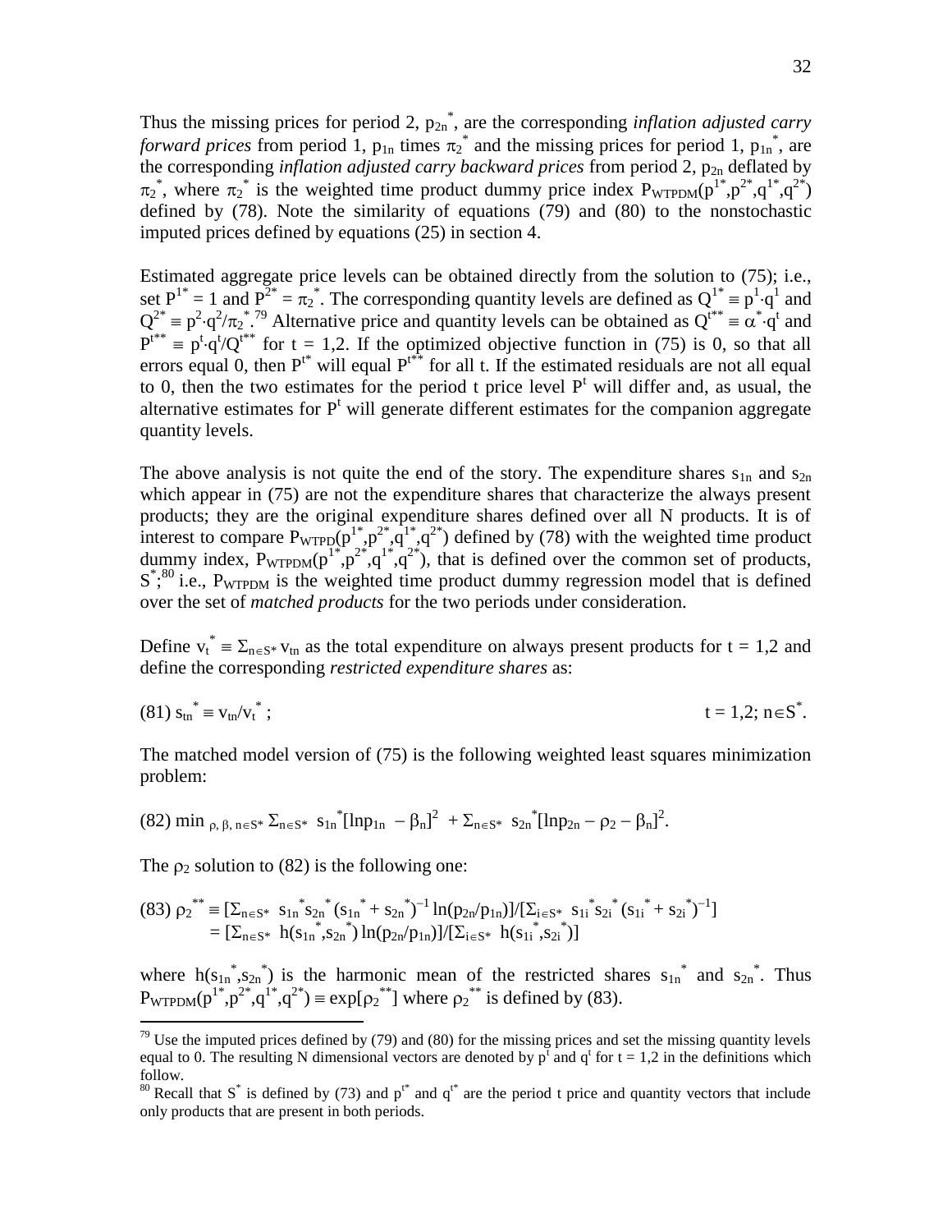Thus the missing prices for period 2, $p_{2n}^*$, are the corresponding *inflation adjusted carry forward prices* from period 1, $p_{1n}$ times $\pi_2^*$ and the missing prices for period 1, $p_{1n}^*$, are the corresponding *inflation adjusted carry backward prices* from period 2, $p_{2n}$ deflated by $\pi_2^*$, where $\pi_2^*$ is the weighted time product dummy price index $P_{WTPDM}(p^{1*},p^{2*},q^{1*},q^{2*})$ defined by (78). Note the similarity of equations (79) and (80) to the nonstochastic imputed prices defined by equations (25) in section 4.

Estimated aggregate price levels can be obtained directly from the solution to (75); i.e., set $P^{1*} = 1$ and $P^{2*} = \pi_2^*$. The corresponding quantity levels are defined as $Q^{1*} \equiv p^1 \cdot q^1$ and $Q^{2*} \equiv p^2 \cdot q^2/\pi_2^*$.[79] Alternative price and quantity levels can be obtained as $Q^{t**} \equiv \alpha^* \cdot q^t$ and $P^{t**} \equiv p^t \cdot q^t/Q^{t**}$ for t = 1,2. If the optimized objective function in (75) is 0, so that all errors equal 0, then $P^{t*}$ will equal $P^{t**}$ for all t. If the estimated residuals are not all equal to 0, then the two estimates for the period t price level $P^t$ will differ and, as usual, the alternative estimates for $P^t$ will generate different estimates for the companion aggregate quantity levels.

The above analysis is not quite the end of the story. The expenditure shares $s_{1n}$ and $s_{2n}$ which appear in (75) are not the expenditure shares that characterize the always present products; they are the original expenditure shares defined over all N products. It is of interest to compare $P_{WTPD}(p^{1*},p^{2*},q^{1*},q^{2*})$ defined by (78) with the weighted time product dummy index, $P_{WTPDM}(p^{1*},p^{2*},q^{1*},q^{2*})$, that is defined over the common set of products, $S^*$;[80] i.e., $P_{WTPDM}$ is the weighted time product dummy regression model that is defined over the set of *matched products* for the two periods under consideration.

Define $v_t^* \equiv \Sigma_{n\in S^*} v_{tn}$ as the total expenditure on always present products for t = 1,2 and define the corresponding *restricted expenditure shares* as:

$$(81)\ s_{tn}^* \equiv v_{tn}/v_t^* ; \qquad t = 1,2;\ n\in S^*.$$

The matched model version of (75) is the following weighted least squares minimization problem:

$$(82)\ \min_{\rho,\,\beta,\,n\in S^*} \Sigma_{n\in S^*}\ s_{1n}^*[\ln p_{1n} - \beta_n]^2 + \Sigma_{n\in S^*}\ s_{2n}^*[\ln p_{2n} - \rho_2 - \beta_n]^2.$$

The $\rho_2$ solution to (82) is the following one:

$$\begin{aligned}(83)\ \rho_2^{**} &\equiv [\Sigma_{n\in S^*}\ s_{1n}^* s_{2n}^* (s_{1n}^* + s_{2n}^*)^{-1} \ln(p_{2n}/p_{1n})]/[\Sigma_{i\in S^*}\ s_{1i}^* s_{2i}^* (s_{1i}^* + s_{2i}^*)^{-1}] \\ &= [\Sigma_{n\in S^*}\ h(s_{1n}^*,s_{2n}^*) \ln(p_{2n}/p_{1n})]/[\Sigma_{i\in S^*}\ h(s_{1i}^*,s_{2i}^*)]\end{aligned}$$

where $h(s_{1n}^*,s_{2n}^*)$ is the harmonic mean of the restricted shares $s_{1n}^*$ and $s_{2n}^*$. Thus $P_{WTPDM}(p^{1*},p^{2*},q^{1*},q^{2*}) \equiv \exp[\rho_2^{**}]$ where $\rho_2^{**}$ is defined by (83).

---

[79] Use the imputed prices defined by (79) and (80) for the missing prices and set the missing quantity levels equal to 0. The resulting N dimensional vectors are denoted by $p^t$ and $q^t$ for t = 1,2 in the definitions which follow.

[80] Recall that $S^*$ is defined by (73) and $p^{t*}$ and $q^{t*}$ are the period t price and quantity vectors that include only products that are present in both periods.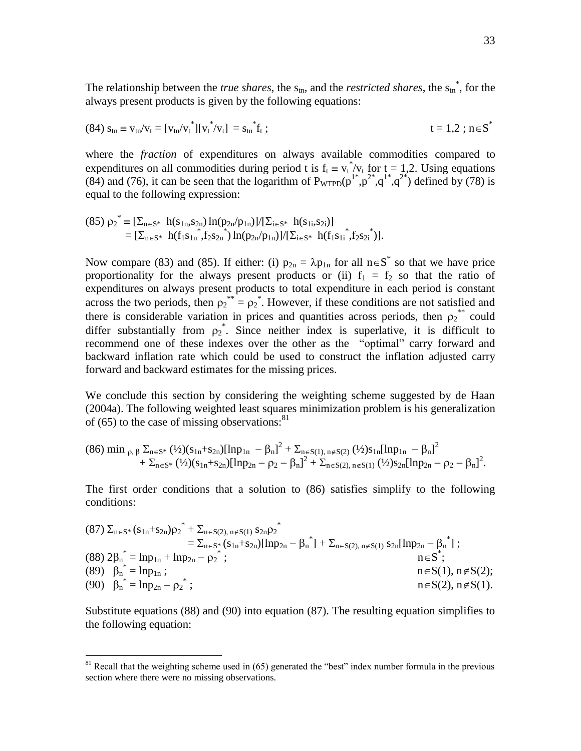The relationship between the *true shares*, the $s_{tn}$, and the *restricted shares*, the $s_{tn}^*$, for the always present products is given by the following equations:

$$(84)\ s_{tn} \equiv v_{tn}/v_t = [v_{tn}/v_t^*][v_t^*/v_t] = s_{tn}^* f_t \ ; \qquad\qquad t = 1,2\ ;\ n\in S^*$$

where the *fraction* of expenditures on always available commodities compared to expenditures on all commodities during period t is $f_t \equiv v_t^*/v_t$ for $t = 1,2$. Using equations (84) and (76), it can be seen that the logarithm of $P_{WTPD}(p^{1*},p^{2*},q^{1*},q^{2*})$ defined by (78) is equal to the following expression:

$$\begin{aligned}(85)\ \rho_2^* &\equiv [\Sigma_{n\in S^*}\ h(s_{1n},s_{2n})\ln(p_{2n}/p_{1n})]/[\Sigma_{i\in S^*}\ h(s_{1i},s_{2i})] \\ &= [\Sigma_{n\in S^*}\ h(f_1 s_{1n}^*,f_2 s_{2n}^*)\ln(p_{2n}/p_{1n})]/[\Sigma_{i\in S^*}\ h(f_1 s_{1i}^*,f_2 s_{2i}^*)].\end{aligned}$$

Now compare (83) and (85). If either: (i) $p_{2n} = \lambda p_{1n}$ for all $n\in S^*$ so that we have price proportionality for the always present products or (ii) $f_1 = f_2$ so that the ratio of expenditures on always present products to total expenditure in each period is constant across the two periods, then $\rho_2^{**} = \rho_2^*$. However, if these conditions are not satisfied and there is considerable variation in prices and quantities across periods, then $\rho_2^{**}$ could differ substantially from $\rho_2^*$. Since neither index is superlative, it is difficult to recommend one of these indexes over the other as the "optimal" carry forward and backward inflation rate which could be used to construct the inflation adjusted carry forward and backward estimates for the missing prices.

We conclude this section by considering the weighting scheme suggested by de Haan (2004a). The following weighted least squares minimization problem is his generalization of (65) to the case of missing observations:[81]

$$\begin{aligned}(86)\ \min_{\rho,\beta}\ &\Sigma_{n\in S^*}(\tfrac{1}{2})(s_{1n}+s_{2n})[\ln p_{1n} - \beta_n]^2 + \Sigma_{n\in S(1),\, n\notin S(2)}(\tfrac{1}{2})s_{1n}[\ln p_{1n} - \beta_n]^2 \\ &+ \Sigma_{n\in S^*}(\tfrac{1}{2})(s_{1n}+s_{2n})[\ln p_{2n} - \rho_2 - \beta_n]^2 + \Sigma_{n\in S(2),\, n\notin S(1)}(\tfrac{1}{2})s_{2n}[\ln p_{2n} - \rho_2 - \beta_n]^2.\end{aligned}$$

The first order conditions that a solution to (86) satisfies simplify to the following conditions:

$$\begin{aligned}(87)\ &\Sigma_{n\in S^*}(s_{1n}+s_{2n})\rho_2^* + \Sigma_{n\in S(2),\, n\notin S(1)}\ s_{2n}\rho_2^* \\ &\qquad = \Sigma_{n\in S^*}(s_{1n}+s_{2n})[\ln p_{2n} - \beta_n^*] + \Sigma_{n\in S(2),\, n\notin S(1)}\ s_{2n}[\ln p_{2n} - \beta_n^*]\ ;\\ (88)\ &2\beta_n^* = \ln p_{1n} + \ln p_{2n} - \rho_2^*\ ; \qquad\qquad n\in S^*;\\ (89)\ &\beta_n^* = \ln p_{1n}\ ; \qquad\qquad n\in S(1),\ n\notin S(2);\\ (90)\ &\beta_n^* = \ln p_{2n} - \rho_2^*\ ; \qquad\qquad n\in S(2),\ n\notin S(1).\end{aligned}$$

Substitute equations (88) and (90) into equation (87). The resulting equation simplifies to the following equation:

[81] Recall that the weighting scheme used in (65) generated the "best" index number formula in the previous section where there were no missing observations.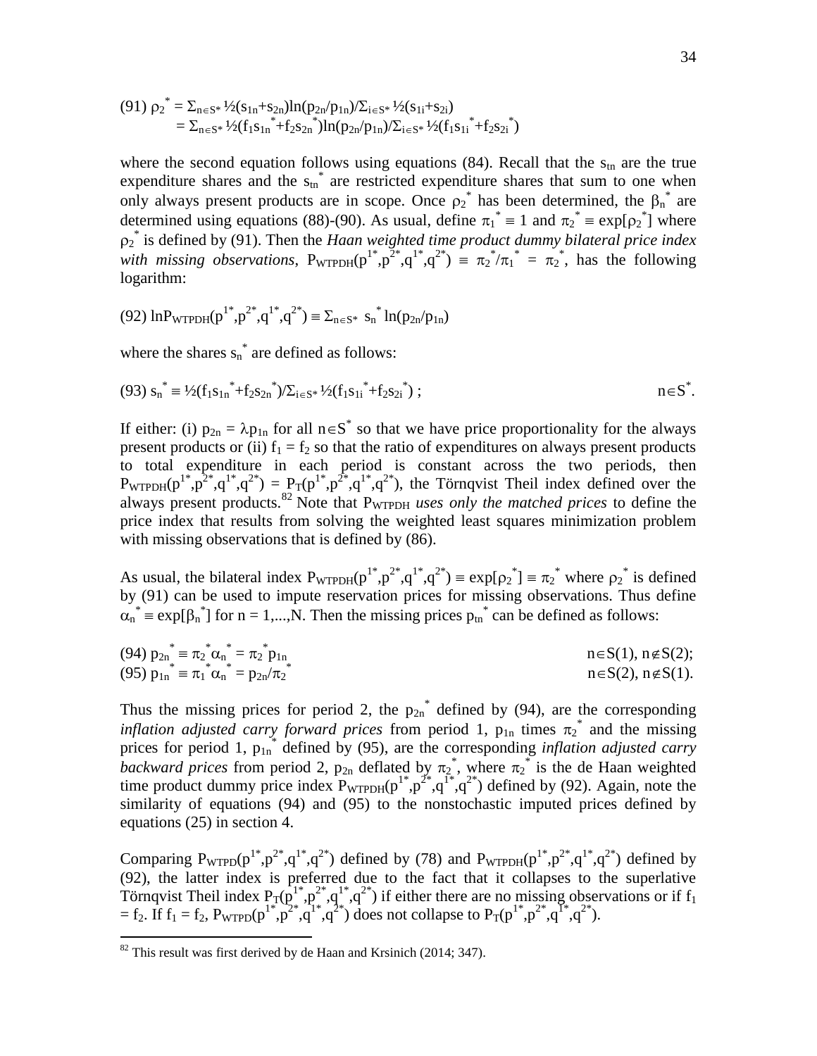$$(91)\ \rho_2^* = \Sigma_{n\in S^*} \tfrac{1}{2}(s_{1n}+s_{2n})\ln(p_{2n}/p_{1n})/\Sigma_{i\in S^*} \tfrac{1}{2}(s_{1i}+s_{2i})$$
$$= \Sigma_{n\in S^*} \tfrac{1}{2}(f_1 s_{1n}^*+f_2 s_{2n}^*)\ln(p_{2n}/p_{1n})/\Sigma_{i\in S^*} \tfrac{1}{2}(f_1 s_{1i}^*+f_2 s_{2i}^*)$$

where the second equation follows using equations (84). Recall that the $s_{tn}$ are the true expenditure shares and the $s_{tn}^*$ are restricted expenditure shares that sum to one when only always present products are in scope. Once $\rho_2^*$ has been determined, the $\beta_n^*$ are determined using equations (88)-(90). As usual, define $\pi_1^* \equiv 1$ and $\pi_2^* \equiv \exp[\rho_2^*]$ where $\rho_2^*$ is defined by (91). Then the *Haan weighted time product dummy bilateral price index with missing observations*, $P_{WTPDH}(p^{1*},p^{2*},q^{1*},q^{2*}) \equiv \pi_2^*/\pi_1^* = \pi_2^*$, has the following logarithm:

$$(92)\ \ln P_{WTPDH}(p^{1*},p^{2*},q^{1*},q^{2*}) \equiv \Sigma_{n\in S^*}\ s_n^* \ln(p_{2n}/p_{1n})$$

where the shares $s_n^*$ are defined as follows:

$$(93)\ s_n^* \equiv \tfrac{1}{2}(f_1 s_{1n}^*+f_2 s_{2n}^*)/\Sigma_{i\in S^*} \tfrac{1}{2}(f_1 s_{1i}^*+f_2 s_{2i}^*)\ ; \qquad n\in S^*.$$

If either: (i) $p_{2n} = \lambda p_{1n}$ for all $n\in S^*$ so that we have price proportionality for the always present products or (ii) $f_1 = f_2$ so that the ratio of expenditures on always present products to total expenditure in each period is constant across the two periods, then $P_{WTPDH}(p^{1*},p^{2*},q^{1*},q^{2*}) = P_T(p^{1*},p^{2*},q^{1*},q^{2*})$, the Törnqvist Theil index defined over the always present products.[82] Note that $P_{WTPDH}$ *uses only the matched prices* to define the price index that results from solving the weighted least squares minimization problem with missing observations that is defined by (86).

As usual, the bilateral index $P_{WTPDH}(p^{1*},p^{2*},q^{1*},q^{2*}) \equiv \exp[\rho_2^*] \equiv \pi_2^*$ where $\rho_2^*$ is defined by (91) can be used to impute reservation prices for missing observations. Thus define $\alpha_n^* \equiv \exp[\beta_n^*]$ for $n = 1,...,N$. Then the missing prices $p_{tn}^*$ can be defined as follows:

$$(94)\ p_{2n}^* \equiv \pi_2^*\alpha_n^* = \pi_2^* p_{1n} \qquad n\in S(1),\ n\notin S(2);$$
$$(95)\ p_{1n}^* \equiv \pi_1^*\alpha_n^* = p_{2n}/\pi_2^* \qquad n\in S(2),\ n\notin S(1).$$

Thus the missing prices for period 2, the $p_{2n}^*$ defined by (94), are the corresponding *inflation adjusted carry forward prices* from period 1, $p_{1n}$ times $\pi_2^*$ and the missing prices for period 1, $p_{1n}^*$ defined by (95), are the corresponding *inflation adjusted carry backward prices* from period 2, $p_{2n}$ deflated by $\pi_2^*$, where $\pi_2^*$ is the de Haan weighted time product dummy price index $P_{WTPDH}(p^{1*},p^{2*},q^{1*},q^{2*})$ defined by (92). Again, note the similarity of equations (94) and (95) to the nonstochastic imputed prices defined by equations (25) in section 4.

Comparing $P_{WTPD}(p^{1*},p^{2*},q^{1*},q^{2*})$ defined by (78) and $P_{WTPDH}(p^{1*},p^{2*},q^{1*},q^{2*})$ defined by (92), the latter index is preferred due to the fact that it collapses to the superlative Törnqvist Theil index $P_T(p^{1*},p^{2*},q^{1*},q^{2*})$ if either there are no missing observations or if $f_1 = f_2$. If $f_1 = f_2$, $P_{WTPD}(p^{1*},p^{2*},q^{1*},q^{2*})$ does not collapse to $P_T(p^{1*},p^{2*},q^{1*},q^{2*})$.

---

[82] This result was first derived by de Haan and Krsinich (2014; 347).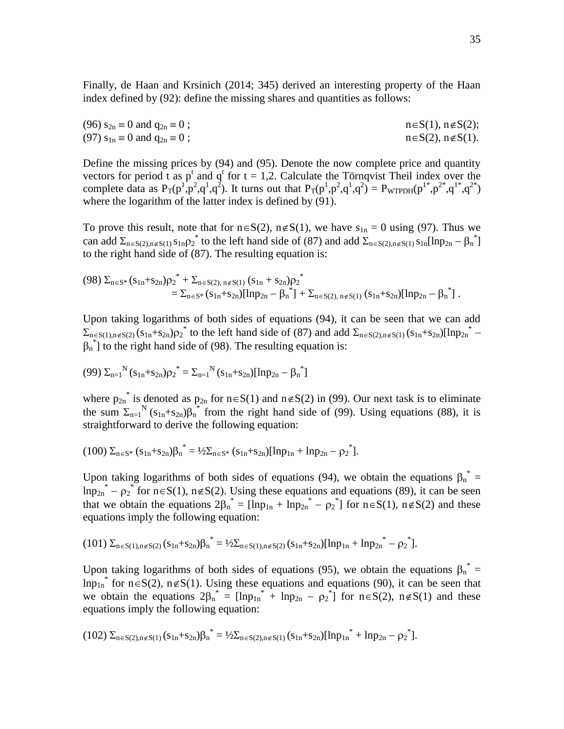Finally, de Haan and Krsinich (2014; 345) derived an interesting property of the Haan index defined by (92): define the missing shares and quantities as follows:

$$(96)\ s_{2n} \equiv 0 \text{ and } q_{2n} \equiv 0\ ; \qquad n \in S(1),\ n \notin S(2);$$

$$(97)\ s_{1n} \equiv 0 \text{ and } q_{2n} \equiv 0\ ; \qquad n \in S(2),\ n \notin S(1).$$

Define the missing prices by (94) and (95). Denote the now complete price and quantity vectors for period t as $p^t$ and $q^t$ for $t = 1,2$. Calculate the Törnqvist Theil index over the complete data as $P_T(p^1,p^2,q^1,q^2)$. It turns out that $P_T(p^1,p^2,q^1,q^2) = P_{WTPDH}(p^{1*},p^{2*},q^{1*},q^{2*})$ where the logarithm of the latter index is defined by (91).

To prove this result, note that for $n \in S(2)$, $n \notin S(1)$, we have $s_{1n} = 0$ using (97). Thus we can add $\Sigma_{n\in S(2),n\notin S(1)}\, s_{1n}\rho_2^*$ to the left hand side of (87) and add $\Sigma_{n\in S(2),n\notin S(1)}\, s_{1n}[\ln p_{2n} - \beta_n^*]$ to the right hand side of (87). The resulting equation is:

$$(98)\ \Sigma_{n\in S^*}(s_{1n}+s_{2n})\rho_2^* + \Sigma_{n\in S(2),\, n\notin S(1)}\,(s_{1n} + s_{2n})\rho_2^*$$
$$= \Sigma_{n\in S^*}(s_{1n}+s_{2n})[\ln p_{2n} - \beta_n^*] + \Sigma_{n\in S(2),\, n\notin S(1)}\,(s_{1n}+s_{2n})[\ln p_{2n} - \beta_n^*]\ .$$

Upon taking logarithms of both sides of equations (94), it can be seen that we can add $\Sigma_{n\in S(1),n\notin S(2)}\,(s_{1n}+s_{2n})\rho_2^*$ to the left hand side of (87) and add $\Sigma_{n\in S(2),n\notin S(1)}\,(s_{1n}+s_{2n})[\ln p_{2n}^* - \beta_n^*]$ to the right hand side of (98). The resulting equation is:

$$(99)\ \Sigma_{n=1}^{N}\,(s_{1n}+s_{2n})\rho_2^* = \Sigma_{n=1}^{N}\,(s_{1n}+s_{2n})[\ln p_{2n} - \beta_n^*]$$

where $p_{2n}^*$ is denoted as $p_{2n}$ for $n \in S(1)$ and $n \notin S(2)$ in (99). Our next task is to eliminate the sum $\Sigma_{n=1}^{N}\,(s_{1n}+s_{2n})\beta_n^*$ from the right hand side of (99). Using equations (88), it is straightforward to derive the following equation:

$$(100)\ \Sigma_{n\in S^*}\,(s_{1n}+s_{2n})\beta_n^* = \tfrac{1}{2}\Sigma_{n\in S^*}\,(s_{1n}+s_{2n})[\ln p_{1n} + \ln p_{2n} - \rho_2^*].$$

Upon taking logarithms of both sides of equations (94), we obtain the equations $\beta_n^* = \ln p_{2n}^* - \rho_2^*$ for $n \in S(1)$, $n \notin S(2)$. Using these equations and equations (89), it can be seen that we obtain the equations $2\beta_n^* = [\ln p_{1n} + \ln p_{2n}^* - \rho_2^*]$ for $n \in S(1)$, $n \notin S(2)$ and these equations imply the following equation:

$$(101)\ \Sigma_{n\in S(1),n\notin S(2)}\,(s_{1n}+s_{2n})\beta_n^* = \tfrac{1}{2}\Sigma_{n\in S(1),n\notin S(2)}\,(s_{1n}+s_{2n})[\ln p_{1n} + \ln p_{2n}^* - \rho_2^*].$$

Upon taking logarithms of both sides of equations (95), we obtain the equations $\beta_n^* = \ln p_{1n}^*$ for $n \in S(2)$, $n \notin S(1)$. Using these equations and equations (90), it can be seen that we obtain the equations $2\beta_n^* = [\ln p_{1n}^* + \ln p_{2n} - \rho_2^*]$ for $n \in S(2)$, $n \notin S(1)$ and these equations imply the following equation:

$$(102)\ \Sigma_{n\in S(2),n\notin S(1)}\,(s_{1n}+s_{2n})\beta_n^* = \tfrac{1}{2}\Sigma_{n\in S(2),n\notin S(1)}\,(s_{1n}+s_{2n})[\ln p_{1n}^* + \ln p_{2n} - \rho_2^*].$$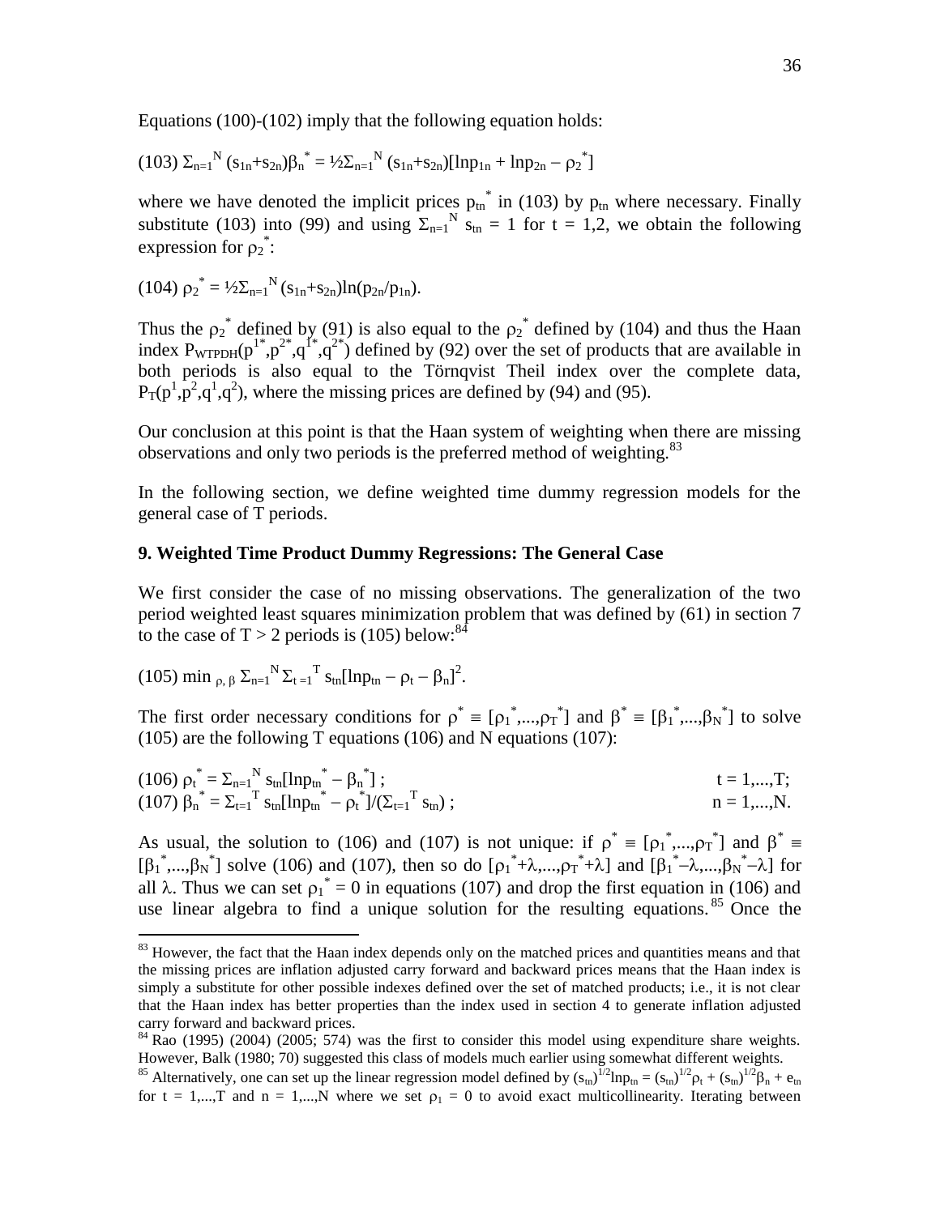Equations (100)-(102) imply that the following equation holds:

$$(103)\ \Sigma_{n=1}^{N} (s_{1n}+s_{2n})\beta_n^* = \tfrac{1}{2}\Sigma_{n=1}^{N} (s_{1n}+s_{2n})[\ln p_{1n} + \ln p_{2n} - \rho_2^*]$$

where we have denoted the implicit prices $p_{tn}^*$ in (103) by $p_{tn}$ where necessary. Finally substitute (103) into (99) and using $\Sigma_{n=1}^{N} s_{tn} = 1$ for $t = 1,2$, we obtain the following expression for $\rho_2^*$:

$$(104)\ \rho_2^* = \tfrac{1}{2}\Sigma_{n=1}^{N} (s_{1n}+s_{2n})\ln(p_{2n}/p_{1n}).$$

Thus the $\rho_2^*$ defined by (91) is also equal to the $\rho_2^*$ defined by (104) and thus the Haan index $P_{WTPDH}(p^{1*},p^{2*},q^{1*},q^{2*})$ defined by (92) over the set of products that are available in both periods is also equal to the Törnqvist Theil index over the complete data, $P_T(p^1,p^2,q^1,q^2)$, where the missing prices are defined by (94) and (95).

Our conclusion at this point is that the Haan system of weighting when there are missing observations and only two periods is the preferred method of weighting.[83]

In the following section, we define weighted time dummy regression models for the general case of T periods.

## 9. Weighted Time Product Dummy Regressions: The General Case

We first consider the case of no missing observations. The generalization of the two period weighted least squares minimization problem that was defined by (61) in section 7 to the case of $T > 2$ periods is (105) below:[84]

$$(105)\ \min_{\rho,\,\beta} \Sigma_{n=1}^{N} \Sigma_{t=1}^{T} s_{tn}[\ln p_{tn} - \rho_t - \beta_n]^2.$$

The first order necessary conditions for $\rho^* \equiv [\rho_1^*,...,\rho_T^*]$ and $\beta^* \equiv [\beta_1^*,...,\beta_N^*]$ to solve (105) are the following T equations (106) and N equations (107):

$$(106)\ \rho_t^* = \Sigma_{n=1}^{N} s_{tn}[\ln p_{tn}^* - \beta_n^*]\ ; \qquad t = 1,...,T;$$

$$(107)\ \beta_n^* = \Sigma_{t=1}^{T} s_{tn}[\ln p_{tn}^* - \rho_t^*]/(\Sigma_{t=1}^{T} s_{tn})\ ; \qquad n = 1,...,N.$$

As usual, the solution to (106) and (107) is not unique: if $\rho^* \equiv [\rho_1^*,...,\rho_T^*]$ and $\beta^* \equiv [\beta_1^*,...,\beta_N^*]$ solve (106) and (107), then so do $[\rho_1^*+\lambda,...,\rho_T^*+\lambda]$ and $[\beta_1^*-\lambda,...,\beta_N^*-\lambda]$ for all $\lambda$. Thus we can set $\rho_1^* = 0$ in equations (107) and drop the first equation in (106) and use linear algebra to find a unique solution for the resulting equations.[85] Once the

---

[83] However, the fact that the Haan index depends only on the matched prices and quantities means and that the missing prices are inflation adjusted carry forward and backward prices means that the Haan index is simply a substitute for other possible indexes defined over the set of matched products; i.e., it is not clear that the Haan index has better properties than the index used in section 4 to generate inflation adjusted carry forward and backward prices.

[84] Rao (1995) (2004) (2005; 574) was the first to consider this model using expenditure share weights. However, Balk (1980; 70) suggested this class of models much earlier using somewhat different weights.

[85] Alternatively, one can set up the linear regression model defined by $(s_{tn})^{1/2}\ln p_{tn} = (s_{tn})^{1/2}\rho_t + (s_{tn})^{1/2}\beta_n + e_{tn}$ for $t = 1,...,T$ and $n = 1,...,N$ where we set $\rho_1 = 0$ to avoid exact multicollinearity. Iterating between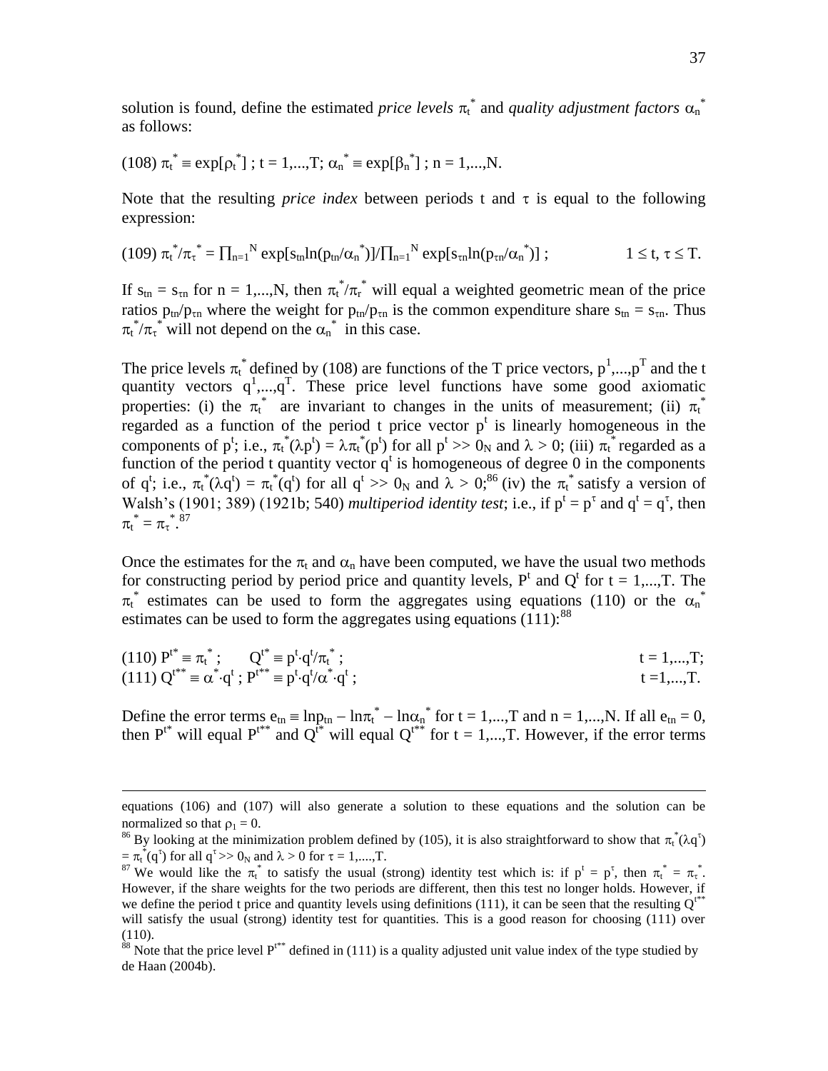solution is found, define the estimated *price levels* $\pi_t^*$ and *quality adjustment factors* $\alpha_n^*$ as follows:

$$(108)\ \pi_t^* \equiv \exp[\rho_t^*]\ ;\ t = 1,...,T;\ \alpha_n^* \equiv \exp[\beta_n^*]\ ;\ n = 1,...,N.$$

Note that the resulting *price index* between periods t and $\tau$ is equal to the following expression:

$$(109)\ \pi_t^*/\pi_\tau^* = \prod_{n=1}^N \exp[s_{tn}\ln(p_{tn}/\alpha_n^*)]/\prod_{n=1}^N \exp[s_{\tau n}\ln(p_{\tau n}/\alpha_n^*)]\ ; \qquad 1 \le t, \tau \le T.$$

If $s_{tn} = s_{\tau n}$ for n = 1,...,N, then $\pi_t^*/\pi_r^*$ will equal a weighted geometric mean of the price ratios $p_{tn}/p_{\tau n}$ where the weight for $p_{tn}/p_{\tau n}$ is the common expenditure share $s_{tn} = s_{\tau n}$. Thus $\pi_t^*/\pi_\tau^*$ will not depend on the $\alpha_n^*$ in this case.

The price levels $\pi_t^*$ defined by (108) are functions of the T price vectors, $p^1,...,p^T$ and the t quantity vectors $q^1,...,q^T$. These price level functions have some good axiomatic properties: (i) the $\pi_t^*$ are invariant to changes in the units of measurement; (ii) $\pi_t^*$ regarded as a function of the period t price vector $p^t$ is linearly homogeneous in the components of $p^t$; i.e., $\pi_t^*(\lambda p^t) = \lambda\pi_t^*(p^t)$ for all $p^t >> 0_N$ and $\lambda > 0$; (iii) $\pi_t^*$ regarded as a function of the period t quantity vector $q^t$ is homogeneous of degree 0 in the components of $q^t$; i.e., $\pi_t^*(\lambda q^t) = \pi_t^*(q^t)$ for all $q^t >> 0_N$ and $\lambda > 0$;[86] (iv) the $\pi_t^*$ satisfy a version of Walsh's (1901; 389) (1921b; 540) *multiperiod identity test*; i.e., if $p^t = p^\tau$ and $q^t = q^\tau$, then $\pi_t^* = \pi_\tau^*$.[87]

Once the estimates for the $\pi_t$ and $\alpha_n$ have been computed, we have the usual two methods for constructing period by period price and quantity levels, $P^t$ and $Q^t$ for t = 1,...,T. The $\pi_t^*$ estimates can be used to form the aggregates using equations (110) or the $\alpha_n^*$ estimates can be used to form the aggregates using equations (111):[88]

$$(110)\ P^{t*} \equiv \pi_t^*\ ; \qquad Q^{t*} \equiv p^t{\cdot}q^t/\pi_t^*\ ; \qquad t = 1,...,T;$$
$$(111)\ Q^{t**} \equiv \alpha^*{\cdot}q^t\ ;\ P^{t**} \equiv p^t{\cdot}q^t/\alpha^*{\cdot}q^t\ ; \qquad t =1,...,T.$$

Define the error terms $e_{tn} \equiv \ln p_{tn} - \ln\pi_t^* - \ln\alpha_n^*$ for t = 1,...,T and n = 1,...,N. If all $e_{tn} = 0$, then $P^{t*}$ will equal $P^{t**}$ and $Q^{t*}$ will equal $Q^{t**}$ for t = 1,...,T. However, if the error terms

---

equations (106) and (107) will also generate a solution to these equations and the solution can be normalized so that $\rho_1 = 0$.

[86] By looking at the minimization problem defined by (105), it is also straightforward to show that $\pi_t^*(\lambda q^\tau) = \pi_t^*(q^\tau)$ for all $q^\tau >> 0_N$ and $\lambda > 0$ for $\tau$ = 1,....,T.

[87] We would like the $\pi_t^*$ to satisfy the usual (strong) identity test which is: if $p^t = p^\tau$, then $\pi_t^* = \pi_\tau^*$. However, if the share weights for the two periods are different, then this test no longer holds. However, if we define the period t price and quantity levels using definitions (111), it can be seen that the resulting $Q^{t**}$ will satisfy the usual (strong) identity test for quantities. This is a good reason for choosing (111) over (110).

[88] Note that the price level $P^{t**}$ defined in (111) is a quality adjusted unit value index of the type studied by de Haan (2004b).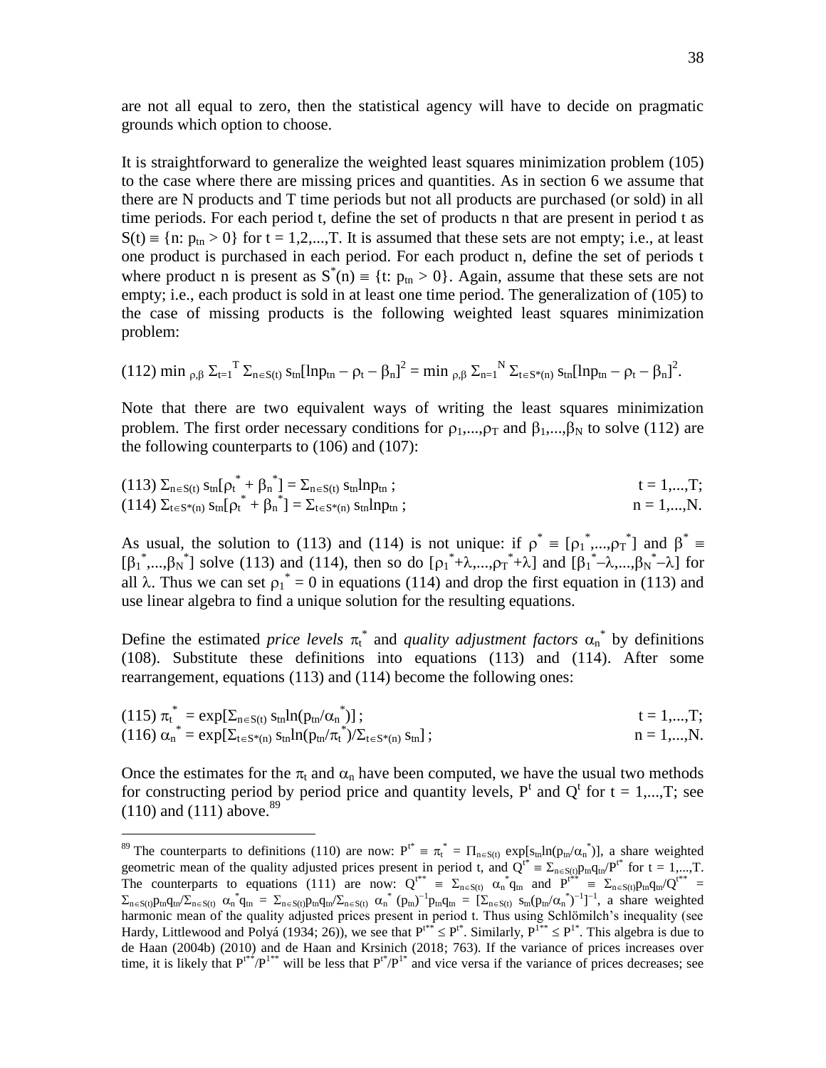are not all equal to zero, then the statistical agency will have to decide on pragmatic grounds which option to choose.

It is straightforward to generalize the weighted least squares minimization problem (105) to the case where there are missing prices and quantities. As in section 6 we assume that there are N products and T time periods but not all products are purchased (or sold) in all time periods. For each period t, define the set of products n that are present in period t as $S(t) \equiv \{n: p_{tn} > 0\}$ for $t = 1,2,...,T$. It is assumed that these sets are not empty; i.e., at least one product is purchased in each period. For each product n, define the set of periods t where product n is present as $S^*(n) \equiv \{t: p_{tn} > 0\}$. Again, assume that these sets are not empty; i.e., each product is sold in at least one time period. The generalization of (105) to the case of missing products is the following weighted least squares minimization problem:

$$(112)\ \min_{\rho,\beta} \Sigma_{t=1}^{T} \Sigma_{n\in S(t)} s_{tn}[\ln p_{tn} - \rho_t - \beta_n]^2 = \min_{\rho,\beta} \Sigma_{n=1}^{N} \Sigma_{t\in S^*(n)} s_{tn}[\ln p_{tn} - \rho_t - \beta_n]^2.$$

Note that there are two equivalent ways of writing the least squares minimization problem. The first order necessary conditions for $\rho_1,...,\rho_T$ and $\beta_1,...,\beta_N$ to solve (112) are the following counterparts to (106) and (107):

$$(113)\ \Sigma_{n\in S(t)} s_{tn}[\rho_t^* + \beta_n^*] = \Sigma_{n\in S(t)} s_{tn}\ln p_{tn}\ ; \qquad t = 1,...,T;$$
$$(114)\ \Sigma_{t\in S^*(n)} s_{tn}[\rho_t^* + \beta_n^*] = \Sigma_{t\in S^*(n)} s_{tn}\ln p_{tn}\ ; \qquad n = 1,...,N.$$

As usual, the solution to (113) and (114) is not unique: if $\rho^* \equiv [\rho_1^*,...,\rho_T^*]$ and $\beta^* \equiv [\beta_1^*,...,\beta_N^*]$ solve (113) and (114), then so do $[\rho_1^*+\lambda,...,\rho_T^*+\lambda]$ and $[\beta_1^*-\lambda,...,\beta_N^*-\lambda]$ for all $\lambda$. Thus we can set $\rho_1^* = 0$ in equations (114) and drop the first equation in (113) and use linear algebra to find a unique solution for the resulting equations.

Define the estimated *price levels* $\pi_t^*$ and *quality adjustment factors* $\alpha_n^*$ by definitions (108). Substitute these definitions into equations (113) and (114). After some rearrangement, equations (113) and (114) become the following ones:

$$(115)\ \pi_t^* = \exp[\Sigma_{n\in S(t)} s_{tn}\ln(p_{tn}/\alpha_n^*)]\ ; \qquad t = 1,...,T;$$
$$(116)\ \alpha_n^* = \exp[\Sigma_{t\in S^*(n)} s_{tn}\ln(p_{tn}/\pi_t^*)/\Sigma_{t\in S^*(n)} s_{tn}]\ ; \qquad n = 1,...,N.$$

Once the estimates for the $\pi_t$ and $\alpha_n$ have been computed, we have the usual two methods for constructing period by period price and quantity levels, $P^t$ and $Q^t$ for $t = 1,...,T$; see (110) and (111) above.[89]

---

[89] The counterparts to definitions (110) are now: $P^{t*} \equiv \pi_t^* = \Pi_{n\in S(t)} \exp[s_{tn}\ln(p_{tn}/\alpha_n^*)]$, a share weighted geometric mean of the quality adjusted prices present in period t, and $Q^{t*} \equiv \Sigma_{n\in S(t)}p_{tn}q_{tn}/P^{t*}$ for $t = 1,...,T$. The counterparts to equations (111) are now: $Q^{t**} \equiv \Sigma_{n\in S(t)}\ \alpha_n^* q_{tn}$ and $P^{t**} \equiv \Sigma_{n\in S(t)}p_{tn}q_{tn}/Q^{t**} = \Sigma_{n\in S(t)}p_{tn}q_{tn}/\Sigma_{n\in S(t)}\ \alpha_n^* q_{tn} = \Sigma_{n\in S(t)}p_{tn}q_{tn}/\Sigma_{n\in S(t)}\ \alpha_n^*\ (p_{tn})^{-1}p_{tn}q_{tn} = [\Sigma_{n\in S(t)}\ s_{tn}(p_{tn}/\alpha_n^*)^{-1}]^{-1}$, a share weighted harmonic mean of the quality adjusted prices present in period t. Thus using Schlömilch's inequality (see Hardy, Littlewood and Polyá (1934; 26)), we see that $P^{t**} \le P^{t*}$. Similarly, $P^{1**} \le P^{1*}$. This algebra is due to de Haan (2004b) (2010) and de Haan and Krsinich (2018; 763). If the variance of prices increases over time, it is likely that $P^{t**}/P^{1**}$ will be less that $P^{t*}/P^{1*}$ and vice versa if the variance of prices decreases; see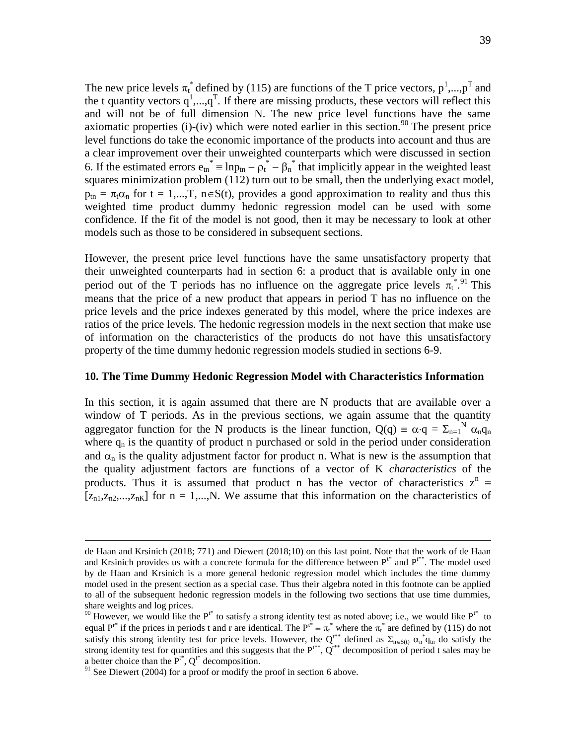The new price levels $\pi_t^*$ defined by (115) are functions of the T price vectors, $p^1,...,p^T$ and the t quantity vectors $q^1,...,q^T$. If there are missing products, these vectors will reflect this and will not be of full dimension N. The new price level functions have the same axiomatic properties (i)-(iv) which were noted earlier in this section.[90] The present price level functions do take the economic importance of the products into account and thus are a clear improvement over their unweighted counterparts which were discussed in section 6. If the estimated errors $e_{tn}^* \equiv \ln p_{tn} - \rho_t^* - \beta_n^*$ that implicitly appear in the weighted least squares minimization problem (112) turn out to be small, then the underlying exact model, $p_{tn} = \pi_t\alpha_n$ for $t = 1,...,T$, $n\in S(t)$, provides a good approximation to reality and thus this weighted time product dummy hedonic regression model can be used with some confidence. If the fit of the model is not good, then it may be necessary to look at other models such as those to be considered in subsequent sections.

However, the present price level functions have the same unsatisfactory property that their unweighted counterparts had in section 6: a product that is available only in one period out of the T periods has no influence on the aggregate price levels $\pi_t^*$.[91] This means that the price of a new product that appears in period T has no influence on the price levels and the price indexes generated by this model, where the price indexes are ratios of the price levels. The hedonic regression models in the next section that make use of information on the characteristics of the products do not have this unsatisfactory property of the time dummy hedonic regression models studied in sections 6-9.

## 10. The Time Dummy Hedonic Regression Model with Characteristics Information

In this section, it is again assumed that there are N products that are available over a window of T periods. As in the previous sections, we again assume that the quantity aggregator function for the N products is the linear function, $Q(q) \equiv \alpha\cdot q = \Sigma_{n=1}^N \alpha_n q_n$ where $q_n$ is the quantity of product n purchased or sold in the period under consideration and $\alpha_n$ is the quality adjustment factor for product n. What is new is the assumption that the quality adjustment factors are functions of a vector of K *characteristics* of the products. Thus it is assumed that product n has the vector of characteristics $z^n \equiv [z_{n1},z_{n2},...,z_{nK}]$ for $n = 1,...,N$. We assume that this information on the characteristics of

---

de Haan and Krsinich (2018; 771) and Diewert (2018;10) on this last point. Note that the work of de Haan and Krsinich provides us with a concrete formula for the difference between $P^{t*}$ and $P^{t**}$. The model used by de Haan and Krsinich is a more general hedonic regression model which includes the time dummy model used in the present section as a special case. Thus their algebra noted in this footnote can be applied to all of the subsequent hedonic regression models in the following two sections that use time dummies, share weights and log prices.

[90] However, we would like the $P^{t*}$ to satisfy a strong identity test as noted above; i.e., we would like $P^{t*}$ to equal $P^{r*}$ if the prices in periods t and r are identical. The $P^{t*} \equiv \pi_t^*$ where the $\pi_t^*$ are defined by (115) do not satisfy this strong identity test for price levels. However, the $Q^{t**}$ defined as $\Sigma_{n\in S(t)}\, \alpha_n^* q_{tn}$ do satisfy the strong identity test for quantities and this suggests that the $P^{t**}$, $Q^{t**}$ decomposition of period t sales may be a better choice than the $P^{t*}$, $Q^{t*}$ decomposition.

[91] See Diewert (2004) for a proof or modify the proof in section 6 above.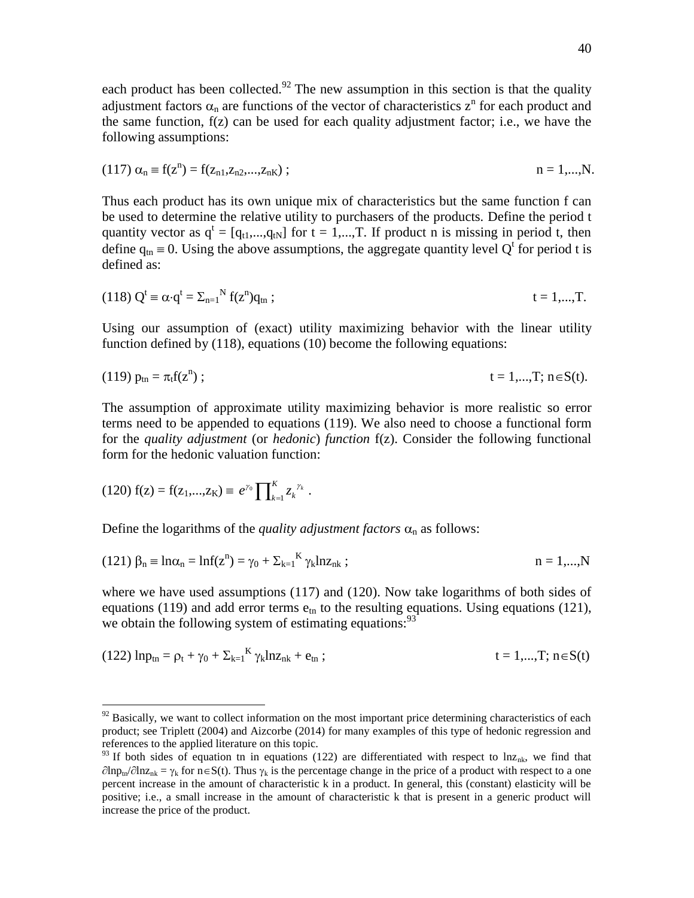each product has been collected.[92] The new assumption in this section is that the quality adjustment factors $\alpha_n$ are functions of the vector of characteristics $z^n$ for each product and the same function, f(z) can be used for each quality adjustment factor; i.e., we have the following assumptions:

$$(117)\ \alpha_n \equiv f(z^n) = f(z_{n1},z_{n2},...,z_{nK})\ ; \qquad n = 1,...,N.$$

Thus each product has its own unique mix of characteristics but the same function f can be used to determine the relative utility to purchasers of the products. Define the period t quantity vector as $q^t = [q_{t1},...,q_{tN}]$ for t = 1,...,T. If product n is missing in period t, then define $q_{tn} \equiv 0$. Using the above assumptions, the aggregate quantity level $Q^t$ for period t is defined as:

$$(118)\ Q^t \equiv \alpha \cdot q^t = \Sigma_{n=1}^{N} f(z^n)q_{tn}\ ; \qquad t = 1,...,T.$$

Using our assumption of (exact) utility maximizing behavior with the linear utility function defined by (118), equations (10) become the following equations:

$$(119)\ p_{tn} = \pi_t f(z^n)\ ; \qquad t = 1,...,T;\ n\in S(t).$$

The assumption of approximate utility maximizing behavior is more realistic so error terms need to be appended to equations (119). We also need to choose a functional form for the *quality adjustment* (or *hedonic*) *function* f(z). Consider the following functional form for the hedonic valuation function:

$$(120)\ f(z) = f(z_1,...,z_K) \equiv e^{\gamma_0}\prod_{k=1}^{K} z_k^{\gamma_k}\ .$$

Define the logarithms of the *quality adjustment factors* $\alpha_n$ as follows:

$$(121)\ \beta_n \equiv \ln\alpha_n = \ln f(z^n) = \gamma_0 + \Sigma_{k=1}^{K} \gamma_k \ln z_{nk}\ ; \qquad n = 1,...,N$$

where we have used assumptions (117) and (120). Now take logarithms of both sides of equations (119) and add error terms $e_{tn}$ to the resulting equations. Using equations (121), we obtain the following system of estimating equations:[93]

$$(122)\ \ln p_{tn} = \rho_t + \gamma_0 + \Sigma_{k=1}^{K} \gamma_k \ln z_{nk} + e_{tn}\ ; \qquad t = 1,...,T;\ n\in S(t)$$

---

[92] Basically, we want to collect information on the most important price determining characteristics of each product; see Triplett (2004) and Aizcorbe (2014) for many examples of this type of hedonic regression and references to the applied literature on this topic.

[93] If both sides of equation tn in equations (122) are differentiated with respect to $\ln z_{nk}$, we find that $\partial \ln p_{tn}/\partial \ln z_{nk} = \gamma_k$ for $n\in S(t)$. Thus $\gamma_k$ is the percentage change in the price of a product with respect to a one percent increase in the amount of characteristic k in a product. In general, this (constant) elasticity will be positive; i.e., a small increase in the amount of characteristic k that is present in a generic product will increase the price of the product.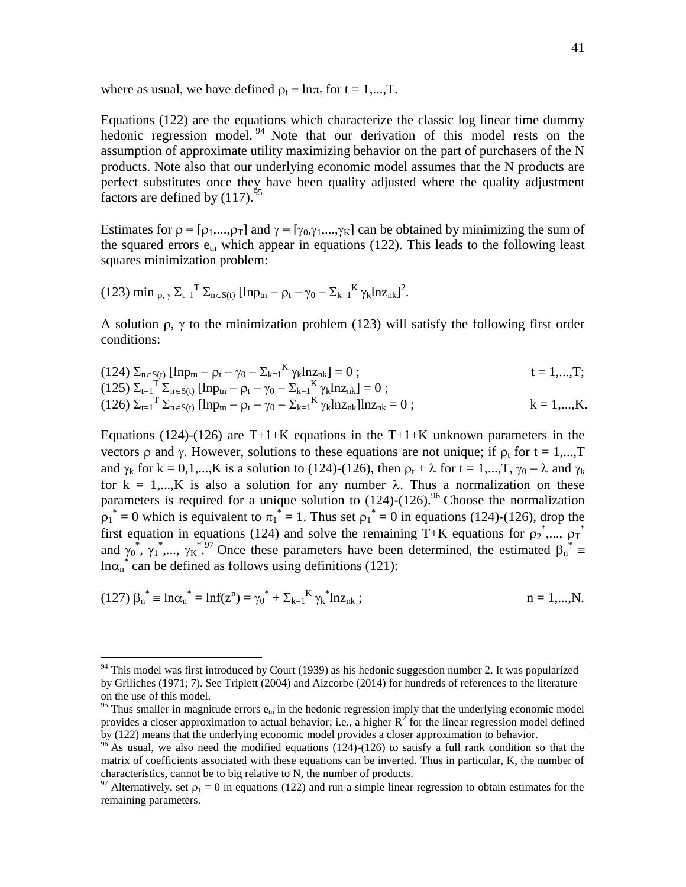where as usual, we have defined $\rho_t \equiv \ln\pi_t$ for $t = 1,...,T$.

Equations (122) are the equations which characterize the classic log linear time dummy hedonic regression model.[94] Note that our derivation of this model rests on the assumption of approximate utility maximizing behavior on the part of purchasers of the N products. Note also that our underlying economic model assumes that the N products are perfect substitutes once they have been quality adjusted where the quality adjustment factors are defined by (117).[95]

Estimates for $\rho \equiv [\rho_1,...,\rho_T]$ and $\gamma \equiv [\gamma_0,\gamma_1,...,\gamma_K]$ can be obtained by minimizing the sum of the squared errors $e_{tn}$ which appear in equations (122). This leads to the following least squares minimization problem:

$$(123)\ \min_{\rho,\gamma} \Sigma_{t=1}^{T} \Sigma_{n\in S(t)} [\ln p_{tn} - \rho_t - \gamma_0 - \Sigma_{k=1}^{K} \gamma_k \ln z_{nk}]^2.$$

A solution $\rho$, $\gamma$ to the minimization problem (123) will satisfy the following first order conditions:

$$(124)\ \Sigma_{n\in S(t)} [\ln p_{tn} - \rho_t - \gamma_0 - \Sigma_{k=1}^{K} \gamma_k \ln z_{nk}] = 0\ ; \qquad t = 1,...,T;$$

$$(125)\ \Sigma_{t=1}^{T} \Sigma_{n\in S(t)} [\ln p_{tn} - \rho_t - \gamma_0 - \Sigma_{k=1}^{K} \gamma_k \ln z_{nk}] = 0\ ;$$

$$(126)\ \Sigma_{t=1}^{T} \Sigma_{n\in S(t)} [\ln p_{tn} - \rho_t - \gamma_0 - \Sigma_{k=1}^{K} \gamma_k \ln z_{nk}]\ln z_{nk} = 0\ ; \qquad k = 1,...,K.$$

Equations (124)-(126) are T+1+K equations in the T+1+K unknown parameters in the vectors $\rho$ and $\gamma$. However, solutions to these equations are not unique; if $\rho_t$ for $t = 1,...,T$ and $\gamma_k$ for $k = 0,1,...,K$ is a solution to (124)-(126), then $\rho_t + \lambda$ for $t = 1,...,T$, $\gamma_0 - \lambda$ and $\gamma_k$ for $k = 1,...,K$ is also a solution for any number $\lambda$. Thus a normalization on these parameters is required for a unique solution to (124)-(126).[96] Choose the normalization $\rho_1^* = 0$ which is equivalent to $\pi_1^* = 1$. Thus set $\rho_1^* = 0$ in equations (124)-(126), drop the first equation in equations (124) and solve the remaining T+K equations for $\rho_2^*,..., \rho_T^*$ and $\gamma_0^*, \gamma_1^*,..., \gamma_K^*$.[97] Once these parameters have been determined, the estimated $\beta_n^* \equiv \ln\alpha_n^*$ can be defined as follows using definitions (121):

$$(127)\ \beta_n^* \equiv \ln\alpha_n^* = \ln f(z^n) = \gamma_0^* + \Sigma_{k=1}^{K} \gamma_k^* \ln z_{nk}\ ; \qquad n = 1,...,N.$$

---

[94] This model was first introduced by Court (1939) as his hedonic suggestion number 2. It was popularized by Griliches (1971; 7). See Triplett (2004) and Aizcorbe (2014) for hundreds of references to the literature on the use of this model.

[95] Thus smaller in magnitude errors $e_{tn}$ in the hedonic regression imply that the underlying economic model provides a closer approximation to actual behavior; i.e., a higher $R^2$ for the linear regression model defined by (122) means that the underlying economic model provides a closer approximation to behavior.

[96] As usual, we also need the modified equations (124)-(126) to satisfy a full rank condition so that the matrix of coefficients associated with these equations can be inverted. Thus in particular, K, the number of characteristics, cannot be to big relative to N, the number of products.

[97] Alternatively, set $\rho_1 = 0$ in equations (122) and run a simple linear regression to obtain estimates for the remaining parameters.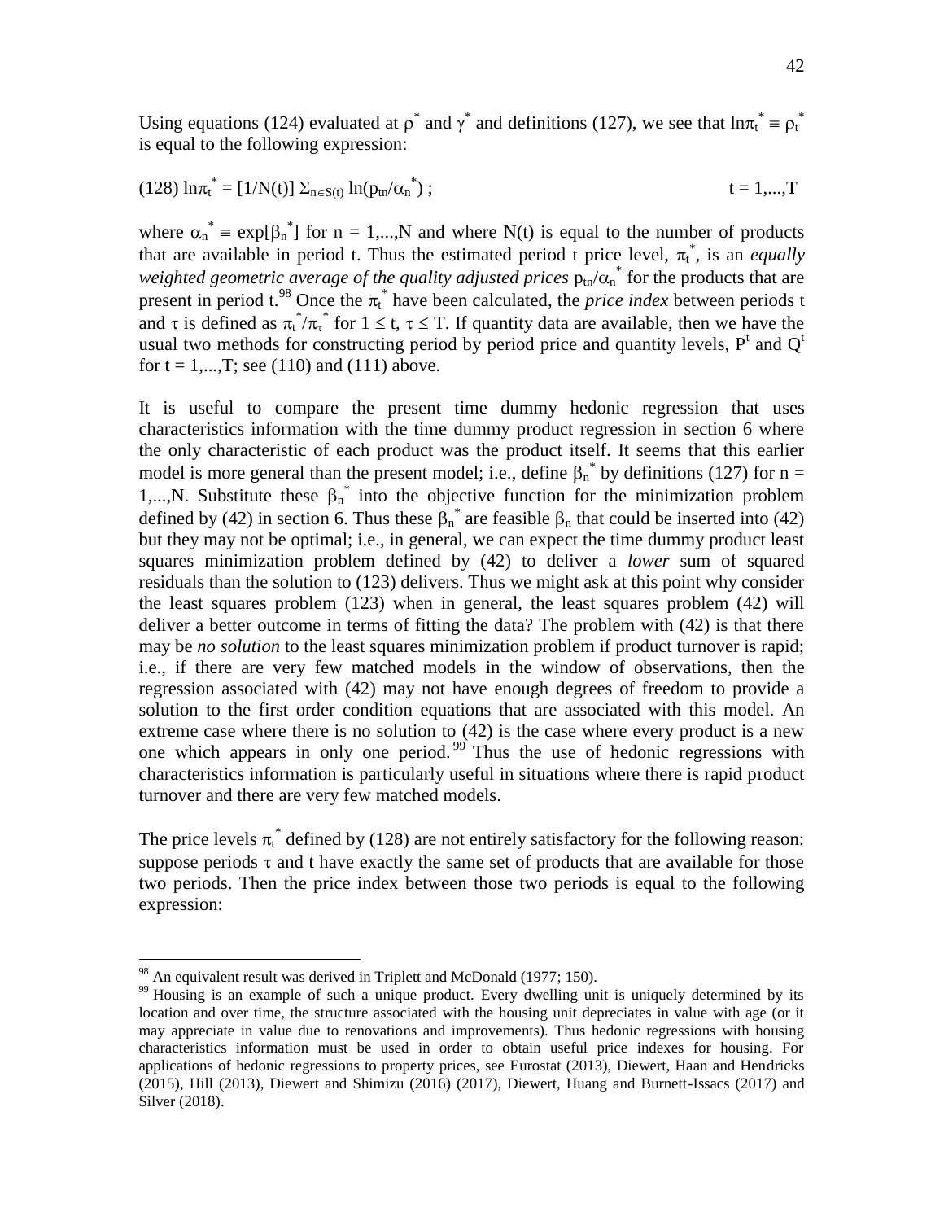Using equations (124) evaluated at $\rho^*$ and $\gamma^*$ and definitions (127), we see that $\ln\pi_t^* \equiv \rho_t^*$ is equal to the following expression:

$$(128)\ \ln\pi_t^* = [1/N(t)]\ \Sigma_{n\in S(t)} \ln(p_{tn}/\alpha_n^*)\ ; \qquad t = 1,...,T$$

where $\alpha_n^* \equiv \exp[\beta_n^*]$ for $n = 1,...,N$ and where $N(t)$ is equal to the number of products that are available in period t. Thus the estimated period t price level, $\pi_t^*$, is an *equally weighted geometric average of the quality adjusted prices* $p_{tn}/\alpha_n^*$ for the products that are present in period t.[98] Once the $\pi_t^*$ have been calculated, the *price index* between periods t and $\tau$ is defined as $\pi_t^*/\pi_\tau^*$ for $1 \le t, \tau \le T$. If quantity data are available, then we have the usual two methods for constructing period by period price and quantity levels, $P^t$ and $Q^t$ for $t = 1,...,T$; see (110) and (111) above.

It is useful to compare the present time dummy hedonic regression that uses characteristics information with the time dummy product regression in section 6 where the only characteristic of each product was the product itself. It seems that this earlier model is more general than the present model; i.e., define $\beta_n^*$ by definitions (127) for $n = 1,...,N$. Substitute these $\beta_n^*$ into the objective function for the minimization problem defined by (42) in section 6. Thus these $\beta_n^*$ are feasible $\beta_n$ that could be inserted into (42) but they may not be optimal; i.e., in general, we can expect the time dummy product least squares minimization problem defined by (42) to deliver a *lower* sum of squared residuals than the solution to (123) delivers. Thus we might ask at this point why consider the least squares problem (123) when in general, the least squares problem (42) will deliver a better outcome in terms of fitting the data? The problem with (42) is that there may be *no solution* to the least squares minimization problem if product turnover is rapid; i.e., if there are very few matched models in the window of observations, then the regression associated with (42) may not have enough degrees of freedom to provide a solution to the first order condition equations that are associated with this model. An extreme case where there is no solution to (42) is the case where every product is a new one which appears in only one period.[99] Thus the use of hedonic regressions with characteristics information is particularly useful in situations where there is rapid product turnover and there are very few matched models.

The price levels $\pi_t^*$ defined by (128) are not entirely satisfactory for the following reason: suppose periods $\tau$ and t have exactly the same set of products that are available for those two periods. Then the price index between those two periods is equal to the following expression:

---

[98] An equivalent result was derived in Triplett and McDonald (1977; 150).

[99] Housing is an example of such a unique product. Every dwelling unit is uniquely determined by its location and over time, the structure associated with the housing unit depreciates in value with age (or it may appreciate in value due to renovations and improvements). Thus hedonic regressions with housing characteristics information must be used in order to obtain useful price indexes for housing. For applications of hedonic regressions to property prices, see Eurostat (2013), Diewert, Haan and Hendricks (2015), Hill (2013), Diewert and Shimizu (2016) (2017), Diewert, Huang and Burnett-Issacs (2017) and Silver (2018).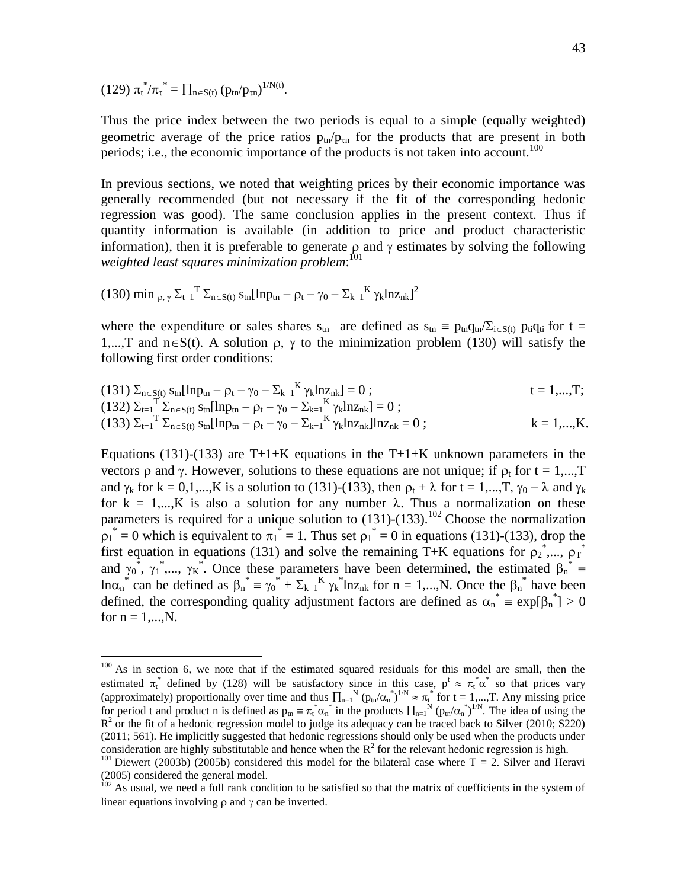$$(129)\ \pi_t^*/\pi_\tau^* = \prod_{n\in S(t)} (p_{tn}/p_{\tau n})^{1/N(t)}.$$

Thus the price index between the two periods is equal to a simple (equally weighted) geometric average of the price ratios $p_{tn}/p_{\tau n}$ for the products that are present in both periods; i.e., the economic importance of the products is not taken into account.[100]

In previous sections, we noted that weighting prices by their economic importance was generally recommended (but not necessary if the fit of the corresponding hedonic regression was good). The same conclusion applies in the present context. Thus if quantity information is available (in addition to price and product characteristic information), then it is preferable to generate $\rho$ and $\gamma$ estimates by solving the following *weighted least squares minimization problem*:[101]

$$(130)\ \min_{\rho,\,\gamma} \Sigma_{t=1}^{T} \Sigma_{n\in S(t)} s_{tn}[\ln p_{tn} - \rho_t - \gamma_0 - \Sigma_{k=1}^{K} \gamma_k \ln z_{nk}]^2$$

where the expenditure or sales shares $s_{tn}$ are defined as $s_{tn} \equiv p_{tn}q_{tn}/\Sigma_{i\in S(t)}\, p_{ti}q_{ti}$ for $t = 1,...,T$ and $n\in S(t)$. A solution $\rho$, $\gamma$ to the minimization problem (130) will satisfy the following first order conditions:

$$(131)\ \Sigma_{n\in S(t)} s_{tn}[\ln p_{tn} - \rho_t - \gamma_0 - \Sigma_{k=1}^{K} \gamma_k \ln z_{nk}] = 0\ ; \qquad t = 1,...,T;$$
$$(132)\ \Sigma_{t=1}^{T} \Sigma_{n\in S(t)} s_{tn}[\ln p_{tn} - \rho_t - \gamma_0 - \Sigma_{k=1}^{K} \gamma_k \ln z_{nk}] = 0\ ;$$
$$(133)\ \Sigma_{t=1}^{T} \Sigma_{n\in S(t)} s_{tn}[\ln p_{tn} - \rho_t - \gamma_0 - \Sigma_{k=1}^{K} \gamma_k \ln z_{nk}]\ln z_{nk} = 0\ ; \qquad k = 1,...,K.$$

Equations (131)-(133) are T+1+K equations in the T+1+K unknown parameters in the vectors $\rho$ and $\gamma$. However, solutions to these equations are not unique; if $\rho_t$ for $t = 1,...,T$ and $\gamma_k$ for $k = 0,1,...,K$ is a solution to (131)-(133), then $\rho_t + \lambda$ for $t = 1,...,T$, $\gamma_0 - \lambda$ and $\gamma_k$ for $k = 1,...,K$ is also a solution for any number $\lambda$. Thus a normalization on these parameters is required for a unique solution to (131)-(133).[102] Choose the normalization $\rho_1^* = 0$ which is equivalent to $\pi_1^* = 1$. Thus set $\rho_1^* = 0$ in equations (131)-(133), drop the first equation in equations (131) and solve the remaining T+K equations for $\rho_2^*,..., \rho_T^*$ and $\gamma_0^*, \gamma_1^*,..., \gamma_K^*$. Once these parameters have been determined, the estimated $\beta_n^* \equiv \ln\alpha_n^*$ can be defined as $\beta_n^* \equiv \gamma_0^* + \Sigma_{k=1}^{K} \gamma_k^* \ln z_{nk}$ for $n = 1,...,N$. Once the $\beta_n^*$ have been defined, the corresponding quality adjustment factors are defined as $\alpha_n^* \equiv \exp[\beta_n^*] > 0$ for $n = 1,...,N$.

---

[100] As in section 6, we note that if the estimated squared residuals for this model are small, then the estimated $\pi_t^*$ defined by (128) will be satisfactory since in this case, $p^t \approx \pi_t^*\alpha^*$ so that prices vary (approximately) proportionally over time and thus $\prod_{n=1}^{N} (p_{tn}/\alpha_n^*)^{1/N} \approx \pi_t^*$ for $t = 1,...,T$. Any missing price for period t and product n is defined as $p_{tn} \equiv \pi_t^*\alpha_n^*$ in the products $\prod_{n=1}^{N} (p_{tn}/\alpha_n^*)^{1/N}$. The idea of using the $R^2$ or the fit of a hedonic regression model to judge its adequacy can be traced back to Silver (2010; S220) (2011; 561). He implicitly suggested that hedonic regressions should only be used when the products under consideration are highly substitutable and hence when the $R^2$ for the relevant hedonic regression is high.

[101] Diewert (2003b) (2005b) considered this model for the bilateral case where T = 2. Silver and Heravi (2005) considered the general model.

[102] As usual, we need a full rank condition to be satisfied so that the matrix of coefficients in the system of linear equations involving $\rho$ and $\gamma$ can be inverted.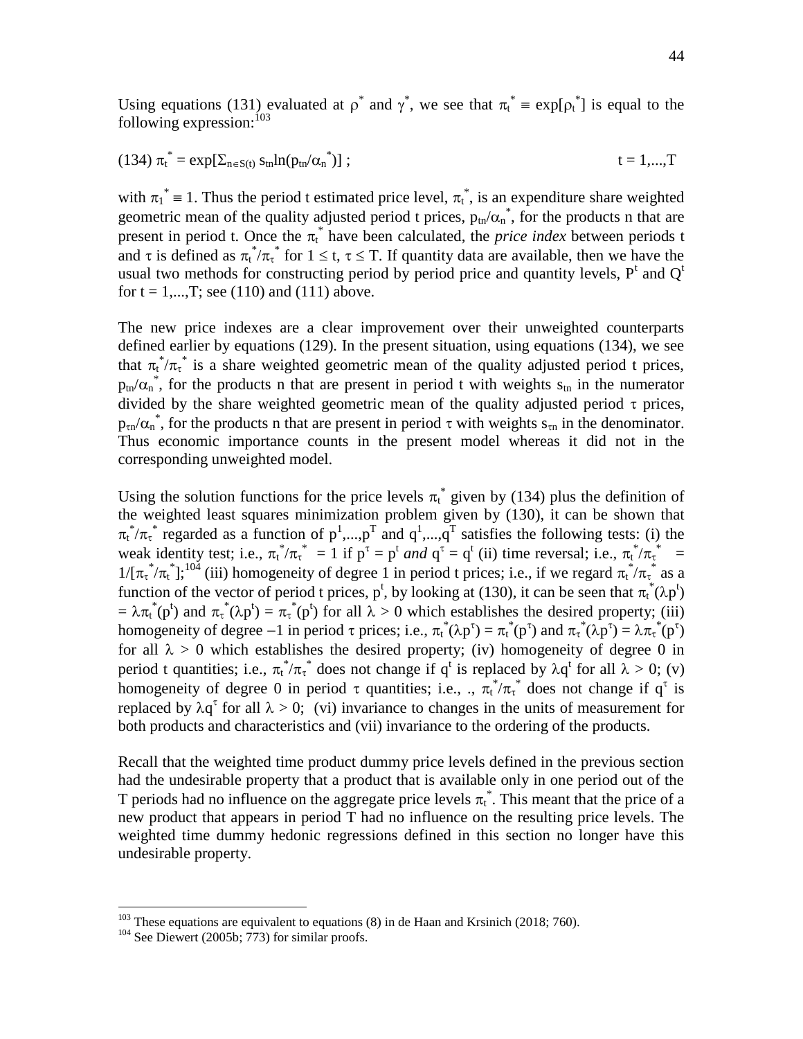Using equations (131) evaluated at $\rho^*$ and $\gamma^*$, we see that $\pi_t^* \equiv \exp[\rho_t^*]$ is equal to the following expression:[103]

$$(134)\ \pi_t^* = \exp[\Sigma_{n\in S(t)}\, s_{tn}\ln(p_{tn}/\alpha_n^*)]\ ; \qquad t = 1,...,T$$

with $\pi_1^* \equiv 1$. Thus the period t estimated price level, $\pi_t^*$, is an expenditure share weighted geometric mean of the quality adjusted period t prices, $p_{tn}/\alpha_n^*$, for the products n that are present in period t. Once the $\pi_t^*$ have been calculated, the *price index* between periods t and $\tau$ is defined as $\pi_t^*/\pi_\tau^*$ for $1 \leq t, \tau \leq T$. If quantity data are available, then we have the usual two methods for constructing period by period price and quantity levels, $P^t$ and $Q^t$ for $t = 1,...,T$; see (110) and (111) above.

The new price indexes are a clear improvement over their unweighted counterparts defined earlier by equations (129). In the present situation, using equations (134), we see that $\pi_t^*/\pi_\tau^*$ is a share weighted geometric mean of the quality adjusted period t prices, $p_{tn}/\alpha_n^*$, for the products n that are present in period t with weights $s_{tn}$ in the numerator divided by the share weighted geometric mean of the quality adjusted period $\tau$ prices, $p_{\tau n}/\alpha_n^*$, for the products n that are present in period $\tau$ with weights $s_{\tau n}$ in the denominator. Thus economic importance counts in the present model whereas it did not in the corresponding unweighted model.

Using the solution functions for the price levels $\pi_t^*$ given by (134) plus the definition of the weighted least squares minimization problem given by (130), it can be shown that $\pi_t^*/\pi_\tau^*$ regarded as a function of $p^1,...,p^T$ and $q^1,...,q^T$ satisfies the following tests: (i) the weak identity test; i.e., $\pi_t^*/\pi_\tau^* = 1$ if $p^\tau = p^t$ *and* $q^\tau = q^t$ (ii) time reversal; i.e., $\pi_t^*/\pi_\tau^* = 1/[\pi_\tau^*/\pi_t^*]$;[104] (iii) homogeneity of degree 1 in period t prices; i.e., if we regard $\pi_t^*/\pi_\tau^*$ as a function of the vector of period t prices, $p^t$, by looking at (130), it can be seen that $\pi_t^*(\lambda p^t) = \lambda\pi_t^*(p^t)$ and $\pi_\tau^*(\lambda p^t) = \pi_\tau^*(p^t)$ for all $\lambda > 0$ which establishes the desired property; (iii) homogeneity of degree $-1$ in period $\tau$ prices; i.e., $\pi_t^*(\lambda p^\tau) = \pi_t^*(p^\tau)$ and $\pi_\tau^*(\lambda p^\tau) = \lambda\pi_\tau^*(p^\tau)$ for all $\lambda > 0$ which establishes the desired property; (iv) homogeneity of degree 0 in period t quantities; i.e., $\pi_t^*/\pi_\tau^*$ does not change if $q^t$ is replaced by $\lambda q^t$ for all $\lambda > 0$; (v) homogeneity of degree 0 in period $\tau$ quantities; i.e., ., $\pi_t^*/\pi_\tau^*$ does not change if $q^\tau$ is replaced by $\lambda q^\tau$ for all $\lambda > 0$; (vi) invariance to changes in the units of measurement for both products and characteristics and (vii) invariance to the ordering of the products.

Recall that the weighted time product dummy price levels defined in the previous section had the undesirable property that a product that is available only in one period out of the T periods had no influence on the aggregate price levels $\pi_t^*$. This meant that the price of a new product that appears in period T had no influence on the resulting price levels. The weighted time dummy hedonic regressions defined in this section no longer have this undesirable property.

---

[103] These equations are equivalent to equations (8) in de Haan and Krsinich (2018; 760).

[104] See Diewert (2005b; 773) for similar proofs.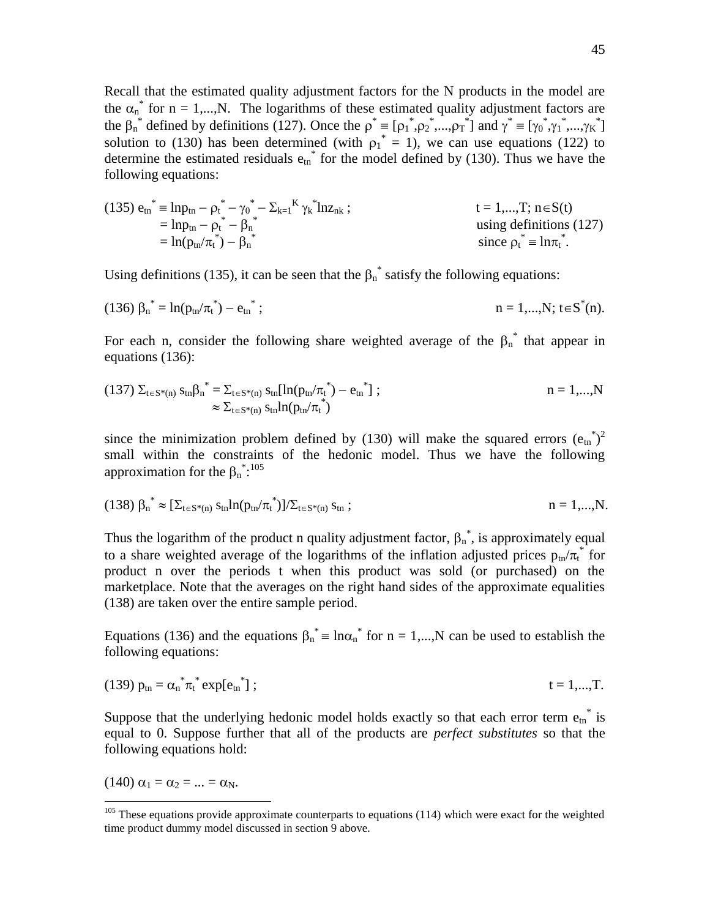Recall that the estimated quality adjustment factors for the N products in the model are the $\alpha_n^*$ for n = 1,...,N. The logarithms of these estimated quality adjustment factors are the $\beta_n^*$ defined by definitions (127). Once the $\rho^* \equiv [\rho_1^*,\rho_2^*,...,\rho_T^*]$ and $\gamma^* \equiv [\gamma_0^*,\gamma_1^*,...,\gamma_K^*]$ solution to (130) has been determined (with $\rho_1^* = 1$), we can use equations (122) to determine the estimated residuals $e_{tn}^*$ for the model defined by (130). Thus we have the following equations:

$$\begin{aligned}
(135)\ e_{tn}^* &\equiv \ln p_{tn} - \rho_t^* - \gamma_0^* - \Sigma_{k=1}^K \gamma_k^* \ln z_{nk} ; && t = 1,...,T; n \in S(t) \\
&= \ln p_{tn} - \rho_t^* - \beta_n^* && \text{using definitions (127)} \\
&= \ln(p_{tn}/\pi_t^*) - \beta_n^* && \text{since } \rho_t^* \equiv \ln \pi_t^* .
\end{aligned}$$

Using definitions (135), it can be seen that the $\beta_n^*$ satisfy the following equations:

$$(136)\ \beta_n^* = \ln(p_{tn}/\pi_t^*) - e_{tn}^* ; \qquad n = 1,...,N; t \in S^*(n).$$

For each n, consider the following share weighted average of the $\beta_n^*$ that appear in equations (136):

$$\begin{aligned}
(137)\ \Sigma_{t\in S^*(n)} s_{tn}\beta_n^* &= \Sigma_{t\in S^*(n)} s_{tn}[\ln(p_{tn}/\pi_t^*) - e_{tn}^*] ; && n = 1,...,N \\
&\approx \Sigma_{t\in S^*(n)} s_{tn}\ln(p_{tn}/\pi_t^*)
\end{aligned}$$

since the minimization problem defined by (130) will make the squared errors $(e_{tn}^*)^2$ small within the constraints of the hedonic model. Thus we have the following approximation for the $\beta_n^*$:[105]

$$(138)\ \beta_n^* \approx [\Sigma_{t\in S^*(n)} s_{tn}\ln(p_{tn}/\pi_t^*)]/\Sigma_{t\in S^*(n)} s_{tn} ; \qquad n = 1,...,N.$$

Thus the logarithm of the product n quality adjustment factor, $\beta_n^*$, is approximately equal to a share weighted average of the logarithms of the inflation adjusted prices $p_{tn}/\pi_t^*$ for product n over the periods t when this product was sold (or purchased) on the marketplace. Note that the averages on the right hand sides of the approximate equalities (138) are taken over the entire sample period.

Equations (136) and the equations $\beta_n^* \equiv \ln\alpha_n^*$ for n = 1,...,N can be used to establish the following equations:

$$(139)\ p_{tn} = \alpha_n^*\pi_t^* \exp[e_{tn}^*] ; \qquad t = 1,...,T.$$

Suppose that the underlying hedonic model holds exactly so that each error term $e_{tn}^*$ is equal to 0. Suppose further that all of the products are *perfect substitutes* so that the following equations hold:

$$(140)\ \alpha_1 = \alpha_2 = ... = \alpha_N.$$

[105] These equations provide approximate counterparts to equations (114) which were exact for the weighted time product dummy model discussed in section 9 above.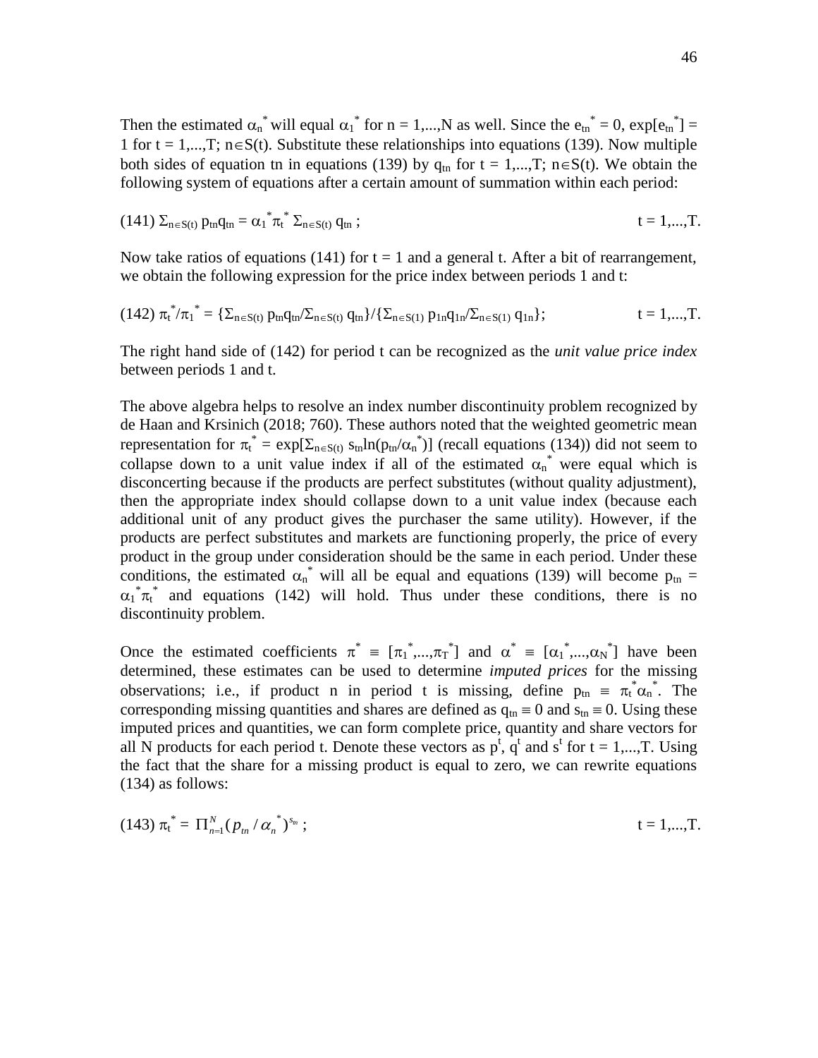Then the estimated $\alpha_n^*$ will equal $\alpha_1^*$ for n = 1,...,N as well. Since the $e_{tn}^* = 0$, $\exp[e_{tn}^*] = 1$ for t = 1,...,T; $n \in S(t)$. Substitute these relationships into equations (139). Now multiple both sides of equation tn in equations (139) by $q_{tn}$ for t = 1,...,T; $n \in S(t)$. We obtain the following system of equations after a certain amount of summation within each period:

$$(141)\ \Sigma_{n\in S(t)}\, p_{tn}q_{tn} = \alpha_1^*\pi_t^*\ \Sigma_{n\in S(t)}\, q_{tn}\ ; \qquad t = 1,...,T.$$

Now take ratios of equations (141) for t = 1 and a general t. After a bit of rearrangement, we obtain the following expression for the price index between periods 1 and t:

$$(142)\ \pi_t^*/\pi_1^* = \{\Sigma_{n\in S(t)}\, p_{tn}q_{tn}/\Sigma_{n\in S(t)}\, q_{tn}\}/\{\Sigma_{n\in S(1)}\, p_{1n}q_{1n}/\Sigma_{n\in S(1)}\, q_{1n}\}; \qquad t = 1,...,T.$$

The right hand side of (142) for period t can be recognized as the *unit value price index* between periods 1 and t.

The above algebra helps to resolve an index number discontinuity problem recognized by de Haan and Krsinich (2018; 760). These authors noted that the weighted geometric mean representation for $\pi_t^* = \exp[\Sigma_{n\in S(t)}\, s_{tn}\ln(p_{tn}/\alpha_n^*)]$ (recall equations (134)) did not seem to collapse down to a unit value index if all of the estimated $\alpha_n^*$ were equal which is disconcerting because if the products are perfect substitutes (without quality adjustment), then the appropriate index should collapse down to a unit value index (because each additional unit of any product gives the purchaser the same utility). However, if the products are perfect substitutes and markets are functioning properly, the price of every product in the group under consideration should be the same in each period. Under these conditions, the estimated $\alpha_n^*$ will all be equal and equations (139) will become $p_{tn} = \alpha_1^*\pi_t^*$ and equations (142) will hold. Thus under these conditions, there is no discontinuity problem.

Once the estimated coefficients $\pi^* \equiv [\pi_1^*,...,\pi_T^*]$ and $\alpha^* \equiv [\alpha_1^*,...,\alpha_N^*]$ have been determined, these estimates can be used to determine *imputed prices* for the missing observations; i.e., if product n in period t is missing, define $p_{tn} \equiv \pi_t^*\alpha_n^*$. The corresponding missing quantities and shares are defined as $q_{tn} \equiv 0$ and $s_{tn} \equiv 0$. Using these imputed prices and quantities, we can form complete price, quantity and share vectors for all N products for each period t. Denote these vectors as $p^t$, $q^t$ and $s^t$ for t = 1,...,T. Using the fact that the share for a missing product is equal to zero, we can rewrite equations (134) as follows:

$$(143)\ \pi_t^* = \Pi_{n=1}^{N}(p_{tn}/\alpha_n^*)^{s_{tn}}\ ; \qquad t = 1,...,T.$$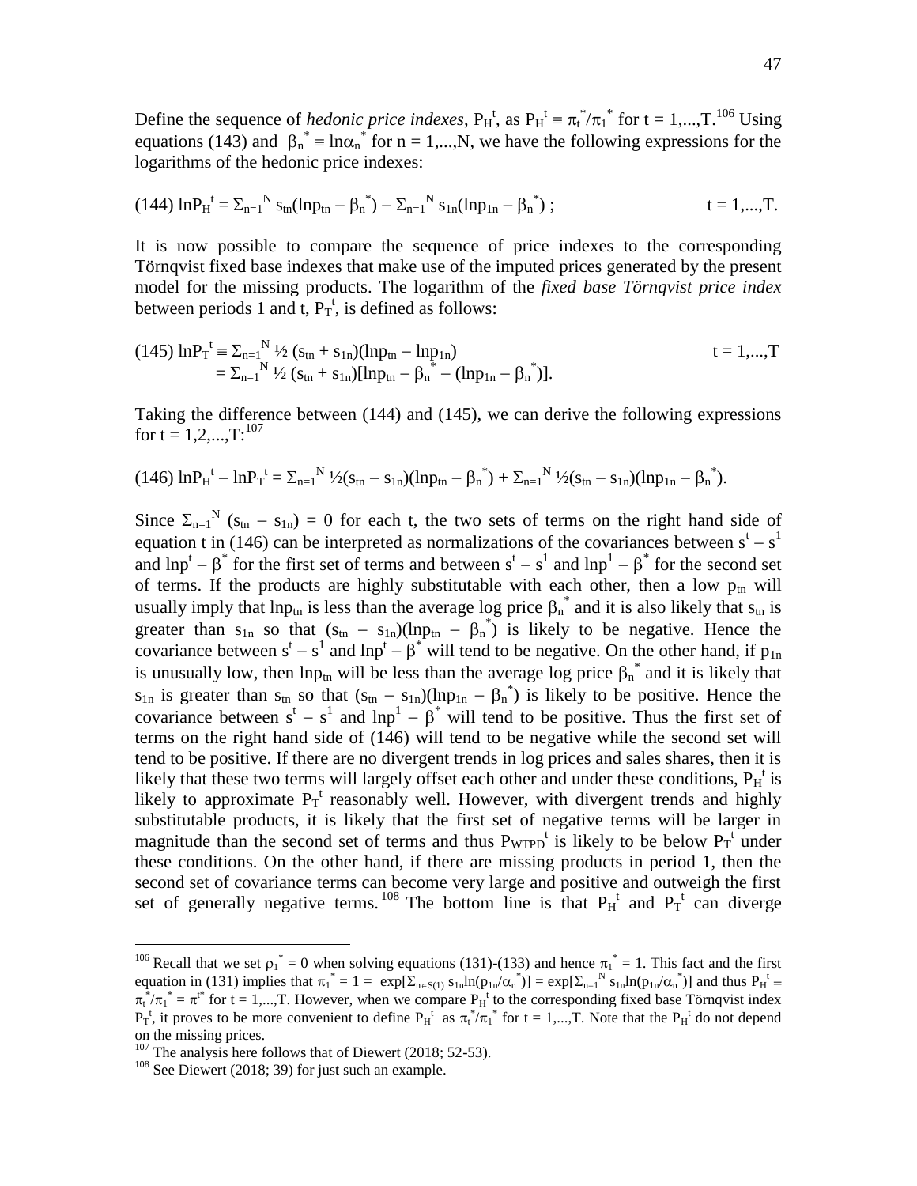Define the sequence of *hedonic price indexes*, $P_H{}^t$, as $P_H{}^t \equiv \pi_t{}^*/\pi_1{}^*$ for t = 1,...,T.[106] Using equations (143) and $\beta_n{}^* \equiv \ln\alpha_n{}^*$ for n = 1,...,N, we have the following expressions for the logarithms of the hedonic price indexes:

$$(144)\ \ln P_H{}^t = \Sigma_{n=1}{}^N s_{tn}(\ln p_{tn} - \beta_n{}^*) - \Sigma_{n=1}{}^N s_{1n}(\ln p_{1n} - \beta_n{}^*)\ ; \qquad t = 1,...,T.$$

It is now possible to compare the sequence of price indexes to the corresponding Törnqvist fixed base indexes that make use of the imputed prices generated by the present model for the missing products. The logarithm of the *fixed base Törnqvist price index* between periods 1 and t, $P_T{}^t$, is defined as follows:

$$\begin{aligned}(145)\ \ln P_T{}^t &\equiv \Sigma_{n=1}{}^N \tfrac{1}{2}(s_{tn} + s_{1n})(\ln p_{tn} - \ln p_{1n}) \qquad t = 1,...,T\\ &= \Sigma_{n=1}{}^N \tfrac{1}{2}(s_{tn} + s_{1n})[\ln p_{tn} - \beta_n{}^* - (\ln p_{1n} - \beta_n{}^*)].\end{aligned}$$

Taking the difference between (144) and (145), we can derive the following expressions for t = 1,2,...,T:[107]

$$(146)\ \ln P_H{}^t - \ln P_T{}^t = \Sigma_{n=1}{}^N \tfrac{1}{2}(s_{tn} - s_{1n})(\ln p_{tn} - \beta_n{}^*) + \Sigma_{n=1}{}^N \tfrac{1}{2}(s_{tn} - s_{1n})(\ln p_{1n} - \beta_n{}^*).$$

Since $\Sigma_{n=1}{}^N (s_{tn} - s_{1n}) = 0$ for each t, the two sets of terms on the right hand side of equation t in (146) can be interpreted as normalizations of the covariances between $s^t - s^1$ and $\ln p^t - \beta^*$ for the first set of terms and between $s^t - s^1$ and $\ln p^1 - \beta^*$ for the second set of terms. If the products are highly substitutable with each other, then a low $p_{tn}$ will usually imply that $\ln p_{tn}$ is less than the average log price $\beta_n{}^*$ and it is also likely that $s_{tn}$ is greater than $s_{1n}$ so that $(s_{tn} - s_{1n})(\ln p_{tn} - \beta_n{}^*)$ is likely to be negative. Hence the covariance between $s^t - s^1$ and $\ln p^t - \beta^*$ will tend to be negative. On the other hand, if $p_{1n}$ is unusually low, then $\ln p_{tn}$ will be less than the average log price $\beta_n{}^*$ and it is likely that $s_{1n}$ is greater than $s_{tn}$ so that $(s_{tn} - s_{1n})(\ln p_{1n} - \beta_n{}^*)$ is likely to be positive. Hence the covariance between $s^t - s^1$ and $\ln p^1 - \beta^*$ will tend to be positive. Thus the first set of terms on the right hand side of (146) will tend to be negative while the second set will tend to be positive. If there are no divergent trends in log prices and sales shares, then it is likely that these two terms will largely offset each other and under these conditions, $P_H{}^t$ is likely to approximate $P_T{}^t$ reasonably well. However, with divergent trends and highly substitutable products, it is likely that the first set of negative terms will be larger in magnitude than the second set of terms and thus $P_{WTPD}{}^t$ is likely to be below $P_T{}^t$ under these conditions. On the other hand, if there are missing products in period 1, then the second set of covariance terms can become very large and positive and outweigh the first set of generally negative terms.[108] The bottom line is that $P_H{}^t$ and $P_T{}^t$ can diverge

---

[106] Recall that we set $\rho_1{}^* = 0$ when solving equations (131)-(133) and hence $\pi_1{}^* = 1$. This fact and the first equation in (131) implies that $\pi_1{}^* = 1 = \exp[\Sigma_{n\in S(1)} s_{1n}\ln(p_{1n}/\alpha_n{}^*)] = \exp[\Sigma_{n=1}{}^N s_{1n}\ln(p_{1n}/\alpha_n{}^*)]$ and thus $P_H{}^t \equiv \pi_t{}^*/\pi_1{}^* = \pi^{t*}$ for t = 1,...,T. However, when we compare $P_H{}^t$ to the corresponding fixed base Törnqvist index $P_T{}^t$, it proves to be more convenient to define $P_H{}^t$ as $\pi_t{}^*/\pi_1{}^*$ for t = 1,...,T. Note that the $P_H{}^t$ do not depend on the missing prices.

[107] The analysis here follows that of Diewert (2018; 52-53).

[108] See Diewert (2018; 39) for just such an example.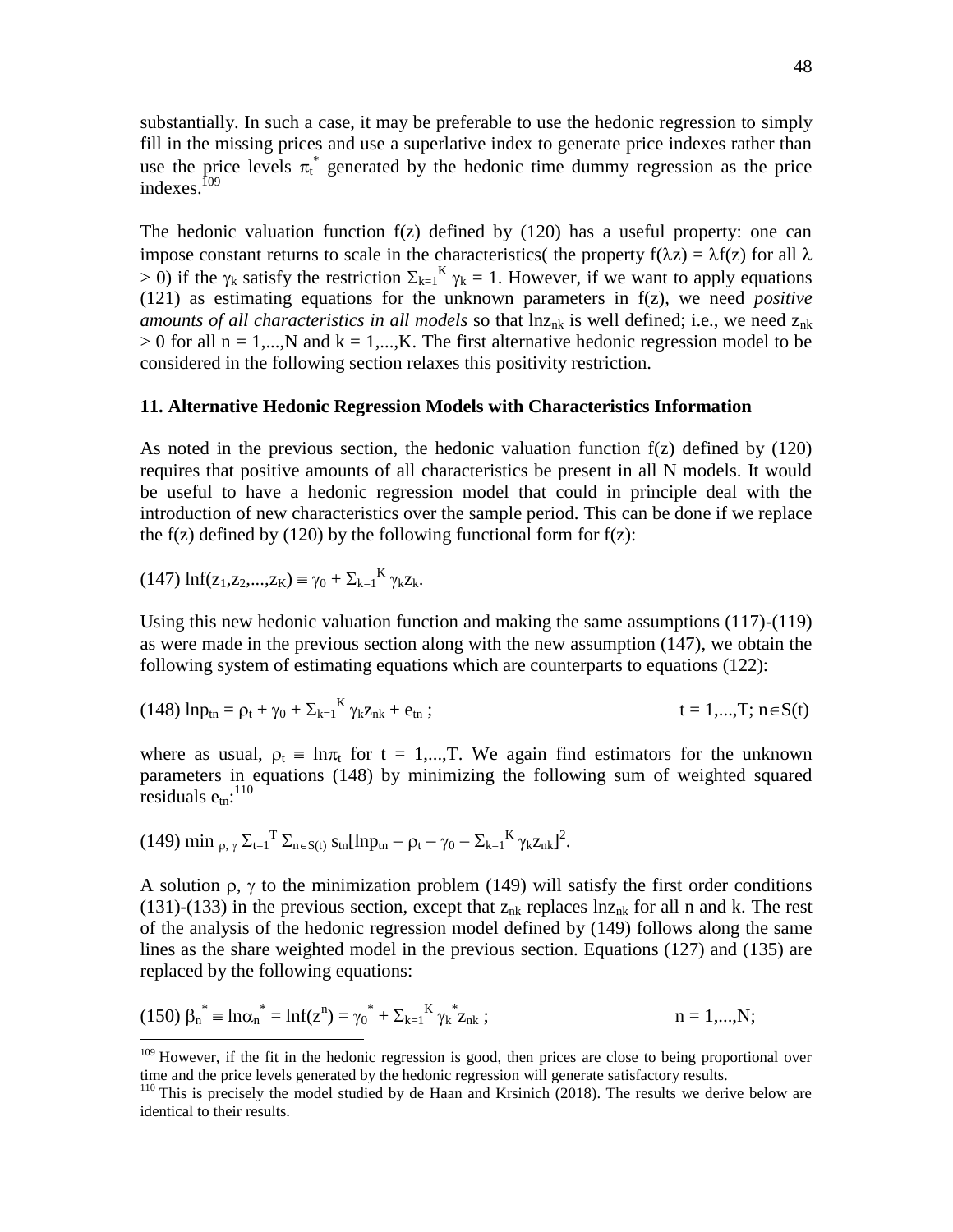substantially. In such a case, it may be preferable to use the hedonic regression to simply fill in the missing prices and use a superlative index to generate price indexes rather than use the price levels $\pi_t^*$ generated by the hedonic time dummy regression as the price indexes.[109]

The hedonic valuation function f(z) defined by (120) has a useful property: one can impose constant returns to scale in the characteristics( the property $f(\lambda z) = \lambda f(z)$ for all $\lambda > 0$) if the $\gamma_k$ satisfy the restriction $\Sigma_{k=1}^{K} \gamma_k = 1$. However, if we want to apply equations (121) as estimating equations for the unknown parameters in f(z), we need *positive amounts of all characteristics in all models* so that $\ln z_{nk}$ is well defined; i.e., we need $z_{nk} > 0$ for all n = 1,...,N and k = 1,...,K. The first alternative hedonic regression model to be considered in the following section relaxes this positivity restriction.

## 11. Alternative Hedonic Regression Models with Characteristics Information

As noted in the previous section, the hedonic valuation function f(z) defined by (120) requires that positive amounts of all characteristics be present in all N models. It would be useful to have a hedonic regression model that could in principle deal with the introduction of new characteristics over the sample period. This can be done if we replace the f(z) defined by (120) by the following functional form for f(z):

$$(147)\ \ln f(z_1,z_2,...,z_K) \equiv \gamma_0 + \Sigma_{k=1}^{K} \gamma_k z_k.$$

Using this new hedonic valuation function and making the same assumptions (117)-(119) as were made in the previous section along with the new assumption (147), we obtain the following system of estimating equations which are counterparts to equations (122):

$$(148)\ \ln p_{tn} = \rho_t + \gamma_0 + \Sigma_{k=1}^{K} \gamma_k z_{nk} + e_{tn}\ ; \qquad t = 1,...,T;\ n \in S(t)$$

where as usual, $\rho_t \equiv \ln \pi_t$ for t = 1,...,T. We again find estimators for the unknown parameters in equations (148) by minimizing the following sum of weighted squared residuals $e_{tn}$:[110]

$$(149)\ \min_{\rho,\,\gamma}\ \Sigma_{t=1}^{T} \Sigma_{n\in S(t)} s_{tn}[\ln p_{tn} - \rho_t - \gamma_0 - \Sigma_{k=1}^{K} \gamma_k z_{nk}]^2.$$

A solution $\rho$, $\gamma$ to the minimization problem (149) will satisfy the first order conditions (131)-(133) in the previous section, except that $z_{nk}$ replaces $\ln z_{nk}$ for all n and k. The rest of the analysis of the hedonic regression model defined by (149) follows along the same lines as the share weighted model in the previous section. Equations (127) and (135) are replaced by the following equations:

$$(150)\ \beta_n^* \equiv \ln \alpha_n^* = \ln f(z^n) = \gamma_0^* + \Sigma_{k=1}^{K} \gamma_k^* z_{nk}\ ; \qquad n = 1,...,N;$$

[109] However, if the fit in the hedonic regression is good, then prices are close to being proportional over time and the price levels generated by the hedonic regression will generate satisfactory results.

[110] This is precisely the model studied by de Haan and Krsinich (2018). The results we derive below are identical to their results.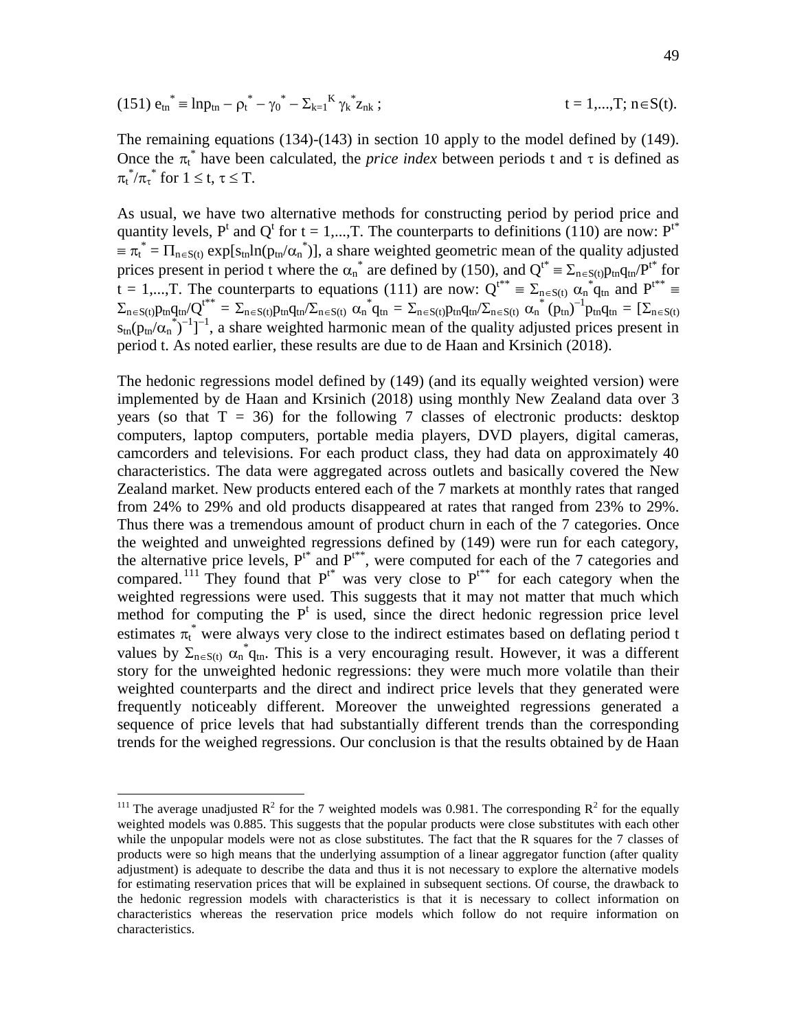$$(151)\ e_{tn}^* \equiv \ln p_{tn} - \rho_t^* - \gamma_0^* - \Sigma_{k=1}^K \gamma_k^* z_{nk}\ ; \qquad\qquad t = 1,...,T;\ n\in S(t).$$

The remaining equations (134)-(143) in section 10 apply to the model defined by (149). Once the $\pi_t^*$ have been calculated, the *price index* between periods t and $\tau$ is defined as $\pi_t^*/\pi_\tau^*$ for $1 \leq t, \tau \leq T$.

As usual, we have two alternative methods for constructing period by period price and quantity levels, $P^t$ and $Q^t$ for t = 1,...,T. The counterparts to definitions (110) are now: $P^{t*} \equiv \pi_t^* = \Pi_{n\in S(t)} \exp[s_{tn}\ln(p_{tn}/\alpha_n^*)]$, a share weighted geometric mean of the quality adjusted prices present in period t where the $\alpha_n^*$ are defined by (150), and $Q^{t*} \equiv \Sigma_{n\in S(t)}p_{tn}q_{tn}/P^{t*}$ for t = 1,...,T. The counterparts to equations (111) are now: $Q^{t**} \equiv \Sigma_{n\in S(t)}\ \alpha_n^* q_{tn}$ and $P^{t**} \equiv \Sigma_{n\in S(t)}p_{tn}q_{tn}/Q^{t**} = \Sigma_{n\in S(t)}p_{tn}q_{tn}/\Sigma_{n\in S(t)}\ \alpha_n^* q_{tn} = \Sigma_{n\in S(t)}p_{tn}q_{tn}/\Sigma_{n\in S(t)}\ \alpha_n^* (p_{tn})^{-1}p_{tn}q_{tn} = [\Sigma_{n\in S(t)} s_{tn}(p_{tn}/\alpha_n^*)^{-1}]^{-1}$, a share weighted harmonic mean of the quality adjusted prices present in period t. As noted earlier, these results are due to de Haan and Krsinich (2018).

The hedonic regressions model defined by (149) (and its equally weighted version) were implemented by de Haan and Krsinich (2018) using monthly New Zealand data over 3 years (so that T = 36) for the following 7 classes of electronic products: desktop computers, laptop computers, portable media players, DVD players, digital cameras, camcorders and televisions. For each product class, they had data on approximately 40 characteristics. The data were aggregated across outlets and basically covered the New Zealand market. New products entered each of the 7 markets at monthly rates that ranged from 24% to 29% and old products disappeared at rates that ranged from 23% to 29%. Thus there was a tremendous amount of product churn in each of the 7 categories. Once the weighted and unweighted regressions defined by (149) were run for each category, the alternative price levels, $P^{t*}$ and $P^{t**}$, were computed for each of the 7 categories and compared.[111] They found that $P^{t*}$ was very close to $P^{t**}$ for each category when the weighted regressions were used. This suggests that it may not matter that much which method for computing the $P^t$ is used, since the direct hedonic regression price level estimates $\pi_t^*$ were always very close to the indirect estimates based on deflating period t values by $\Sigma_{n\in S(t)}\ \alpha_n^* q_{tn}$. This is a very encouraging result. However, it was a different story for the unweighted hedonic regressions: they were much more volatile than their weighted counterparts and the direct and indirect price levels that they generated were frequently noticeably different. Moreover the unweighted regressions generated a sequence of price levels that had substantially different trends than the corresponding trends for the weighed regressions. Our conclusion is that the results obtained by de Haan

---

[111] The average unadjusted $R^2$ for the 7 weighted models was 0.981. The corresponding $R^2$ for the equally weighted models was 0.885. This suggests that the popular products were close substitutes with each other while the unpopular models were not as close substitutes. The fact that the R squares for the 7 classes of products were so high means that the underlying assumption of a linear aggregator function (after quality adjustment) is adequate to describe the data and thus it is not necessary to explore the alternative models for estimating reservation prices that will be explained in subsequent sections. Of course, the drawback to the hedonic regression models with characteristics is that it is necessary to collect information on characteristics whereas the reservation price models which follow do not require information on characteristics.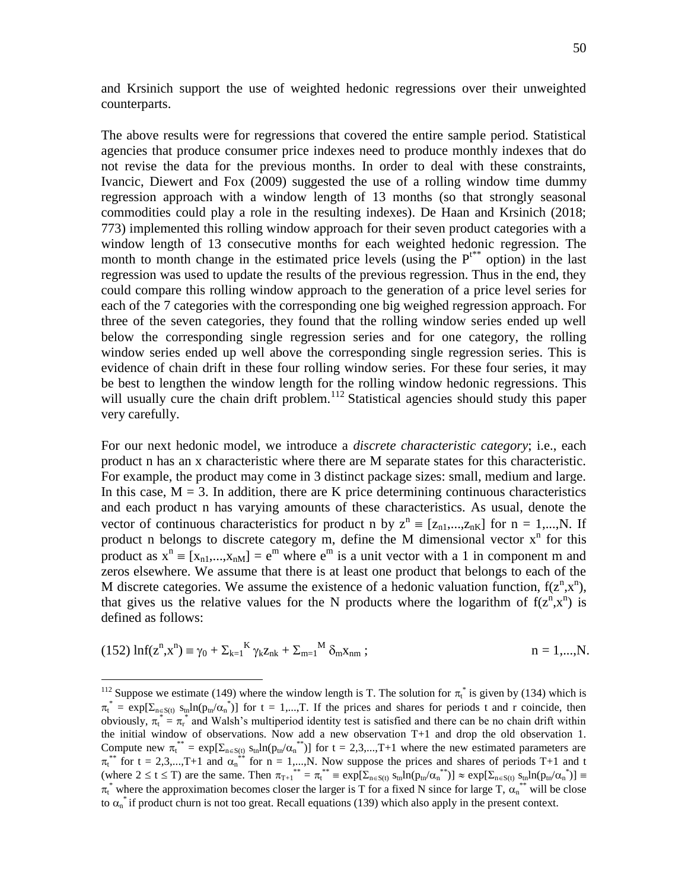and Krsinich support the use of weighted hedonic regressions over their unweighted counterparts.

The above results were for regressions that covered the entire sample period. Statistical agencies that produce consumer price indexes need to produce monthly indexes that do not revise the data for the previous months. In order to deal with these constraints, Ivancic, Diewert and Fox (2009) suggested the use of a rolling window time dummy regression approach with a window length of 13 months (so that strongly seasonal commodities could play a role in the resulting indexes). De Haan and Krsinich (2018; 773) implemented this rolling window approach for their seven product categories with a window length of 13 consecutive months for each weighted hedonic regression. The month to month change in the estimated price levels (using the $P^{t**}$ option) in the last regression was used to update the results of the previous regression. Thus in the end, they could compare this rolling window approach to the generation of a price level series for each of the 7 categories with the corresponding one big weighed regression approach. For three of the seven categories, they found that the rolling window series ended up well below the corresponding single regression series and for one category, the rolling window series ended up well above the corresponding single regression series. This is evidence of chain drift in these four rolling window series. For these four series, it may be best to lengthen the window length for the rolling window hedonic regressions. This will usually cure the chain drift problem.[112] Statistical agencies should study this paper very carefully.

For our next hedonic model, we introduce a *discrete characteristic category*; i.e., each product n has an x characteristic where there are M separate states for this characteristic. For example, the product may come in 3 distinct package sizes: small, medium and large. In this case, $M = 3$. In addition, there are K price determining continuous characteristics and each product n has varying amounts of these characteristics. As usual, denote the vector of continuous characteristics for product n by $z^n \equiv [z_{n1},...,z_{nK}]$ for $n = 1,...,N$. If product n belongs to discrete category m, define the M dimensional vector $x^n$ for this product as $x^n \equiv [x_{n1},...,x_{nM}] = e^m$ where $e^m$ is a unit vector with a 1 in component m and zeros elsewhere. We assume that there is at least one product that belongs to each of the M discrete categories. We assume the existence of a hedonic valuation function, $f(z^n,x^n)$, that gives us the relative values for the N products where the logarithm of $f(z^n,x^n)$ is defined as follows:

$$(152)\ \ln f(z^n,x^n) \equiv \gamma_0 + \sum_{k=1}^{K} \gamma_k z_{nk} + \sum_{m=1}^{M} \delta_m x_{nm}\ ; \qquad n = 1,...,N.$$

---

[112] Suppose we estimate (149) where the window length is T. The solution for $\pi_t^*$ is given by (134) which is $\pi_t^* = \exp[\sum_{n\in S(t)} s_{tn}\ln(p_{tn}/\alpha_n^*)]$ for $t = 1,...,T$. If the prices and shares for periods t and r coincide, then obviously, $\pi_t^* = \pi_r^*$ and Walsh's multiperiod identity test is satisfied and there can be no chain drift within the initial window of observations. Now add a new observation T+1 and drop the old observation 1. Compute new $\pi_t^{**} = \exp[\sum_{n\in S(t)} s_{tn}\ln(p_{tn}/\alpha_n^{**})]$ for $t = 2,3,...,T+1$ where the new estimated parameters are $\pi_t^{**}$ for $t = 2,3,...,T+1$ and $\alpha_n^{**}$ for $n = 1,...,N$. Now suppose the prices and shares of periods T+1 and t (where $2 \le t \le T$) are the same. Then $\pi_{T+1}^{**} = \pi_t^{**} \equiv \exp[\sum_{n\in S(t)} s_{tn}\ln(p_{tn}/\alpha_n^{**})] \approx \exp[\sum_{n\in S(t)} s_{tn}\ln(p_{tn}/\alpha_n^{*})] \equiv \pi_t^*$ where the approximation becomes closer the larger is T for a fixed N since for large T, $\alpha_n^{**}$ will be close to $\alpha_n^*$ if product churn is not too great. Recall equations (139) which also apply in the present context.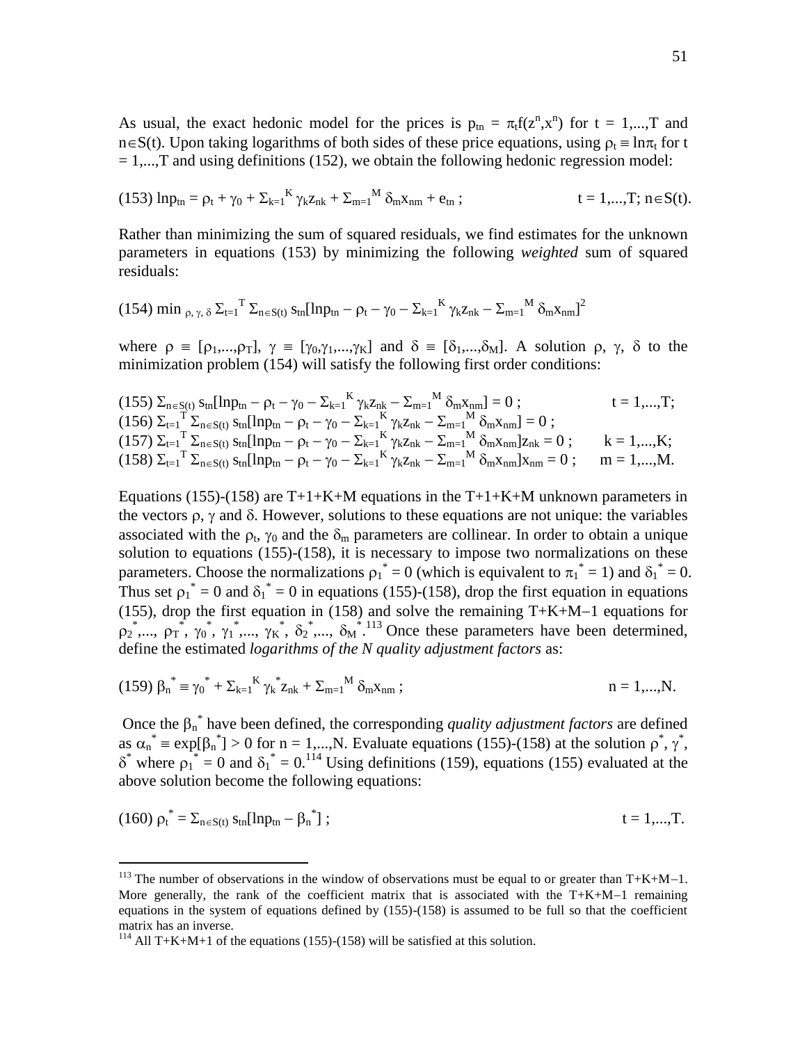As usual, the exact hedonic model for the prices is $p_{tn} = \pi_t f(z^n,x^n)$ for $t = 1,...,T$ and $n \in S(t)$. Upon taking logarithms of both sides of these price equations, using $\rho_t \equiv \ln\pi_t$ for $t = 1,...,T$ and using definitions (152), we obtain the following hedonic regression model:

$$(153)\ \ln p_{tn} = \rho_t + \gamma_0 + \Sigma_{k=1}^{K} \gamma_k z_{nk} + \Sigma_{m=1}^{M} \delta_m x_{nm} + e_{tn} ; \qquad t = 1,...,T;\ n \in S(t).$$

Rather than minimizing the sum of squared residuals, we find estimates for the unknown parameters in equations (153) by minimizing the following *weighted* sum of squared residuals:

$$(154)\ \min_{\rho,\gamma,\delta} \Sigma_{t=1}^{T} \Sigma_{n\in S(t)} s_{tn}[\ln p_{tn} - \rho_t - \gamma_0 - \Sigma_{k=1}^{K} \gamma_k z_{nk} - \Sigma_{m=1}^{M} \delta_m x_{nm}]^2$$

where $\rho \equiv [\rho_1,...,\rho_T]$, $\gamma \equiv [\gamma_0,\gamma_1,...,\gamma_K]$ and $\delta \equiv [\delta_1,...,\delta_M]$. A solution $\rho$, $\gamma$, $\delta$ to the minimization problem (154) will satisfy the following first order conditions:

$$(155)\ \Sigma_{n\in S(t)} s_{tn}[\ln p_{tn} - \rho_t - \gamma_0 - \Sigma_{k=1}^{K} \gamma_k z_{nk} - \Sigma_{m=1}^{M} \delta_m x_{nm}] = 0 ; \qquad t = 1,...,T;$$
$$(156)\ \Sigma_{t=1}^{T} \Sigma_{n\in S(t)} s_{tn}[\ln p_{tn} - \rho_t - \gamma_0 - \Sigma_{k=1}^{K} \gamma_k z_{nk} - \Sigma_{m=1}^{M} \delta_m x_{nm}] = 0 ;$$
$$(157)\ \Sigma_{t=1}^{T} \Sigma_{n\in S(t)} s_{tn}[\ln p_{tn} - \rho_t - \gamma_0 - \Sigma_{k=1}^{K} \gamma_k z_{nk} - \Sigma_{m=1}^{M} \delta_m x_{nm}]z_{nk} = 0 ; \qquad k = 1,...,K;$$
$$(158)\ \Sigma_{t=1}^{T} \Sigma_{n\in S(t)} s_{tn}[\ln p_{tn} - \rho_t - \gamma_0 - \Sigma_{k=1}^{K} \gamma_k z_{nk} - \Sigma_{m=1}^{M} \delta_m x_{nm}]x_{nm} = 0 ; \qquad m = 1,...,M.$$

Equations (155)-(158) are $T+1+K+M$ equations in the $T+1+K+M$ unknown parameters in the vectors $\rho$, $\gamma$ and $\delta$. However, solutions to these equations are not unique: the variables associated with the $\rho_t$, $\gamma_0$ and the $\delta_m$ parameters are collinear. In order to obtain a unique solution to equations (155)-(158), it is necessary to impose two normalizations on these parameters. Choose the normalizations $\rho_1^* = 0$ (which is equivalent to $\pi_1^* = 1$) and $\delta_1^* = 0$. Thus set $\rho_1^* = 0$ and $\delta_1^* = 0$ in equations (155)-(158), drop the first equation in equations (155), drop the first equation in (158) and solve the remaining $T+K+M-1$ equations for $\rho_2^*,..., \rho_T^*, \gamma_0^*, \gamma_1^*,..., \gamma_K^*, \delta_2^*,..., \delta_M^*$.[113] Once these parameters have been determined, define the estimated *logarithms of the N quality adjustment factors* as:

$$(159)\ \beta_n^* \equiv \gamma_0^* + \Sigma_{k=1}^{K} \gamma_k^* z_{nk} + \Sigma_{m=1}^{M} \delta_m x_{nm} ; \qquad n = 1,...,N.$$

Once the $\beta_n^*$ have been defined, the corresponding *quality adjustment factors* are defined as $\alpha_n^* \equiv \exp[\beta_n^*] > 0$ for $n = 1,...,N$. Evaluate equations (155)-(158) at the solution $\rho^*$, $\gamma^*$, $\delta^*$ where $\rho_1^* = 0$ and $\delta_1^* = 0$.[114] Using definitions (159), equations (155) evaluated at the above solution become the following equations:

$$(160)\ \rho_t^* = \Sigma_{n\in S(t)} s_{tn}[\ln p_{tn} - \beta_n^*] ; \qquad t = 1,...,T.$$

---

[113] The number of observations in the window of observations must be equal to or greater than $T+K+M-1$. More generally, the rank of the coefficient matrix that is associated with the $T+K+M-1$ remaining equations in the system of equations defined by (155)-(158) is assumed to be full so that the coefficient matrix has an inverse.

[114] All $T+K+M+1$ of the equations (155)-(158) will be satisfied at this solution.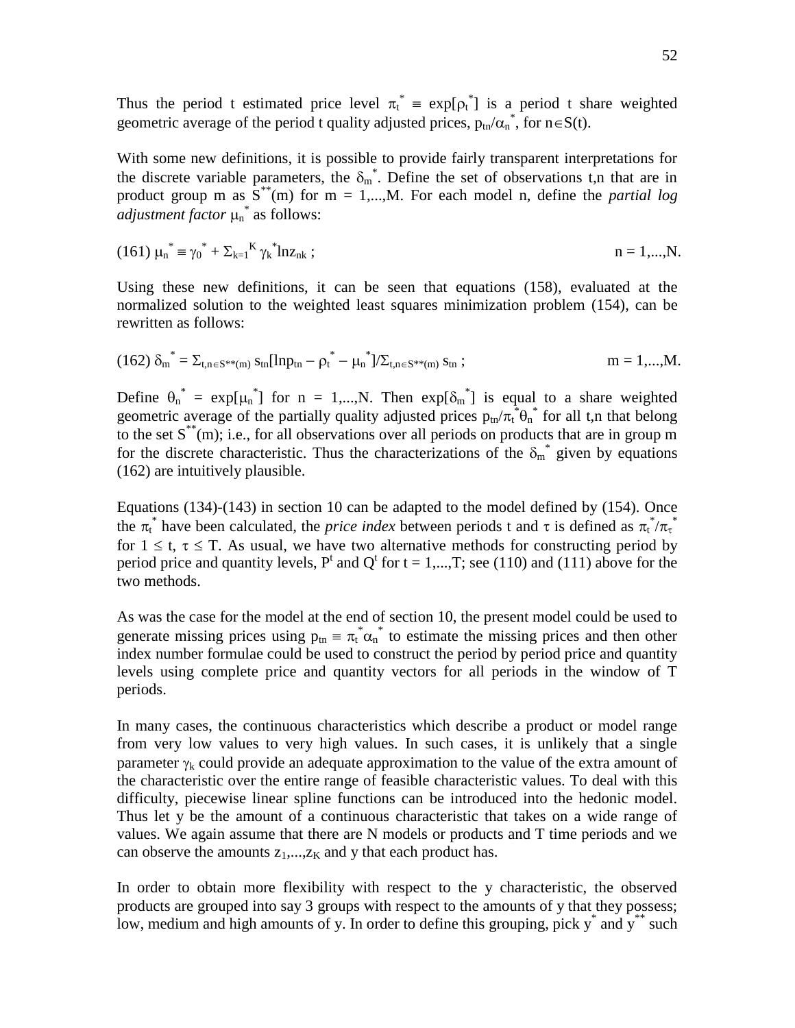Thus the period t estimated price level $\pi_t^* \equiv \exp[\rho_t^*]$ is a period t share weighted geometric average of the period t quality adjusted prices, $p_{tn}/\alpha_n^*$, for $n \in S(t)$.

With some new definitions, it is possible to provide fairly transparent interpretations for the discrete variable parameters, the $\delta_m^*$. Define the set of observations t,n that are in product group m as $S^{**}(m)$ for m = 1,...,M. For each model n, define the *partial log adjustment factor* $\mu_n^*$ as follows:

$$(161)\ \mu_n^* \equiv \gamma_0^* + \Sigma_{k=1}^K \gamma_k^* \ln z_{nk} \, ; \qquad n = 1,...,N.$$

Using these new definitions, it can be seen that equations (158), evaluated at the normalized solution to the weighted least squares minimization problem (154), can be rewritten as follows:

$$(162)\ \delta_m^* = \Sigma_{t,n\in S^{**}(m)}\, s_{tn}[\ln p_{tn} - \rho_t^* - \mu_n^*]/\Sigma_{t,n\in S^{**}(m)}\, s_{tn} \, ; \qquad m = 1,...,M.$$

Define $\theta_n^* = \exp[\mu_n^*]$ for n = 1,...,N. Then $\exp[\delta_m^*]$ is equal to a share weighted geometric average of the partially quality adjusted prices $p_{tn}/\pi_t^*\theta_n^*$ for all t,n that belong to the set $S^{**}(m)$; i.e., for all observations over all periods on products that are in group m for the discrete characteristic. Thus the characterizations of the $\delta_m^*$ given by equations (162) are intuitively plausible.

Equations (134)-(143) in section 10 can be adapted to the model defined by (154). Once the $\pi_t^*$ have been calculated, the *price index* between periods t and $\tau$ is defined as $\pi_t^*/\pi_\tau^*$ for $1 \le t, \tau \le T$. As usual, we have two alternative methods for constructing period by period price and quantity levels, $P^t$ and $Q^t$ for t = 1,...,T; see (110) and (111) above for the two methods.

As was the case for the model at the end of section 10, the present model could be used to generate missing prices using $p_{tn} \equiv \pi_t^*\alpha_n^*$ to estimate the missing prices and then other index number formulae could be used to construct the period by period price and quantity levels using complete price and quantity vectors for all periods in the window of T periods.

In many cases, the continuous characteristics which describe a product or model range from very low values to very high values. In such cases, it is unlikely that a single parameter $\gamma_k$ could provide an adequate approximation to the value of the extra amount of the characteristic over the entire range of feasible characteristic values. To deal with this difficulty, piecewise linear spline functions can be introduced into the hedonic model. Thus let y be the amount of a continuous characteristic that takes on a wide range of values. We again assume that there are N models or products and T time periods and we can observe the amounts $z_1,...,z_K$ and y that each product has.

In order to obtain more flexibility with respect to the y characteristic, the observed products are grouped into say 3 groups with respect to the amounts of y that they possess; low, medium and high amounts of y. In order to define this grouping, pick $y^*$ and $y^{**}$ such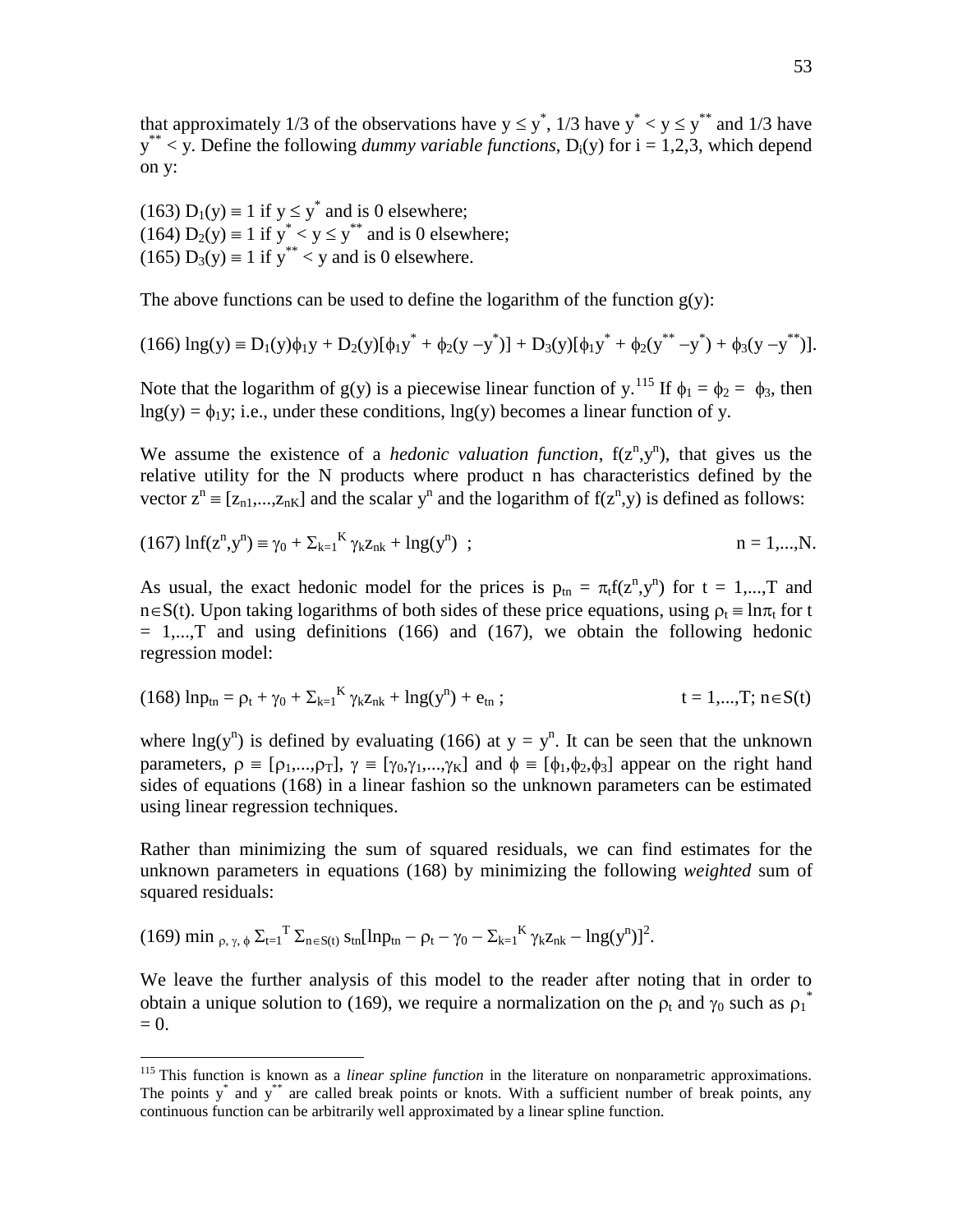that approximately 1/3 of the observations have $y \leq y^*$, 1/3 have $y^* < y \leq y^{**}$ and 1/3 have $y^{**} < y$. Define the following *dummy variable functions*, $D_i(y)$ for i = 1,2,3, which depend on y:

(163) $D_1(y) \equiv 1$ if $y \leq y^*$ and is 0 elsewhere;
(164) $D_2(y) \equiv 1$ if $y^* < y \leq y^{**}$ and is 0 elsewhere;
(165) $D_3(y) \equiv 1$ if $y^{**} < y$ and is 0 elsewhere.

The above functions can be used to define the logarithm of the function g(y):

$$(166)\ \ln g(y) \equiv D_1(y)\phi_1 y + D_2(y)[\phi_1 y^* + \phi_2(y - y^*)] + D_3(y)[\phi_1 y^* + \phi_2(y^{**} - y^*) + \phi_3(y - y^{**})].$$

Note that the logarithm of g(y) is a piecewise linear function of y.[115] If $\phi_1 = \phi_2 = \phi_3$, then $\ln g(y) = \phi_1 y$; i.e., under these conditions, $\ln g(y)$ becomes a linear function of y.

We assume the existence of a *hedonic valuation function*, $f(z^n,y^n)$, that gives us the relative utility for the N products where product n has characteristics defined by the vector $z^n \equiv [z_{n1},...,z_{nK}]$ and the scalar $y^n$ and the logarithm of $f(z^n,y)$ is defined as follows:

$$(167)\ \ln f(z^n,y^n) \equiv \gamma_0 + \Sigma_{k=1}^K \gamma_k z_{nk} + \ln g(y^n)\ ; \qquad n = 1,...,N.$$

As usual, the exact hedonic model for the prices is $p_{tn} = \pi_t f(z^n,y^n)$ for t = 1,...,T and $n \in S(t)$. Upon taking logarithms of both sides of these price equations, using $\rho_t \equiv \ln \pi_t$ for t = 1,...,T and using definitions (166) and (167), we obtain the following hedonic regression model:

$$(168)\ \ln p_{tn} = \rho_t + \gamma_0 + \Sigma_{k=1}^K \gamma_k z_{nk} + \ln g(y^n) + e_{tn}\ ; \qquad t = 1,...,T;\ n \in S(t)$$

where $\ln g(y^n)$ is defined by evaluating (166) at $y = y^n$. It can be seen that the unknown parameters, $\rho \equiv [\rho_1,...,\rho_T]$, $\gamma \equiv [\gamma_0,\gamma_1,...,\gamma_K]$ and $\phi \equiv [\phi_1,\phi_2,\phi_3]$ appear on the right hand sides of equations (168) in a linear fashion so the unknown parameters can be estimated using linear regression techniques.

Rather than minimizing the sum of squared residuals, we can find estimates for the unknown parameters in equations (168) by minimizing the following *weighted* sum of squared residuals:

$$(169)\ \min_{\rho,\gamma,\phi} \Sigma_{t=1}^T \Sigma_{n \in S(t)} s_{tn}[\ln p_{tn} - \rho_t - \gamma_0 - \Sigma_{k=1}^K \gamma_k z_{nk} - \ln g(y^n)]^2.$$

We leave the further analysis of this model to the reader after noting that in order to obtain a unique solution to (169), we require a normalization on the $\rho_t$ and $\gamma_0$ such as $\rho_1^* = 0$.

[115] This function is known as a *linear spline function* in the literature on nonparametric approximations. The points $y^*$ and $y^{**}$ are called break points or knots. With a sufficient number of break points, any continuous function can be arbitrarily well approximated by a linear spline function.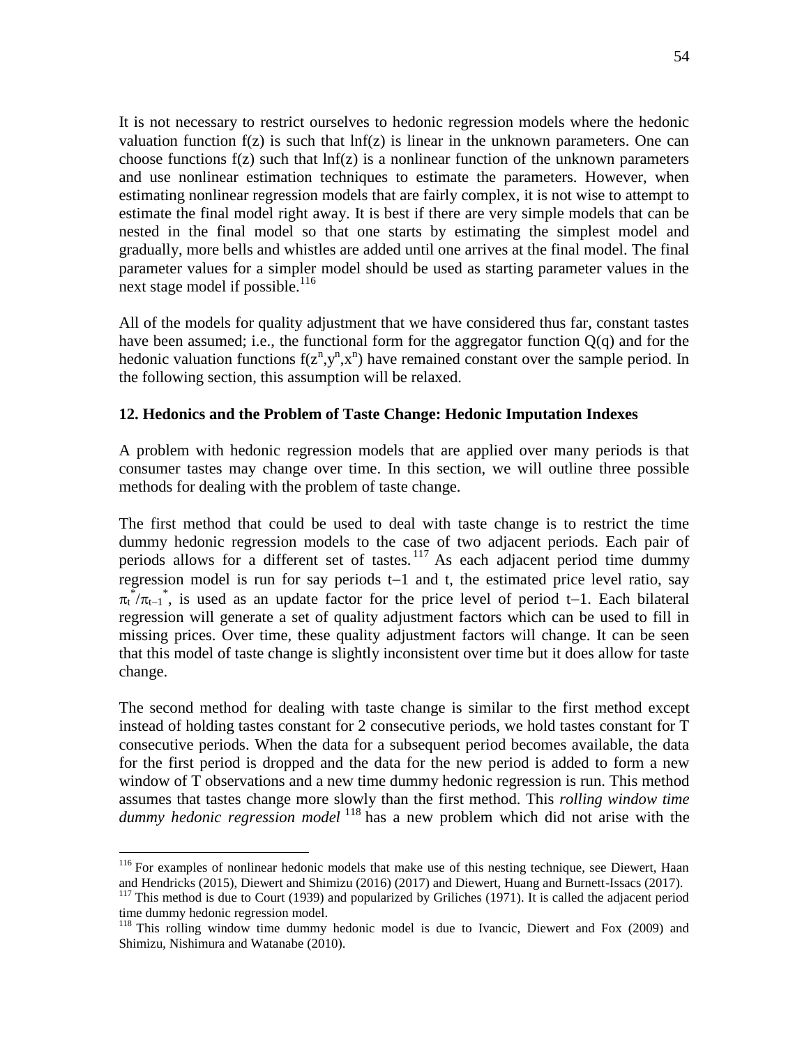It is not necessary to restrict ourselves to hedonic regression models where the hedonic valuation function $f(z)$ is such that $\ln f(z)$ is linear in the unknown parameters. One can choose functions $f(z)$ such that $\ln f(z)$ is a nonlinear function of the unknown parameters and use nonlinear estimation techniques to estimate the parameters. However, when estimating nonlinear regression models that are fairly complex, it is not wise to attempt to estimate the final model right away. It is best if there are very simple models that can be nested in the final model so that one starts by estimating the simplest model and gradually, more bells and whistles are added until one arrives at the final model. The final parameter values for a simpler model should be used as starting parameter values in the next stage model if possible.[116]

All of the models for quality adjustment that we have considered thus far, constant tastes have been assumed; i.e., the functional form for the aggregator function $Q(q)$ and for the hedonic valuation functions $f(z^n,y^n,x^n)$ have remained constant over the sample period. In the following section, this assumption will be relaxed.

## 12. Hedonics and the Problem of Taste Change: Hedonic Imputation Indexes

A problem with hedonic regression models that are applied over many periods is that consumer tastes may change over time. In this section, we will outline three possible methods for dealing with the problem of taste change.

The first method that could be used to deal with taste change is to restrict the time dummy hedonic regression models to the case of two adjacent periods. Each pair of periods allows for a different set of tastes.[117] As each adjacent period time dummy regression model is run for say periods $t-1$ and $t$, the estimated price level ratio, say $\pi_t^*/\pi_{t-1}^*$, is used as an update factor for the price level of period $t-1$. Each bilateral regression will generate a set of quality adjustment factors which can be used to fill in missing prices. Over time, these quality adjustment factors will change. It can be seen that this model of taste change is slightly inconsistent over time but it does allow for taste change.

The second method for dealing with taste change is similar to the first method except instead of holding tastes constant for 2 consecutive periods, we hold tastes constant for T consecutive periods. When the data for a subsequent period becomes available, the data for the first period is dropped and the data for the new period is added to form a new window of T observations and a new time dummy hedonic regression is run. This method assumes that tastes change more slowly than the first method. This *rolling window time dummy hedonic regression model*[118] has a new problem which did not arise with the

---

[116] For examples of nonlinear hedonic models that make use of this nesting technique, see Diewert, Haan and Hendricks (2015), Diewert and Shimizu (2016) (2017) and Diewert, Huang and Burnett-Issacs (2017).

[117] This method is due to Court (1939) and popularized by Griliches (1971). It is called the adjacent period time dummy hedonic regression model.

[118] This rolling window time dummy hedonic model is due to Ivancic, Diewert and Fox (2009) and Shimizu, Nishimura and Watanabe (2010).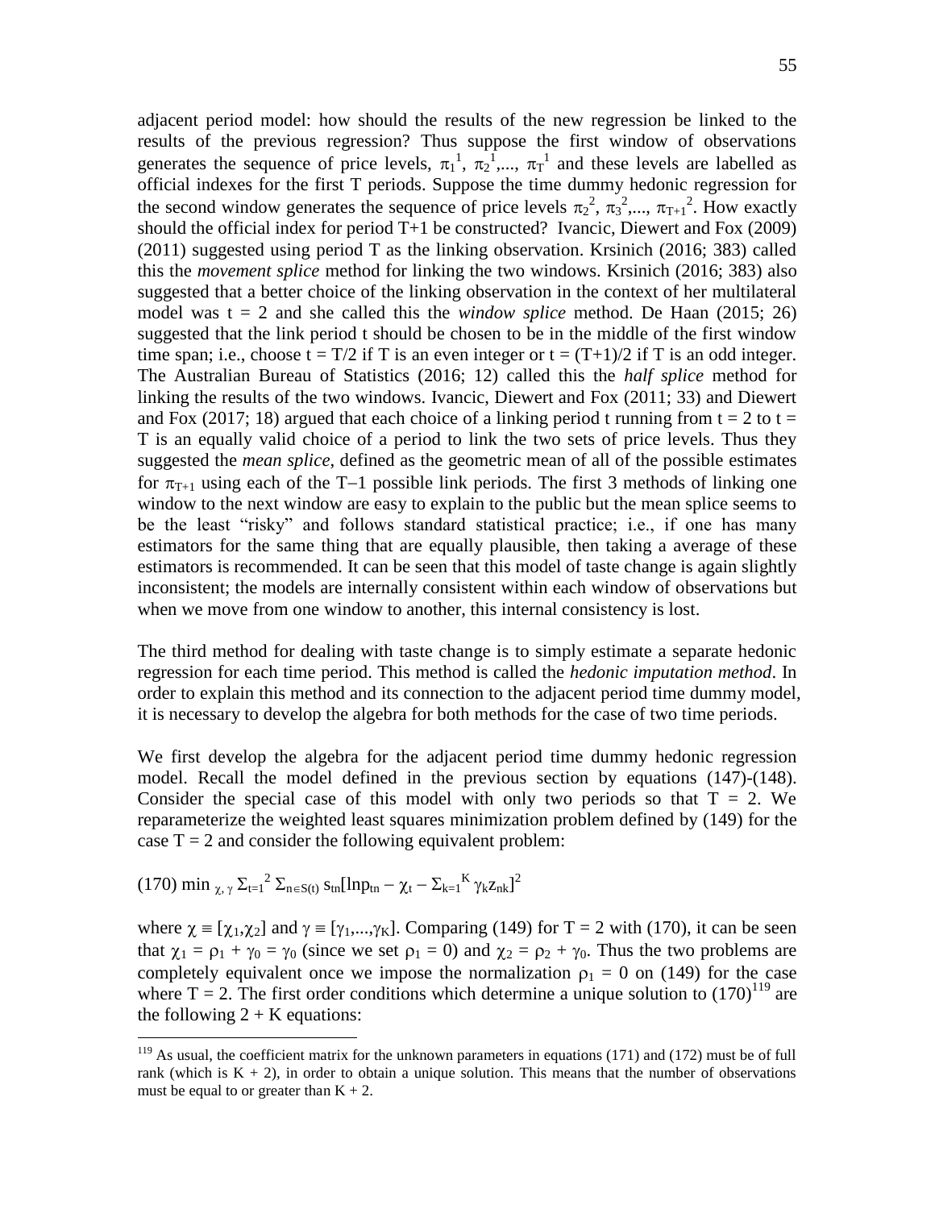adjacent period model: how should the results of the new regression be linked to the results of the previous regression? Thus suppose the first window of observations generates the sequence of price levels, $\pi_1^1$, $\pi_2^1$,..., $\pi_T^1$ and these levels are labelled as official indexes for the first T periods. Suppose the time dummy hedonic regression for the second window generates the sequence of price levels $\pi_2^2$, $\pi_3^2$,..., $\pi_{T+1}^2$. How exactly should the official index for period T+1 be constructed? Ivancic, Diewert and Fox (2009) (2011) suggested using period T as the linking observation. Krsinich (2016; 383) called this the *movement splice* method for linking the two windows. Krsinich (2016; 383) also suggested that a better choice of the linking observation in the context of her multilateral model was t = 2 and she called this the *window splice* method. De Haan (2015; 26) suggested that the link period t should be chosen to be in the middle of the first window time span; i.e., choose t = T/2 if T is an even integer or t = (T+1)/2 if T is an odd integer. The Australian Bureau of Statistics (2016; 12) called this the *half splice* method for linking the results of the two windows. Ivancic, Diewert and Fox (2011; 33) and Diewert and Fox (2017; 18) argued that each choice of a linking period t running from t = 2 to t = T is an equally valid choice of a period to link the two sets of price levels. Thus they suggested the *mean splice*, defined as the geometric mean of all of the possible estimates for $\pi_{T+1}$ using each of the T−1 possible link periods. The first 3 methods of linking one window to the next window are easy to explain to the public but the mean splice seems to be the least "risky" and follows standard statistical practice; i.e., if one has many estimators for the same thing that are equally plausible, then taking a average of these estimators is recommended. It can be seen that this model of taste change is again slightly inconsistent; the models are internally consistent within each window of observations but when we move from one window to another, this internal consistency is lost.

The third method for dealing with taste change is to simply estimate a separate hedonic regression for each time period. This method is called the *hedonic imputation method*. In order to explain this method and its connection to the adjacent period time dummy model, it is necessary to develop the algebra for both methods for the case of two time periods.

We first develop the algebra for the adjacent period time dummy hedonic regression model. Recall the model defined in the previous section by equations (147)-(148). Consider the special case of this model with only two periods so that T = 2. We reparameterize the weighted least squares minimization problem defined by (149) for the case T = 2 and consider the following equivalent problem:

$$(170) \quad \min_{\chi,\gamma} \Sigma_{t=1}^{2} \Sigma_{n\in S(t)} s_{tn}[\ln p_{tn} - \chi_t - \Sigma_{k=1}^{K} \gamma_k z_{nk}]^2$$

where $\chi \equiv [\chi_1,\chi_2]$ and $\gamma \equiv [\gamma_1,...,\gamma_K]$. Comparing (149) for T = 2 with (170), it can be seen that $\chi_1 = \rho_1 + \gamma_0 = \gamma_0$ (since we set $\rho_1 = 0$) and $\chi_2 = \rho_2 + \gamma_0$. Thus the two problems are completely equivalent once we impose the normalization $\rho_1 = 0$ on (149) for the case where T = 2. The first order conditions which determine a unique solution to (170)[119] are the following 2 + K equations:

[119] As usual, the coefficient matrix for the unknown parameters in equations (171) and (172) must be of full rank (which is K + 2), in order to obtain a unique solution. This means that the number of observations must be equal to or greater than K + 2.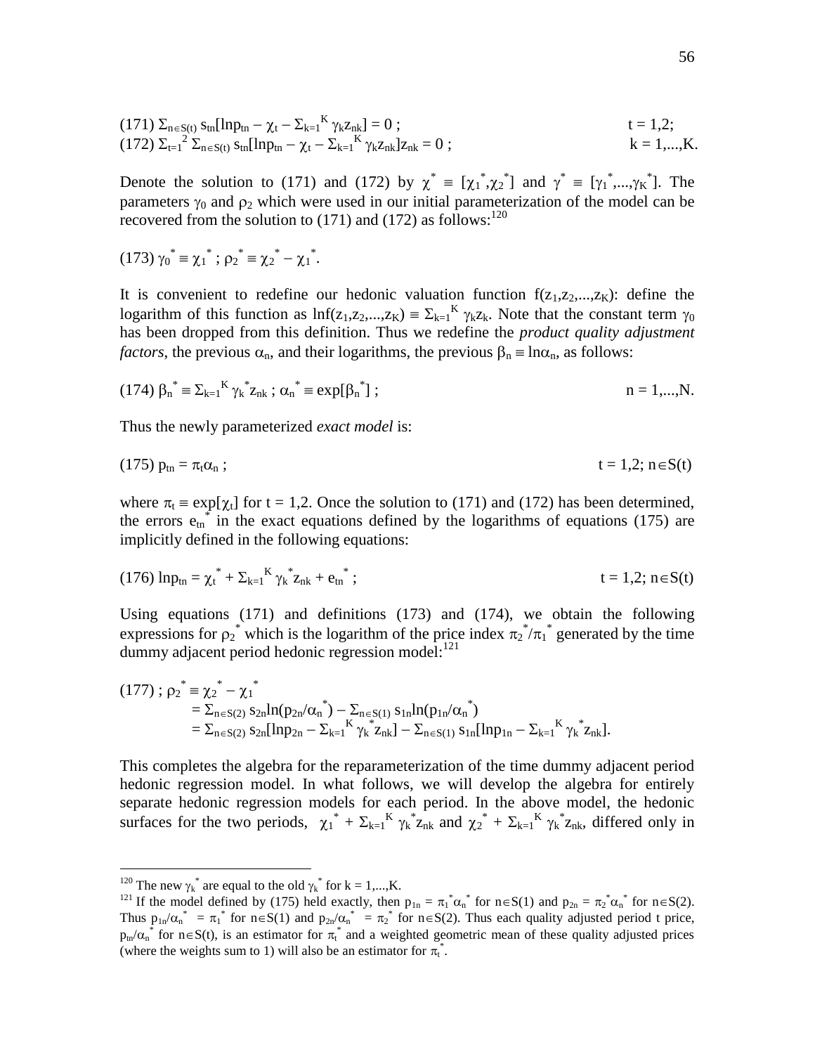$$(171)\ \Sigma_{n\in S(t)}\, s_{tn}[\ln p_{tn} - \chi_t - \Sigma_{k=1}^{K}\, \gamma_k z_{nk}] = 0\ ; \qquad t = 1,2;$$

$$(172)\ \Sigma_{t=1}^{2}\, \Sigma_{n\in S(t)}\, s_{tn}[\ln p_{tn} - \chi_t - \Sigma_{k=1}^{K}\, \gamma_k z_{nk}]z_{nk} = 0\ ; \qquad k = 1,...,K.$$

Denote the solution to (171) and (172) by $\chi^* \equiv [\chi_1^*,\chi_2^*]$ and $\gamma^* \equiv [\gamma_1^*,...,\gamma_K^*]$. The parameters $\gamma_0$ and $\rho_2$ which were used in our initial parameterization of the model can be recovered from the solution to (171) and (172) as follows:[120]

$$(173)\ \gamma_0^* \equiv \chi_1^*\ ;\ \rho_2^* \equiv \chi_2^* - \chi_1^*.$$

It is convenient to redefine our hedonic valuation function $f(z_1,z_2,...,z_K)$: define the logarithm of this function as $\ln f(z_1,z_2,...,z_K) \equiv \Sigma_{k=1}^{K}\, \gamma_k z_k$. Note that the constant term $\gamma_0$ has been dropped from this definition. Thus we redefine the *product quality adjustment factors*, the previous $\alpha_n$, and their logarithms, the previous $\beta_n \equiv \ln\alpha_n$, as follows:

$$(174)\ \beta_n^* \equiv \Sigma_{k=1}^{K}\, \gamma_k^* z_{nk}\ ;\ \alpha_n^* \equiv \exp[\beta_n^*]\ ; \qquad n = 1,...,N.$$

Thus the newly parameterized *exact model* is:

$$(175)\ p_{tn} = \pi_t\alpha_n\ ; \qquad t = 1,2;\ n\in S(t)$$

where $\pi_t \equiv \exp[\chi_t]$ for $t = 1,2$. Once the solution to (171) and (172) has been determined, the errors $e_{tn}^*$ in the exact equations defined by the logarithms of equations (175) are implicitly defined in the following equations:

$$(176)\ \ln p_{tn} = \chi_t^* + \Sigma_{k=1}^{K}\, \gamma_k^* z_{nk} + e_{tn}^*\ ; \qquad t = 1,2;\ n\in S(t)$$

Using equations (171) and definitions (173) and (174), we obtain the following expressions for $\rho_2^*$ which is the logarithm of the price index $\pi_2^*/\pi_1^*$ generated by the time dummy adjacent period hedonic regression model:[121]

$$\begin{aligned}(177)\ ;\ \rho_2^* &\equiv \chi_2^* - \chi_1^* \\ &= \Sigma_{n\in S(2)}\, s_{2n}\ln(p_{2n}/\alpha_n^*) - \Sigma_{n\in S(1)}\, s_{1n}\ln(p_{1n}/\alpha_n^*) \\ &= \Sigma_{n\in S(2)}\, s_{2n}[\ln p_{2n} - \Sigma_{k=1}^{K}\, \gamma_k^* z_{nk}] - \Sigma_{n\in S(1)}\, s_{1n}[\ln p_{1n} - \Sigma_{k=1}^{K}\, \gamma_k^* z_{nk}].\end{aligned}$$

This completes the algebra for the reparameterization of the time dummy adjacent period hedonic regression model. In what follows, we will develop the algebra for entirely separate hedonic regression models for each period. In the above model, the hedonic surfaces for the two periods, $\chi_1^* + \Sigma_{k=1}^{K}\, \gamma_k^* z_{nk}$ and $\chi_2^* + \Sigma_{k=1}^{K}\, \gamma_k^* z_{nk}$, differed only in

---

[120] The new $\gamma_k^*$ are equal to the old $\gamma_k^*$ for $k = 1,...,K$.

[121] If the model defined by (175) held exactly, then $p_{1n} = \pi_1^*\alpha_n^*$ for $n\in S(1)$ and $p_{2n} = \pi_2^*\alpha_n^*$ for $n\in S(2)$. Thus $p_{1n}/\alpha_n^* = \pi_1^*$ for $n\in S(1)$ and $p_{2n}/\alpha_n^* = \pi_2^*$ for $n\in S(2)$. Thus each quality adjusted period t price, $p_{tn}/\alpha_n^*$ for $n\in S(t)$, is an estimator for $\pi_t^*$ and a weighted geometric mean of these quality adjusted prices (where the weights sum to 1) will also be an estimator for $\pi_t^*$.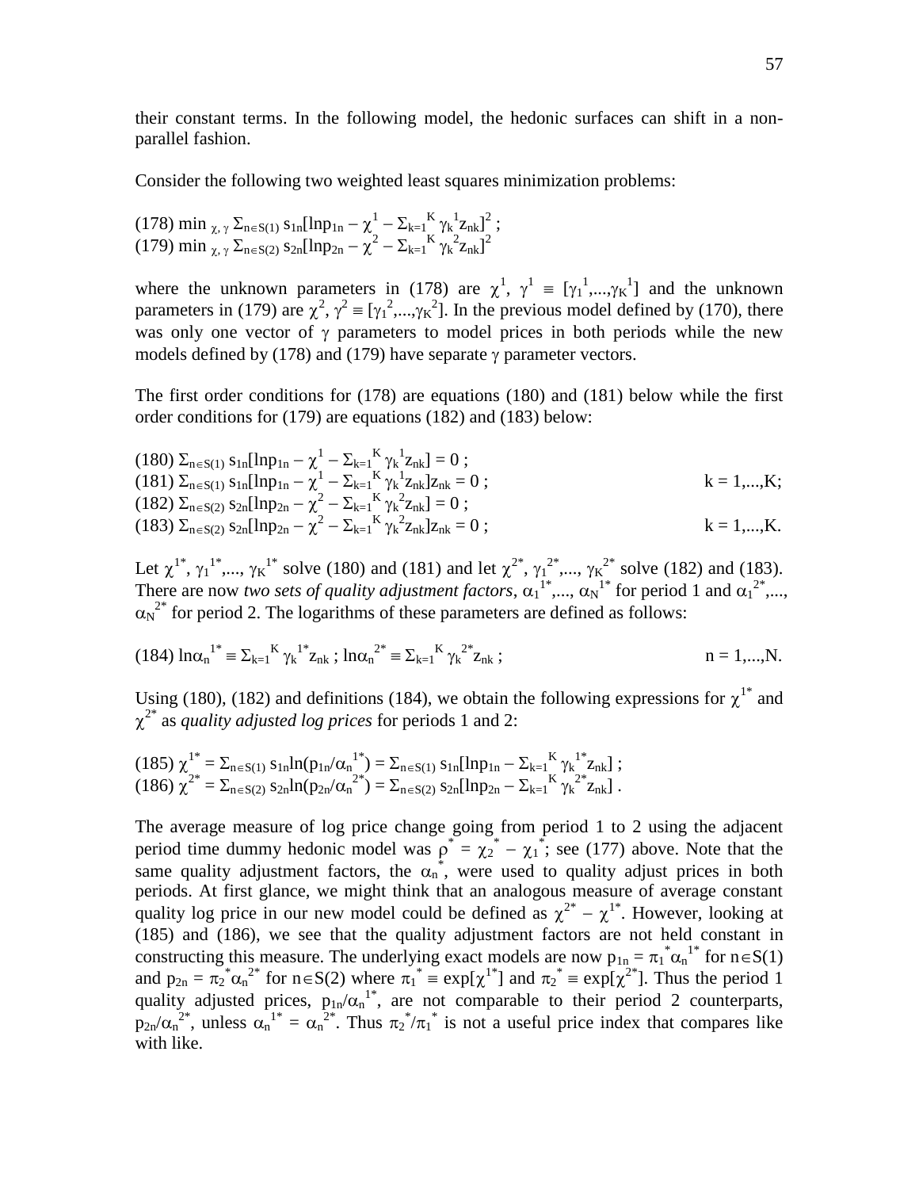their constant terms. In the following model, the hedonic surfaces can shift in a non-parallel fashion.

Consider the following two weighted least squares minimization problems:

$$(178)\ \min_{\chi,\gamma} \Sigma_{n\in S(1)} s_{1n}[\ln p_{1n} - \chi^1 - \Sigma_{k=1}^{K} \gamma_k^{1} z_{nk}]^2 ;$$
$$(179)\ \min_{\chi,\gamma} \Sigma_{n\in S(2)} s_{2n}[\ln p_{2n} - \chi^2 - \Sigma_{k=1}^{K} \gamma_k^{2} z_{nk}]^2$$

where the unknown parameters in (178) are $\chi^1$, $\gamma^1 \equiv [\gamma_1^{1},...,\gamma_K^{1}]$ and the unknown parameters in (179) are $\chi^2$, $\gamma^2 \equiv [\gamma_1^{2},...,\gamma_K^{2}]$. In the previous model defined by (170), there was only one vector of $\gamma$ parameters to model prices in both periods while the new models defined by (178) and (179) have separate $\gamma$ parameter vectors.

The first order conditions for (178) are equations (180) and (181) below while the first order conditions for (179) are equations (182) and (183) below:

$$(180)\ \Sigma_{n\in S(1)} s_{1n}[\ln p_{1n} - \chi^1 - \Sigma_{k=1}^{K} \gamma_k^{1} z_{nk}] = 0 ;$$
$$(181)\ \Sigma_{n\in S(1)} s_{1n}[\ln p_{1n} - \chi^1 - \Sigma_{k=1}^{K} \gamma_k^{1} z_{nk}]z_{nk} = 0 ; \qquad k = 1,...,K;$$
$$(182)\ \Sigma_{n\in S(2)} s_{2n}[\ln p_{2n} - \chi^2 - \Sigma_{k=1}^{K} \gamma_k^{2} z_{nk}] = 0 ;$$
$$(183)\ \Sigma_{n\in S(2)} s_{2n}[\ln p_{2n} - \chi^2 - \Sigma_{k=1}^{K} \gamma_k^{2} z_{nk}]z_{nk} = 0 ; \qquad k = 1,...,K.$$

Let $\chi^{1*}$, $\gamma_1^{1*},..., \gamma_K^{1*}$ solve (180) and (181) and let $\chi^{2*}$, $\gamma_1^{2*},..., \gamma_K^{2*}$ solve (182) and (183). There are now *two sets of quality adjustment factors*, $\alpha_1^{1*},..., \alpha_N^{1*}$ for period 1 and $\alpha_1^{2*},..., \alpha_N^{2*}$ for period 2. The logarithms of these parameters are defined as follows:

$$(184)\ \ln\alpha_n^{1*} \equiv \Sigma_{k=1}^{K} \gamma_k^{1*} z_{nk} ;\ \ln\alpha_n^{2*} \equiv \Sigma_{k=1}^{K} \gamma_k^{2*} z_{nk} ; \qquad n = 1,...,N.$$

Using (180), (182) and definitions (184), we obtain the following expressions for $\chi^{1*}$ and $\chi^{2*}$ as *quality adjusted log prices* for periods 1 and 2:

$$(185)\ \chi^{1*} = \Sigma_{n\in S(1)} s_{1n}\ln(p_{1n}/\alpha_n^{1*}) = \Sigma_{n\in S(1)} s_{1n}[\ln p_{1n} - \Sigma_{k=1}^{K} \gamma_k^{1*} z_{nk}] ;$$
$$(186)\ \chi^{2*} = \Sigma_{n\in S(2)} s_{2n}\ln(p_{2n}/\alpha_n^{2*}) = \Sigma_{n\in S(2)} s_{2n}[\ln p_{2n} - \Sigma_{k=1}^{K} \gamma_k^{2*} z_{nk}] .$$

The average measure of log price change going from period 1 to 2 using the adjacent period time dummy hedonic model was $\rho^* = \chi_2^* - \chi_1^*$; see (177) above. Note that the same quality adjustment factors, the $\alpha_n^*$, were used to quality adjust prices in both periods. At first glance, we might think that an analogous measure of average constant quality log price in our new model could be defined as $\chi^{2*} - \chi^{1*}$. However, looking at (185) and (186), we see that the quality adjustment factors are not held constant in constructing this measure. The underlying exact models are now $p_{1n} = \pi_1^*\alpha_n^{1*}$ for $n\in S(1)$ and $p_{2n} = \pi_2^*\alpha_n^{2*}$ for $n\in S(2)$ where $\pi_1^* \equiv \exp[\chi^{1*}]$ and $\pi_2^* \equiv \exp[\chi^{2*}]$. Thus the period 1 quality adjusted prices, $p_{1n}/\alpha_n^{1*}$, are not comparable to their period 2 counterparts, $p_{2n}/\alpha_n^{2*}$, unless $\alpha_n^{1*} = \alpha_n^{2*}$. Thus $\pi_2^*/\pi_1^*$ is not a useful price index that compares like with like.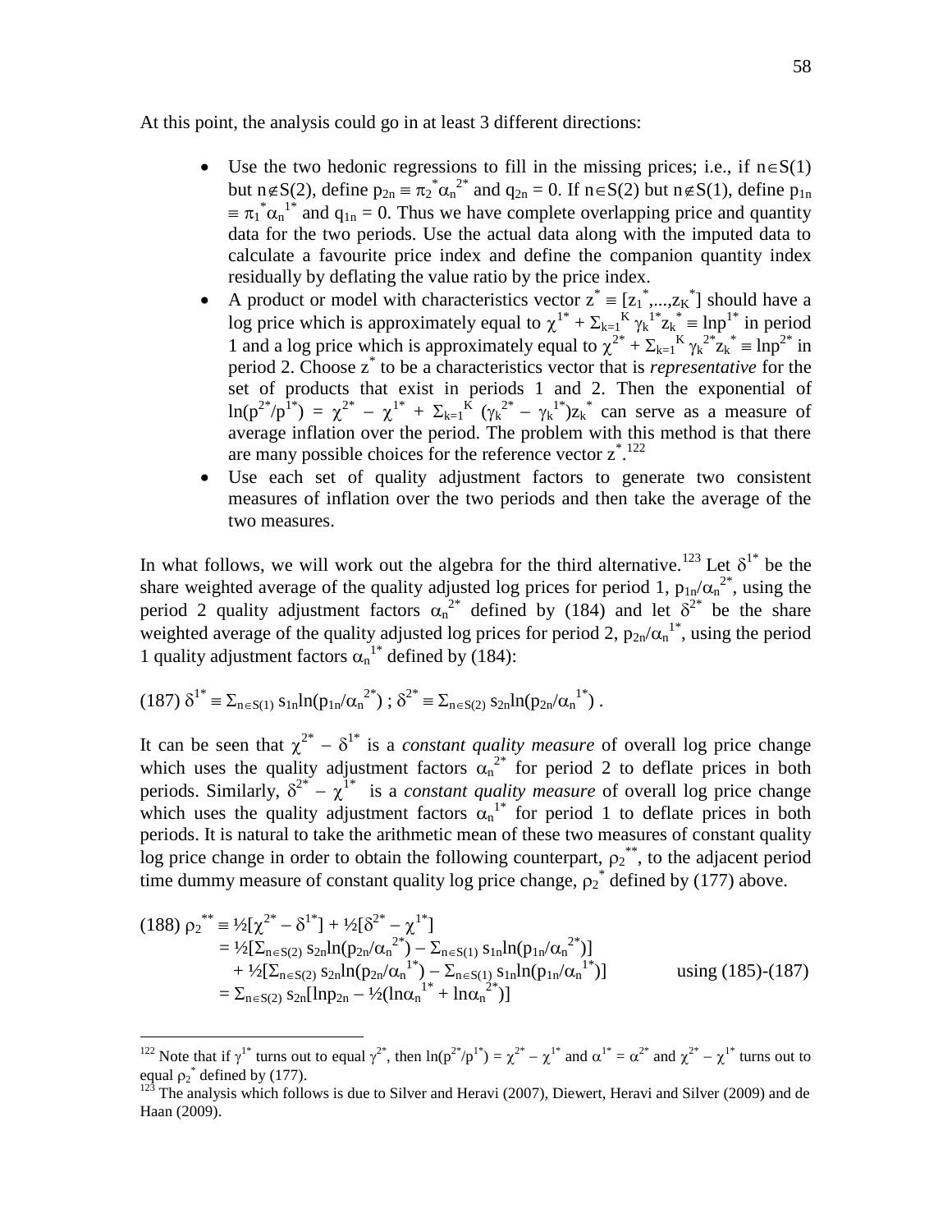At this point, the analysis could go in at least 3 different directions:

- Use the two hedonic regressions to fill in the missing prices; i.e., if $n \in S(1)$ but $n \notin S(2)$, define $p_{2n} \equiv \pi_2^* \alpha_n^{2*}$ and $q_{2n} = 0$. If $n \in S(2)$ but $n \notin S(1)$, define $p_{1n} \equiv \pi_1^* \alpha_n^{1*}$ and $q_{1n} = 0$. Thus we have complete overlapping price and quantity data for the two periods. Use the actual data along with the imputed data to calculate a favourite price index and define the companion quantity index residually by deflating the value ratio by the price index.
- A product or model with characteristics vector $z^* \equiv [z_1^*,...,z_K^*]$ should have a log price which is approximately equal to $\chi^{1*} + \Sigma_{k=1}^K \gamma_k^{1*} z_k^* \equiv \ln p^{1*}$ in period 1 and a log price which is approximately equal to $\chi^{2*} + \Sigma_{k=1}^K \gamma_k^{2*} z_k^* \equiv \ln p^{2*}$ in period 2. Choose $z^*$ to be a characteristics vector that is *representative* for the set of products that exist in periods 1 and 2. Then the exponential of $\ln(p^{2*}/p^{1*}) = \chi^{2*} - \chi^{1*} + \Sigma_{k=1}^K (\gamma_k^{2*} - \gamma_k^{1*}) z_k^*$ can serve as a measure of average inflation over the period. The problem with this method is that there are many possible choices for the reference vector $z^*$.[122]
- Use each set of quality adjustment factors to generate two consistent measures of inflation over the two periods and then take the average of the two measures.

In what follows, we will work out the algebra for the third alternative.[123] Let $\delta^{1*}$ be the share weighted average of the quality adjusted log prices for period 1, $p_{1n}/\alpha_n^{2*}$, using the period 2 quality adjustment factors $\alpha_n^{2*}$ defined by (184) and let $\delta^{2*}$ be the share weighted average of the quality adjusted log prices for period 2, $p_{2n}/\alpha_n^{1*}$, using the period 1 quality adjustment factors $\alpha_n^{1*}$ defined by (184):

$$(187)\ \delta^{1*} \equiv \Sigma_{n\in S(1)} s_{1n} \ln(p_{1n}/\alpha_n^{2*})\ ;\ \delta^{2*} \equiv \Sigma_{n\in S(2)} s_{2n} \ln(p_{2n}/\alpha_n^{1*})\ .$$

It can be seen that $\chi^{2*} - \delta^{1*}$ is a *constant quality measure* of overall log price change which uses the quality adjustment factors $\alpha_n^{2*}$ for period 2 to deflate prices in both periods. Similarly, $\delta^{2*} - \chi^{1*}$ is a *constant quality measure* of overall log price change which uses the quality adjustment factors $\alpha_n^{1*}$ for period 1 to deflate prices in both periods. It is natural to take the arithmetic mean of these two measures of constant quality log price change in order to obtain the following counterpart, $\rho_2^{**}$, to the adjacent period time dummy measure of constant quality log price change, $\rho_2^*$ defined by (177) above.

$$
\begin{aligned}
(188)\ \rho_2^{**} &\equiv \tfrac{1}{2}[\chi^{2*} - \delta^{1*}] + \tfrac{1}{2}[\delta^{2*} - \chi^{1*}] \\
&= \tfrac{1}{2}[\Sigma_{n\in S(2)} s_{2n}\ln(p_{2n}/\alpha_n^{2*}) - \Sigma_{n\in S(1)} s_{1n}\ln(p_{1n}/\alpha_n^{2*})] \\
&\quad + \tfrac{1}{2}[\Sigma_{n\in S(2)} s_{2n}\ln(p_{2n}/\alpha_n^{1*}) - \Sigma_{n\in S(1)} s_{1n}\ln(p_{1n}/\alpha_n^{1*})] \qquad \text{using (185)-(187)} \\
&= \Sigma_{n\in S(2)} s_{2n}[\ln p_{2n} - \tfrac{1}{2}(\ln\alpha_n^{1*} + \ln\alpha_n^{2*})]
\end{aligned}
$$

---

[122] Note that if $\gamma^{1*}$ turns out to equal $\gamma^{2*}$, then $\ln(p^{2*}/p^{1*}) = \chi^{2*} - \chi^{1*}$ and $\alpha^{1*} = \alpha^{2*}$ and $\chi^{2*} - \chi^{1*}$ turns out to equal $\rho_2^*$ defined by (177).

[123] The analysis which follows is due to Silver and Heravi (2007), Diewert, Heravi and Silver (2009) and de Haan (2009).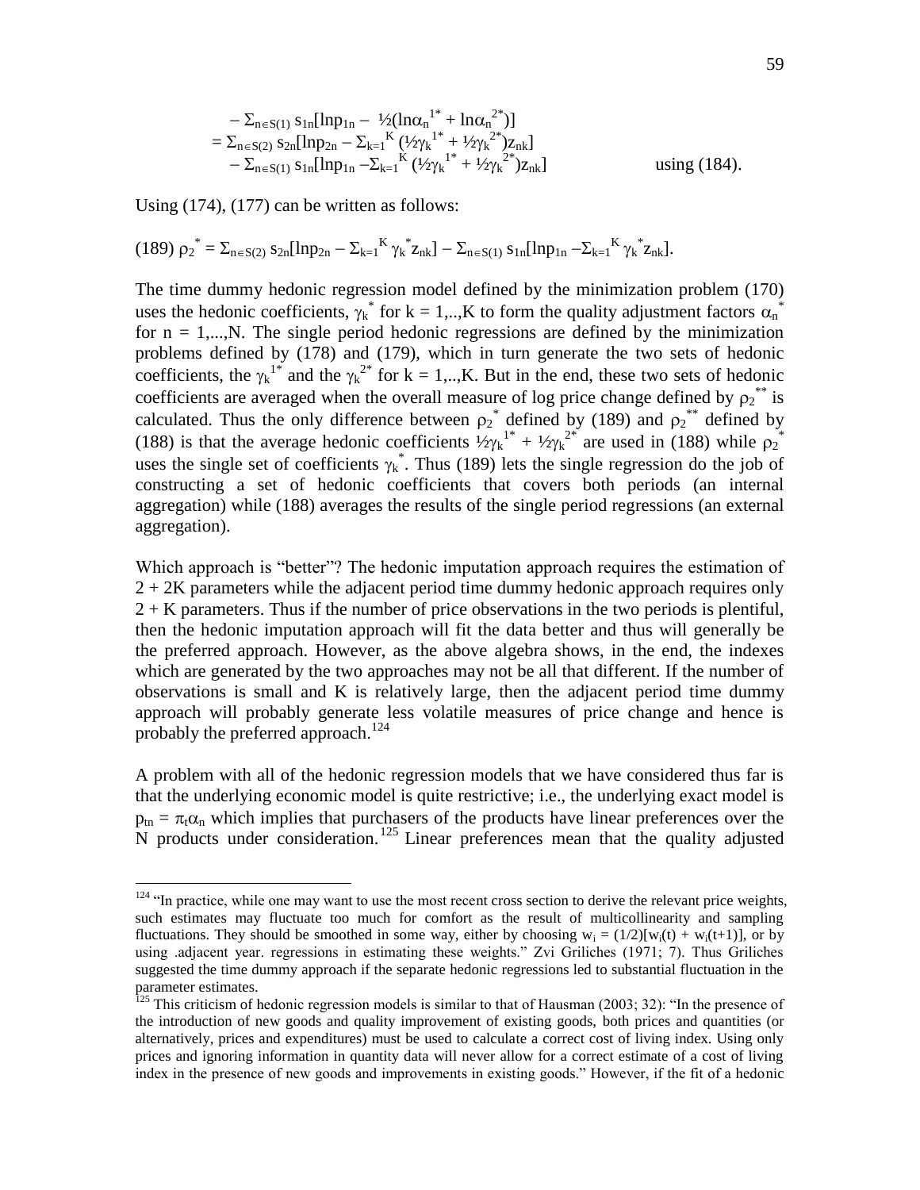$$
\begin{aligned}
&- \Sigma_{n\in S(1)}\, s_{1n}[\ln p_{1n} - \tfrac{1}{2}(\ln\alpha_n^{1*} + \ln\alpha_n^{2*})] \\
&= \Sigma_{n\in S(2)}\, s_{2n}[\ln p_{2n} - \Sigma_{k=1}^{K}\,(\tfrac{1}{2}\gamma_k^{1*} + \tfrac{1}{2}\gamma_k^{2*})z_{nk}] \\
&\quad - \Sigma_{n\in S(1)}\, s_{1n}[\ln p_{1n} - \Sigma_{k=1}^{K}\,(\tfrac{1}{2}\gamma_k^{1*} + \tfrac{1}{2}\gamma_k^{2*})z_{nk}] \qquad \text{using (184).}
\end{aligned}
$$

Using (174), (177) can be written as follows:

$$
(189)\ \rho_2^{*} = \Sigma_{n\in S(2)}\, s_{2n}[\ln p_{2n} - \Sigma_{k=1}^{K}\,\gamma_k^{*}z_{nk}] - \Sigma_{n\in S(1)}\, s_{1n}[\ln p_{1n} - \Sigma_{k=1}^{K}\,\gamma_k^{*}z_{nk}].
$$

The time dummy hedonic regression model defined by the minimization problem (170) uses the hedonic coefficients, $\gamma_k^{*}$ for $k = 1,..,K$ to form the quality adjustment factors $\alpha_n^{*}$ for $n = 1,...,N$. The single period hedonic regressions are defined by the minimization problems defined by (178) and (179), which in turn generate the two sets of hedonic coefficients, the $\gamma_k^{1*}$ and the $\gamma_k^{2*}$ for $k = 1,..,K$. But in the end, these two sets of hedonic coefficients are averaged when the overall measure of log price change defined by $\rho_2^{**}$ is calculated. Thus the only difference between $\rho_2^{*}$ defined by (189) and $\rho_2^{**}$ defined by (188) is that the average hedonic coefficients $\tfrac{1}{2}\gamma_k^{1*} + \tfrac{1}{2}\gamma_k^{2*}$ are used in (188) while $\rho_2^{*}$ uses the single set of coefficients $\gamma_k^{*}$. Thus (189) lets the single regression do the job of constructing a set of hedonic coefficients that covers both periods (an internal aggregation) while (188) averages the results of the single period regressions (an external aggregation).

Which approach is "better"? The hedonic imputation approach requires the estimation of $2 + 2K$ parameters while the adjacent period time dummy hedonic approach requires only $2 + K$ parameters. Thus if the number of price observations in the two periods is plentiful, then the hedonic imputation approach will fit the data better and thus will generally be the preferred approach. However, as the above algebra shows, in the end, the indexes which are generated by the two approaches may not be all that different. If the number of observations is small and K is relatively large, then the adjacent period time dummy approach will probably generate less volatile measures of price change and hence is probably the preferred approach.[124]

A problem with all of the hedonic regression models that we have considered thus far is that the underlying economic model is quite restrictive; i.e., the underlying exact model is $p_{tn} = \pi_t\alpha_n$ which implies that purchasers of the products have linear preferences over the N products under consideration.[125] Linear preferences mean that the quality adjusted

---

[124] "In practice, while one may want to use the most recent cross section to derive the relevant price weights, such estimates may fluctuate too much for comfort as the result of multicollinearity and sampling fluctuations. They should be smoothed in some way, either by choosing $w_i = (1/2)[w_i(t) + w_i(t+1)]$, or by using .adjacent year. regressions in estimating these weights." Zvi Griliches (1971; 7). Thus Griliches suggested the time dummy approach if the separate hedonic regressions led to substantial fluctuation in the parameter estimates.

[125] This criticism of hedonic regression models is similar to that of Hausman (2003; 32): "In the presence of the introduction of new goods and quality improvement of existing goods, both prices and quantities (or alternatively, prices and expenditures) must be used to calculate a correct cost of living index. Using only prices and ignoring information in quantity data will never allow for a correct estimate of a cost of living index in the presence of new goods and improvements in existing goods." However, if the fit of a hedonic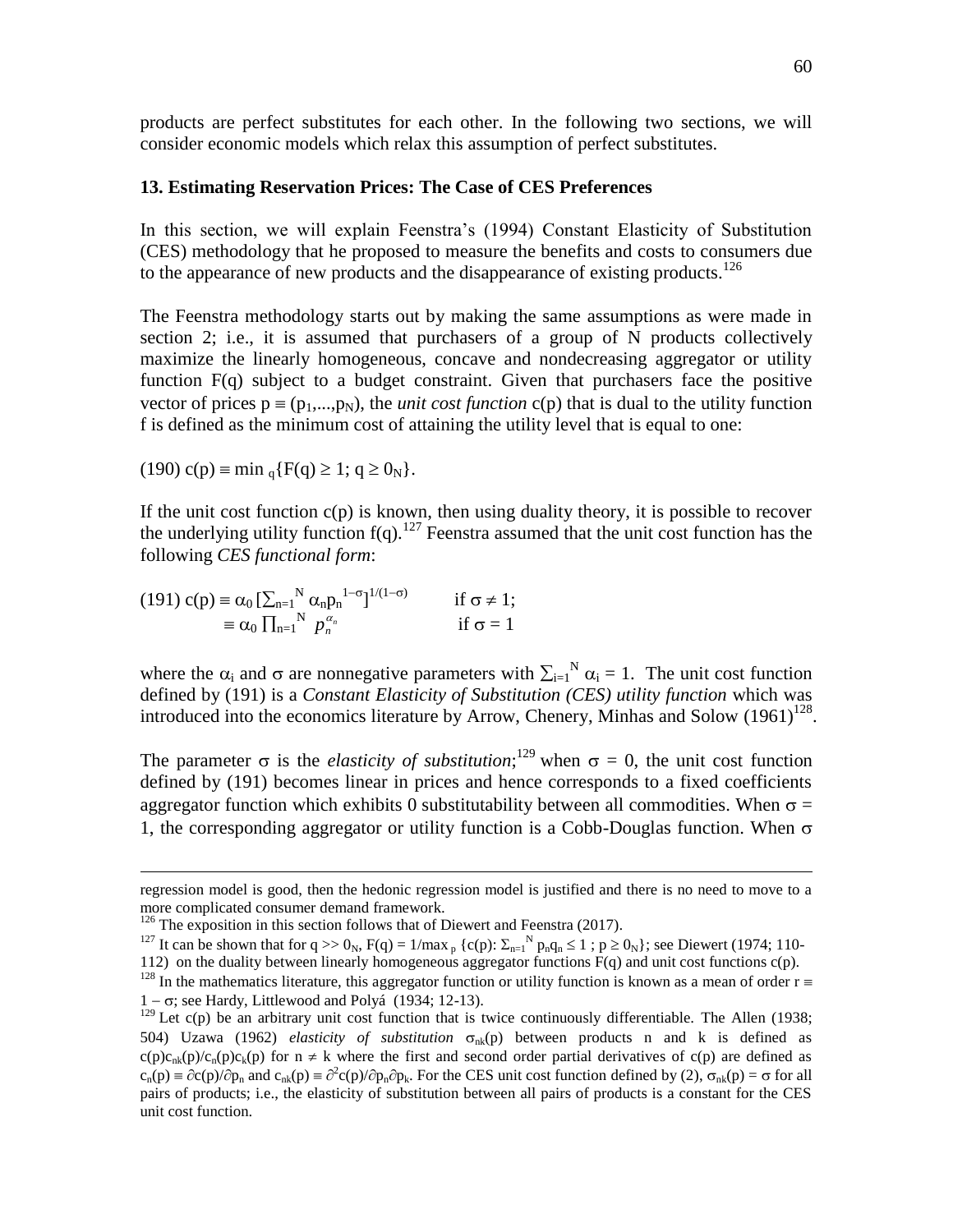products are perfect substitutes for each other. In the following two sections, we will consider economic models which relax this assumption of perfect substitutes.

### 13. Estimating Reservation Prices: The Case of CES Preferences

In this section, we will explain Feenstra's (1994) Constant Elasticity of Substitution (CES) methodology that he proposed to measure the benefits and costs to consumers due to the appearance of new products and the disappearance of existing products.[126]

The Feenstra methodology starts out by making the same assumptions as were made in section 2; i.e., it is assumed that purchasers of a group of N products collectively maximize the linearly homogeneous, concave and nondecreasing aggregator or utility function $F(q)$ subject to a budget constraint. Given that purchasers face the positive vector of prices $p \equiv (p_1,...,p_N)$, the *unit cost function* $c(p)$ that is dual to the utility function f is defined as the minimum cost of attaining the utility level that is equal to one:

$$(190)\ c(p) \equiv \min{}_q\{F(q) \geq 1;\ q \geq 0_N\}.$$

If the unit cost function $c(p)$ is known, then using duality theory, it is possible to recover the underlying utility function $f(q)$.[127] Feenstra assumed that the unit cost function has the following *CES functional form*:

$$(191)\ c(p) \equiv \alpha_0 \left[\sum_{n=1}^{N} \alpha_n p_n^{1-\sigma}\right]^{1/(1-\sigma)} \qquad \text{if } \sigma \neq 1;$$
$$\equiv \alpha_0 \prod_{n=1}^{N} p_n^{\alpha_n} \qquad \text{if } \sigma = 1$$

where the $\alpha_i$ and $\sigma$ are nonnegative parameters with $\sum_{i=1}^{N} \alpha_i = 1$. The unit cost function defined by (191) is a *Constant Elasticity of Substitution (CES) utility function* which was introduced into the economics literature by Arrow, Chenery, Minhas and Solow (1961)[128].

The parameter $\sigma$ is the *elasticity of substitution*;[129] when $\sigma = 0$, the unit cost function defined by (191) becomes linear in prices and hence corresponds to a fixed coefficients aggregator function which exhibits 0 substitutability between all commodities. When $\sigma = 1$, the corresponding aggregator or utility function is a Cobb-Douglas function. When $\sigma$

---

regression model is good, then the hedonic regression model is justified and there is no need to move to a more complicated consumer demand framework.

[126] The exposition in this section follows that of Diewert and Feenstra (2017).

[127] It can be shown that for $q >> 0_N$, $F(q) = 1/\max_p \{c(p): \sum_{n=1}^{N} p_n q_n \leq 1\ ;\ p \geq 0_N\}$; see Diewert (1974; 110-112) on the duality between linearly homogeneous aggregator functions $F(q)$ and unit cost functions $c(p)$.

[128] In the mathematics literature, this aggregator function or utility function is known as a mean of order $r \equiv 1 - \sigma$; see Hardy, Littlewood and Polyá (1934; 12-13).

[129] Let $c(p)$ be an arbitrary unit cost function that is twice continuously differentiable. The Allen (1938; 504) Uzawa (1962) *elasticity of substitution* $\sigma_{nk}(p)$ between products n and k is defined as $c(p)c_{nk}(p)/c_n(p)c_k(p)$ for $n \neq k$ where the first and second order partial derivatives of $c(p)$ are defined as $c_n(p) \equiv \partial c(p)/\partial p_n$ and $c_{nk}(p) \equiv \partial^2 c(p)/\partial p_n \partial p_k$. For the CES unit cost function defined by (2), $\sigma_{nk}(p) = \sigma$ for all pairs of products; i.e., the elasticity of substitution between all pairs of products is a constant for the CES unit cost function.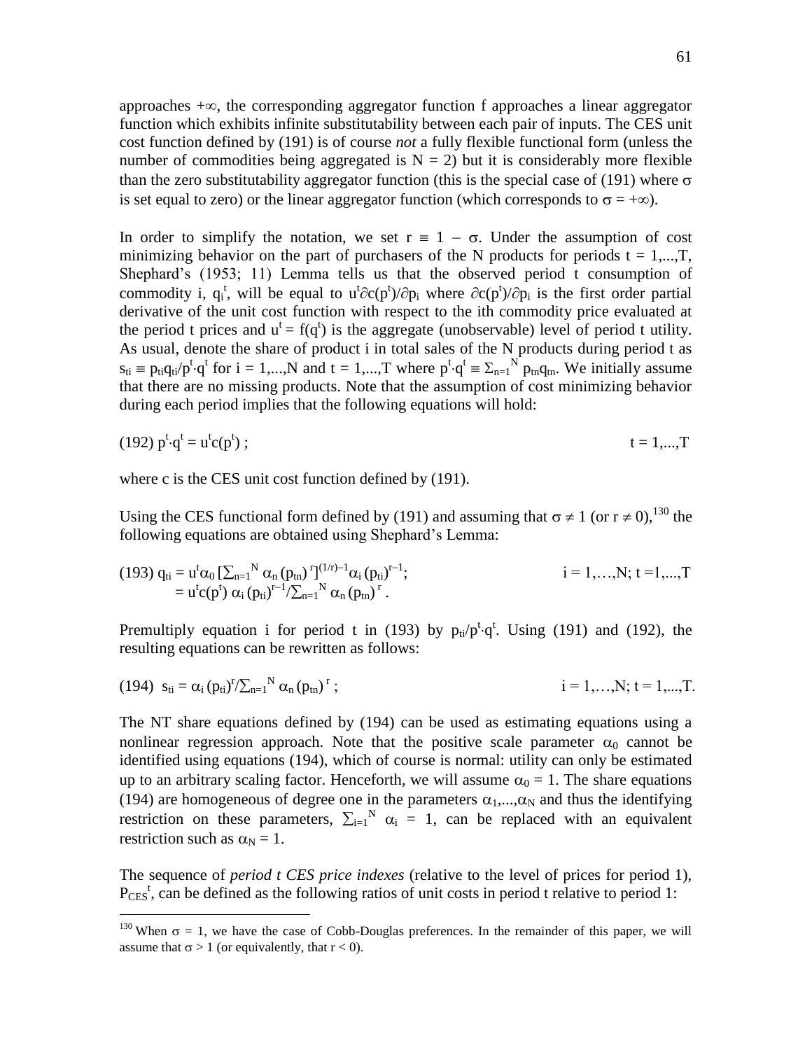approaches $+\infty$, the corresponding aggregator function f approaches a linear aggregator function which exhibits infinite substitutability between each pair of inputs. The CES unit cost function defined by (191) is of course *not* a fully flexible functional form (unless the number of commodities being aggregated is $N = 2$) but it is considerably more flexible than the zero substitutability aggregator function (this is the special case of (191) where $\sigma$ is set equal to zero) or the linear aggregator function (which corresponds to $\sigma = +\infty$).

In order to simplify the notation, we set $r \equiv 1 - \sigma$. Under the assumption of cost minimizing behavior on the part of purchasers of the N products for periods $t = 1,...,T$, Shephard's (1953; 11) Lemma tells us that the observed period t consumption of commodity i, $q_i^t$, will be equal to $u^t\partial c(p^t)/\partial p_i$ where $\partial c(p^t)/\partial p_i$ is the first order partial derivative of the unit cost function with respect to the ith commodity price evaluated at the period t prices and $u^t = f(q^t)$ is the aggregate (unobservable) level of period t utility. As usual, denote the share of product i in total sales of the N products during period t as $s_{ti} \equiv p_{ti}q_{ti}/p^t\cdot q^t$ for $i = 1,...,N$ and $t = 1,...,T$ where $p^t\cdot q^t \equiv \Sigma_{n=1}^N p_{tn}q_{tn}$. We initially assume that there are no missing products. Note that the assumption of cost minimizing behavior during each period implies that the following equations will hold:

$$(192)\quad p^t\cdot q^t = u^t c(p^t)\ ; \qquad\qquad t = 1,...,T$$

where c is the CES unit cost function defined by (191).

Using the CES functional form defined by (191) and assuming that $\sigma \neq 1$ (or $r \neq 0$),[130] the following equations are obtained using Shephard's Lemma:

$$\begin{aligned}(193)\quad q_{ti} &= u^t\alpha_0 \left[\textstyle\sum_{n=1}^N \alpha_n (p_{tn})^r\right]^{(1/r)-1}\alpha_i (p_{ti})^{r-1}; \qquad i = 1,\ldots,N;\ t = 1,...,T\\ &= u^t c(p^t)\, \alpha_i (p_{ti})^{r-1}/\textstyle\sum_{n=1}^N \alpha_n (p_{tn})^r .\end{aligned}$$

Premultiply equation i for period t in (193) by $p_{ti}/p^t\cdot q^t$. Using (191) and (192), the resulting equations can be rewritten as follows:

$$(194)\quad s_{ti} = \alpha_i (p_{ti})^r/\textstyle\sum_{n=1}^N \alpha_n (p_{tn})^r\ ; \qquad\qquad i = 1,\ldots,N;\ t = 1,...,T.$$

The NT share equations defined by (194) can be used as estimating equations using a nonlinear regression approach. Note that the positive scale parameter $\alpha_0$ cannot be identified using equations (194), which of course is normal: utility can only be estimated up to an arbitrary scaling factor. Henceforth, we will assume $\alpha_0 = 1$. The share equations (194) are homogeneous of degree one in the parameters $\alpha_1,...,\alpha_N$ and thus the identifying restriction on these parameters, $\sum_{i=1}^N \alpha_i = 1$, can be replaced with an equivalent restriction such as $\alpha_N = 1$.

The sequence of *period t CES price indexes* (relative to the level of prices for period 1), $P_{CES}^t$, can be defined as the following ratios of unit costs in period t relative to period 1:

---

[130] When $\sigma = 1$, we have the case of Cobb-Douglas preferences. In the remainder of this paper, we will assume that $\sigma > 1$ (or equivalently, that $r < 0$).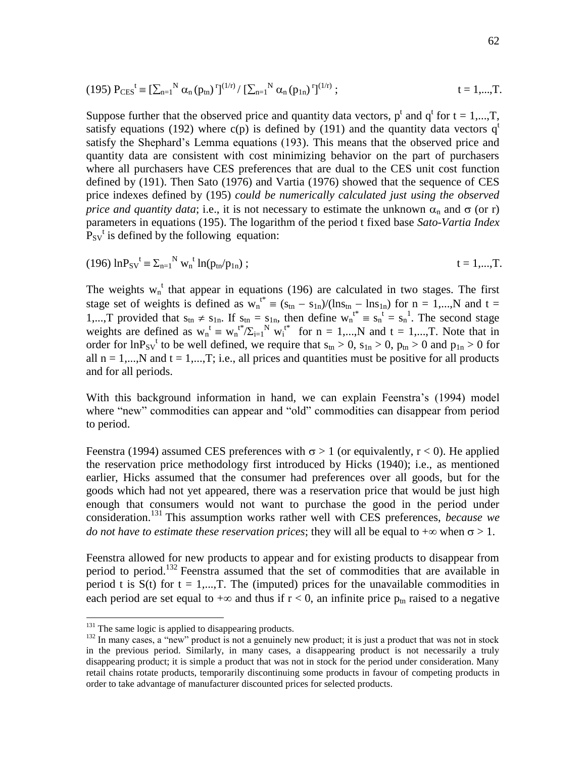$$(195)\ P_{CES}{}^{t} \equiv [\sum_{n=1}{}^{N} \alpha_n (p_{tn})^{r}]^{(1/r)} / [\sum_{n=1}{}^{N} \alpha_n (p_{1n})^{r}]^{(1/r)}\ ; \qquad t = 1,...,T.$$

Suppose further that the observed price and quantity data vectors, $p^t$ and $q^t$ for $t = 1,...,T$, satisfy equations (192) where $c(p)$ is defined by (191) and the quantity data vectors $q^t$ satisfy the Shephard's Lemma equations (193). This means that the observed price and quantity data are consistent with cost minimizing behavior on the part of purchasers where all purchasers have CES preferences that are dual to the CES unit cost function defined by (191). Then Sato (1976) and Vartia (1976) showed that the sequence of CES price indexes defined by (195) *could be numerically calculated just using the observed price and quantity data*; i.e., it is not necessary to estimate the unknown $\alpha_n$ and $\sigma$ (or r) parameters in equations (195). The logarithm of the period t fixed base *Sato-Vartia Index* $P_{SV}{}^{t}$ is defined by the following equation:

$$(196)\ \ln P_{SV}{}^{t} \equiv \Sigma_{n=1}{}^{N} w_n{}^{t} \ln(p_{tn}/p_{1n})\ ; \qquad t = 1,...,T.$$

The weights $w_n{}^t$ that appear in equations (196) are calculated in two stages. The first stage set of weights is defined as $w_n{}^{t*} \equiv (s_{tn} - s_{1n})/(\ln s_{tn} - \ln s_{1n})$ for $n = 1,...,N$ and $t = 1,...,T$ provided that $s_{tn} \neq s_{1n}$. If $s_{tn} = s_{1n}$, then define $w_n{}^{t*} \equiv s_n{}^t = s_n{}^1$. The second stage weights are defined as $w_n{}^t \equiv w_n{}^{t*}/\Sigma_{i=1}{}^N w_i{}^{t*}$ for $n = 1,...,N$ and $t = 1,...,T$. Note that in order for $\ln P_{SV}{}^t$ to be well defined, we require that $s_{tn} > 0$, $s_{1n} > 0$, $p_{tn} > 0$ and $p_{1n} > 0$ for all $n = 1,...,N$ and $t = 1,...,T$; i.e., all prices and quantities must be positive for all products and for all periods.

With this background information in hand, we can explain Feenstra's (1994) model where "new" commodities can appear and "old" commodities can disappear from period to period.

Feenstra (1994) assumed CES preferences with $\sigma > 1$ (or equivalently, $r < 0$). He applied the reservation price methodology first introduced by Hicks (1940); i.e., as mentioned earlier, Hicks assumed that the consumer had preferences over all goods, but for the goods which had not yet appeared, there was a reservation price that would be just high enough that consumers would not want to purchase the good in the period under consideration.[131] This assumption works rather well with CES preferences, *because we do not have to estimate these reservation prices*; they will all be equal to $+\infty$ when $\sigma > 1$.

Feenstra allowed for new products to appear and for existing products to disappear from period to period.[132] Feenstra assumed that the set of commodities that are available in period t is $S(t)$ for $t = 1,...,T$. The (imputed) prices for the unavailable commodities in each period are set equal to $+\infty$ and thus if $r < 0$, an infinite price $p_{tn}$ raised to a negative

[131] The same logic is applied to disappearing products.

[132] In many cases, a "new" product is not a genuinely new product; it is just a product that was not in stock in the previous period. Similarly, in many cases, a disappearing product is not necessarily a truly disappearing product; it is simple a product that was not in stock for the period under consideration. Many retail chains rotate products, temporarily discontinuing some products in favour of competing products in order to take advantage of manufacturer discounted prices for selected products.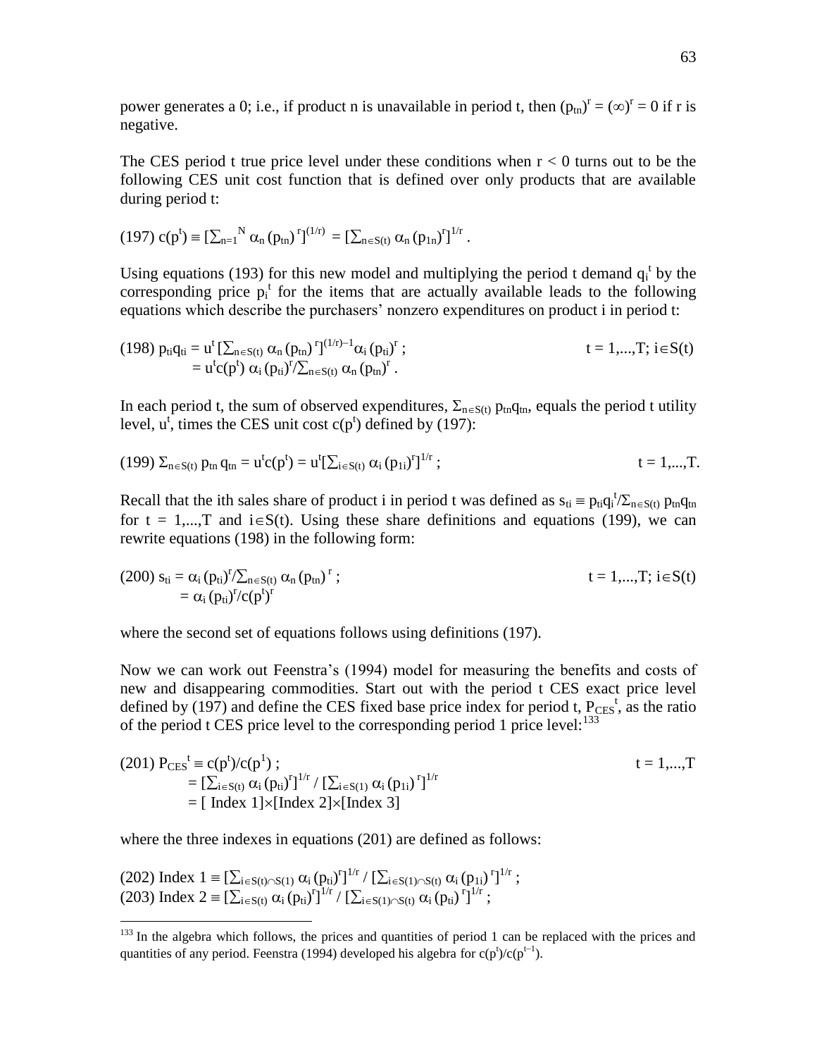power generates a 0; i.e., if product n is unavailable in period t, then $(p_{tn})^r = (\infty)^r = 0$ if r is negative.

The CES period t true price level under these conditions when $r < 0$ turns out to be the following CES unit cost function that is defined over only products that are available during period t:

$$(197)\ c(p^t) \equiv [\sum_{n=1}^{N} \alpha_n (p_{tn})^r]^{(1/r)} = [\sum_{n\in S(t)} \alpha_n (p_{1n})^r]^{1/r} .$$

Using equations (193) for this new model and multiplying the period t demand $q_i^t$ by the corresponding price $p_i^t$ for the items that are actually available leads to the following equations which describe the purchasers' nonzero expenditures on product i in period t:

$$(198)\ p_{ti}q_{ti} = u^t [\sum_{n\in S(t)} \alpha_n (p_{tn})^r]^{(1/r)-1}\alpha_i (p_{ti})^r ; \qquad t = 1,...,T;\ i\in S(t)$$
$$= u^t c(p^t)\, \alpha_i (p_{ti})^r / \sum_{n\in S(t)} \alpha_n (p_{tn})^r .$$

In each period t, the sum of observed expenditures, $\Sigma_{n\in S(t)}\, p_{tn}q_{tn}$, equals the period t utility level, $u^t$, times the CES unit cost $c(p^t)$ defined by (197):

$$(199)\ \Sigma_{n\in S(t)}\, p_{tn}\, q_{tn} = u^t c(p^t) = u^t[\sum_{i\in S(t)} \alpha_i (p_{1i})^r]^{1/r} ; \qquad t = 1,...,T.$$

Recall that the ith sales share of product i in period t was defined as $s_{ti} \equiv p_{ti}q_i^t/\Sigma_{n\in S(t)}\, p_{tn}q_{tn}$ for $t = 1,...,T$ and $i\in S(t)$. Using these share definitions and equations (199), we can rewrite equations (198) in the following form:

$$(200)\ s_{ti} = \alpha_i (p_{ti})^r / \sum_{n\in S(t)} \alpha_n (p_{tn})^r ; \qquad t = 1,...,T;\ i\in S(t)$$
$$= \alpha_i (p_{ti})^r / c(p^t)^r$$

where the second set of equations follows using definitions (197).

Now we can work out Feenstra's (1994) model for measuring the benefits and costs of new and disappearing commodities. Start out with the period t CES exact price level defined by (197) and define the CES fixed base price index for period t, $P_{CES}^t$, as the ratio of the period t CES price level to the corresponding period 1 price level:[133]

$$(201)\ P_{CES}^t \equiv c(p^t)/c(p^1) ; \qquad t = 1,...,T$$
$$= [\sum_{i\in S(t)} \alpha_i (p_{ti})^r]^{1/r} / [\sum_{i\in S(1)} \alpha_i (p_{1i})^r]^{1/r}$$
$$= [\text{ Index } 1]\times[\text{Index } 2]\times[\text{Index } 3]$$

where the three indexes in equations (201) are defined as follows:

$$(202)\ \text{Index } 1 \equiv [\sum_{i\in S(t)\cap S(1)} \alpha_i (p_{ti})^r]^{1/r} / [\sum_{i\in S(1)\cap S(t)} \alpha_i (p_{1i})^r]^{1/r} ;$$
$$(203)\ \text{Index } 2 \equiv [\sum_{i\in S(t)} \alpha_i (p_{ti})^r]^{1/r} / [\sum_{i\in S(1)\cap S(t)} \alpha_i (p_{ti})^r]^{1/r} ;$$

[133] In the algebra which follows, the prices and quantities of period 1 can be replaced with the prices and quantities of any period. Feenstra (1994) developed his algebra for $c(p^t)/c(p^{t-1})$.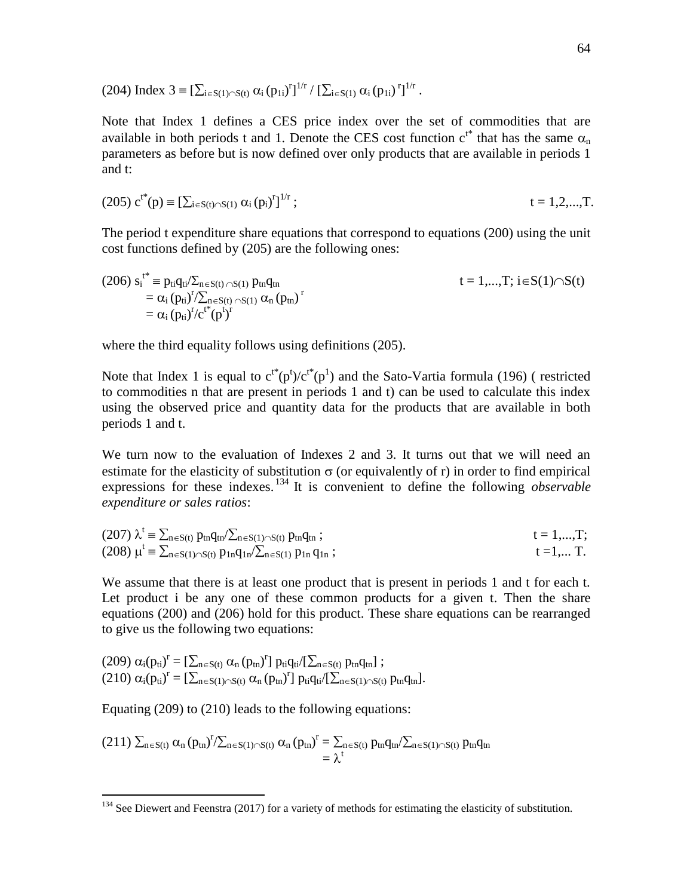$$(204)\ \text{Index 3} \equiv [\sum_{i\in S(1)\cap S(t)} \alpha_i (p_{1i})^r]^{1/r} / [\sum_{i\in S(1)} \alpha_i (p_{1i})^r]^{1/r}.$$

Note that Index 1 defines a CES price index over the set of commodities that are available in both periods t and 1. Denote the CES cost function $c^{t*}$ that has the same $\alpha_n$ parameters as before but is now defined over only products that are available in periods 1 and t:

$$(205)\ c^{t*}(p) \equiv [\sum_{i\in S(t)\cap S(1)} \alpha_i (p_i)^r]^{1/r}; \qquad t = 1,2,...,T.$$

The period t expenditure share equations that correspond to equations (200) using the unit cost functions defined by (205) are the following ones:

$$\begin{aligned}(206)\ s_i^{t*} &\equiv p_{ti}q_{ti}/\Sigma_{n\in S(t)\cap S(1)}\, p_{tn}q_{tn} \qquad t = 1,...,T;\ i\in S(1)\cap S(t)\\ &= \alpha_i (p_{ti})^r/\sum_{n\in S(t)\cap S(1)} \alpha_n (p_{tn})^r\\ &= \alpha_i (p_{ti})^r/c^{t*}(p^t)^r\end{aligned}$$

where the third equality follows using definitions (205).

Note that Index 1 is equal to $c^{t*}(p^t)/c^{t*}(p^1)$ and the Sato-Vartia formula (196) ( restricted to commodities n that are present in periods 1 and t) can be used to calculate this index using the observed price and quantity data for the products that are available in both periods 1 and t.

We turn now to the evaluation of Indexes 2 and 3. It turns out that we will need an estimate for the elasticity of substitution $\sigma$ (or equivalently of r) in order to find empirical expressions for these indexes.[134] It is convenient to define the following *observable expenditure or sales ratios*:

$$(207)\ \lambda^t \equiv \sum_{n\in S(t)} p_{tn}q_{tn}/\sum_{n\in S(1)\cap S(t)} p_{tn}q_{tn}; \qquad t = 1,...,T;$$

$$(208)\ \mu^t \equiv \sum_{n\in S(1)\cap S(t)} p_{1n}q_{1n}/\sum_{n\in S(1)} p_{1n}q_{1n}; \qquad t = 1,...\ T.$$

We assume that there is at least one product that is present in periods 1 and t for each t. Let product i be any one of these common products for a given t. Then the share equations (200) and (206) hold for this product. These share equations can be rearranged to give us the following two equations:

$$(209)\ \alpha_i(p_{ti})^r = [\sum_{n\in S(t)} \alpha_n (p_{tn})^r]\, p_{ti}q_{ti}/[\sum_{n\in S(t)} p_{tn}q_{tn}];$$

$$(210)\ \alpha_i(p_{ti})^r = [\sum_{n\in S(1)\cap S(t)} \alpha_n (p_{tn})^r]\, p_{ti}q_{ti}/[\sum_{n\in S(1)\cap S(t)} p_{tn}q_{tn}].$$

Equating (209) to (210) leads to the following equations:

$$\begin{aligned}(211)\ \sum_{n\in S(t)} \alpha_n (p_{tn})^r/\sum_{n\in S(1)\cap S(t)} \alpha_n (p_{tn})^r &= \sum_{n\in S(t)} p_{tn}q_{tn}/\sum_{n\in S(1)\cap S(t)} p_{tn}q_{tn}\\ &= \lambda^t\end{aligned}$$

[134] See Diewert and Feenstra (2017) for a variety of methods for estimating the elasticity of substitution.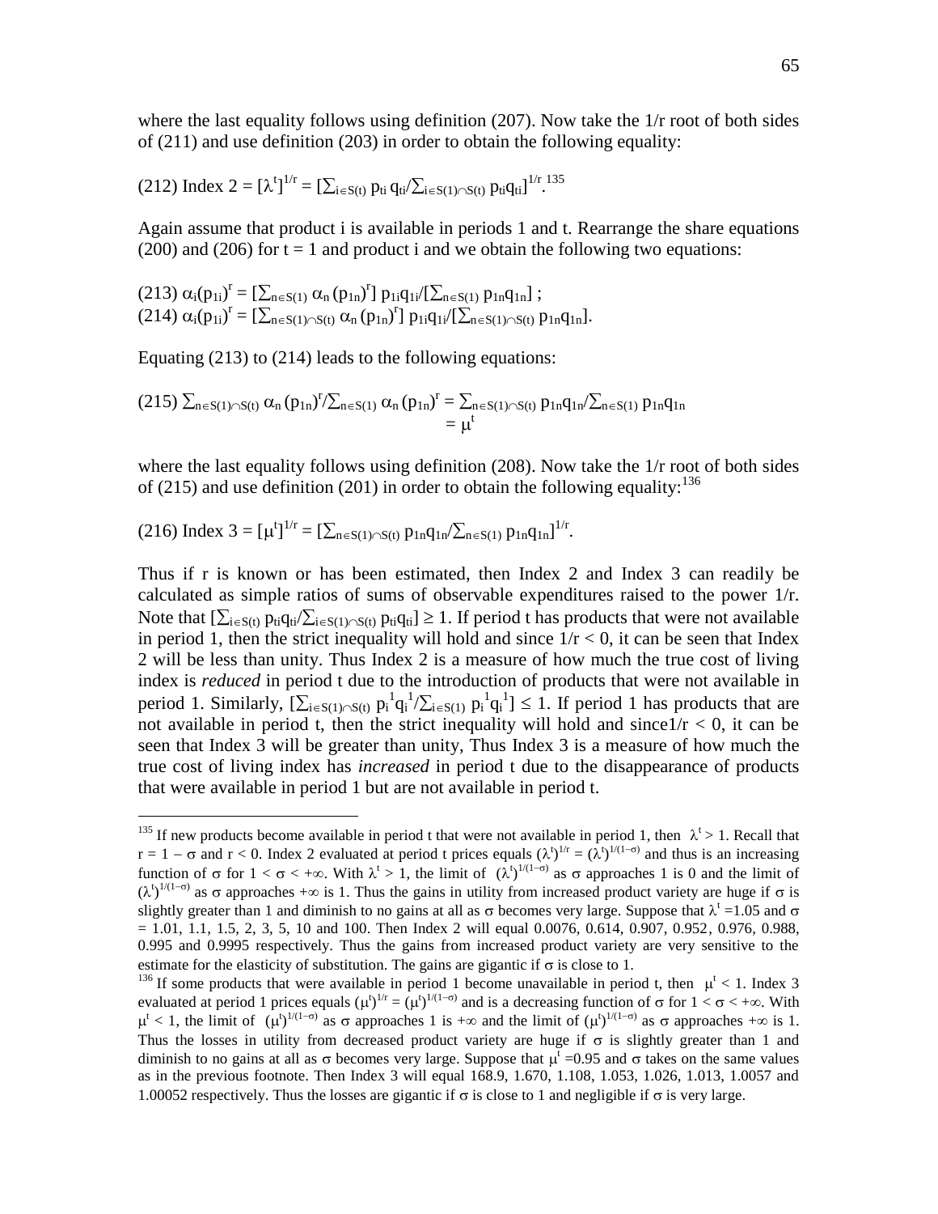where the last equality follows using definition (207). Now take the 1/r root of both sides of (211) and use definition (203) in order to obtain the following equality:

(212) Index 2 = $[\lambda^t]^{1/r} = [\sum_{i\in S(t)} p_{ti}\, q_{ti}/\sum_{i\in S(1)\cap S(t)} p_{ti}q_{ti}]^{1/r}$.[135]

Again assume that product i is available in periods 1 and t. Rearrange the share equations (200) and (206) for t = 1 and product i and we obtain the following two equations:

(213) $\alpha_i(p_{1i})^r = [\sum_{n\in S(1)} \alpha_n (p_{1n})^r]\, p_{1i}q_{1i}/[\sum_{n\in S(1)} p_{1n}q_{1n}]$ ;
(214) $\alpha_i(p_{1i})^r = [\sum_{n\in S(1)\cap S(t)} \alpha_n (p_{1n})^r]\, p_{1i}q_{1i}/[\sum_{n\in S(1)\cap S(t)} p_{1n}q_{1n}]$.

Equating (213) to (214) leads to the following equations:

$$(215)\ \sum_{n\in S(1)\cap S(t)} \alpha_n (p_{1n})^r/\sum_{n\in S(1)} \alpha_n (p_{1n})^r = \sum_{n\in S(1)\cap S(t)} p_{1n}q_{1n}/\sum_{n\in S(1)} p_{1n}q_{1n} = \mu^t$$

where the last equality follows using definition (208). Now take the 1/r root of both sides of (215) and use definition (201) in order to obtain the following equality:[136]

(216) Index 3 = $[\mu^t]^{1/r} = [\sum_{n\in S(1)\cap S(t)} p_{1n}q_{1n}/\sum_{n\in S(1)} p_{1n}q_{1n}]^{1/r}$.

Thus if r is known or has been estimated, then Index 2 and Index 3 can readily be calculated as simple ratios of sums of observable expenditures raised to the power 1/r. Note that $[\sum_{i\in S(t)} p_{ti}q_{ti}/\sum_{i\in S(1)\cap S(t)} p_{ti}q_{ti}] \geq 1$. If period t has products that were not available in period 1, then the strict inequality will hold and since $1/r < 0$, it can be seen that Index 2 will be less than unity. Thus Index 2 is a measure of how much the true cost of living index is *reduced* in period t due to the introduction of products that were not available in period 1. Similarly, $[\sum_{i\in S(1)\cap S(t)} p_i^1q_i^1/\sum_{i\in S(1)} p_i^1q_i^1] \leq 1$. If period 1 has products that are not available in period t, then the strict inequality will hold and since$1/r < 0$, it can be seen that Index 3 will be greater than unity, Thus Index 3 is a measure of how much the true cost of living index has *increased* in period t due to the disappearance of products that were available in period 1 but are not available in period t.

---

[135] If new products become available in period t that were not available in period 1, then $\lambda^t > 1$. Recall that $r = 1 - \sigma$ and $r < 0$. Index 2 evaluated at period t prices equals $(\lambda^t)^{1/r} = (\lambda^t)^{1/(1-\sigma)}$ and thus is an increasing function of $\sigma$ for $1 < \sigma < +\infty$. With $\lambda^t > 1$, the limit of $(\lambda^t)^{1/(1-\sigma)}$ as $\sigma$ approaches 1 is 0 and the limit of $(\lambda^t)^{1/(1-\sigma)}$ as $\sigma$ approaches $+\infty$ is 1. Thus the gains in utility from increased product variety are huge if $\sigma$ is slightly greater than 1 and diminish to no gains at all as $\sigma$ becomes very large. Suppose that $\lambda^t = 1.05$ and $\sigma$ = 1.01, 1.1, 1.5, 2, 3, 5, 10 and 100. Then Index 2 will equal 0.0076, 0.614, 0.907, 0.952, 0.976, 0.988, 0.995 and 0.9995 respectively. Thus the gains from increased product variety are very sensitive to the estimate for the elasticity of substitution. The gains are gigantic if $\sigma$ is close to 1.

[136] If some products that were available in period 1 become unavailable in period t, then $\mu^t < 1$. Index 3 evaluated at period 1 prices equals $(\mu^t)^{1/r} = (\mu^t)^{1/(1-\sigma)}$ and is a decreasing function of $\sigma$ for $1 < \sigma < +\infty$. With $\mu^t < 1$, the limit of $(\mu^t)^{1/(1-\sigma)}$ as $\sigma$ approaches 1 is $+\infty$ and the limit of $(\mu^t)^{1/(1-\sigma)}$ as $\sigma$ approaches $+\infty$ is 1. Thus the losses in utility from decreased product variety are huge if $\sigma$ is slightly greater than 1 and diminish to no gains at all as $\sigma$ becomes very large. Suppose that $\mu^t = 0.95$ and $\sigma$ takes on the same values as in the previous footnote. Then Index 3 will equal 168.9, 1.670, 1.108, 1.053, 1.026, 1.013, 1.0057 and 1.00052 respectively. Thus the losses are gigantic if $\sigma$ is close to 1 and negligible if $\sigma$ is very large.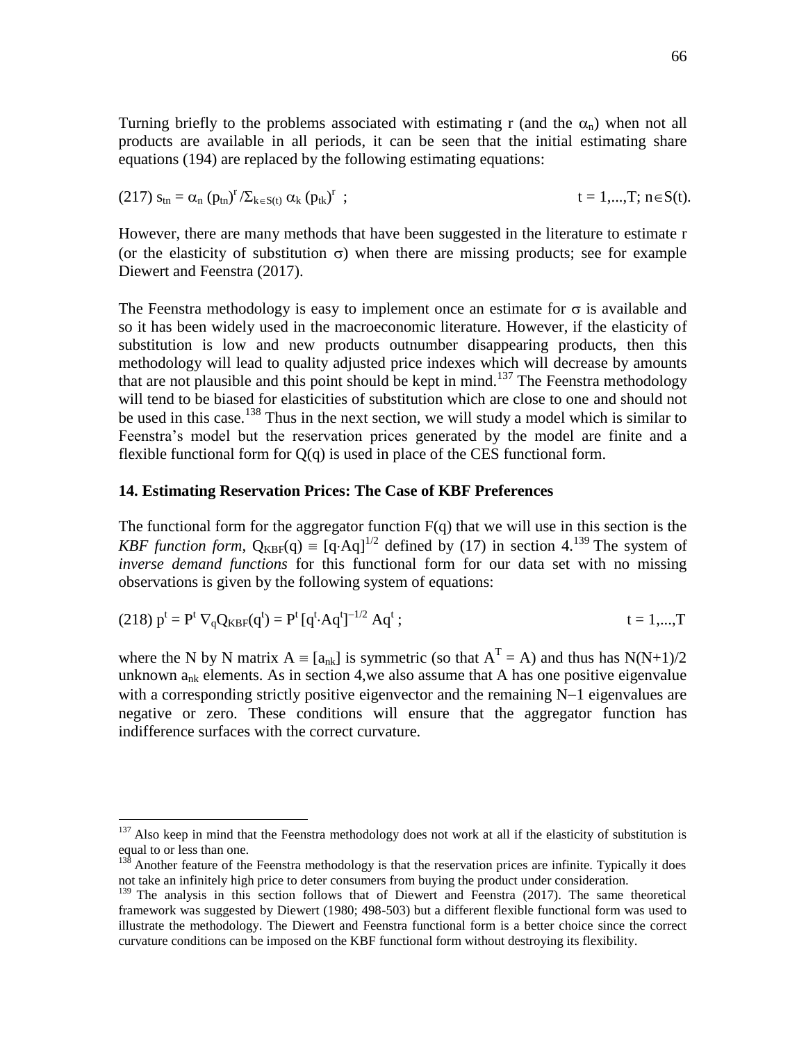Turning briefly to the problems associated with estimating r (and the $\alpha_n$) when not all products are available in all periods, it can be seen that the initial estimating share equations (194) are replaced by the following estimating equations:

$$(217)\ s_{tn} = \alpha_n (p_{tn})^r / \Sigma_{k\in S(t)} \alpha_k (p_{tk})^r \ ; \qquad t = 1,...,T;\ n\in S(t).$$

However, there are many methods that have been suggested in the literature to estimate r (or the elasticity of substitution $\sigma$) when there are missing products; see for example Diewert and Feenstra (2017).

The Feenstra methodology is easy to implement once an estimate for $\sigma$ is available and so it has been widely used in the macroeconomic literature. However, if the elasticity of substitution is low and new products outnumber disappearing products, then this methodology will lead to quality adjusted price indexes which will decrease by amounts that are not plausible and this point should be kept in mind.[137] The Feenstra methodology will tend to be biased for elasticities of substitution which are close to one and should not be used in this case.[138] Thus in the next section, we will study a model which is similar to Feenstra's model but the reservation prices generated by the model are finite and a flexible functional form for Q(q) is used in place of the CES functional form.

## 14. Estimating Reservation Prices: The Case of KBF Preferences

The functional form for the aggregator function F(q) that we will use in this section is the *KBF function form*, $Q_{KBF}(q) \equiv [q\cdot Aq]^{1/2}$ defined by (17) in section 4.[139] The system of *inverse demand functions* for this functional form for our data set with no missing observations is given by the following system of equations:

$$(218)\ p^t = P^t \nabla_q Q_{KBF}(q^t) = P^t [q^t\cdot Aq^t]^{-1/2} Aq^t \ ; \qquad t = 1,...,T$$

where the N by N matrix $A \equiv [a_{nk}]$ is symmetric (so that $A^T = A$) and thus has N(N+1)/2 unknown $a_{nk}$ elements. As in section 4,we also assume that A has one positive eigenvalue with a corresponding strictly positive eigenvector and the remaining N−1 eigenvalues are negative or zero. These conditions will ensure that the aggregator function has indifference surfaces with the correct curvature.

[137] Also keep in mind that the Feenstra methodology does not work at all if the elasticity of substitution is equal to or less than one.

[138] Another feature of the Feenstra methodology is that the reservation prices are infinite. Typically it does not take an infinitely high price to deter consumers from buying the product under consideration.

[139] The analysis in this section follows that of Diewert and Feenstra (2017). The same theoretical framework was suggested by Diewert (1980; 498-503) but a different flexible functional form was used to illustrate the methodology. The Diewert and Feenstra functional form is a better choice since the correct curvature conditions can be imposed on the KBF functional form without destroying its flexibility.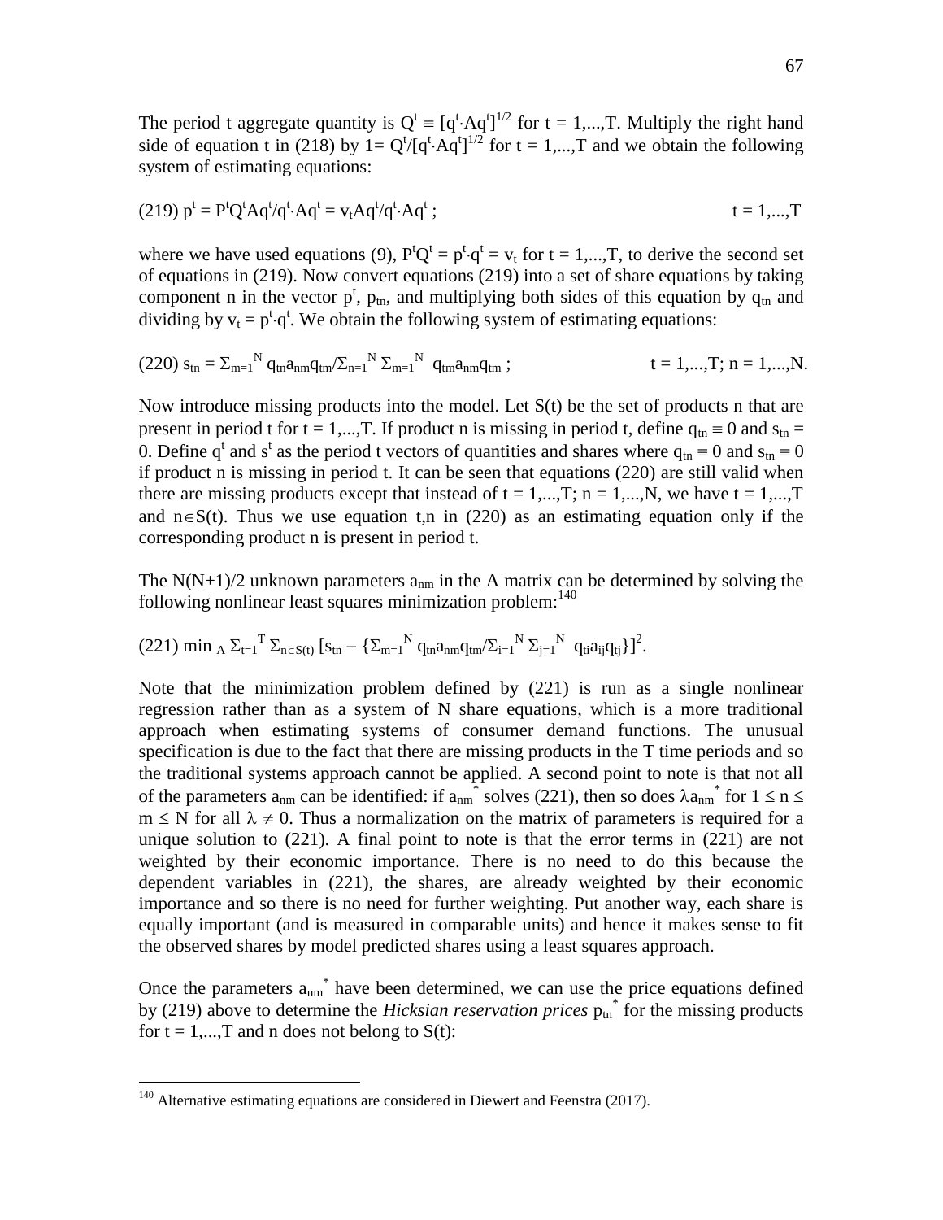The period t aggregate quantity is $Q^t \equiv [q^t \cdot Aq^t]^{1/2}$ for t = 1,...,T. Multiply the right hand side of equation t in (218) by $1= Q^t/[q^t \cdot Aq^t]^{1/2}$ for t = 1,...,T and we obtain the following system of estimating equations:

$$(219)\ p^t = P^tQ^tAq^t/q^t \cdot Aq^t = v_tAq^t/q^t \cdot Aq^t \ ; \qquad t = 1,...,T$$

where we have used equations (9), $P^tQ^t = p^t \cdot q^t = v_t$ for t = 1,...,T, to derive the second set of equations in (219). Now convert equations (219) into a set of share equations by taking component n in the vector $p^t$, $p_{tn}$, and multiplying both sides of this equation by $q_{tn}$ and dividing by $v_t = p^t \cdot q^t$. We obtain the following system of estimating equations:

$$(220)\ s_{tn} = \Sigma_{m=1}^{N} q_{tn}a_{nm}q_{tm}/\Sigma_{n=1}^{N} \Sigma_{m=1}^{N}\ q_{tm}a_{nm}q_{tm} \ ; \qquad t = 1,...,T;\ n = 1,...,N.$$

Now introduce missing products into the model. Let S(t) be the set of products n that are present in period t for t = 1,...,T. If product n is missing in period t, define $q_{tn} \equiv 0$ and $s_{tn}$ = 0. Define $q^t$ and $s^t$ as the period t vectors of quantities and shares where $q_{tn} \equiv 0$ and $s_{tn} \equiv 0$ if product n is missing in period t. It can be seen that equations (220) are still valid when there are missing products except that instead of t = 1,...,T; n = 1,...,N, we have t = 1,...,T and $n \in S(t)$. Thus we use equation t,n in (220) as an estimating equation only if the corresponding product n is present in period t.

The N(N+1)/2 unknown parameters $a_{nm}$ in the A matrix can be determined by solving the following nonlinear least squares minimization problem:[140]

$$(221)\ \min_{A}\ \Sigma_{t=1}^{T} \Sigma_{n\in S(t)} [s_{tn} - \{\Sigma_{m=1}^{N} q_{tn}a_{nm}q_{tm}/\Sigma_{i=1}^{N} \Sigma_{j=1}^{N}\ q_{ti}a_{ij}q_{tj}\}]^2.$$

Note that the minimization problem defined by (221) is run as a single nonlinear regression rather than as a system of N share equations, which is a more traditional approach when estimating systems of consumer demand functions. The unusual specification is due to the fact that there are missing products in the T time periods and so the traditional systems approach cannot be applied. A second point to note is that not all of the parameters $a_{nm}$ can be identified: if $a_{nm}^*$ solves (221), then so does $\lambda a_{nm}^*$ for $1 \leq n \leq m \leq N$ for all $\lambda \neq 0$. Thus a normalization on the matrix of parameters is required for a unique solution to (221). A final point to note is that the error terms in (221) are not weighted by their economic importance. There is no need to do this because the dependent variables in (221), the shares, are already weighted by their economic importance and so there is no need for further weighting. Put another way, each share is equally important (and is measured in comparable units) and hence it makes sense to fit the observed shares by model predicted shares using a least squares approach.

Once the parameters $a_{nm}^*$ have been determined, we can use the price equations defined by (219) above to determine the *Hicksian reservation prices* $p_{tn}^*$ for the missing products for t = 1,...,T and n does not belong to S(t):

[140] Alternative estimating equations are considered in Diewert and Feenstra (2017).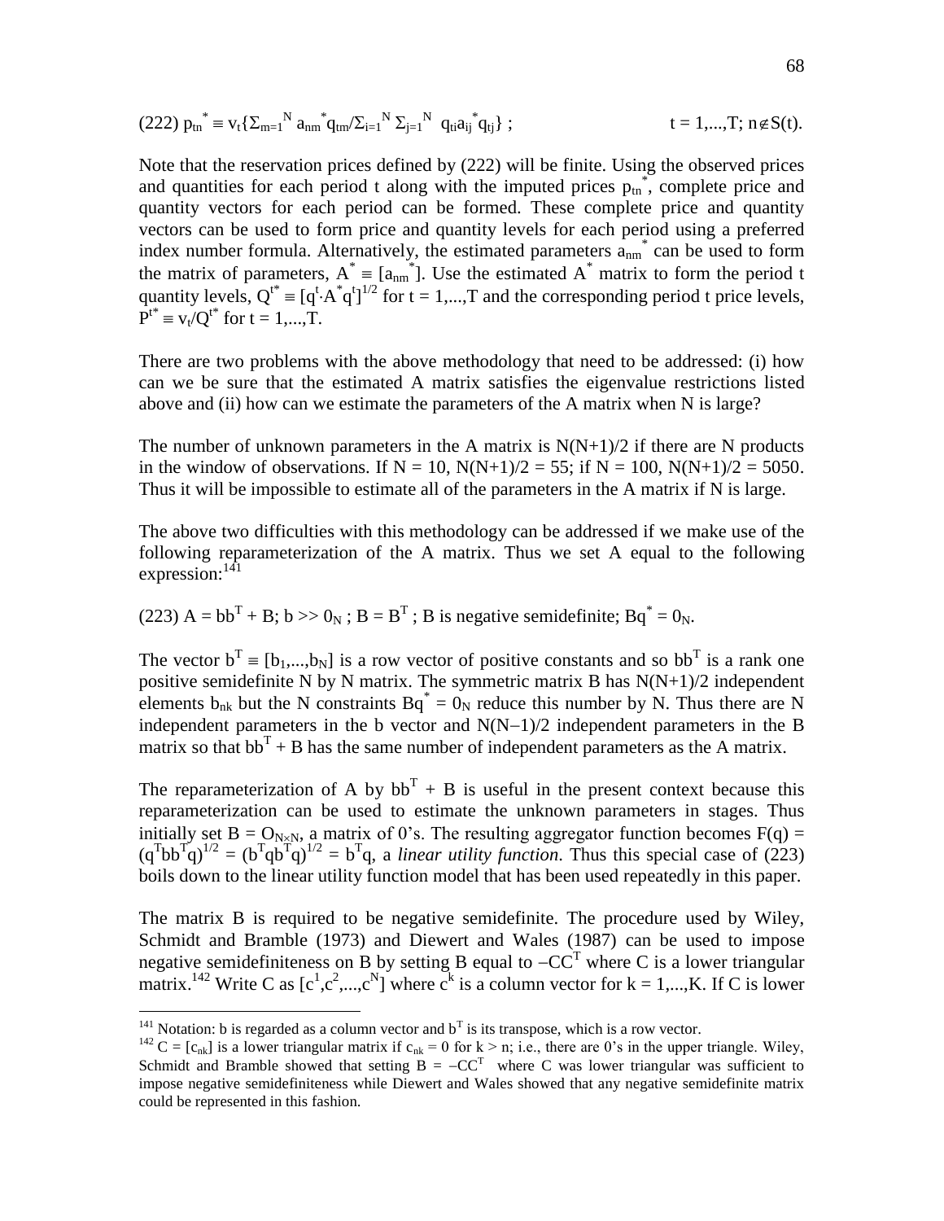$$(222)\ p_{tn}^{*} \equiv v_t\{\Sigma_{m=1}^{N} a_{nm}^{*}q_{tm}/\Sigma_{i=1}^{N} \Sigma_{j=1}^{N} q_{ti}a_{ij}^{*}q_{tj}\}\ ; \qquad t = 1,...,T;\ n \notin S(t).$$

Note that the reservation prices defined by (222) will be finite. Using the observed prices and quantities for each period t along with the imputed prices $p_{tn}^{*}$, complete price and quantity vectors for each period can be formed. These complete price and quantity vectors can be used to form price and quantity levels for each period using a preferred index number formula. Alternatively, the estimated parameters $a_{nm}^{*}$ can be used to form the matrix of parameters, $A^{*} \equiv [a_{nm}^{*}]$. Use the estimated $A^{*}$ matrix to form the period t quantity levels, $Q^{t*} \equiv [q^t \cdot A^{*}q^t]^{1/2}$ for t = 1,...,T and the corresponding period t price levels, $P^{t*} \equiv v_t/Q^{t*}$ for t = 1,...,T.

There are two problems with the above methodology that need to be addressed: (i) how can we be sure that the estimated A matrix satisfies the eigenvalue restrictions listed above and (ii) how can we estimate the parameters of the A matrix when N is large?

The number of unknown parameters in the A matrix is $N(N+1)/2$ if there are N products in the window of observations. If $N = 10$, $N(N+1)/2 = 55$; if $N = 100$, $N(N+1)/2 = 5050$. Thus it will be impossible to estimate all of the parameters in the A matrix if N is large.

The above two difficulties with this methodology can be addressed if we make use of the following reparameterization of the A matrix. Thus we set A equal to the following expression:[141]

$$(223)\ A = bb^T + B;\ b >> 0_N\ ;\ B = B^T\ ;\ B \text{ is negative semidefinite; } Bq^{*} = 0_N.$$

The vector $b^T \equiv [b_1,...,b_N]$ is a row vector of positive constants and so $bb^T$ is a rank one positive semidefinite N by N matrix. The symmetric matrix B has $N(N+1)/2$ independent elements $b_{nk}$ but the N constraints $Bq^{*} = 0_N$ reduce this number by N. Thus there are N independent parameters in the b vector and $N(N-1)/2$ independent parameters in the B matrix so that $bb^T + B$ has the same number of independent parameters as the A matrix.

The reparameterization of A by $bb^T + B$ is useful in the present context because this reparameterization can be used to estimate the unknown parameters in stages. Thus initially set $B = O_{N\times N}$, a matrix of 0's. The resulting aggregator function becomes $F(q) = (q^Tbb^Tq)^{1/2} = (b^Tqb^Tq)^{1/2} = b^Tq$, a *linear utility function*. Thus this special case of (223) boils down to the linear utility function model that has been used repeatedly in this paper.

The matrix B is required to be negative semidefinite. The procedure used by Wiley, Schmidt and Bramble (1973) and Diewert and Wales (1987) can be used to impose negative semidefiniteness on B by setting B equal to $-CC^T$ where C is a lower triangular matrix.[142] Write C as $[c^1,c^2,...,c^N]$ where $c^k$ is a column vector for k = 1,...,K. If C is lower

---

[141] Notation: b is regarded as a column vector and $b^T$ is its transpose, which is a row vector.

[142] $C = [c_{nk}]$ is a lower triangular matrix if $c_{nk} = 0$ for $k > n$; i.e., there are 0's in the upper triangle. Wiley, Schmidt and Bramble showed that setting $B = -CC^T$ where C was lower triangular was sufficient to impose negative semidefiniteness while Diewert and Wales showed that any negative semidefinite matrix could be represented in this fashion.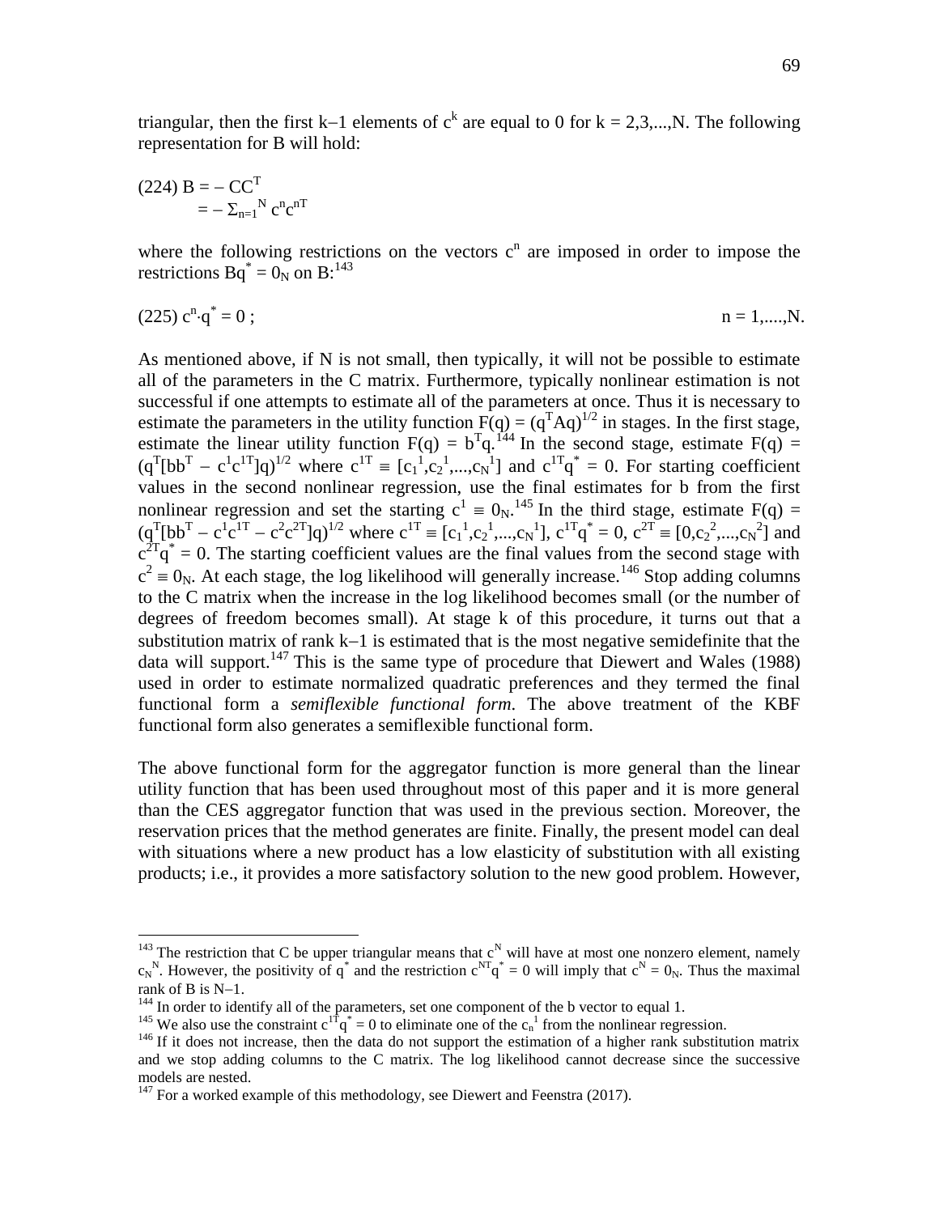triangular, then the first k−1 elements of $c^k$ are equal to 0 for k = 2,3,...,N. The following representation for B will hold:

$$(224)\ B = -CC^T$$
$$= -\Sigma_{n=1}^{N} c^n c^{nT}$$

where the following restrictions on the vectors $c^n$ are imposed in order to impose the restrictions $Bq^* = 0_N$ on B:[143]

$$(225)\ c^n \cdot q^* = 0\ ; \qquad\qquad n = 1,....,N.$$

As mentioned above, if N is not small, then typically, it will not be possible to estimate all of the parameters in the C matrix. Furthermore, typically nonlinear estimation is not successful if one attempts to estimate all of the parameters at once. Thus it is necessary to estimate the parameters in the utility function $F(q) = (q^TAq)^{1/2}$ in stages. In the first stage, estimate the linear utility function $F(q) = b^Tq$.[144] In the second stage, estimate $F(q) = (q^T[bb^T - c^1c^{1T}]q)^{1/2}$ where $c^{1T} \equiv [c_1^1,c_2^1,...,c_N^1]$ and $c^{1T}q^* = 0$. For starting coefficient values in the second nonlinear regression, use the final estimates for b from the first nonlinear regression and set the starting $c^1 \equiv 0_N$.[145] In the third stage, estimate $F(q) = (q^T[bb^T - c^1c^{1T} - c^2c^{2T}]q)^{1/2}$ where $c^{1T} \equiv [c_1^1,c_2^1,...,c_N^1]$, $c^{1T}q^* = 0$, $c^{2T} \equiv [0,c_2^2,...,c_N^2]$ and $c^{2T}q^* = 0$. The starting coefficient values are the final values from the second stage with $c^2 \equiv 0_N$. At each stage, the log likelihood will generally increase.[146] Stop adding columns to the C matrix when the increase in the log likelihood becomes small (or the number of degrees of freedom becomes small). At stage k of this procedure, it turns out that a substitution matrix of rank k−1 is estimated that is the most negative semidefinite that the data will support.[147] This is the same type of procedure that Diewert and Wales (1988) used in order to estimate normalized quadratic preferences and they termed the final functional form a *semiflexible functional form*. The above treatment of the KBF functional form also generates a semiflexible functional form.

The above functional form for the aggregator function is more general than the linear utility function that has been used throughout most of this paper and it is more general than the CES aggregator function that was used in the previous section. Moreover, the reservation prices that the method generates are finite. Finally, the present model can deal with situations where a new product has a low elasticity of substitution with all existing products; i.e., it provides a more satisfactory solution to the new good problem. However,

---

[143] The restriction that C be upper triangular means that $c^N$ will have at most one nonzero element, namely $c_N^N$. However, the positivity of $q^*$ and the restriction $c^{NT}q^* = 0$ will imply that $c^N = 0_N$. Thus the maximal rank of B is N−1.

[144] In order to identify all of the parameters, set one component of the b vector to equal 1.

[145] We also use the constraint $c^{1T}q^* = 0$ to eliminate one of the $c_n^1$ from the nonlinear regression.

[146] If it does not increase, then the data do not support the estimation of a higher rank substitution matrix and we stop adding columns to the C matrix. The log likelihood cannot decrease since the successive models are nested.

[147] For a worked example of this methodology, see Diewert and Feenstra (2017).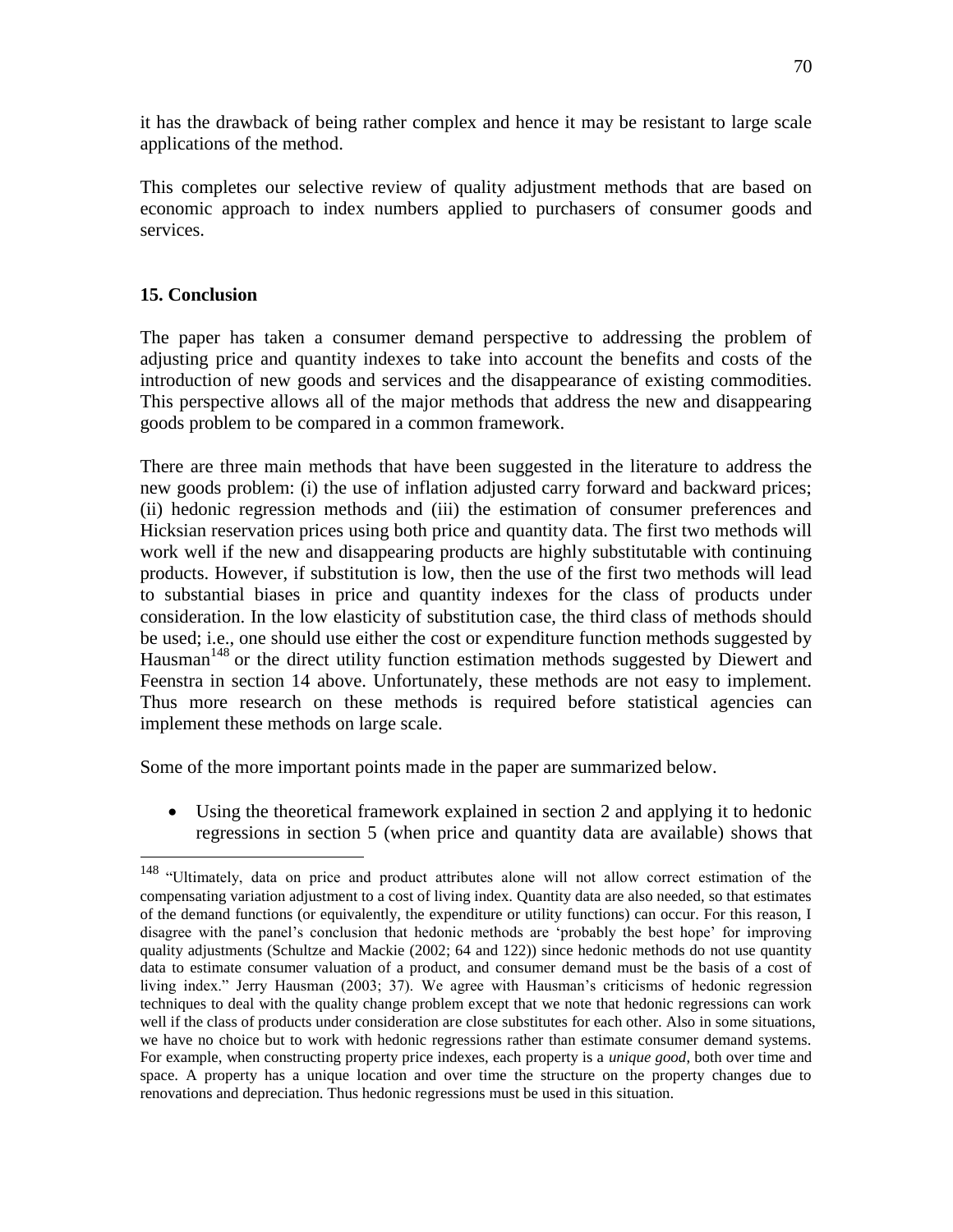it has the drawback of being rather complex and hence it may be resistant to large scale applications of the method.

This completes our selective review of quality adjustment methods that are based on economic approach to index numbers applied to purchasers of consumer goods and services.

### 15. Conclusion

The paper has taken a consumer demand perspective to addressing the problem of adjusting price and quantity indexes to take into account the benefits and costs of the introduction of new goods and services and the disappearance of existing commodities. This perspective allows all of the major methods that address the new and disappearing goods problem to be compared in a common framework.

There are three main methods that have been suggested in the literature to address the new goods problem: (i) the use of inflation adjusted carry forward and backward prices; (ii) hedonic regression methods and (iii) the estimation of consumer preferences and Hicksian reservation prices using both price and quantity data. The first two methods will work well if the new and disappearing products are highly substitutable with continuing products. However, if substitution is low, then the use of the first two methods will lead to substantial biases in price and quantity indexes for the class of products under consideration. In the low elasticity of substitution case, the third class of methods should be used; i.e., one should use either the cost or expenditure function methods suggested by Hausman[148] or the direct utility function estimation methods suggested by Diewert and Feenstra in section 14 above. Unfortunately, these methods are not easy to implement. Thus more research on these methods is required before statistical agencies can implement these methods on large scale.

Some of the more important points made in the paper are summarized below.

- Using the theoretical framework explained in section 2 and applying it to hedonic regressions in section 5 (when price and quantity data are available) shows that

[148] "Ultimately, data on price and product attributes alone will not allow correct estimation of the compensating variation adjustment to a cost of living index. Quantity data are also needed, so that estimates of the demand functions (or equivalently, the expenditure or utility functions) can occur. For this reason, I disagree with the panel's conclusion that hedonic methods are 'probably the best hope' for improving quality adjustments (Schultze and Mackie (2002; 64 and 122)) since hedonic methods do not use quantity data to estimate consumer valuation of a product, and consumer demand must be the basis of a cost of living index." Jerry Hausman (2003; 37). We agree with Hausman's criticisms of hedonic regression techniques to deal with the quality change problem except that we note that hedonic regressions can work well if the class of products under consideration are close substitutes for each other. Also in some situations, we have no choice but to work with hedonic regressions rather than estimate consumer demand systems. For example, when constructing property price indexes, each property is a *unique good*, both over time and space. A property has a unique location and over time the structure on the property changes due to renovations and depreciation. Thus hedonic regressions must be used in this situation.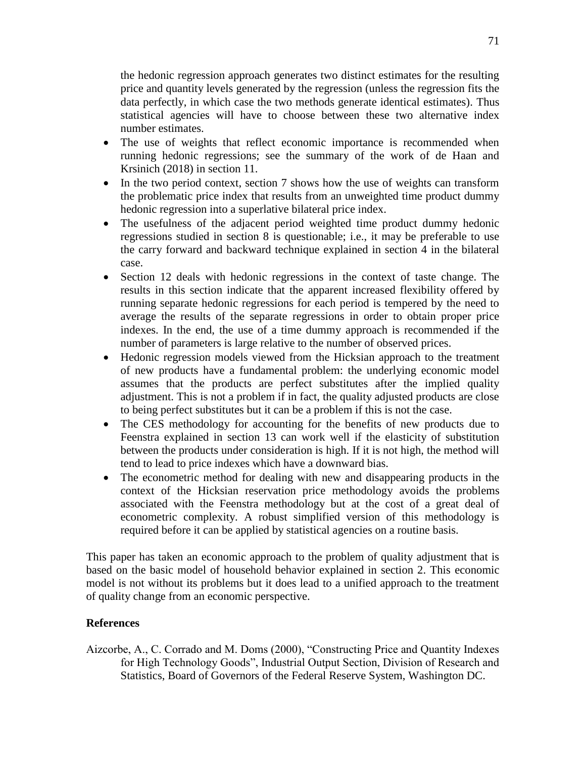the hedonic regression approach generates two distinct estimates for the resulting price and quantity levels generated by the regression (unless the regression fits the data perfectly, in which case the two methods generate identical estimates). Thus statistical agencies will have to choose between these two alternative index number estimates.

- The use of weights that reflect economic importance is recommended when running hedonic regressions; see the summary of the work of de Haan and Krsinich (2018) in section 11.
- In the two period context, section 7 shows how the use of weights can transform the problematic price index that results from an unweighted time product dummy hedonic regression into a superlative bilateral price index.
- The usefulness of the adjacent period weighted time product dummy hedonic regressions studied in section 8 is questionable; i.e., it may be preferable to use the carry forward and backward technique explained in section 4 in the bilateral case.
- Section 12 deals with hedonic regressions in the context of taste change. The results in this section indicate that the apparent increased flexibility offered by running separate hedonic regressions for each period is tempered by the need to average the results of the separate regressions in order to obtain proper price indexes. In the end, the use of a time dummy approach is recommended if the number of parameters is large relative to the number of observed prices.
- Hedonic regression models viewed from the Hicksian approach to the treatment of new products have a fundamental problem: the underlying economic model assumes that the products are perfect substitutes after the implied quality adjustment. This is not a problem if in fact, the quality adjusted products are close to being perfect substitutes but it can be a problem if this is not the case.
- The CES methodology for accounting for the benefits of new products due to Feenstra explained in section 13 can work well if the elasticity of substitution between the products under consideration is high. If it is not high, the method will tend to lead to price indexes which have a downward bias.
- The econometric method for dealing with new and disappearing products in the context of the Hicksian reservation price methodology avoids the problems associated with the Feenstra methodology but at the cost of a great deal of econometric complexity. A robust simplified version of this methodology is required before it can be applied by statistical agencies on a routine basis.

This paper has taken an economic approach to the problem of quality adjustment that is based on the basic model of household behavior explained in section 2. This economic model is not without its problems but it does lead to a unified approach to the treatment of quality change from an economic perspective.

## References

Aizcorbe, A., C. Corrado and M. Doms (2000), "Constructing Price and Quantity Indexes for High Technology Goods", Industrial Output Section, Division of Research and Statistics, Board of Governors of the Federal Reserve System, Washington DC.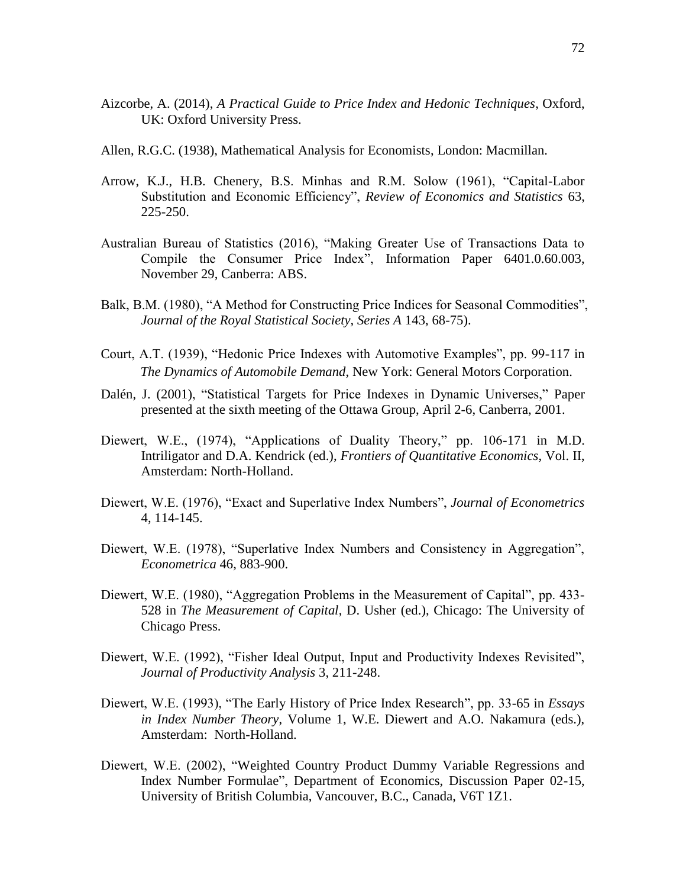Aizcorbe, A. (2014), *A Practical Guide to Price Index and Hedonic Techniques*, Oxford, UK: Oxford University Press.

Allen, R.G.C. (1938), Mathematical Analysis for Economists, London: Macmillan.

Arrow, K.J., H.B. Chenery, B.S. Minhas and R.M. Solow (1961), "Capital-Labor Substitution and Economic Efficiency", *Review of Economics and Statistics* 63, 225-250.

Australian Bureau of Statistics (2016), "Making Greater Use of Transactions Data to Compile the Consumer Price Index", Information Paper 6401.0.60.003, November 29, Canberra: ABS.

Balk, B.M. (1980), "A Method for Constructing Price Indices for Seasonal Commodities", *Journal of the Royal Statistical Society, Series A* 143, 68-75).

Court, A.T. (1939), "Hedonic Price Indexes with Automotive Examples", pp. 99-117 in *The Dynamics of Automobile Demand*, New York: General Motors Corporation.

Dalén, J. (2001), "Statistical Targets for Price Indexes in Dynamic Universes," Paper presented at the sixth meeting of the Ottawa Group, April 2-6, Canberra, 2001.

Diewert, W.E., (1974), "Applications of Duality Theory," pp. 106-171 in M.D. Intriligator and D.A. Kendrick (ed.), *Frontiers of Quantitative Economics*, Vol. II, Amsterdam: North-Holland.

Diewert, W.E. (1976), "Exact and Superlative Index Numbers", *Journal of Econometrics* 4, 114-145.

Diewert, W.E. (1978), "Superlative Index Numbers and Consistency in Aggregation", *Econometrica* 46, 883-900.

Diewert, W.E. (1980), "Aggregation Problems in the Measurement of Capital", pp. 433-528 in *The Measurement of Capital*, D. Usher (ed.), Chicago: The University of Chicago Press.

Diewert, W.E. (1992), "Fisher Ideal Output, Input and Productivity Indexes Revisited", *Journal of Productivity Analysis* 3, 211-248.

Diewert, W.E. (1993), "The Early History of Price Index Research", pp. 33-65 in *Essays in Index Number Theory*, Volume 1, W.E. Diewert and A.O. Nakamura (eds.), Amsterdam: North-Holland.

Diewert, W.E. (2002), "Weighted Country Product Dummy Variable Regressions and Index Number Formulae", Department of Economics, Discussion Paper 02-15, University of British Columbia, Vancouver, B.C., Canada, V6T 1Z1.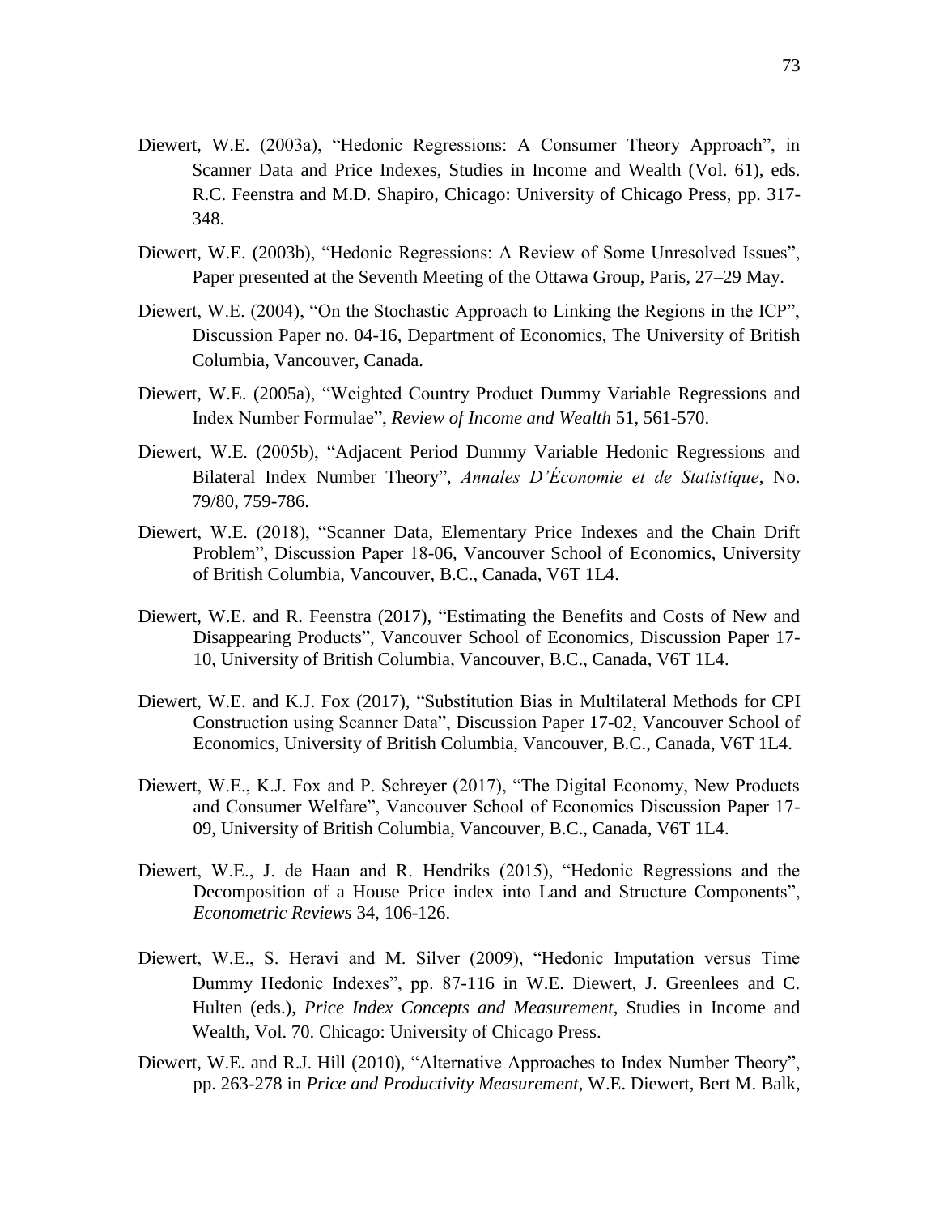Diewert, W.E. (2003a), "Hedonic Regressions: A Consumer Theory Approach", in Scanner Data and Price Indexes, Studies in Income and Wealth (Vol. 61), eds. R.C. Feenstra and M.D. Shapiro, Chicago: University of Chicago Press, pp. 317-348.

Diewert, W.E. (2003b), "Hedonic Regressions: A Review of Some Unresolved Issues", Paper presented at the Seventh Meeting of the Ottawa Group, Paris, 27–29 May.

Diewert, W.E. (2004), "On the Stochastic Approach to Linking the Regions in the ICP", Discussion Paper no. 04-16, Department of Economics, The University of British Columbia, Vancouver, Canada.

Diewert, W.E. (2005a), "Weighted Country Product Dummy Variable Regressions and Index Number Formulae", *Review of Income and Wealth* 51, 561-570.

Diewert, W.E. (2005b), "Adjacent Period Dummy Variable Hedonic Regressions and Bilateral Index Number Theory", *Annales D'Économie et de Statistique*, No. 79/80, 759-786.

Diewert, W.E. (2018), "Scanner Data, Elementary Price Indexes and the Chain Drift Problem", Discussion Paper 18-06, Vancouver School of Economics, University of British Columbia, Vancouver, B.C., Canada, V6T 1L4.

Diewert, W.E. and R. Feenstra (2017), "Estimating the Benefits and Costs of New and Disappearing Products", Vancouver School of Economics, Discussion Paper 17-10, University of British Columbia, Vancouver, B.C., Canada, V6T 1L4.

Diewert, W.E. and K.J. Fox (2017), "Substitution Bias in Multilateral Methods for CPI Construction using Scanner Data", Discussion Paper 17-02, Vancouver School of Economics, University of British Columbia, Vancouver, B.C., Canada, V6T 1L4.

Diewert, W.E., K.J. Fox and P. Schreyer (2017), "The Digital Economy, New Products and Consumer Welfare", Vancouver School of Economics Discussion Paper 17-09, University of British Columbia, Vancouver, B.C., Canada, V6T 1L4.

Diewert, W.E., J. de Haan and R. Hendriks (2015), "Hedonic Regressions and the Decomposition of a House Price index into Land and Structure Components", *Econometric Reviews* 34, 106-126.

Diewert, W.E., S. Heravi and M. Silver (2009), "Hedonic Imputation versus Time Dummy Hedonic Indexes", pp. 87-116 in W.E. Diewert, J. Greenlees and C. Hulten (eds.), *Price Index Concepts and Measurement*, Studies in Income and Wealth, Vol. 70. Chicago: University of Chicago Press.

Diewert, W.E. and R.J. Hill (2010), "Alternative Approaches to Index Number Theory", pp. 263-278 in *Price and Productivity Measurement*, W.E. Diewert, Bert M. Balk,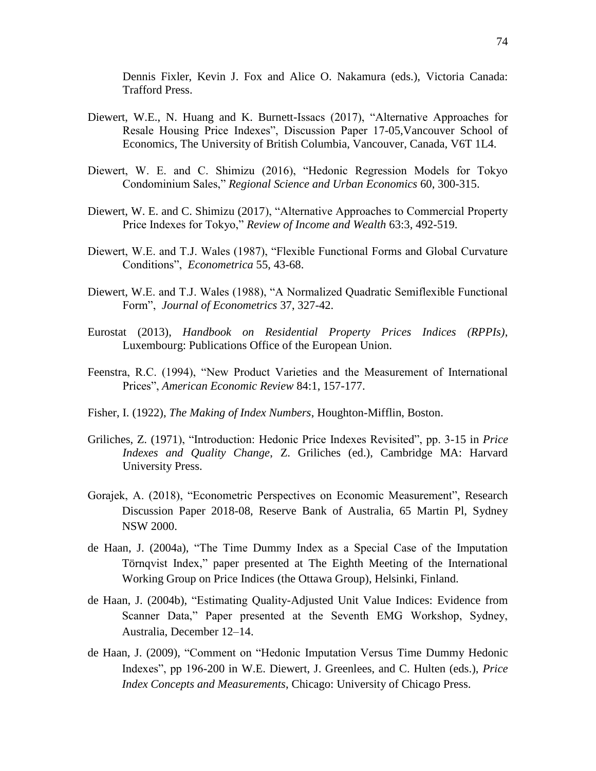Dennis Fixler, Kevin J. Fox and Alice O. Nakamura (eds.), Victoria Canada: Trafford Press.

Diewert, W.E., N. Huang and K. Burnett-Issacs (2017), "Alternative Approaches for Resale Housing Price Indexes", Discussion Paper 17-05,Vancouver School of Economics, The University of British Columbia, Vancouver, Canada, V6T 1L4.

Diewert, W. E. and C. Shimizu (2016), "Hedonic Regression Models for Tokyo Condominium Sales," *Regional Science and Urban Economics* 60, 300-315.

Diewert, W. E. and C. Shimizu (2017), "Alternative Approaches to Commercial Property Price Indexes for Tokyo," *Review of Income and Wealth* 63:3, 492-519.

Diewert, W.E. and T.J. Wales (1987), "Flexible Functional Forms and Global Curvature Conditions", *Econometrica* 55, 43-68.

Diewert, W.E. and T.J. Wales (1988), "A Normalized Quadratic Semiflexible Functional Form", *Journal of Econometrics* 37, 327-42.

Eurostat (2013), *Handbook on Residential Property Prices Indices (RPPIs)*, Luxembourg: Publications Office of the European Union.

Feenstra, R.C. (1994), "New Product Varieties and the Measurement of International Prices", *American Economic Review* 84:1, 157-177.

Fisher, I. (1922), *The Making of Index Numbers*, Houghton-Mifflin, Boston.

Griliches, Z. (1971), "Introduction: Hedonic Price Indexes Revisited", pp. 3-15 in *Price Indexes and Quality Change*, Z. Griliches (ed.), Cambridge MA: Harvard University Press.

Gorajek, A. (2018), "Econometric Perspectives on Economic Measurement", Research Discussion Paper 2018-08, Reserve Bank of Australia, 65 Martin Pl, Sydney NSW 2000.

de Haan, J. (2004a), "The Time Dummy Index as a Special Case of the Imputation Törnqvist Index," paper presented at The Eighth Meeting of the International Working Group on Price Indices (the Ottawa Group), Helsinki, Finland.

de Haan, J. (2004b), "Estimating Quality-Adjusted Unit Value Indices: Evidence from Scanner Data," Paper presented at the Seventh EMG Workshop, Sydney, Australia, December 12–14.

de Haan, J. (2009), "Comment on "Hedonic Imputation Versus Time Dummy Hedonic Indexes", pp 196-200 in W.E. Diewert, J. Greenlees, and C. Hulten (eds.), *Price Index Concepts and Measurements*, Chicago: University of Chicago Press.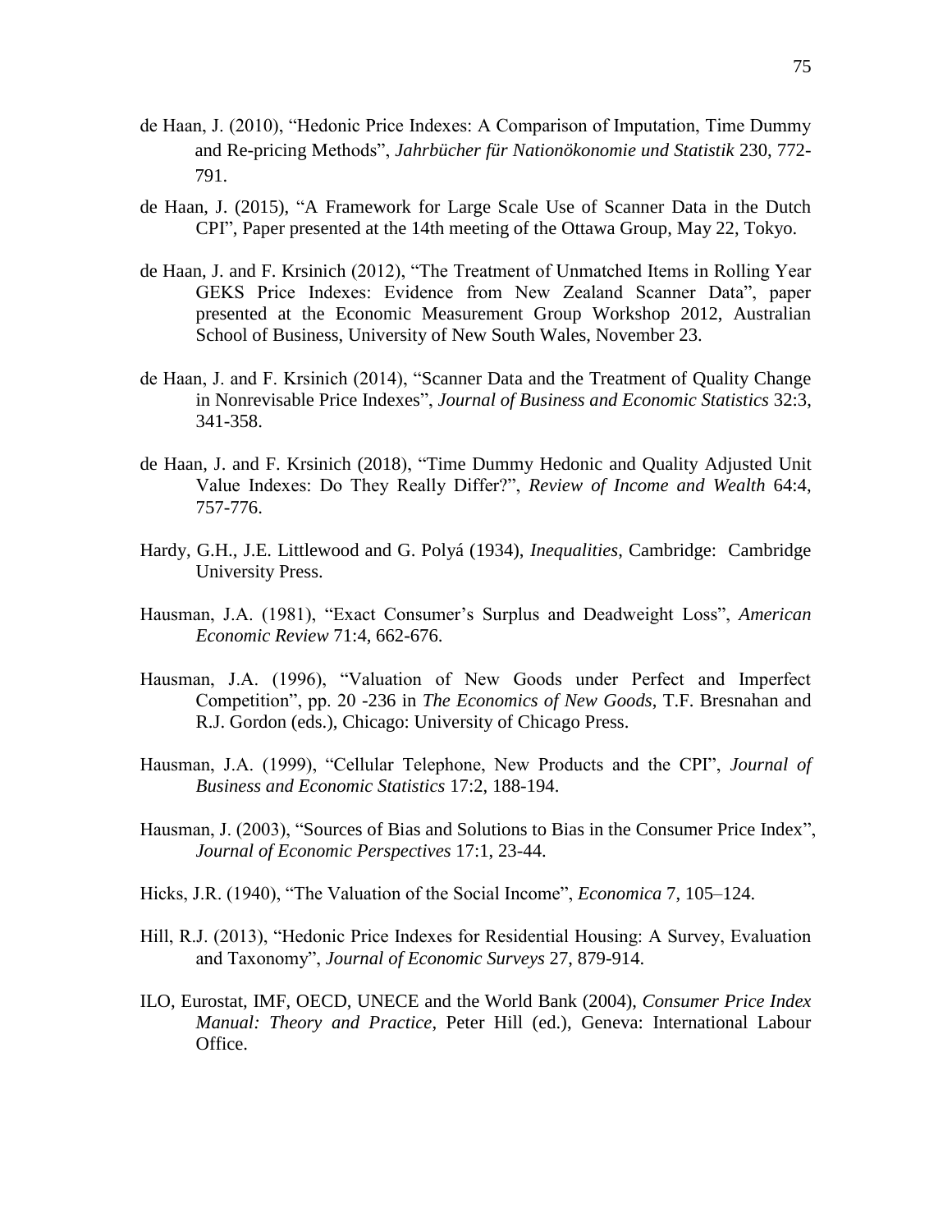de Haan, J. (2010), "Hedonic Price Indexes: A Comparison of Imputation, Time Dummy and Re-pricing Methods", *Jahrbücher für Nationökonomie und Statistik* 230, 772-791.

de Haan, J. (2015), "A Framework for Large Scale Use of Scanner Data in the Dutch CPI", Paper presented at the 14th meeting of the Ottawa Group, May 22, Tokyo.

de Haan, J. and F. Krsinich (2012), "The Treatment of Unmatched Items in Rolling Year GEKS Price Indexes: Evidence from New Zealand Scanner Data", paper presented at the Economic Measurement Group Workshop 2012, Australian School of Business, University of New South Wales, November 23.

de Haan, J. and F. Krsinich (2014), "Scanner Data and the Treatment of Quality Change in Nonrevisable Price Indexes", *Journal of Business and Economic Statistics* 32:3, 341-358.

de Haan, J. and F. Krsinich (2018), "Time Dummy Hedonic and Quality Adjusted Unit Value Indexes: Do They Really Differ?", *Review of Income and Wealth* 64:4, 757-776.

Hardy, G.H., J.E. Littlewood and G. Polyá (1934), *Inequalities*, Cambridge: Cambridge University Press.

Hausman, J.A. (1981), "Exact Consumer's Surplus and Deadweight Loss", *American Economic Review* 71:4, 662-676.

Hausman, J.A. (1996), "Valuation of New Goods under Perfect and Imperfect Competition", pp. 20 -236 in *The Economics of New Goods*, T.F. Bresnahan and R.J. Gordon (eds.), Chicago: University of Chicago Press.

Hausman, J.A. (1999), "Cellular Telephone, New Products and the CPI", *Journal of Business and Economic Statistics* 17:2, 188-194.

Hausman, J. (2003), "Sources of Bias and Solutions to Bias in the Consumer Price Index", *Journal of Economic Perspectives* 17:1, 23-44.

Hicks, J.R. (1940), "The Valuation of the Social Income", *Economica* 7, 105–124.

Hill, R.J. (2013), "Hedonic Price Indexes for Residential Housing: A Survey, Evaluation and Taxonomy", *Journal of Economic Surveys* 27, 879-914.

ILO, Eurostat, IMF, OECD, UNECE and the World Bank (2004), *Consumer Price Index Manual: Theory and Practice*, Peter Hill (ed.), Geneva: International Labour Office.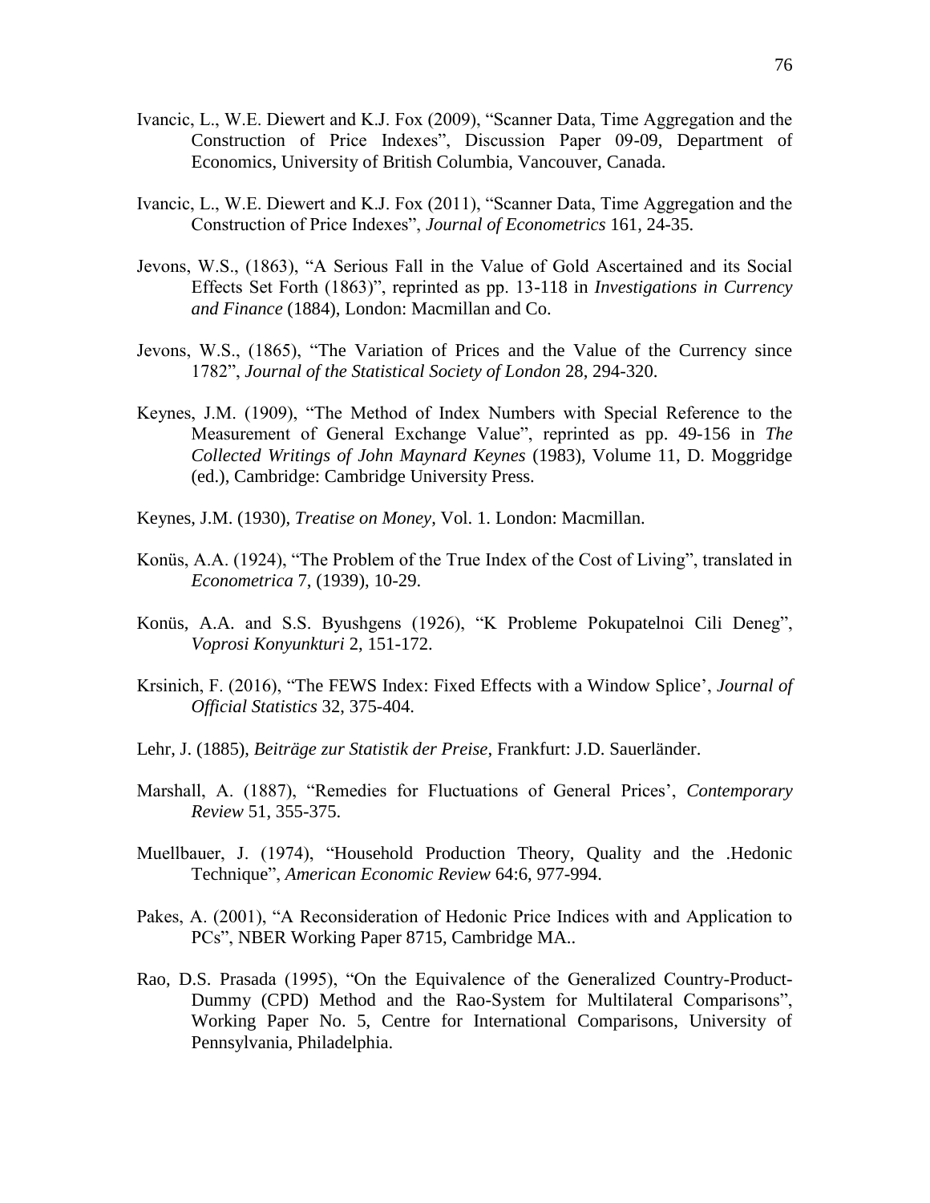Ivancic, L., W.E. Diewert and K.J. Fox (2009), "Scanner Data, Time Aggregation and the Construction of Price Indexes", Discussion Paper 09-09, Department of Economics, University of British Columbia, Vancouver, Canada.

Ivancic, L., W.E. Diewert and K.J. Fox (2011), "Scanner Data, Time Aggregation and the Construction of Price Indexes", *Journal of Econometrics* 161, 24-35.

Jevons, W.S., (1863), "A Serious Fall in the Value of Gold Ascertained and its Social Effects Set Forth (1863)", reprinted as pp. 13-118 in *Investigations in Currency and Finance* (1884), London: Macmillan and Co.

Jevons, W.S., (1865), "The Variation of Prices and the Value of the Currency since 1782", *Journal of the Statistical Society of London* 28, 294-320.

Keynes, J.M. (1909), "The Method of Index Numbers with Special Reference to the Measurement of General Exchange Value", reprinted as pp. 49-156 in *The Collected Writings of John Maynard Keynes* (1983), Volume 11, D. Moggridge (ed.), Cambridge: Cambridge University Press.

Keynes, J.M. (1930), *Treatise on Money*, Vol. 1. London: Macmillan.

Konüs, A.A. (1924), "The Problem of the True Index of the Cost of Living", translated in *Econometrica* 7, (1939), 10-29.

Konüs, A.A. and S.S. Byushgens (1926), "K Probleme Pokupatelnoi Cili Deneg", *Voprosi Konyunkturi* 2, 151-172.

Krsinich, F. (2016), "The FEWS Index: Fixed Effects with a Window Splice', *Journal of Official Statistics* 32, 375-404.

Lehr, J. (1885), *Beiträge zur Statistik der Preise*, Frankfurt: J.D. Sauerländer.

Marshall, A. (1887), "Remedies for Fluctuations of General Prices', *Contemporary Review* 51, 355-375.

Muellbauer, J. (1974), "Household Production Theory, Quality and the .Hedonic Technique", *American Economic Review* 64:6, 977-994.

Pakes, A. (2001), "A Reconsideration of Hedonic Price Indices with and Application to PCs", NBER Working Paper 8715, Cambridge MA..

Rao, D.S. Prasada (1995), "On the Equivalence of the Generalized Country-Product-Dummy (CPD) Method and the Rao-System for Multilateral Comparisons", Working Paper No. 5, Centre for International Comparisons, University of Pennsylvania, Philadelphia.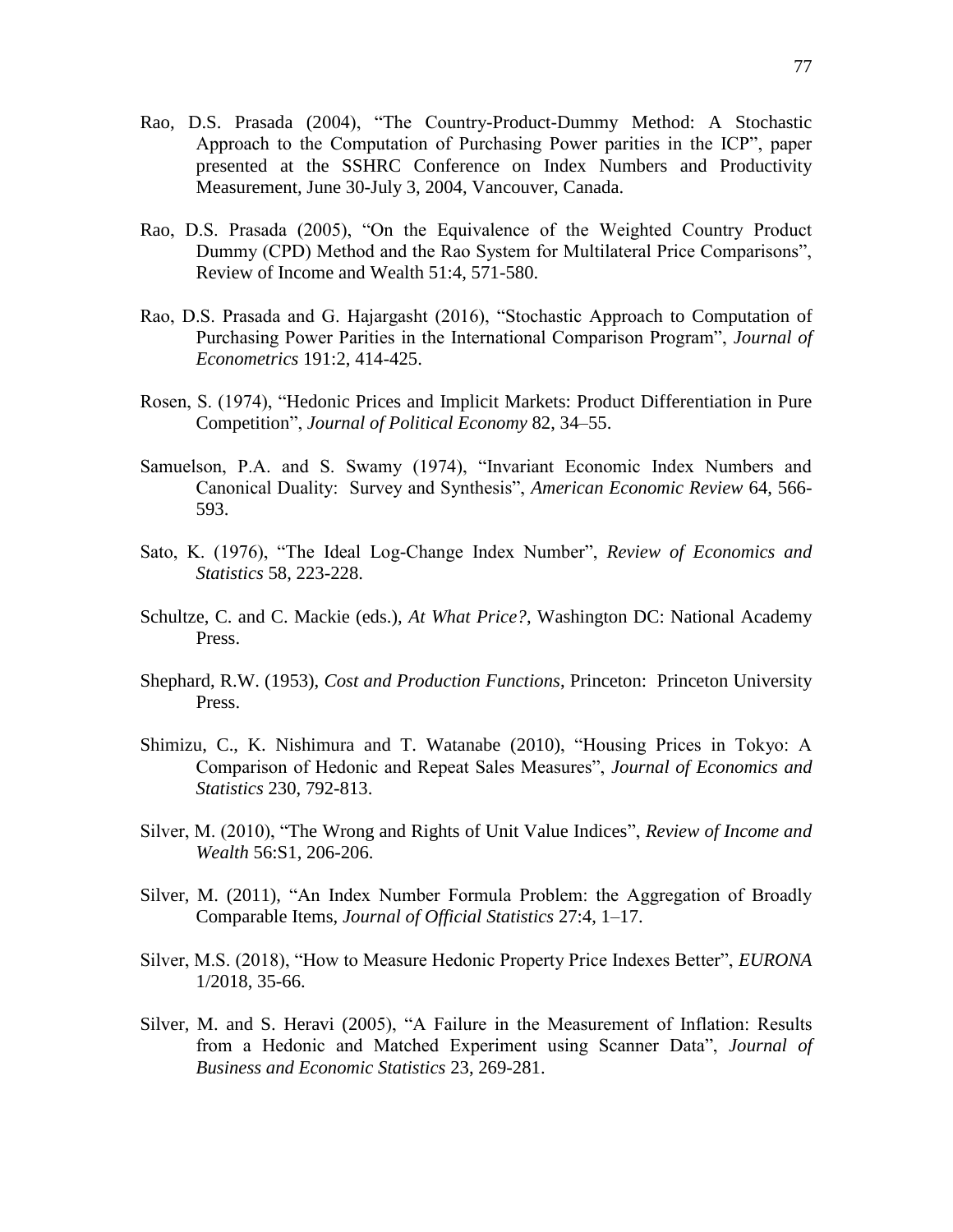Rao, D.S. Prasada (2004), "The Country-Product-Dummy Method: A Stochastic Approach to the Computation of Purchasing Power parities in the ICP", paper presented at the SSHRC Conference on Index Numbers and Productivity Measurement, June 30-July 3, 2004, Vancouver, Canada.

Rao, D.S. Prasada (2005), "On the Equivalence of the Weighted Country Product Dummy (CPD) Method and the Rao System for Multilateral Price Comparisons", Review of Income and Wealth 51:4, 571-580.

Rao, D.S. Prasada and G. Hajargasht (2016), "Stochastic Approach to Computation of Purchasing Power Parities in the International Comparison Program", *Journal of Econometrics* 191:2, 414-425.

Rosen, S. (1974), "Hedonic Prices and Implicit Markets: Product Differentiation in Pure Competition", *Journal of Political Economy* 82, 34–55.

Samuelson, P.A. and S. Swamy (1974), "Invariant Economic Index Numbers and Canonical Duality: Survey and Synthesis", *American Economic Review* 64, 566-593.

Sato, K. (1976), "The Ideal Log-Change Index Number", *Review of Economics and Statistics* 58, 223-228.

Schultze, C. and C. Mackie (eds.), *At What Price?*, Washington DC: National Academy Press.

Shephard, R.W. (1953), *Cost and Production Functions*, Princeton: Princeton University Press.

Shimizu, C., K. Nishimura and T. Watanabe (2010), "Housing Prices in Tokyo: A Comparison of Hedonic and Repeat Sales Measures", *Journal of Economics and Statistics* 230, 792-813.

Silver, M. (2010), "The Wrong and Rights of Unit Value Indices", *Review of Income and Wealth* 56:S1, 206-206.

Silver, M. (2011), "An Index Number Formula Problem: the Aggregation of Broadly Comparable Items, *Journal of Official Statistics* 27:4, 1–17.

Silver, M.S. (2018), "How to Measure Hedonic Property Price Indexes Better", *EURONA* 1/2018, 35-66.

Silver, M. and S. Heravi (2005), "A Failure in the Measurement of Inflation: Results from a Hedonic and Matched Experiment using Scanner Data", *Journal of Business and Economic Statistics* 23, 269-281.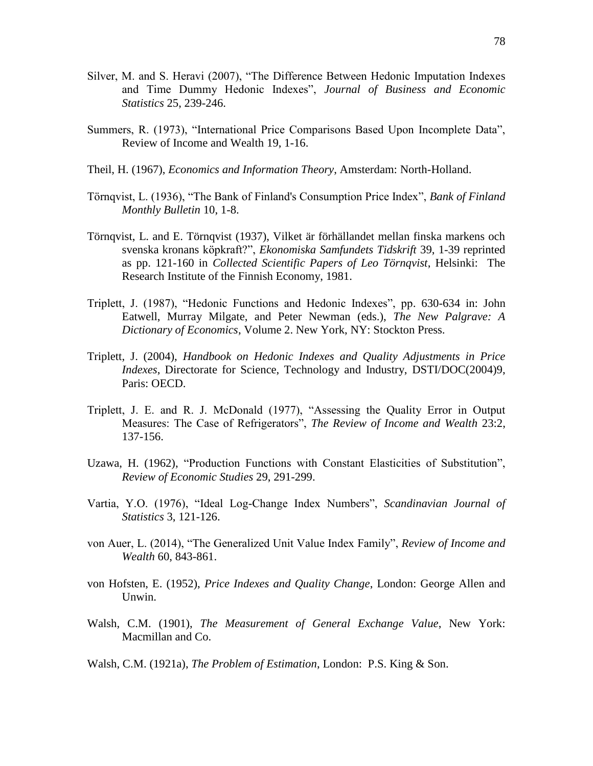Silver, M. and S. Heravi (2007), "The Difference Between Hedonic Imputation Indexes and Time Dummy Hedonic Indexes", *Journal of Business and Economic Statistics* 25, 239-246.

Summers, R. (1973), "International Price Comparisons Based Upon Incomplete Data", Review of Income and Wealth 19, 1-16.

Theil, H. (1967), *Economics and Information Theory*, Amsterdam: North-Holland.

Törnqvist, L. (1936), "The Bank of Finland's Consumption Price Index", *Bank of Finland Monthly Bulletin* 10, 1-8.

Törnqvist, L. and E. Törnqvist (1937), Vilket är förhällandet mellan finska markens och svenska kronans köpkraft?", *Ekonomiska Samfundets Tidskrift* 39, 1-39 reprinted as pp. 121-160 in *Collected Scientific Papers of Leo Törnqvist*, Helsinki: The Research Institute of the Finnish Economy, 1981.

Triplett, J. (1987), "Hedonic Functions and Hedonic Indexes", pp. 630-634 in: John Eatwell, Murray Milgate, and Peter Newman (eds.), *The New Palgrave: A Dictionary of Economics*, Volume 2. New York, NY: Stockton Press.

Triplett, J. (2004), *Handbook on Hedonic Indexes and Quality Adjustments in Price Indexes*, Directorate for Science, Technology and Industry, DSTI/DOC(2004)9, Paris: OECD.

Triplett, J. E. and R. J. McDonald (1977), "Assessing the Quality Error in Output Measures: The Case of Refrigerators", *The Review of Income and Wealth* 23:2, 137-156.

Uzawa, H. (1962), "Production Functions with Constant Elasticities of Substitution", *Review of Economic Studies* 29, 291-299.

Vartia, Y.O. (1976), "Ideal Log-Change Index Numbers", *Scandinavian Journal of Statistics* 3, 121-126.

von Auer, L. (2014), "The Generalized Unit Value Index Family", *Review of Income and Wealth* 60, 843-861.

von Hofsten, E. (1952), *Price Indexes and Quality Change*, London: George Allen and Unwin.

Walsh, C.M. (1901), *The Measurement of General Exchange Value*, New York: Macmillan and Co.

Walsh, C.M. (1921a), *The Problem of Estimation*, London: P.S. King & Son.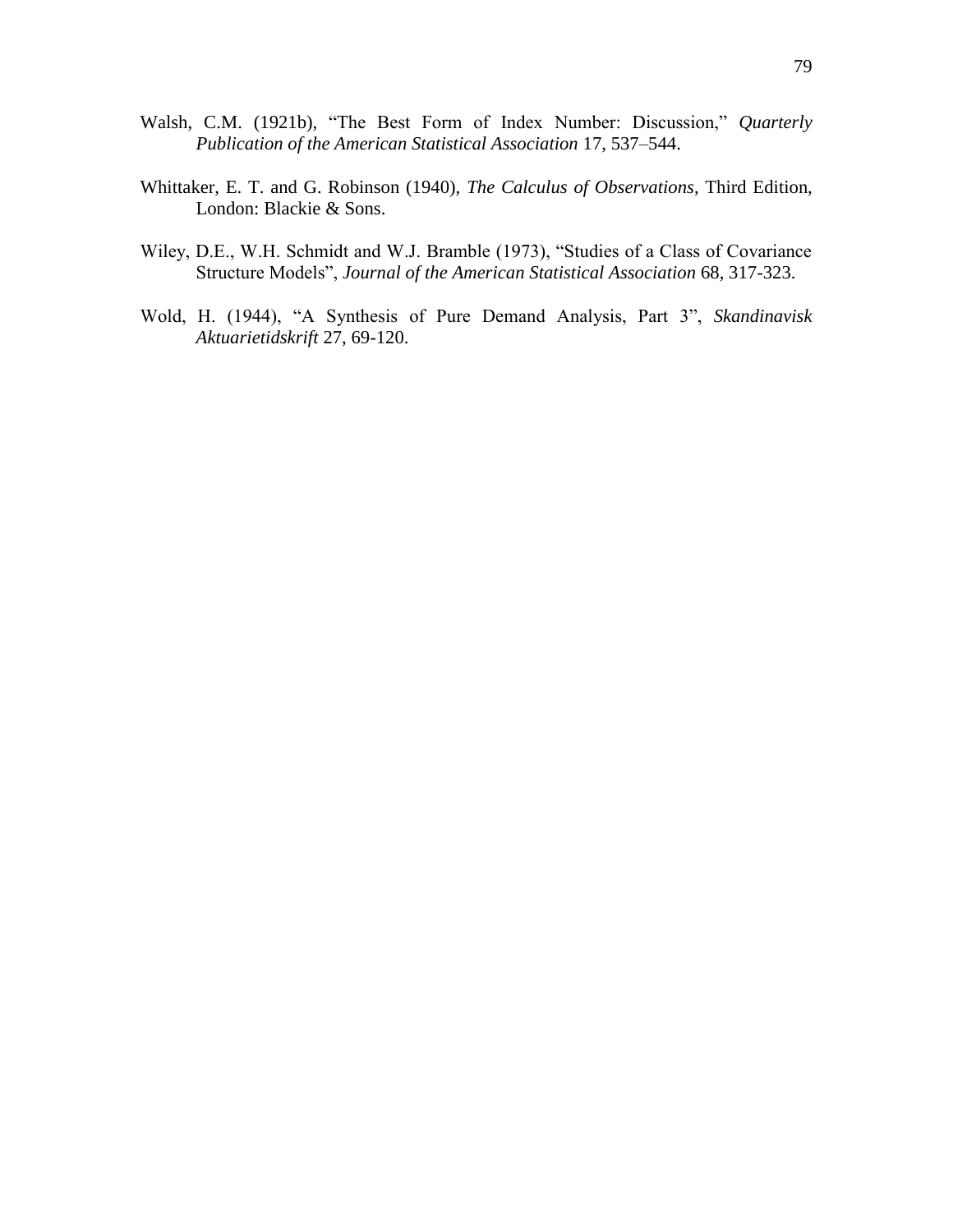Walsh, C.M. (1921b), "The Best Form of Index Number: Discussion," *Quarterly Publication of the American Statistical Association* 17, 537–544.

Whittaker, E. T. and G. Robinson (1940), *The Calculus of Observations*, Third Edition, London: Blackie & Sons.

Wiley, D.E., W.H. Schmidt and W.J. Bramble (1973), "Studies of a Class of Covariance Structure Models", *Journal of the American Statistical Association* 68, 317-323.

Wold, H. (1944), "A Synthesis of Pure Demand Analysis, Part 3", *Skandinavisk Aktuarietidskrift* 27, 69-120.